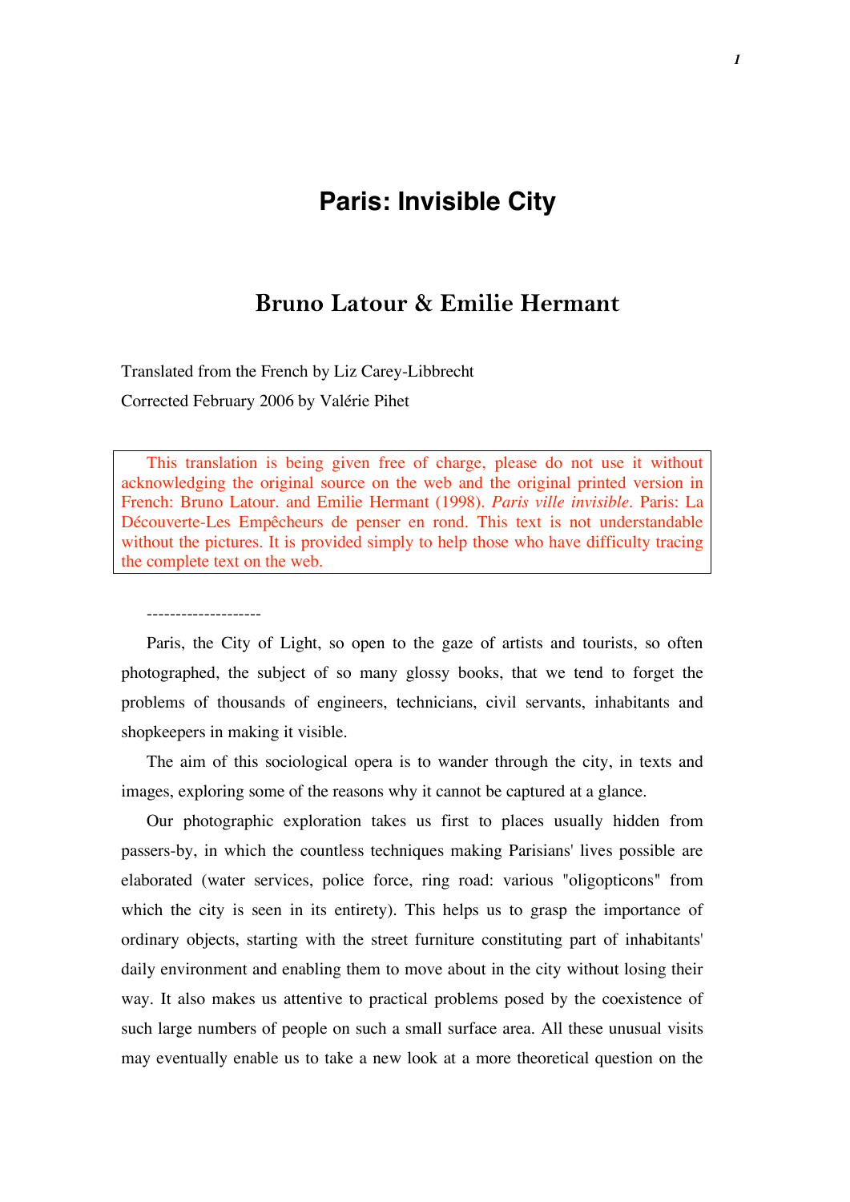# Paris: Invisible City

## Bruno Latour & Emilie Hermant

Translated from the French by Liz Carey-Libbrecht

Corrected February 2006 by Valérie Pihet

This translation is being given free of charge, please do not use it without acknowledging the original source on the web and the original printed version in French: Bruno Latour. and Emilie Hermant (1998). *Paris ville invisible*. Paris: La Découverte-Les Empêcheurs de penser en rond. This text is not understandable without the pictures. It is provided simply to help those who have difficulty tracing the complete text on the web.

--------------------

Paris, the City of Light, so open to the gaze of artists and tourists, so often photographed, the subject of so many glossy books, that we tend to forget the problems of thousands of engineers, technicians, civil servants, inhabitants and shopkeepers in making it visible.

The aim of this sociological opera is to wander through the city, in texts and images, exploring some of the reasons why it cannot be captured at a glance.

Our photographic exploration takes us first to places usually hidden from passers-by, in which the countless techniques making Parisians' lives possible are elaborated (water services, police force, ring road: various "oligopticons" from which the city is seen in its entirety). This helps us to grasp the importance of ordinary objects, starting with the street furniture constituting part of inhabitants' daily environment and enabling them to move about in the city without losing their way. It also makes us attentive to practical problems posed by the coexistence of such large numbers of people on such a small surface area. All these unusual visits may eventually enable us to take a new look at a more theoretical question on the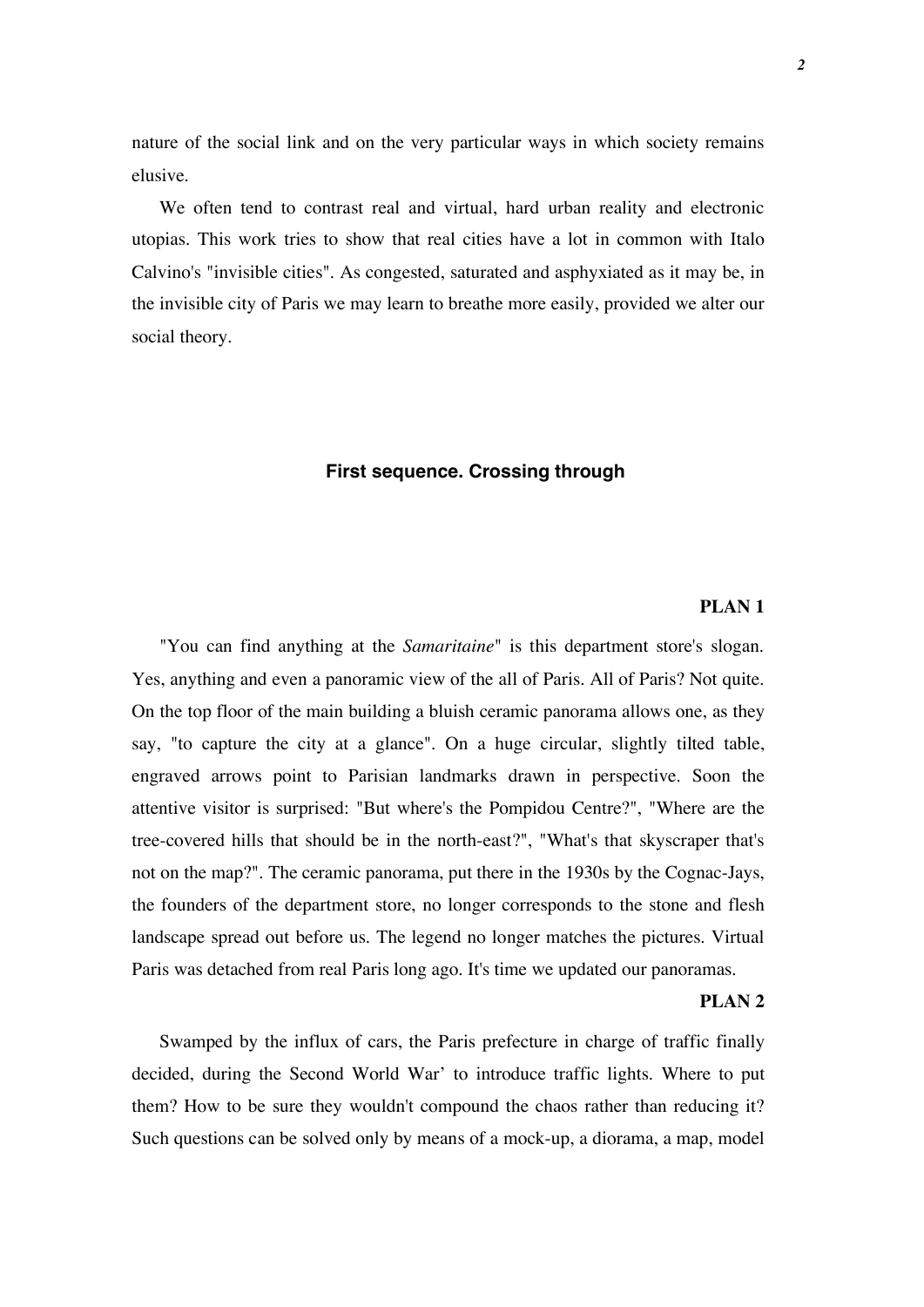nature of the social link and on the very particular ways in which society remains elusive.

We often tend to contrast real and virtual, hard urban reality and electronic utopias. This work tries to show that real cities have a lot in common with Italo Calvino's "invisible cities". As congested, saturated and asphyxiated as it may be, in the invisible city of Paris we may learn to breathe more easily, provided we alter our social theory.

## First sequence. Crossing through

**PLAN 1**

"You can find anything at the *Samaritaine*" is this department store's slogan. Yes, anything and even a panoramic view of the all of Paris. All of Paris? Not quite. On the top floor of the main building a bluish ceramic panorama allows one, as they say, "to capture the city at a glance". On a huge circular, slightly tilted table, engraved arrows point to Parisian landmarks drawn in perspective. Soon the attentive visitor is surprised: "But where's the Pompidou Centre?", "Where are the tree-covered hills that should be in the north-east?", "What's that skyscraper that's not on the map?". The ceramic panorama, put there in the 1930s by the Cognac-Jays, the founders of the department store, no longer corresponds to the stone and flesh landscape spread out before us. The legend no longer matches the pictures. Virtual Paris was detached from real Paris long ago. It's time we updated our panoramas.

**PLAN 2**

Swamped by the influx of cars, the Paris prefecture in charge of traffic finally decided, during the Second World War' to introduce traffic lights. Where to put them? How to be sure they wouldn't compound the chaos rather than reducing it? Such questions can be solved only by means of a mock-up, a diorama, a map, model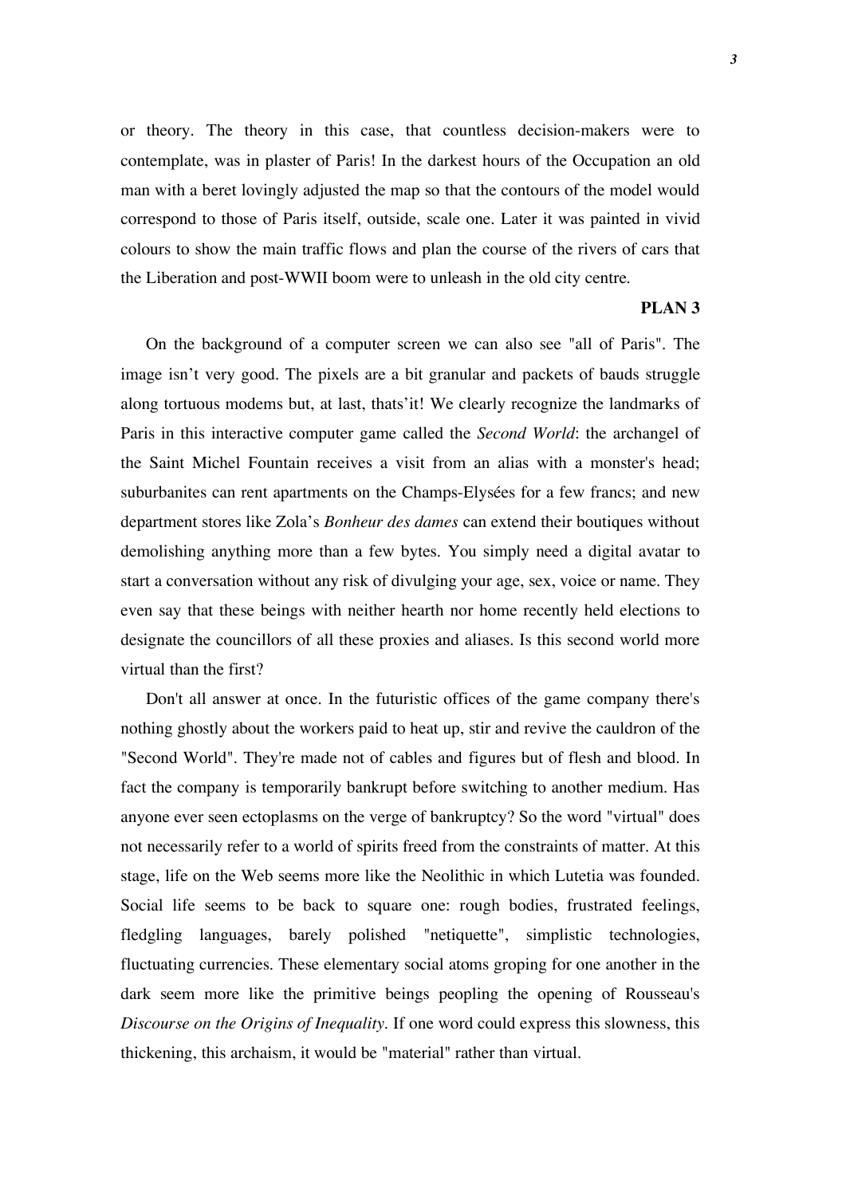or theory. The theory in this case, that countless decision-makers were to contemplate, was in plaster of Paris! In the darkest hours of the Occupation an old man with a beret lovingly adjusted the map so that the contours of the model would correspond to those of Paris itself, outside, scale one. Later it was painted in vivid colours to show the main traffic flows and plan the course of the rivers of cars that the Liberation and post-WWII boom were to unleash in the old city centre.

**PLAN 3**

On the background of a computer screen we can also see "all of Paris". The image isn't very good. The pixels are a bit granular and packets of bauds struggle along tortuous modems but, at last, thats'it! We clearly recognize the landmarks of Paris in this interactive computer game called the *Second World*: the archangel of the Saint Michel Fountain receives a visit from an alias with a monster's head; suburbanites can rent apartments on the Champs-Elysées for a few francs; and new department stores like Zola's *Bonheur des dames* can extend their boutiques without demolishing anything more than a few bytes. You simply need a digital avatar to start a conversation without any risk of divulging your age, sex, voice or name. They even say that these beings with neither hearth nor home recently held elections to designate the councillors of all these proxies and aliases. Is this second world more virtual than the first?

Don't all answer at once. In the futuristic offices of the game company there's nothing ghostly about the workers paid to heat up, stir and revive the cauldron of the "Second World". They're made not of cables and figures but of flesh and blood. In fact the company is temporarily bankrupt before switching to another medium. Has anyone ever seen ectoplasms on the verge of bankruptcy? So the word "virtual" does not necessarily refer to a world of spirits freed from the constraints of matter. At this stage, life on the Web seems more like the Neolithic in which Lutetia was founded. Social life seems to be back to square one: rough bodies, frustrated feelings, fledgling languages, barely polished "netiquette", simplistic technologies, fluctuating currencies. These elementary social atoms groping for one another in the dark seem more like the primitive beings peopling the opening of Rousseau's *Discourse on the Origins of Inequality*. If one word could express this slowness, this thickening, this archaism, it would be "material" rather than virtual.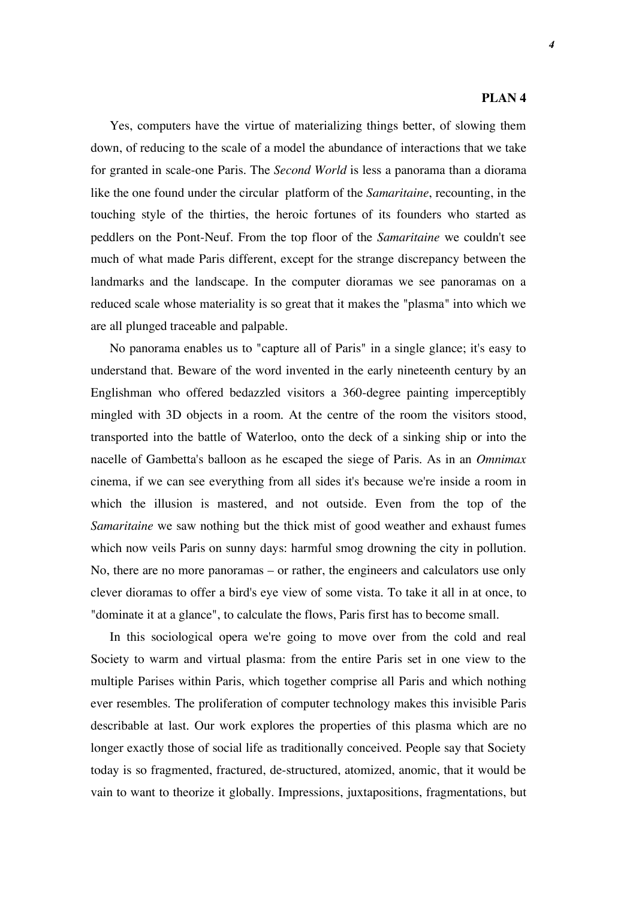**PLAN 4**

Yes, computers have the virtue of materializing things better, of slowing them down, of reducing to the scale of a model the abundance of interactions that we take for granted in scale-one Paris. The *Second World* is less a panorama than a diorama like the one found under the circular platform of the *Samaritaine*, recounting, in the touching style of the thirties, the heroic fortunes of its founders who started as peddlers on the Pont-Neuf. From the top floor of the *Samaritaine* we couldn't see much of what made Paris different, except for the strange discrepancy between the landmarks and the landscape. In the computer dioramas we see panoramas on a reduced scale whose materiality is so great that it makes the "plasma" into which we are all plunged traceable and palpable.

No panorama enables us to "capture all of Paris" in a single glance; it's easy to understand that. Beware of the word invented in the early nineteenth century by an Englishman who offered bedazzled visitors a 360-degree painting imperceptibly mingled with 3D objects in a room. At the centre of the room the visitors stood, transported into the battle of Waterloo, onto the deck of a sinking ship or into the nacelle of Gambetta's balloon as he escaped the siege of Paris. As in an *Omnimax* cinema, if we can see everything from all sides it's because we're inside a room in which the illusion is mastered, and not outside. Even from the top of the *Samaritaine* we saw nothing but the thick mist of good weather and exhaust fumes which now veils Paris on sunny days: harmful smog drowning the city in pollution. No, there are no more panoramas – or rather, the engineers and calculators use only clever dioramas to offer a bird's eye view of some vista. To take it all in at once, to "dominate it at a glance", to calculate the flows, Paris first has to become small.

In this sociological opera we're going to move over from the cold and real Society to warm and virtual plasma: from the entire Paris set in one view to the multiple Parises within Paris, which together comprise all Paris and which nothing ever resembles. The proliferation of computer technology makes this invisible Paris describable at last. Our work explores the properties of this plasma which are no longer exactly those of social life as traditionally conceived. People say that Society today is so fragmented, fractured, de-structured, atomized, anomic, that it would be vain to want to theorize it globally. Impressions, juxtapositions, fragmentations, but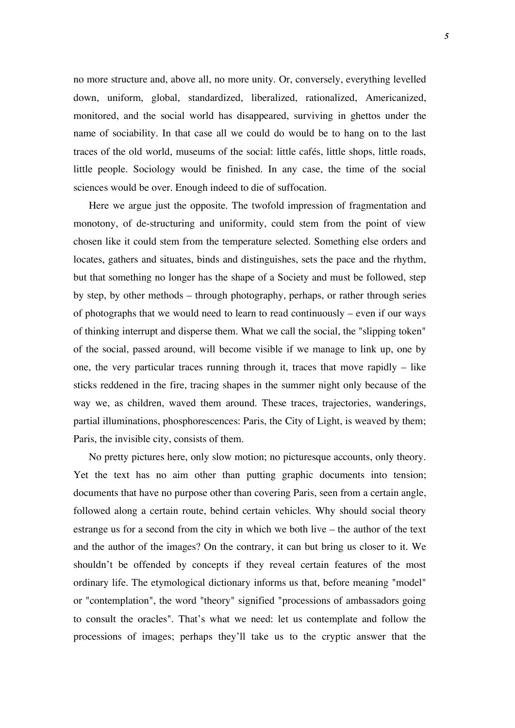no more structure and, above all, no more unity. Or, conversely, everything levelled down, uniform, global, standardized, liberalized, rationalized, Americanized, monitored, and the social world has disappeared, surviving in ghettos under the name of sociability. In that case all we could do would be to hang on to the last traces of the old world, museums of the social: little cafés, little shops, little roads, little people. Sociology would be finished. In any case, the time of the social sciences would be over. Enough indeed to die of suffocation.

Here we argue just the opposite. The twofold impression of fragmentation and monotony, of de-structuring and uniformity, could stem from the point of view chosen like it could stem from the temperature selected. Something else orders and locates, gathers and situates, binds and distinguishes, sets the pace and the rhythm, but that something no longer has the shape of a Society and must be followed, step by step, by other methods – through photography, perhaps, or rather through series of photographs that we would need to learn to read continuously – even if our ways of thinking interrupt and disperse them. What we call the social, the "slipping token" of the social, passed around, will become visible if we manage to link up, one by one, the very particular traces running through it, traces that move rapidly – like sticks reddened in the fire, tracing shapes in the summer night only because of the way we, as children, waved them around. These traces, trajectories, wanderings, partial illuminations, phosphorescences: Paris, the City of Light, is weaved by them; Paris, the invisible city, consists of them.

No pretty pictures here, only slow motion; no picturesque accounts, only theory. Yet the text has no aim other than putting graphic documents into tension; documents that have no purpose other than covering Paris, seen from a certain angle, followed along a certain route, behind certain vehicles. Why should social theory estrange us for a second from the city in which we both live – the author of the text and the author of the images? On the contrary, it can but bring us closer to it. We shouldn't be offended by concepts if they reveal certain features of the most ordinary life. The etymological dictionary informs us that, before meaning "model" or "contemplation", the word "theory" signified "processions of ambassadors going to consult the oracles". That's what we need: let us contemplate and follow the processions of images; perhaps they'll take us to the cryptic answer that the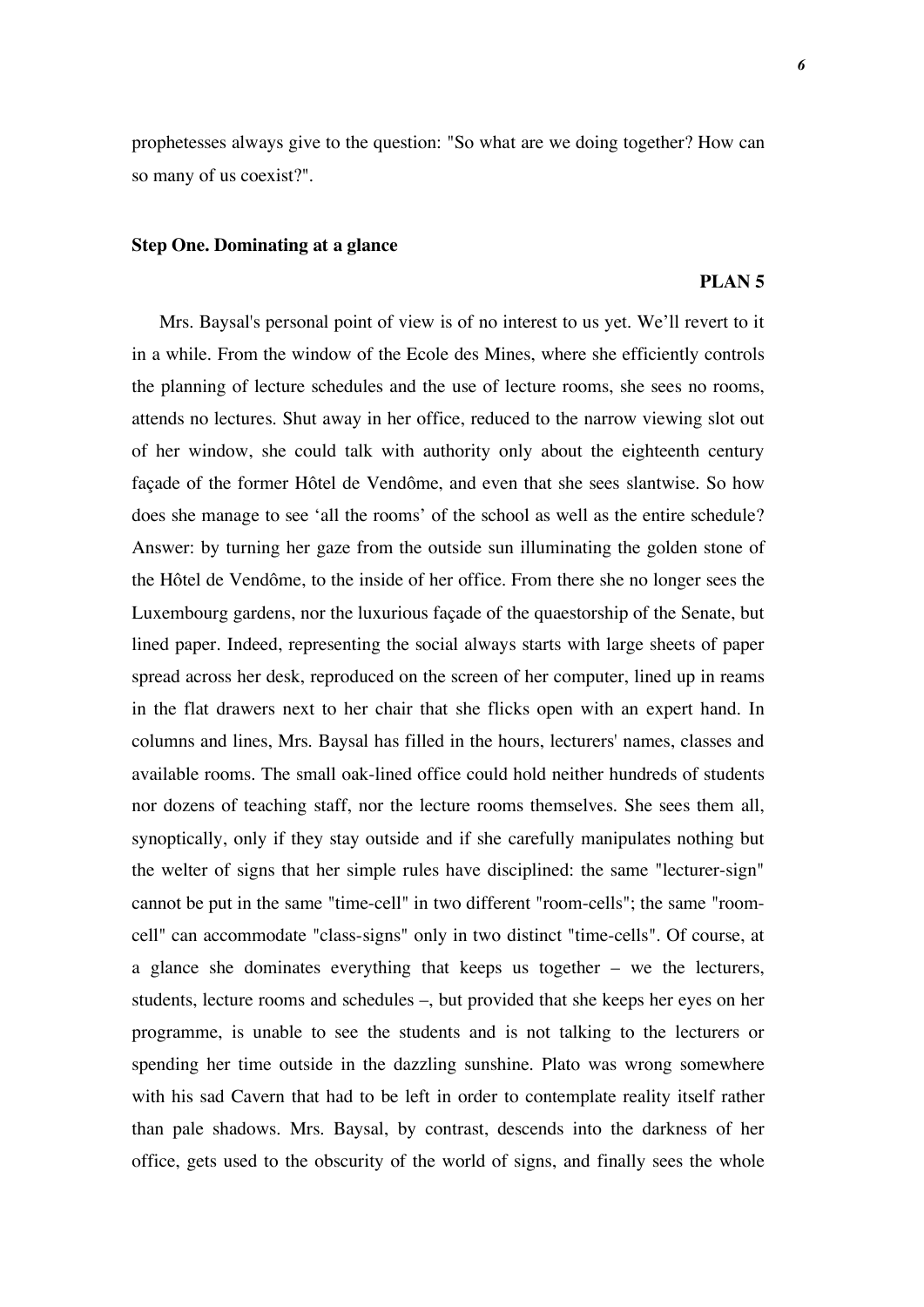prophetesses always give to the question: "So what are we doing together? How can so many of us coexist?".

**Step One. Dominating at a glance**

**PLAN 5**

Mrs. Baysal's personal point of view is of no interest to us yet. We'll revert to it in a while. From the window of the Ecole des Mines, where she efficiently controls the planning of lecture schedules and the use of lecture rooms, she sees no rooms, attends no lectures. Shut away in her office, reduced to the narrow viewing slot out of her window, she could talk with authority only about the eighteenth century façade of the former Hôtel de Vendôme, and even that she sees slantwise. So how does she manage to see 'all the rooms' of the school as well as the entire schedule? Answer: by turning her gaze from the outside sun illuminating the golden stone of the Hôtel de Vendôme, to the inside of her office. From there she no longer sees the Luxembourg gardens, nor the luxurious façade of the quaestorship of the Senate, but lined paper. Indeed, representing the social always starts with large sheets of paper spread across her desk, reproduced on the screen of her computer, lined up in reams in the flat drawers next to her chair that she flicks open with an expert hand. In columns and lines, Mrs. Baysal has filled in the hours, lecturers' names, classes and available rooms. The small oak-lined office could hold neither hundreds of students nor dozens of teaching staff, nor the lecture rooms themselves. She sees them all, synoptically, only if they stay outside and if she carefully manipulates nothing but the welter of signs that her simple rules have disciplined: the same "lecturer-sign" cannot be put in the same "time-cell" in two different "room-cells"; the same "room-cell" can accommodate "class-signs" only in two distinct "time-cells". Of course, at a glance she dominates everything that keeps us together – we the lecturers, students, lecture rooms and schedules –, but provided that she keeps her eyes on her programme, is unable to see the students and is not talking to the lecturers or spending her time outside in the dazzling sunshine. Plato was wrong somewhere with his sad Cavern that had to be left in order to contemplate reality itself rather than pale shadows. Mrs. Baysal, by contrast, descends into the darkness of her office, gets used to the obscurity of the world of signs, and finally sees the whole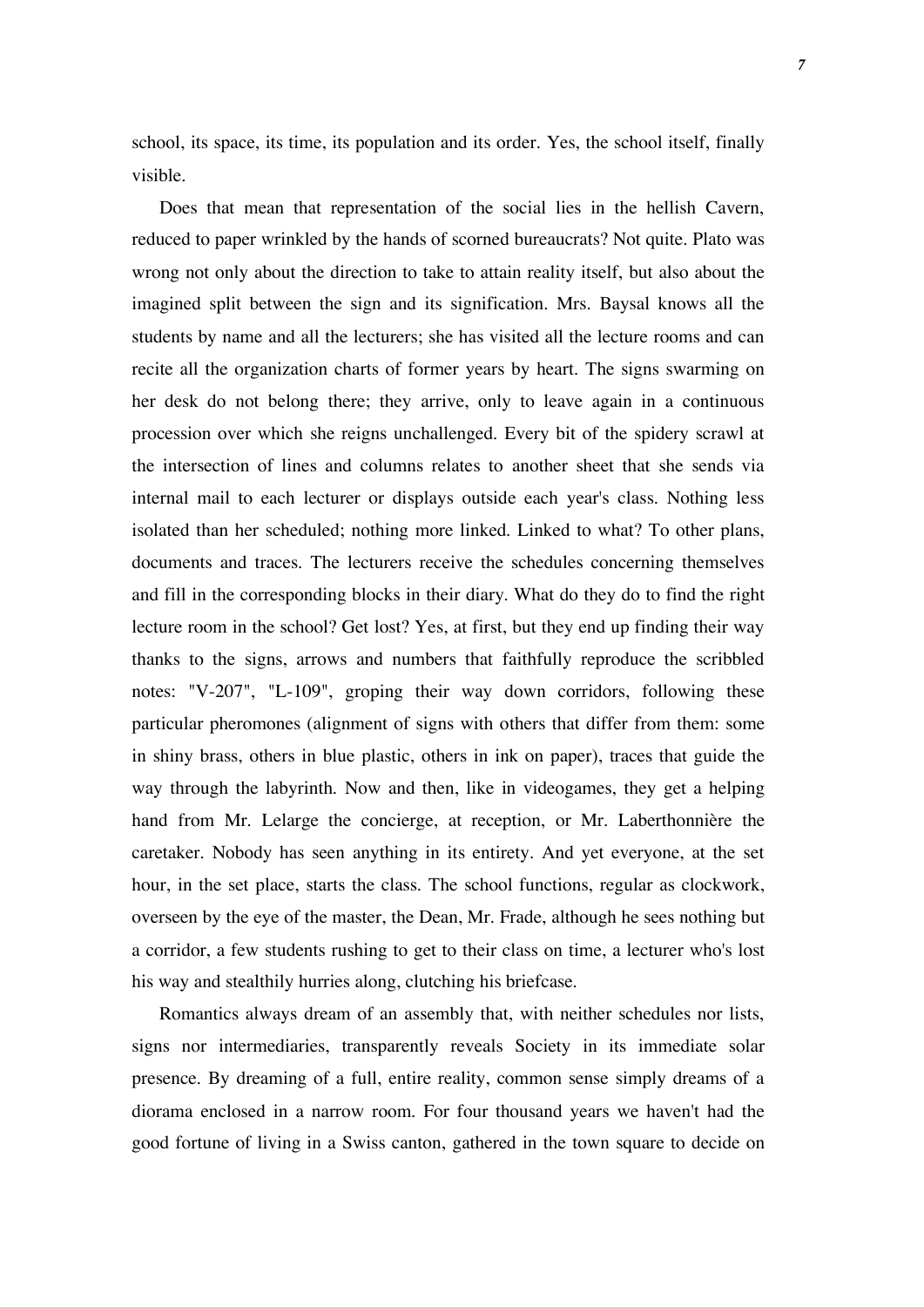school, its space, its time, its population and its order. Yes, the school itself, finally visible.

Does that mean that representation of the social lies in the hellish Cavern, reduced to paper wrinkled by the hands of scorned bureaucrats? Not quite. Plato was wrong not only about the direction to take to attain reality itself, but also about the imagined split between the sign and its signification. Mrs. Baysal knows all the students by name and all the lecturers; she has visited all the lecture rooms and can recite all the organization charts of former years by heart. The signs swarming on her desk do not belong there; they arrive, only to leave again in a continuous procession over which she reigns unchallenged. Every bit of the spidery scrawl at the intersection of lines and columns relates to another sheet that she sends via internal mail to each lecturer or displays outside each year's class. Nothing less isolated than her scheduled; nothing more linked. Linked to what? To other plans, documents and traces. The lecturers receive the schedules concerning themselves and fill in the corresponding blocks in their diary. What do they do to find the right lecture room in the school? Get lost? Yes, at first, but they end up finding their way thanks to the signs, arrows and numbers that faithfully reproduce the scribbled notes: "V-207", "L-109", groping their way down corridors, following these particular pheromones (alignment of signs with others that differ from them: some in shiny brass, others in blue plastic, others in ink on paper), traces that guide the way through the labyrinth. Now and then, like in videogames, they get a helping hand from Mr. Lelarge the concierge, at reception, or Mr. Laberthonnière the caretaker. Nobody has seen anything in its entirety. And yet everyone, at the set hour, in the set place, starts the class. The school functions, regular as clockwork, overseen by the eye of the master, the Dean, Mr. Frade, although he sees nothing but a corridor, a few students rushing to get to their class on time, a lecturer who's lost his way and stealthily hurries along, clutching his briefcase.

Romantics always dream of an assembly that, with neither schedules nor lists, signs nor intermediaries, transparently reveals Society in its immediate solar presence. By dreaming of a full, entire reality, common sense simply dreams of a diorama enclosed in a narrow room. For four thousand years we haven't had the good fortune of living in a Swiss canton, gathered in the town square to decide on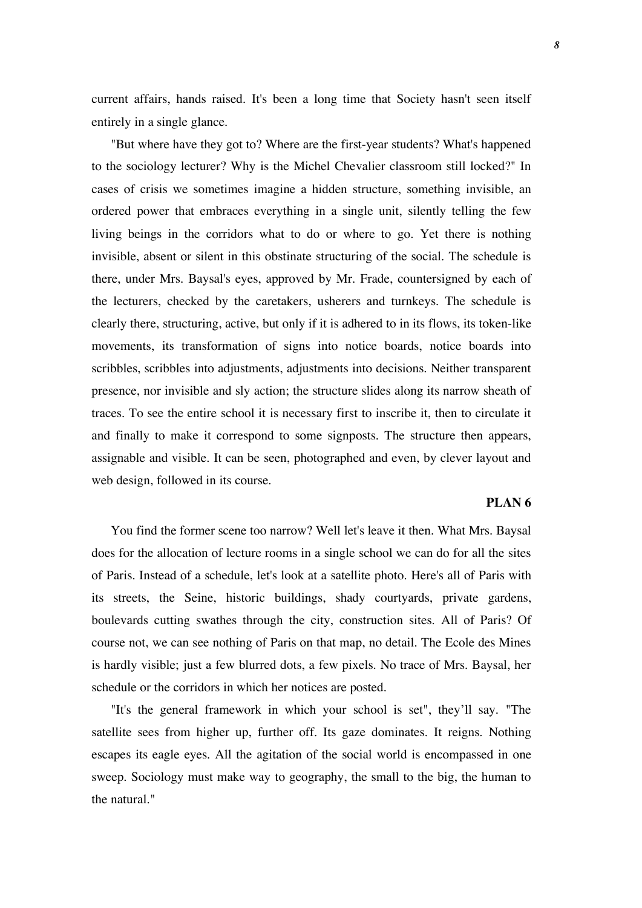current affairs, hands raised. It's been a long time that Society hasn't seen itself entirely in a single glance.

"But where have they got to? Where are the first-year students? What's happened to the sociology lecturer? Why is the Michel Chevalier classroom still locked?" In cases of crisis we sometimes imagine a hidden structure, something invisible, an ordered power that embraces everything in a single unit, silently telling the few living beings in the corridors what to do or where to go. Yet there is nothing invisible, absent or silent in this obstinate structuring of the social. The schedule is there, under Mrs. Baysal's eyes, approved by Mr. Frade, countersigned by each of the lecturers, checked by the caretakers, usherers and turnkeys. The schedule is clearly there, structuring, active, but only if it is adhered to in its flows, its token-like movements, its transformation of signs into notice boards, notice boards into scribbles, scribbles into adjustments, adjustments into decisions. Neither transparent presence, nor invisible and sly action; the structure slides along its narrow sheath of traces. To see the entire school it is necessary first to inscribe it, then to circulate it and finally to make it correspond to some signposts. The structure then appears, assignable and visible. It can be seen, photographed and even, by clever layout and web design, followed in its course.

## PLAN 6

You find the former scene too narrow? Well let's leave it then. What Mrs. Baysal does for the allocation of lecture rooms in a single school we can do for all the sites of Paris. Instead of a schedule, let's look at a satellite photo. Here's all of Paris with its streets, the Seine, historic buildings, shady courtyards, private gardens, boulevards cutting swathes through the city, construction sites. All of Paris? Of course not, we can see nothing of Paris on that map, no detail. The Ecole des Mines is hardly visible; just a few blurred dots, a few pixels. No trace of Mrs. Baysal, her schedule or the corridors in which her notices are posted.

"It's the general framework in which your school is set", they'll say. "The satellite sees from higher up, further off. Its gaze dominates. It reigns. Nothing escapes its eagle eyes. All the agitation of the social world is encompassed in one sweep. Sociology must make way to geography, the small to the big, the human to the natural."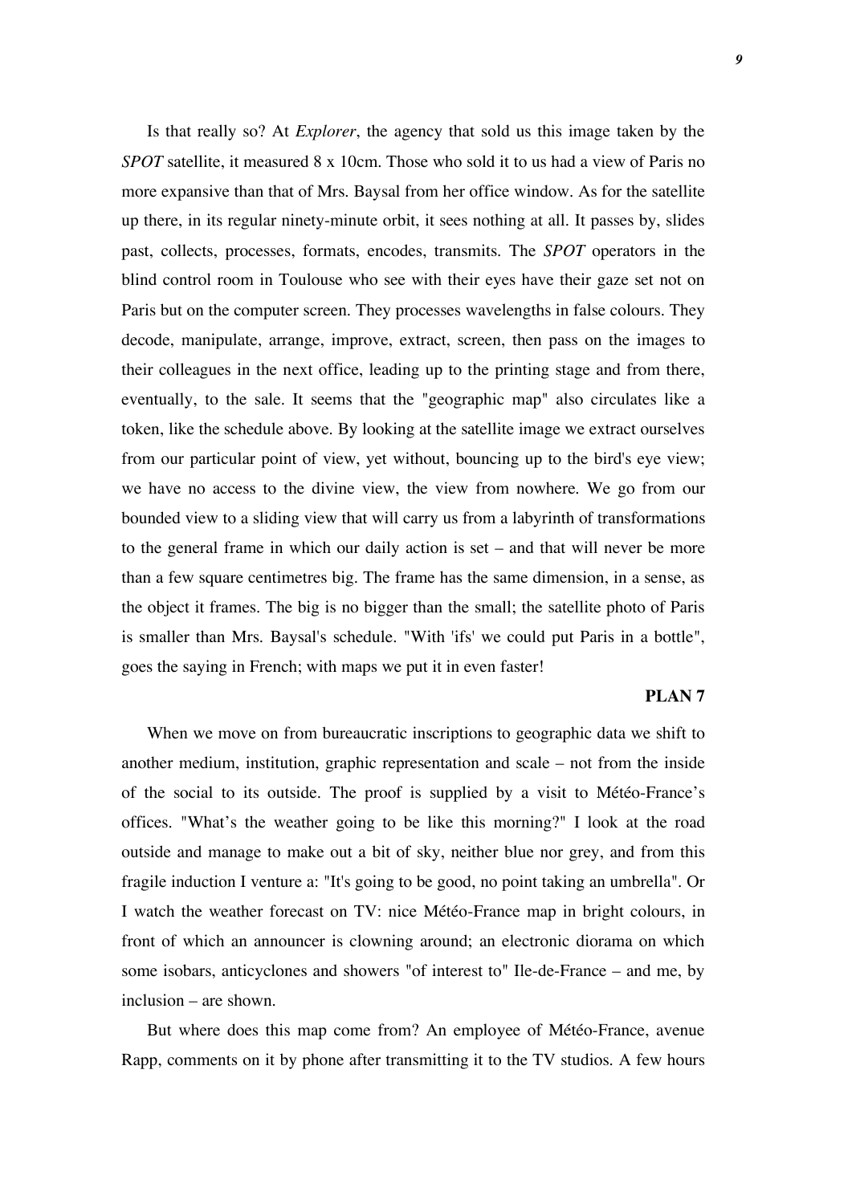Is that really so? At *Explorer*, the agency that sold us this image taken by the *SPOT* satellite, it measured 8 x 10cm. Those who sold it to us had a view of Paris no more expansive than that of Mrs. Baysal from her office window. As for the satellite up there, in its regular ninety-minute orbit, it sees nothing at all. It passes by, slides past, collects, processes, formats, encodes, transmits. The *SPOT* operators in the blind control room in Toulouse who see with their eyes have their gaze set not on Paris but on the computer screen. They processes wavelengths in false colours. They decode, manipulate, arrange, improve, extract, screen, then pass on the images to their colleagues in the next office, leading up to the printing stage and from there, eventually, to the sale. It seems that the "geographic map" also circulates like a token, like the schedule above. By looking at the satellite image we extract ourselves from our particular point of view, yet without, bouncing up to the bird's eye view; we have no access to the divine view, the view from nowhere. We go from our bounded view to a sliding view that will carry us from a labyrinth of transformations to the general frame in which our daily action is set – and that will never be more than a few square centimetres big. The frame has the same dimension, in a sense, as the object it frames. The big is no bigger than the small; the satellite photo of Paris is smaller than Mrs. Baysal's schedule. "With 'ifs' we could put Paris in a bottle", goes the saying in French; with maps we put it in even faster!

**PLAN 7**

When we move on from bureaucratic inscriptions to geographic data we shift to another medium, institution, graphic representation and scale – not from the inside of the social to its outside. The proof is supplied by a visit to Météo-France's offices. "What's the weather going to be like this morning?" I look at the road outside and manage to make out a bit of sky, neither blue nor grey, and from this fragile induction I venture a: "It's going to be good, no point taking an umbrella". Or I watch the weather forecast on TV: nice Météo-France map in bright colours, in front of which an announcer is clowning around; an electronic diorama on which some isobars, anticyclones and showers "of interest to" Ile-de-France – and me, by inclusion – are shown.

But where does this map come from? An employee of Météo-France, avenue Rapp, comments on it by phone after transmitting it to the TV studios. A few hours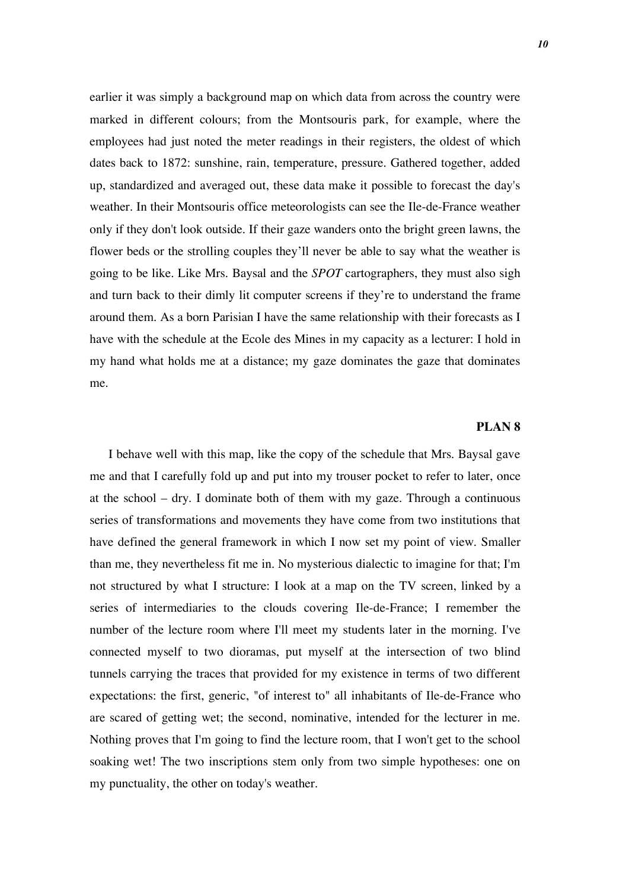earlier it was simply a background map on which data from across the country were marked in different colours; from the Montsouris park, for example, where the employees had just noted the meter readings in their registers, the oldest of which dates back to 1872: sunshine, rain, temperature, pressure. Gathered together, added up, standardized and averaged out, these data make it possible to forecast the day's weather. In their Montsouris office meteorologists can see the Ile-de-France weather only if they don't look outside. If their gaze wanders onto the bright green lawns, the flower beds or the strolling couples they'll never be able to say what the weather is going to be like. Like Mrs. Baysal and the *SPOT* cartographers, they must also sigh and turn back to their dimly lit computer screens if they're to understand the frame around them. As a born Parisian I have the same relationship with their forecasts as I have with the schedule at the Ecole des Mines in my capacity as a lecturer: I hold in my hand what holds me at a distance; my gaze dominates the gaze that dominates me.

## PLAN 8

I behave well with this map, like the copy of the schedule that Mrs. Baysal gave me and that I carefully fold up and put into my trouser pocket to refer to later, once at the school – dry. I dominate both of them with my gaze. Through a continuous series of transformations and movements they have come from two institutions that have defined the general framework in which I now set my point of view. Smaller than me, they nevertheless fit me in. No mysterious dialectic to imagine for that; I'm not structured by what I structure: I look at a map on the TV screen, linked by a series of intermediaries to the clouds covering Ile-de-France; I remember the number of the lecture room where I'll meet my students later in the morning. I've connected myself to two dioramas, put myself at the intersection of two blind tunnels carrying the traces that provided for my existence in terms of two different expectations: the first, generic, "of interest to" all inhabitants of Ile-de-France who are scared of getting wet; the second, nominative, intended for the lecturer in me. Nothing proves that I'm going to find the lecture room, that I won't get to the school soaking wet! The two inscriptions stem only from two simple hypotheses: one on my punctuality, the other on today's weather.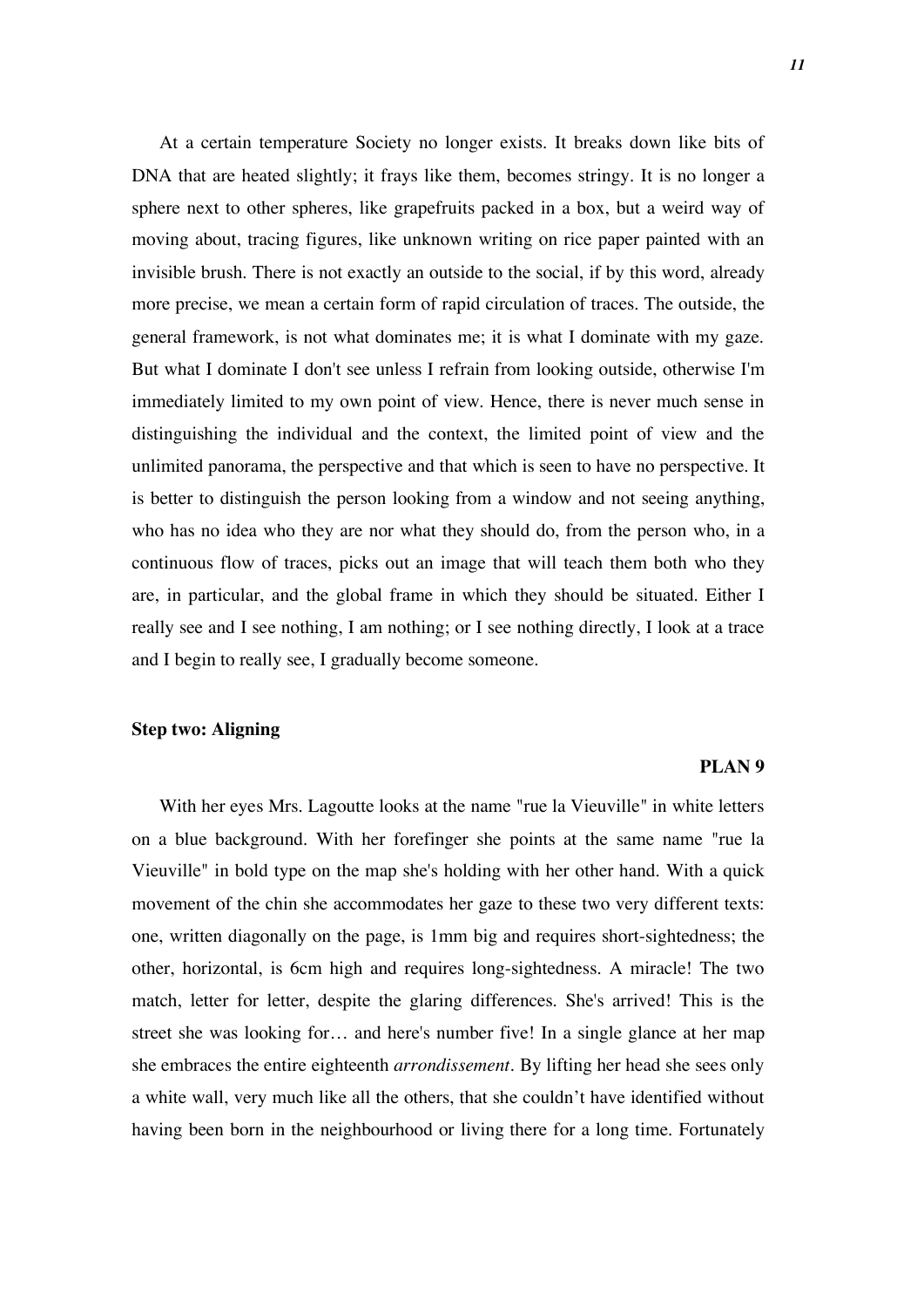At a certain temperature Society no longer exists. It breaks down like bits of DNA that are heated slightly; it frays like them, becomes stringy. It is no longer a sphere next to other spheres, like grapefruits packed in a box, but a weird way of moving about, tracing figures, like unknown writing on rice paper painted with an invisible brush. There is not exactly an outside to the social, if by this word, already more precise, we mean a certain form of rapid circulation of traces. The outside, the general framework, is not what dominates me; it is what I dominate with my gaze. But what I dominate I don't see unless I refrain from looking outside, otherwise I'm immediately limited to my own point of view. Hence, there is never much sense in distinguishing the individual and the context, the limited point of view and the unlimited panorama, the perspective and that which is seen to have no perspective. It is better to distinguish the person looking from a window and not seeing anything, who has no idea who they are nor what they should do, from the person who, in a continuous flow of traces, picks out an image that will teach them both who they are, in particular, and the global frame in which they should be situated. Either I really see and I see nothing, I am nothing; or I see nothing directly, I look at a trace and I begin to really see, I gradually become someone.

### Step two: Aligning

**PLAN 9**

With her eyes Mrs. Lagoutte looks at the name "rue la Vieuville" in white letters on a blue background. With her forefinger she points at the same name "rue la Vieuville" in bold type on the map she's holding with her other hand. With a quick movement of the chin she accommodates her gaze to these two very different texts: one, written diagonally on the page, is 1mm big and requires short-sightedness; the other, horizontal, is 6cm high and requires long-sightedness. A miracle! The two match, letter for letter, despite the glaring differences. She's arrived! This is the street she was looking for… and here's number five! In a single glance at her map she embraces the entire eighteenth *arrondissement*. By lifting her head she sees only a white wall, very much like all the others, that she couldn't have identified without having been born in the neighbourhood or living there for a long time. Fortunately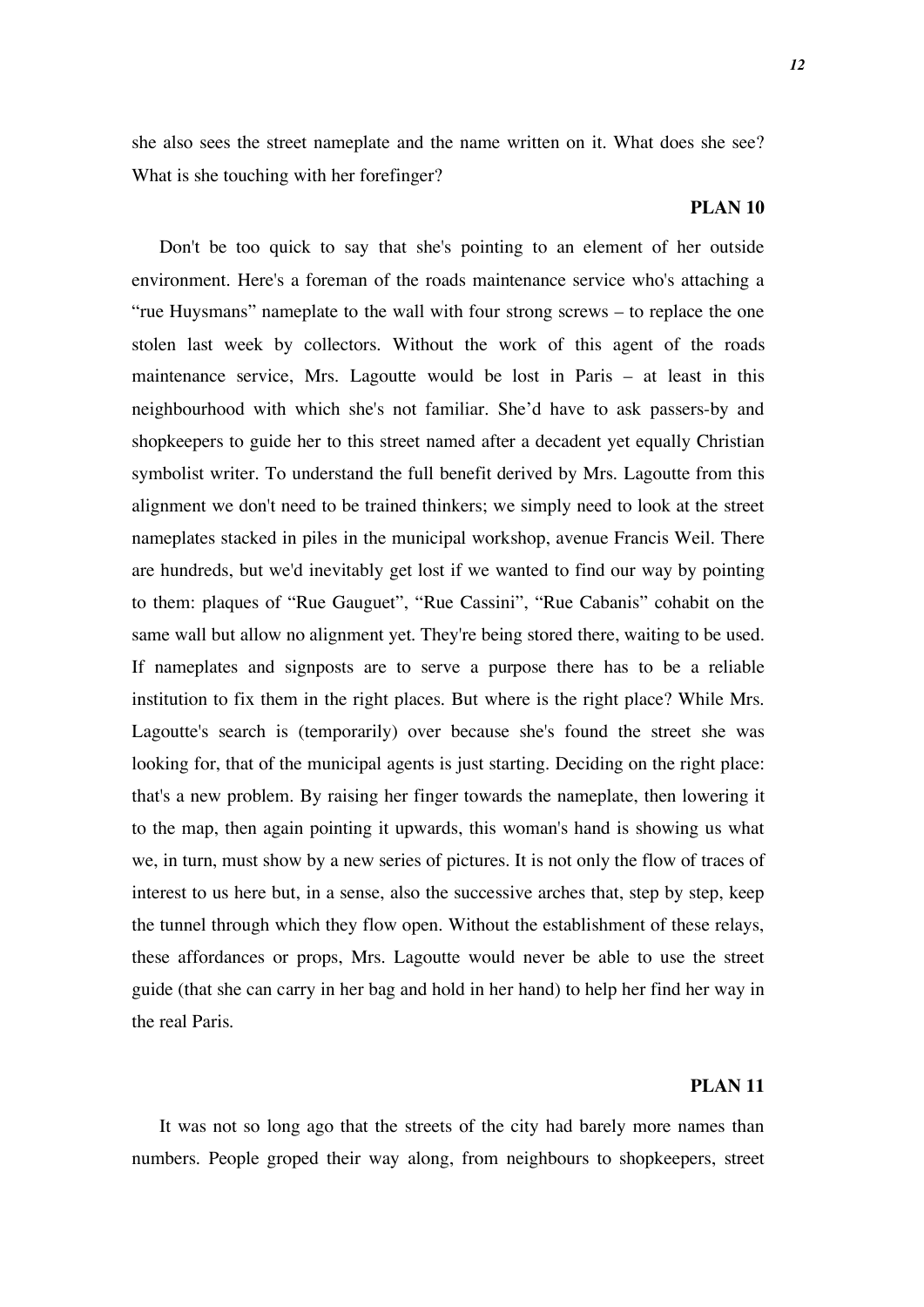she also sees the street nameplate and the name written on it. What does she see? What is she touching with her forefinger?

### PLAN 10

Don't be too quick to say that she's pointing to an element of her outside environment. Here's a foreman of the roads maintenance service who's attaching a "rue Huysmans" nameplate to the wall with four strong screws – to replace the one stolen last week by collectors. Without the work of this agent of the roads maintenance service, Mrs. Lagoutte would be lost in Paris – at least in this neighbourhood with which she's not familiar. She'd have to ask passers-by and shopkeepers to guide her to this street named after a decadent yet equally Christian symbolist writer. To understand the full benefit derived by Mrs. Lagoutte from this alignment we don't need to be trained thinkers; we simply need to look at the street nameplates stacked in piles in the municipal workshop, avenue Francis Weil. There are hundreds, but we'd inevitably get lost if we wanted to find our way by pointing to them: plaques of "Rue Gauguet", "Rue Cassini", "Rue Cabanis" cohabit on the same wall but allow no alignment yet. They're being stored there, waiting to be used. If nameplates and signposts are to serve a purpose there has to be a reliable institution to fix them in the right places. But where is the right place? While Mrs. Lagoutte's search is (temporarily) over because she's found the street she was looking for, that of the municipal agents is just starting. Deciding on the right place: that's a new problem. By raising her finger towards the nameplate, then lowering it to the map, then again pointing it upwards, this woman's hand is showing us what we, in turn, must show by a new series of pictures. It is not only the flow of traces of interest to us here but, in a sense, also the successive arches that, step by step, keep the tunnel through which they flow open. Without the establishment of these relays, these affordances or props, Mrs. Lagoutte would never be able to use the street guide (that she can carry in her bag and hold in her hand) to help her find her way in the real Paris.

### PLAN 11

It was not so long ago that the streets of the city had barely more names than numbers. People groped their way along, from neighbours to shopkeepers, street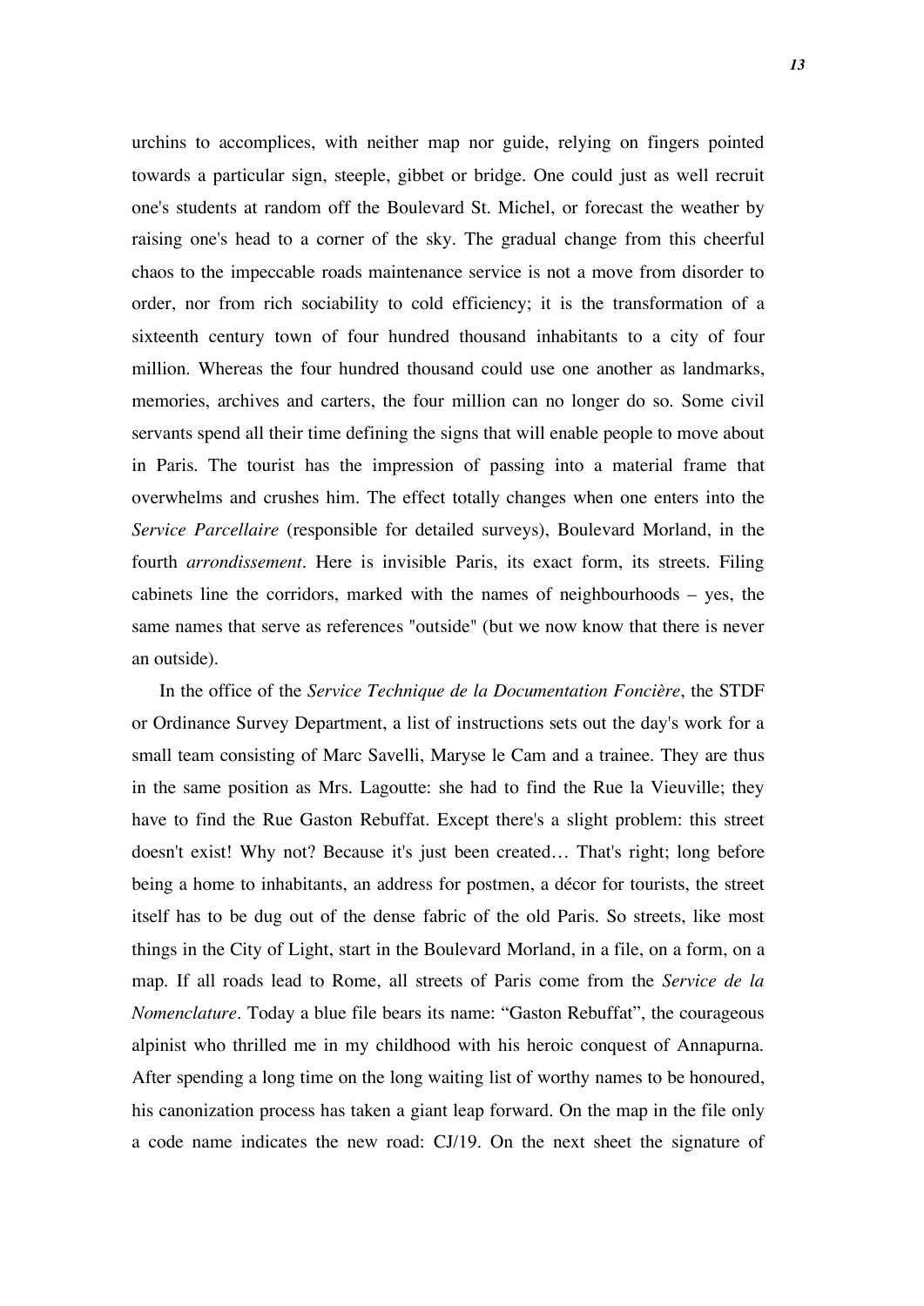urchins to accomplices, with neither map nor guide, relying on fingers pointed towards a particular sign, steeple, gibbet or bridge. One could just as well recruit one's students at random off the Boulevard St. Michel, or forecast the weather by raising one's head to a corner of the sky. The gradual change from this cheerful chaos to the impeccable roads maintenance service is not a move from disorder to order, nor from rich sociability to cold efficiency; it is the transformation of a sixteenth century town of four hundred thousand inhabitants to a city of four million. Whereas the four hundred thousand could use one another as landmarks, memories, archives and carters, the four million can no longer do so. Some civil servants spend all their time defining the signs that will enable people to move about in Paris. The tourist has the impression of passing into a material frame that overwhelms and crushes him. The effect totally changes when one enters into the *Service Parcellaire* (responsible for detailed surveys), Boulevard Morland, in the fourth *arrondissement*. Here is invisible Paris, its exact form, its streets. Filing cabinets line the corridors, marked with the names of neighbourhoods – yes, the same names that serve as references "outside" (but we now know that there is never an outside).

In the office of the *Service Technique de la Documentation Foncière*, the STDF or Ordinance Survey Department, a list of instructions sets out the day's work for a small team consisting of Marc Savelli, Maryse le Cam and a trainee. They are thus in the same position as Mrs. Lagoutte: she had to find the Rue la Vieuville; they have to find the Rue Gaston Rebuffat. Except there's a slight problem: this street doesn't exist! Why not? Because it's just been created… That's right; long before being a home to inhabitants, an address for postmen, a décor for tourists, the street itself has to be dug out of the dense fabric of the old Paris. So streets, like most things in the City of Light, start in the Boulevard Morland, in a file, on a form, on a map. If all roads lead to Rome, all streets of Paris come from the *Service de la Nomenclature*. Today a blue file bears its name: "Gaston Rebuffat", the courageous alpinist who thrilled me in my childhood with his heroic conquest of Annapurna. After spending a long time on the long waiting list of worthy names to be honoured, his canonization process has taken a giant leap forward. On the map in the file only a code name indicates the new road: CJ/19. On the next sheet the signature of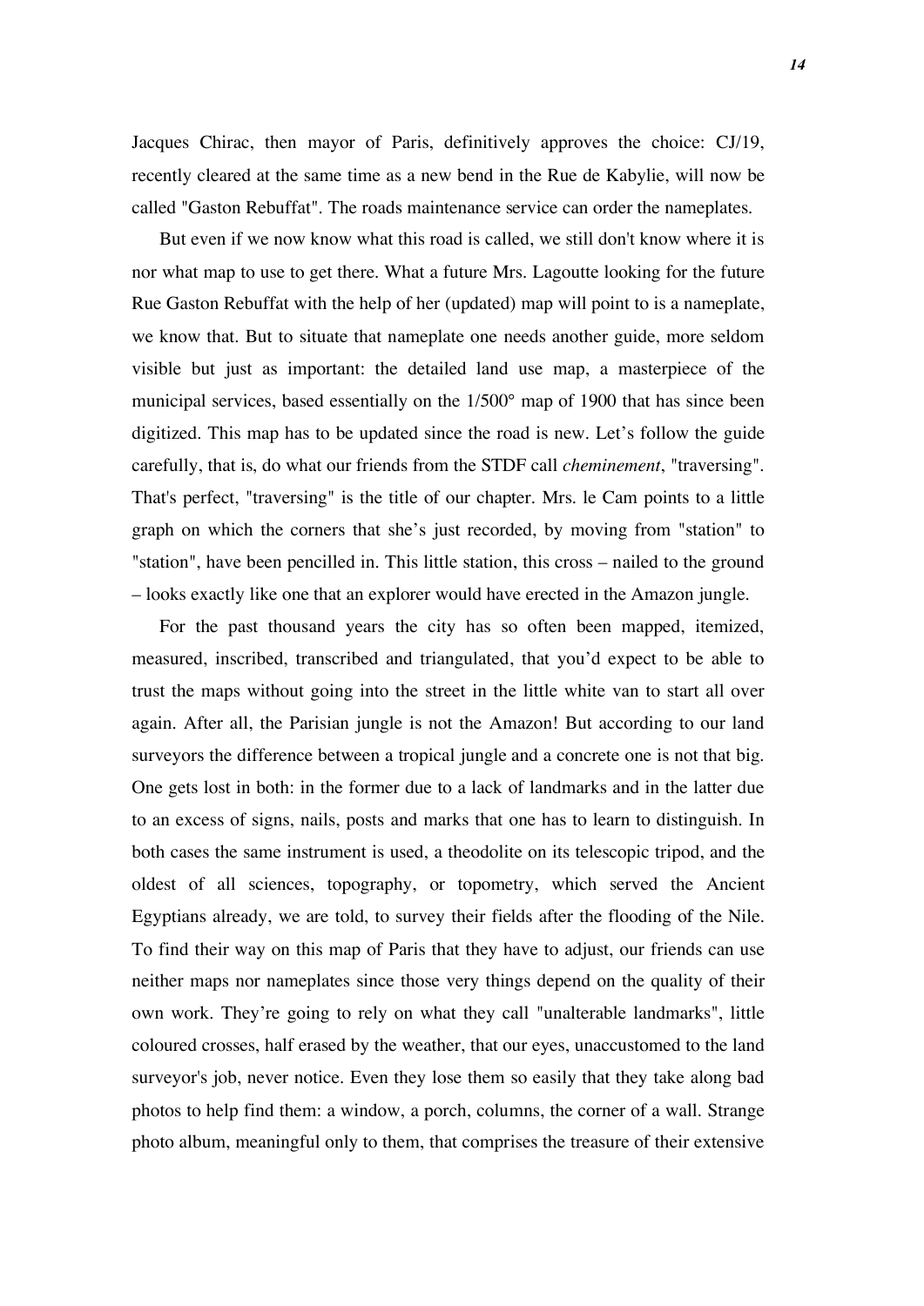Jacques Chirac, then mayor of Paris, definitively approves the choice: CJ/19, recently cleared at the same time as a new bend in the Rue de Kabylie, will now be called "Gaston Rebuffat". The roads maintenance service can order the nameplates.

But even if we now know what this road is called, we still don't know where it is nor what map to use to get there. What a future Mrs. Lagoutte looking for the future Rue Gaston Rebuffat with the help of her (updated) map will point to is a nameplate, we know that. But to situate that nameplate one needs another guide, more seldom visible but just as important: the detailed land use map, a masterpiece of the municipal services, based essentially on the 1/500° map of 1900 that has since been digitized. This map has to be updated since the road is new. Let's follow the guide carefully, that is, do what our friends from the STDF call *cheminement*, "traversing". That's perfect, "traversing" is the title of our chapter. Mrs. le Cam points to a little graph on which the corners that she's just recorded, by moving from "station" to "station", have been pencilled in. This little station, this cross – nailed to the ground – looks exactly like one that an explorer would have erected in the Amazon jungle.

For the past thousand years the city has so often been mapped, itemized, measured, inscribed, transcribed and triangulated, that you'd expect to be able to trust the maps without going into the street in the little white van to start all over again. After all, the Parisian jungle is not the Amazon! But according to our land surveyors the difference between a tropical jungle and a concrete one is not that big. One gets lost in both: in the former due to a lack of landmarks and in the latter due to an excess of signs, nails, posts and marks that one has to learn to distinguish. In both cases the same instrument is used, a theodolite on its telescopic tripod, and the oldest of all sciences, topography, or topometry, which served the Ancient Egyptians already, we are told, to survey their fields after the flooding of the Nile. To find their way on this map of Paris that they have to adjust, our friends can use neither maps nor nameplates since those very things depend on the quality of their own work. They're going to rely on what they call "unalterable landmarks", little coloured crosses, half erased by the weather, that our eyes, unaccustomed to the land surveyor's job, never notice. Even they lose them so easily that they take along bad photos to help find them: a window, a porch, columns, the corner of a wall. Strange photo album, meaningful only to them, that comprises the treasure of their extensive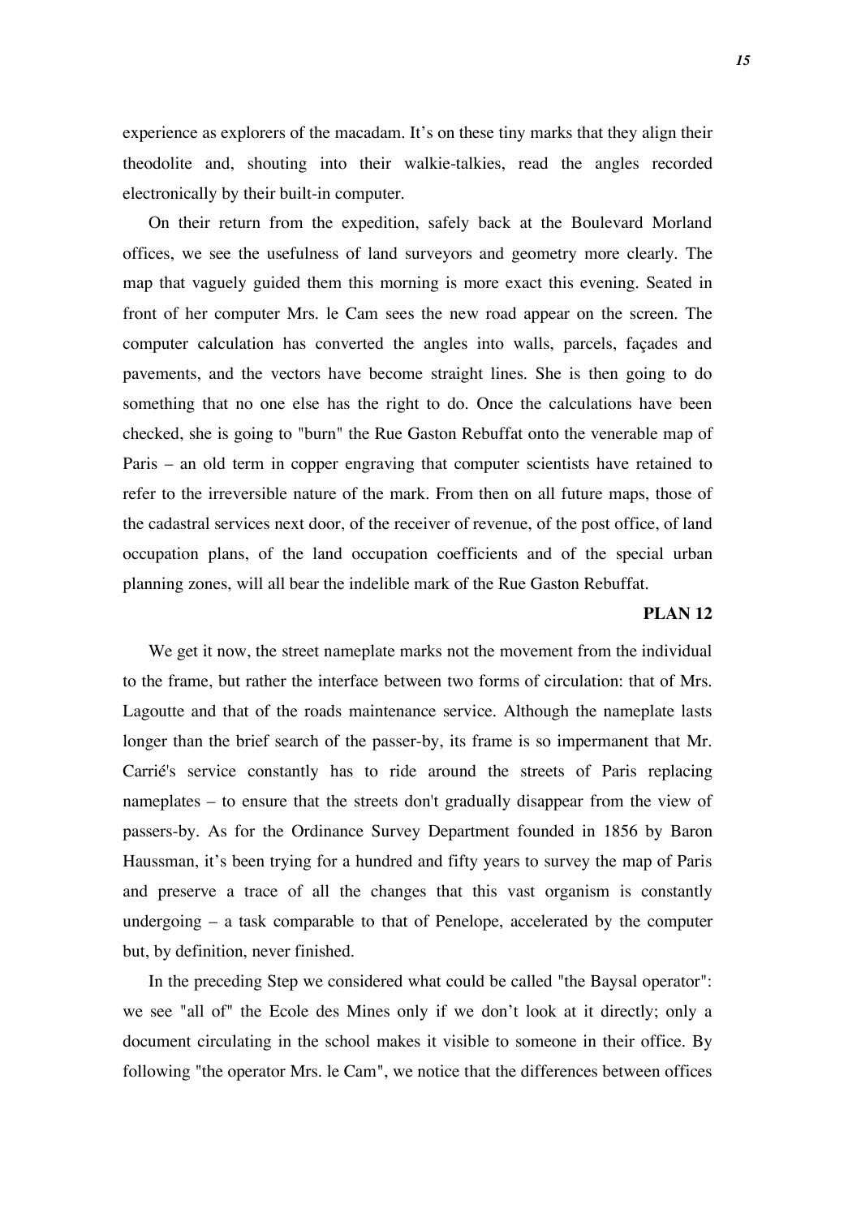experience as explorers of the macadam. It's on these tiny marks that they align their theodolite and, shouting into their walkie-talkies, read the angles recorded electronically by their built-in computer.

On their return from the expedition, safely back at the Boulevard Morland offices, we see the usefulness of land surveyors and geometry more clearly. The map that vaguely guided them this morning is more exact this evening. Seated in front of her computer Mrs. le Cam sees the new road appear on the screen. The computer calculation has converted the angles into walls, parcels, façades and pavements, and the vectors have become straight lines. She is then going to do something that no one else has the right to do. Once the calculations have been checked, she is going to "burn" the Rue Gaston Rebuffat onto the venerable map of Paris – an old term in copper engraving that computer scientists have retained to refer to the irreversible nature of the mark. From then on all future maps, those of the cadastral services next door, of the receiver of revenue, of the post office, of land occupation plans, of the land occupation coefficients and of the special urban planning zones, will all bear the indelible mark of the Rue Gaston Rebuffat.

**PLAN 12**

We get it now, the street nameplate marks not the movement from the individual to the frame, but rather the interface between two forms of circulation: that of Mrs. Lagoutte and that of the roads maintenance service. Although the nameplate lasts longer than the brief search of the passer-by, its frame is so impermanent that Mr. Carrié's service constantly has to ride around the streets of Paris replacing nameplates – to ensure that the streets don't gradually disappear from the view of passers-by. As for the Ordinance Survey Department founded in 1856 by Baron Haussman, it's been trying for a hundred and fifty years to survey the map of Paris and preserve a trace of all the changes that this vast organism is constantly undergoing – a task comparable to that of Penelope, accelerated by the computer but, by definition, never finished.

In the preceding Step we considered what could be called "the Baysal operator": we see "all of" the Ecole des Mines only if we don't look at it directly; only a document circulating in the school makes it visible to someone in their office. By following "the operator Mrs. le Cam", we notice that the differences between offices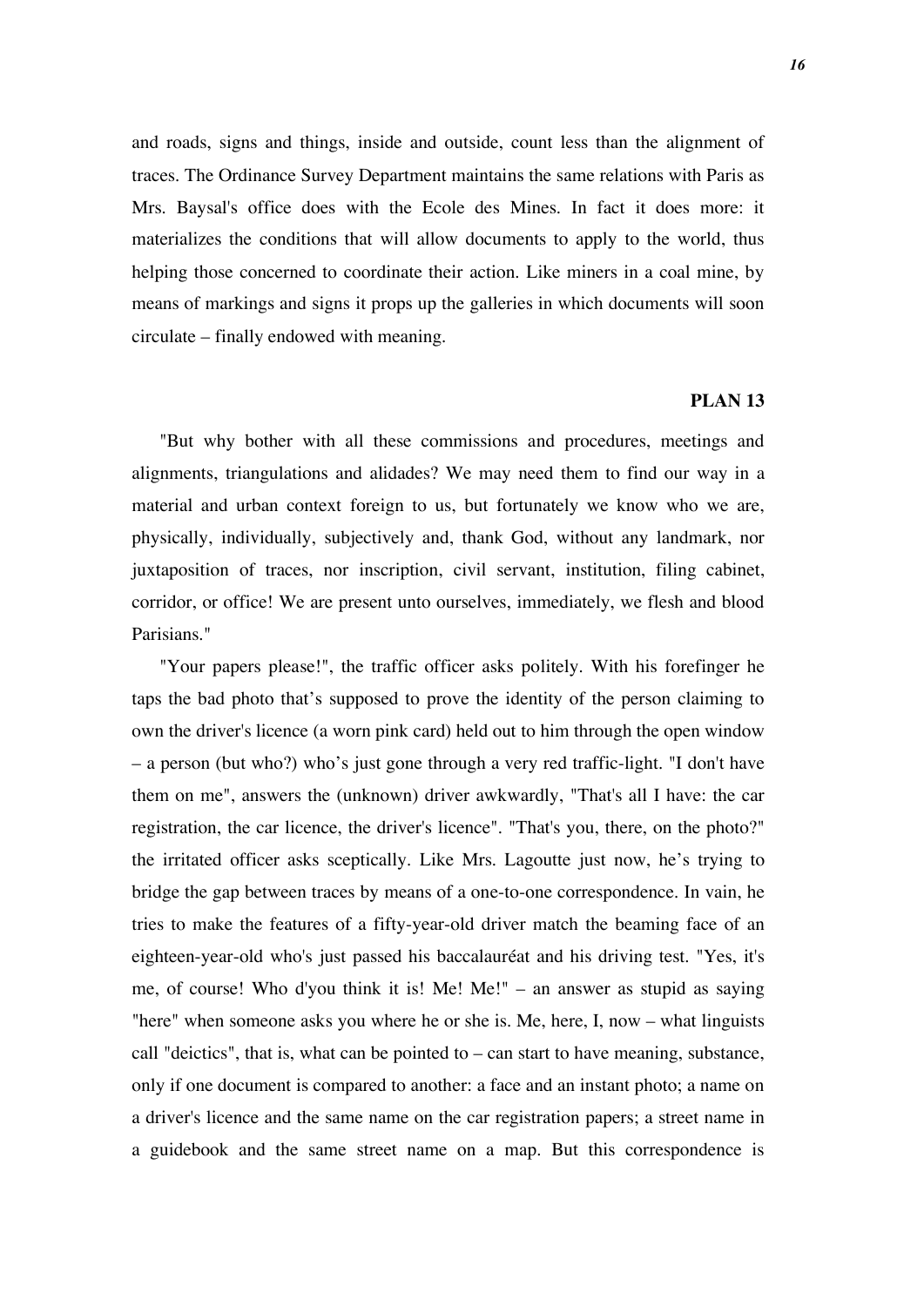and roads, signs and things, inside and outside, count less than the alignment of traces. The Ordinance Survey Department maintains the same relations with Paris as Mrs. Baysal's office does with the Ecole des Mines. In fact it does more: it materializes the conditions that will allow documents to apply to the world, thus helping those concerned to coordinate their action. Like miners in a coal mine, by means of markings and signs it props up the galleries in which documents will soon circulate – finally endowed with meaning.

## PLAN 13

"But why bother with all these commissions and procedures, meetings and alignments, triangulations and alidades? We may need them to find our way in a material and urban context foreign to us, but fortunately we know who we are, physically, individually, subjectively and, thank God, without any landmark, nor juxtaposition of traces, nor inscription, civil servant, institution, filing cabinet, corridor, or office! We are present unto ourselves, immediately, we flesh and blood Parisians."

"Your papers please!", the traffic officer asks politely. With his forefinger he taps the bad photo that's supposed to prove the identity of the person claiming to own the driver's licence (a worn pink card) held out to him through the open window – a person (but who?) who's just gone through a very red traffic-light. "I don't have them on me", answers the (unknown) driver awkwardly, "That's all I have: the car registration, the car licence, the driver's licence". "That's you, there, on the photo?" the irritated officer asks sceptically. Like Mrs. Lagoutte just now, he's trying to bridge the gap between traces by means of a one-to-one correspondence. In vain, he tries to make the features of a fifty-year-old driver match the beaming face of an eighteen-year-old who's just passed his baccalauréat and his driving test. "Yes, it's me, of course! Who d'you think it is! Me! Me!" – an answer as stupid as saying "here" when someone asks you where he or she is. Me, here, I, now – what linguists call "deictics", that is, what can be pointed to – can start to have meaning, substance, only if one document is compared to another: a face and an instant photo; a name on a driver's licence and the same name on the car registration papers; a street name in a guidebook and the same street name on a map. But this correspondence is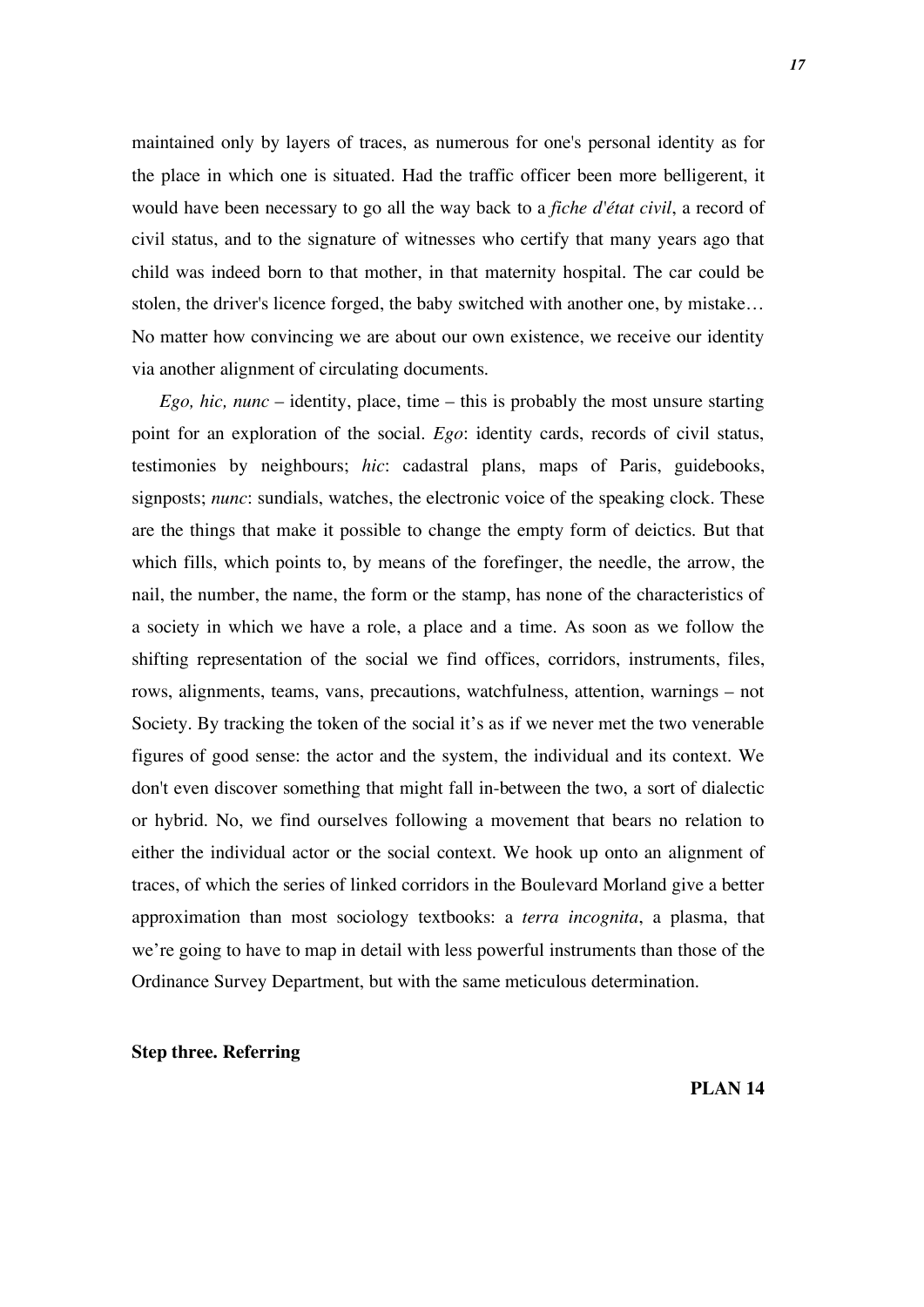maintained only by layers of traces, as numerous for one's personal identity as for the place in which one is situated. Had the traffic officer been more belligerent, it would have been necessary to go all the way back to a *fiche d'état civil*, a record of civil status, and to the signature of witnesses who certify that many years ago that child was indeed born to that mother, in that maternity hospital. The car could be stolen, the driver's licence forged, the baby switched with another one, by mistake… No matter how convincing we are about our own existence, we receive our identity via another alignment of circulating documents.

*Ego, hic, nunc* – identity, place, time – this is probably the most unsure starting point for an exploration of the social. *Ego*: identity cards, records of civil status, testimonies by neighbours; *hic*: cadastral plans, maps of Paris, guidebooks, signposts; *nunc*: sundials, watches, the electronic voice of the speaking clock. These are the things that make it possible to change the empty form of deictics. But that which fills, which points to, by means of the forefinger, the needle, the arrow, the nail, the number, the name, the form or the stamp, has none of the characteristics of a society in which we have a role, a place and a time. As soon as we follow the shifting representation of the social we find offices, corridors, instruments, files, rows, alignments, teams, vans, precautions, watchfulness, attention, warnings – not Society. By tracking the token of the social it's as if we never met the two venerable figures of good sense: the actor and the system, the individual and its context. We don't even discover something that might fall in-between the two, a sort of dialectic or hybrid. No, we find ourselves following a movement that bears no relation to either the individual actor or the social context. We hook up onto an alignment of traces, of which the series of linked corridors in the Boulevard Morland give a better approximation than most sociology textbooks: a *terra incognita*, a plasma, that we're going to have to map in detail with less powerful instruments than those of the Ordinance Survey Department, but with the same meticulous determination.

**Step three. Referring**

**PLAN 14**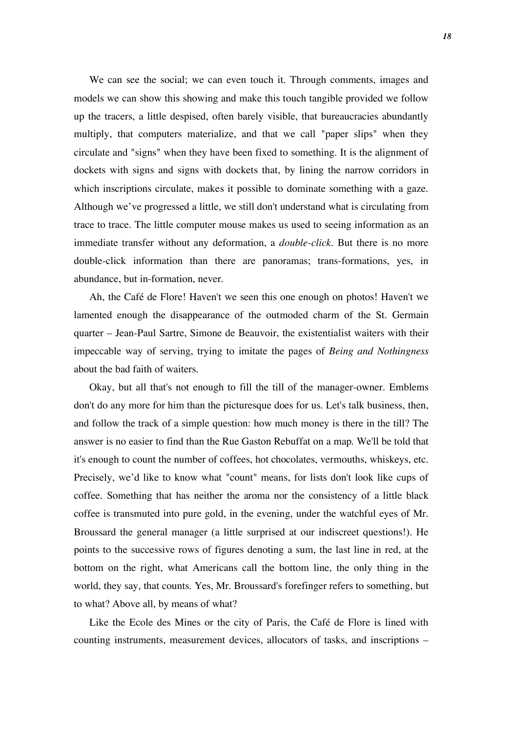We can see the social; we can even touch it. Through comments, images and models we can show this showing and make this touch tangible provided we follow up the tracers, a little despised, often barely visible, that bureaucracies abundantly multiply, that computers materialize, and that we call "paper slips" when they circulate and "signs" when they have been fixed to something. It is the alignment of dockets with signs and signs with dockets that, by lining the narrow corridors in which inscriptions circulate, makes it possible to dominate something with a gaze. Although we've progressed a little, we still don't understand what is circulating from trace to trace. The little computer mouse makes us used to seeing information as an immediate transfer without any deformation, a *double-click*. But there is no more double-click information than there are panoramas; trans-formations, yes, in abundance, but in-formation, never.

Ah, the Café de Flore! Haven't we seen this one enough on photos! Haven't we lamented enough the disappearance of the outmoded charm of the St. Germain quarter – Jean-Paul Sartre, Simone de Beauvoir, the existentialist waiters with their impeccable way of serving, trying to imitate the pages of *Being and Nothingness* about the bad faith of waiters.

Okay, but all that's not enough to fill the till of the manager-owner. Emblems don't do any more for him than the picturesque does for us. Let's talk business, then, and follow the track of a simple question: how much money is there in the till? The answer is no easier to find than the Rue Gaston Rebuffat on a map. We'll be told that it's enough to count the number of coffees, hot chocolates, vermouths, whiskeys, etc. Precisely, we'd like to know what "count" means, for lists don't look like cups of coffee. Something that has neither the aroma nor the consistency of a little black coffee is transmuted into pure gold, in the evening, under the watchful eyes of Mr. Broussard the general manager (a little surprised at our indiscreet questions!). He points to the successive rows of figures denoting a sum, the last line in red, at the bottom on the right, what Americans call the bottom line, the only thing in the world, they say, that counts. Yes, Mr. Broussard's forefinger refers to something, but to what? Above all, by means of what?

Like the Ecole des Mines or the city of Paris, the Café de Flore is lined with counting instruments, measurement devices, allocators of tasks, and inscriptions –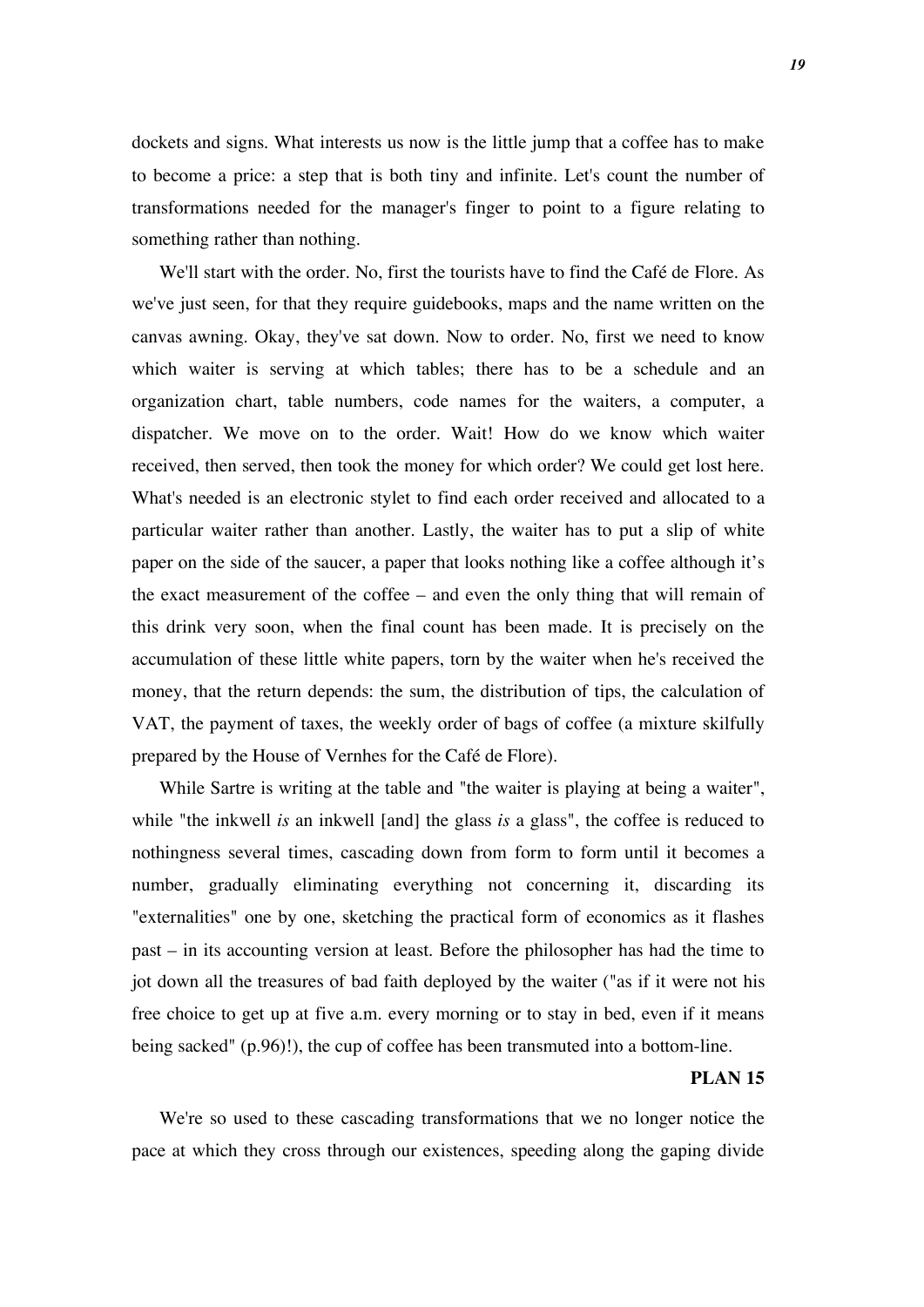dockets and signs. What interests us now is the little jump that a coffee has to make to become a price: a step that is both tiny and infinite. Let's count the number of transformations needed for the manager's finger to point to a figure relating to something rather than nothing.

We'll start with the order. No, first the tourists have to find the Café de Flore. As we've just seen, for that they require guidebooks, maps and the name written on the canvas awning. Okay, they've sat down. Now to order. No, first we need to know which waiter is serving at which tables; there has to be a schedule and an organization chart, table numbers, code names for the waiters, a computer, a dispatcher. We move on to the order. Wait! How do we know which waiter received, then served, then took the money for which order? We could get lost here. What's needed is an electronic stylet to find each order received and allocated to a particular waiter rather than another. Lastly, the waiter has to put a slip of white paper on the side of the saucer, a paper that looks nothing like a coffee although it's the exact measurement of the coffee – and even the only thing that will remain of this drink very soon, when the final count has been made. It is precisely on the accumulation of these little white papers, torn by the waiter when he's received the money, that the return depends: the sum, the distribution of tips, the calculation of VAT, the payment of taxes, the weekly order of bags of coffee (a mixture skilfully prepared by the House of Vernhes for the Café de Flore).

While Sartre is writing at the table and "the waiter is playing at being a waiter", while "the inkwell *is* an inkwell [and] the glass *is* a glass", the coffee is reduced to nothingness several times, cascading down from form to form until it becomes a number, gradually eliminating everything not concerning it, discarding its "externalities" one by one, sketching the practical form of economics as it flashes past – in its accounting version at least. Before the philosopher has had the time to jot down all the treasures of bad faith deployed by the waiter ("as if it were not his free choice to get up at five a.m. every morning or to stay in bed, even if it means being sacked" (p.96)!), the cup of coffee has been transmuted into a bottom-line.

**PLAN 15**

We're so used to these cascading transformations that we no longer notice the pace at which they cross through our existences, speeding along the gaping divide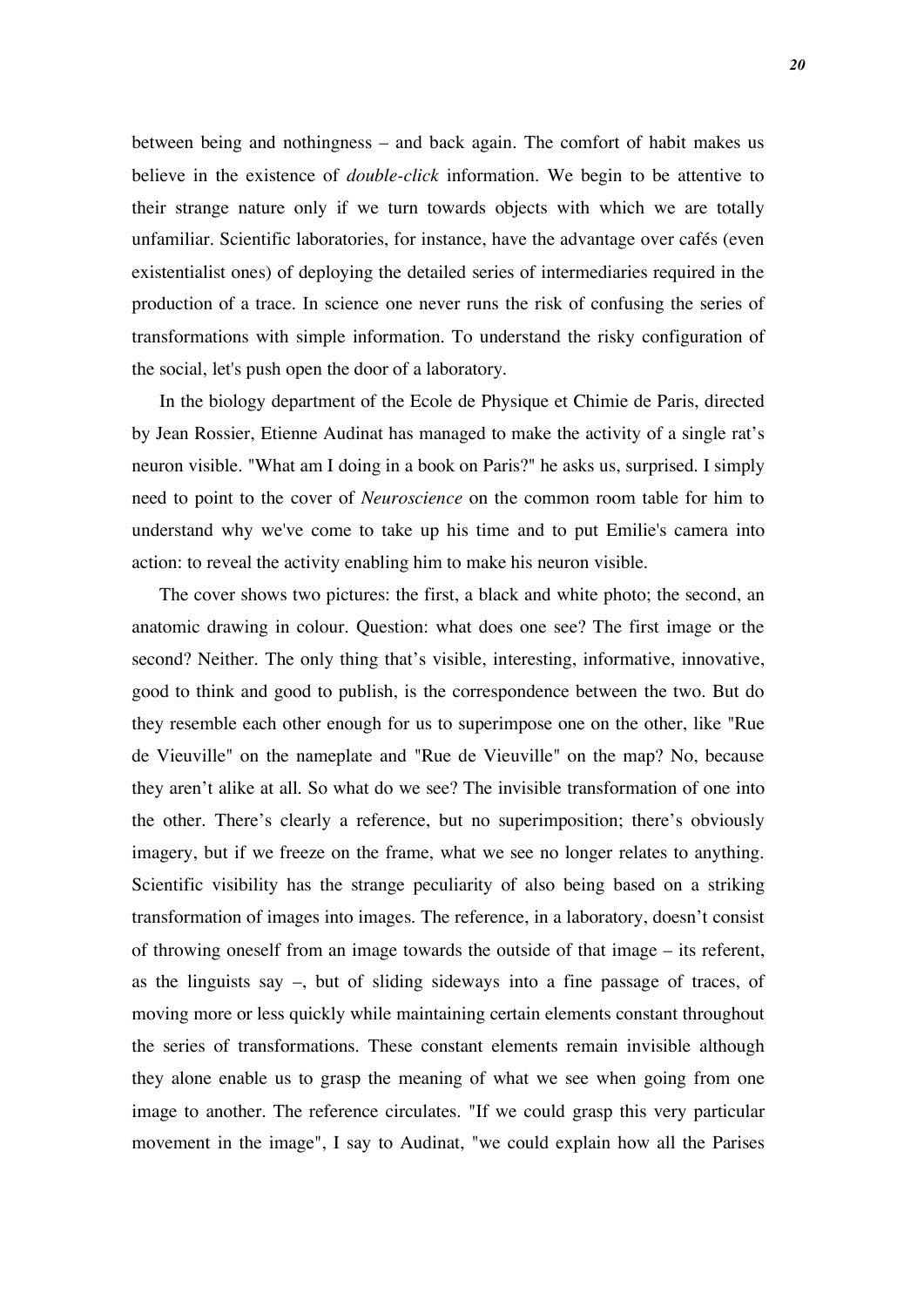between being and nothingness – and back again. The comfort of habit makes us believe in the existence of *double-click* information. We begin to be attentive to their strange nature only if we turn towards objects with which we are totally unfamiliar. Scientific laboratories, for instance, have the advantage over cafés (even existentialist ones) of deploying the detailed series of intermediaries required in the production of a trace. In science one never runs the risk of confusing the series of transformations with simple information. To understand the risky configuration of the social, let's push open the door of a laboratory.

In the biology department of the Ecole de Physique et Chimie de Paris, directed by Jean Rossier, Etienne Audinat has managed to make the activity of a single rat's neuron visible. "What am I doing in a book on Paris?" he asks us, surprised. I simply need to point to the cover of *Neuroscience* on the common room table for him to understand why we've come to take up his time and to put Emilie's camera into action: to reveal the activity enabling him to make his neuron visible.

The cover shows two pictures: the first, a black and white photo; the second, an anatomic drawing in colour. Question: what does one see? The first image or the second? Neither. The only thing that's visible, interesting, informative, innovative, good to think and good to publish, is the correspondence between the two. But do they resemble each other enough for us to superimpose one on the other, like "Rue de Vieuville" on the nameplate and "Rue de Vieuville" on the map? No, because they aren't alike at all. So what do we see? The invisible transformation of one into the other. There's clearly a reference, but no superimposition; there's obviously imagery, but if we freeze on the frame, what we see no longer relates to anything. Scientific visibility has the strange peculiarity of also being based on a striking transformation of images into images. The reference, in a laboratory, doesn't consist of throwing oneself from an image towards the outside of that image – its referent, as the linguists say –, but of sliding sideways into a fine passage of traces, of moving more or less quickly while maintaining certain elements constant throughout the series of transformations. These constant elements remain invisible although they alone enable us to grasp the meaning of what we see when going from one image to another. The reference circulates. "If we could grasp this very particular movement in the image", I say to Audinat, "we could explain how all the Parises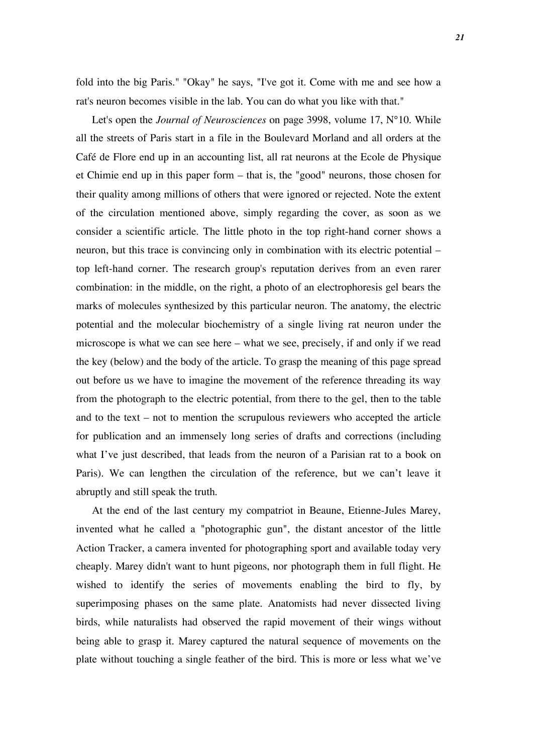fold into the big Paris." "Okay" he says, "I've got it. Come with me and see how a rat's neuron becomes visible in the lab. You can do what you like with that."

Let's open the *Journal of Neurosciences* on page 3998, volume 17, N°10. While all the streets of Paris start in a file in the Boulevard Morland and all orders at the Café de Flore end up in an accounting list, all rat neurons at the Ecole de Physique et Chimie end up in this paper form – that is, the "good" neurons, those chosen for their quality among millions of others that were ignored or rejected. Note the extent of the circulation mentioned above, simply regarding the cover, as soon as we consider a scientific article. The little photo in the top right-hand corner shows a neuron, but this trace is convincing only in combination with its electric potential – top left-hand corner. The research group's reputation derives from an even rarer combination: in the middle, on the right, a photo of an electrophoresis gel bears the marks of molecules synthesized by this particular neuron. The anatomy, the electric potential and the molecular biochemistry of a single living rat neuron under the microscope is what we can see here – what we see, precisely, if and only if we read the key (below) and the body of the article. To grasp the meaning of this page spread out before us we have to imagine the movement of the reference threading its way from the photograph to the electric potential, from there to the gel, then to the table and to the text – not to mention the scrupulous reviewers who accepted the article for publication and an immensely long series of drafts and corrections (including what I've just described, that leads from the neuron of a Parisian rat to a book on Paris). We can lengthen the circulation of the reference, but we can't leave it abruptly and still speak the truth.

At the end of the last century my compatriot in Beaune, Etienne-Jules Marey, invented what he called a "photographic gun", the distant ancestor of the little Action Tracker, a camera invented for photographing sport and available today very cheaply. Marey didn't want to hunt pigeons, nor photograph them in full flight. He wished to identify the series of movements enabling the bird to fly, by superimposing phases on the same plate. Anatomists had never dissected living birds, while naturalists had observed the rapid movement of their wings without being able to grasp it. Marey captured the natural sequence of movements on the plate without touching a single feather of the bird. This is more or less what we've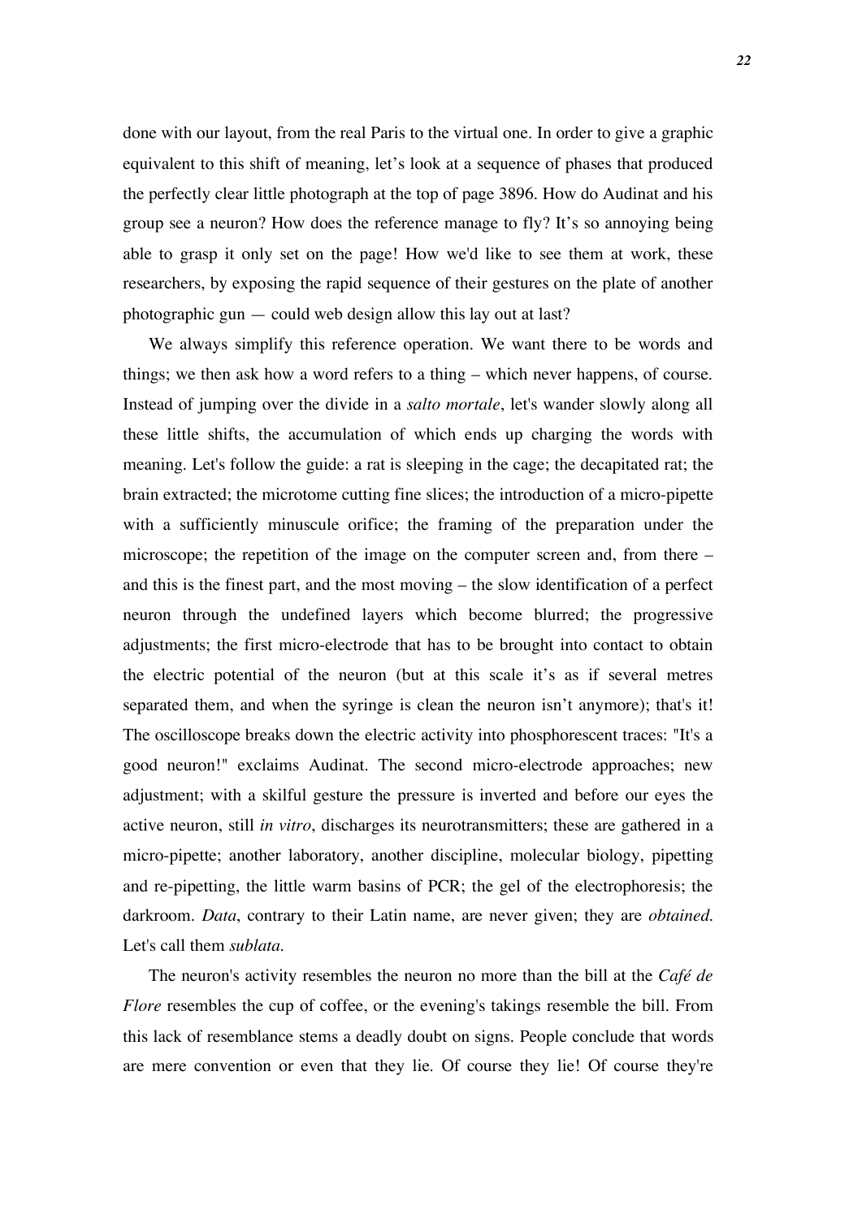done with our layout, from the real Paris to the virtual one. In order to give a graphic equivalent to this shift of meaning, let's look at a sequence of phases that produced the perfectly clear little photograph at the top of page 3896. How do Audinat and his group see a neuron? How does the reference manage to fly? It's so annoying being able to grasp it only set on the page! How we'd like to see them at work, these researchers, by exposing the rapid sequence of their gestures on the plate of another photographic gun — could web design allow this lay out at last?

We always simplify this reference operation. We want there to be words and things; we then ask how a word refers to a thing – which never happens, of course. Instead of jumping over the divide in a *salto mortale*, let's wander slowly along all these little shifts, the accumulation of which ends up charging the words with meaning. Let's follow the guide: a rat is sleeping in the cage; the decapitated rat; the brain extracted; the microtome cutting fine slices; the introduction of a micro-pipette with a sufficiently minuscule orifice; the framing of the preparation under the microscope; the repetition of the image on the computer screen and, from there – and this is the finest part, and the most moving – the slow identification of a perfect neuron through the undefined layers which become blurred; the progressive adjustments; the first micro-electrode that has to be brought into contact to obtain the electric potential of the neuron (but at this scale it's as if several metres separated them, and when the syringe is clean the neuron isn't anymore); that's it! The oscilloscope breaks down the electric activity into phosphorescent traces: "It's a good neuron!" exclaims Audinat. The second micro-electrode approaches; new adjustment; with a skilful gesture the pressure is inverted and before our eyes the active neuron, still *in vitro*, discharges its neurotransmitters; these are gathered in a micro-pipette; another laboratory, another discipline, molecular biology, pipetting and re-pipetting, the little warm basins of PCR; the gel of the electrophoresis; the darkroom. *Data*, contrary to their Latin name, are never given; they are *obtained.* Let's call them *sublata.*

The neuron's activity resembles the neuron no more than the bill at the *Café de Flore* resembles the cup of coffee, or the evening's takings resemble the bill. From this lack of resemblance stems a deadly doubt on signs. People conclude that words are mere convention or even that they lie. Of course they lie! Of course they're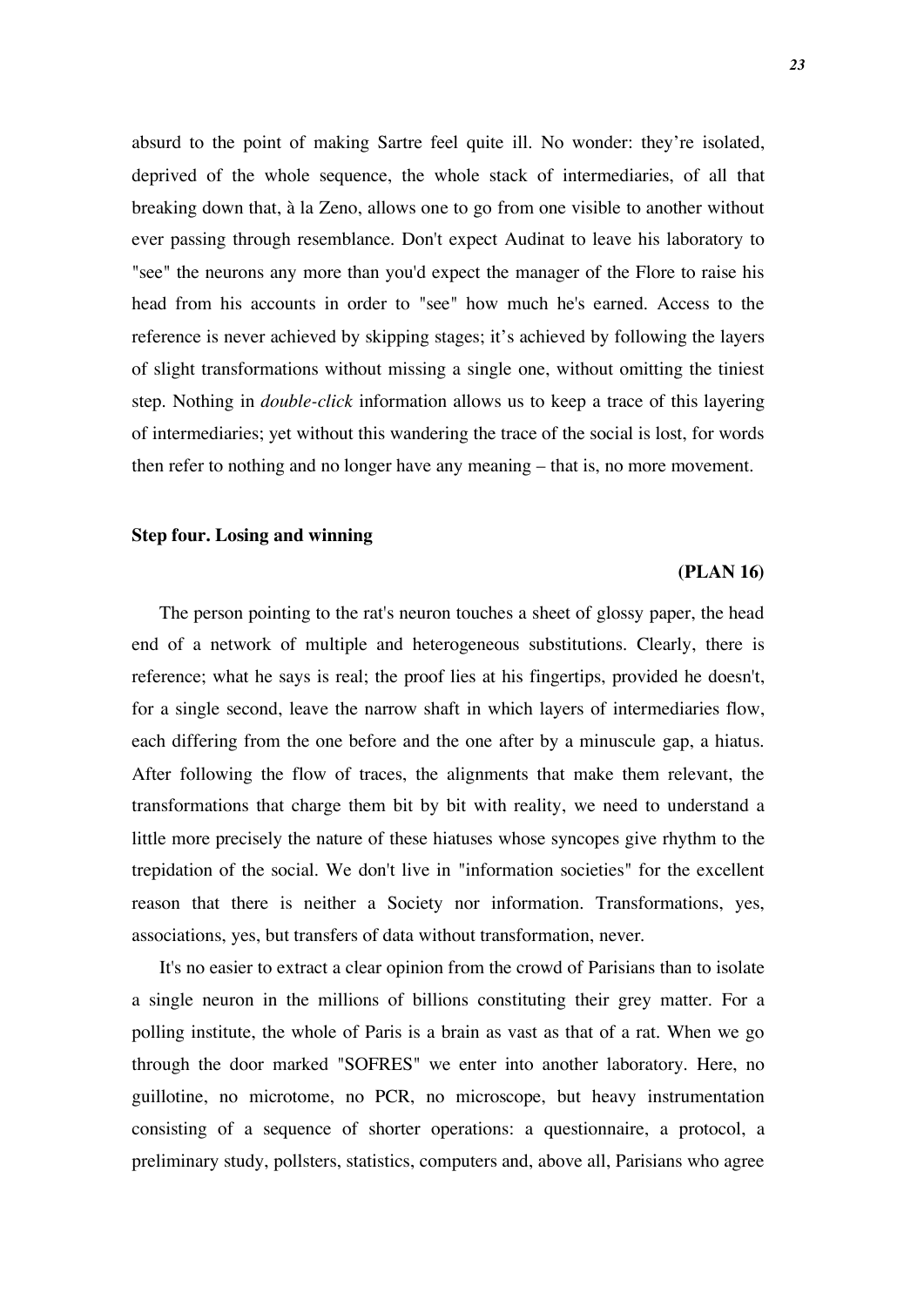absurd to the point of making Sartre feel quite ill. No wonder: they're isolated, deprived of the whole sequence, the whole stack of intermediaries, of all that breaking down that, à la Zeno, allows one to go from one visible to another without ever passing through resemblance. Don't expect Audinat to leave his laboratory to "see" the neurons any more than you'd expect the manager of the Flore to raise his head from his accounts in order to "see" how much he's earned. Access to the reference is never achieved by skipping stages; it's achieved by following the layers of slight transformations without missing a single one, without omitting the tiniest step. Nothing in *double-click* information allows us to keep a trace of this layering of intermediaries; yet without this wandering the trace of the social is lost, for words then refer to nothing and no longer have any meaning – that is, no more movement.

### Step four. Losing and winning

**(PLAN 16)**

The person pointing to the rat's neuron touches a sheet of glossy paper, the head end of a network of multiple and heterogeneous substitutions. Clearly, there is reference; what he says is real; the proof lies at his fingertips, provided he doesn't, for a single second, leave the narrow shaft in which layers of intermediaries flow, each differing from the one before and the one after by a minuscule gap, a hiatus. After following the flow of traces, the alignments that make them relevant, the transformations that charge them bit by bit with reality, we need to understand a little more precisely the nature of these hiatuses whose syncopes give rhythm to the trepidation of the social. We don't live in "information societies" for the excellent reason that there is neither a Society nor information. Transformations, yes, associations, yes, but transfers of data without transformation, never.

It's no easier to extract a clear opinion from the crowd of Parisians than to isolate a single neuron in the millions of billions constituting their grey matter. For a polling institute, the whole of Paris is a brain as vast as that of a rat. When we go through the door marked "SOFRES" we enter into another laboratory. Here, no guillotine, no microtome, no PCR, no microscope, but heavy instrumentation consisting of a sequence of shorter operations: a questionnaire, a protocol, a preliminary study, pollsters, statistics, computers and, above all, Parisians who agree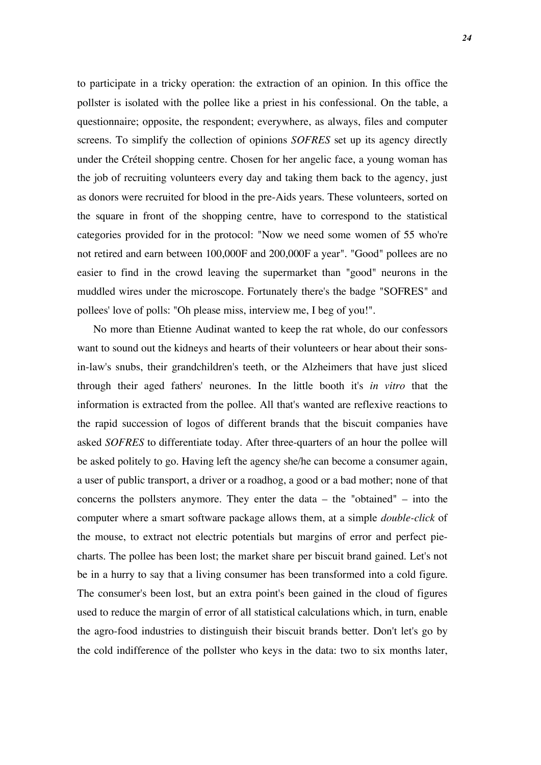to participate in a tricky operation: the extraction of an opinion. In this office the pollster is isolated with the pollee like a priest in his confessional. On the table, a questionnaire; opposite, the respondent; everywhere, as always, files and computer screens. To simplify the collection of opinions *SOFRES* set up its agency directly under the Créteil shopping centre. Chosen for her angelic face, a young woman has the job of recruiting volunteers every day and taking them back to the agency, just as donors were recruited for blood in the pre-Aids years. These volunteers, sorted on the square in front of the shopping centre, have to correspond to the statistical categories provided for in the protocol: "Now we need some women of 55 who're not retired and earn between 100,000F and 200,000F a year". "Good" pollees are no easier to find in the crowd leaving the supermarket than "good" neurons in the muddled wires under the microscope. Fortunately there's the badge "SOFRES" and pollees' love of polls: "Oh please miss, interview me, I beg of you!".

No more than Etienne Audinat wanted to keep the rat whole, do our confessors want to sound out the kidneys and hearts of their volunteers or hear about their sons-in-law's snubs, their grandchildren's teeth, or the Alzheimers that have just sliced through their aged fathers' neurones. In the little booth it's *in vitro* that the information is extracted from the pollee. All that's wanted are reflexive reactions to the rapid succession of logos of different brands that the biscuit companies have asked *SOFRES* to differentiate today. After three-quarters of an hour the pollee will be asked politely to go. Having left the agency she/he can become a consumer again, a user of public transport, a driver or a roadhog, a good or a bad mother; none of that concerns the pollsters anymore. They enter the data – the "obtained" – into the computer where a smart software package allows them, at a simple *double-click* of the mouse, to extract not electric potentials but margins of error and perfect pie-charts. The pollee has been lost; the market share per biscuit brand gained. Let's not be in a hurry to say that a living consumer has been transformed into a cold figure. The consumer's been lost, but an extra point's been gained in the cloud of figures used to reduce the margin of error of all statistical calculations which, in turn, enable the agro-food industries to distinguish their biscuit brands better. Don't let's go by the cold indifference of the pollster who keys in the data: two to six months later,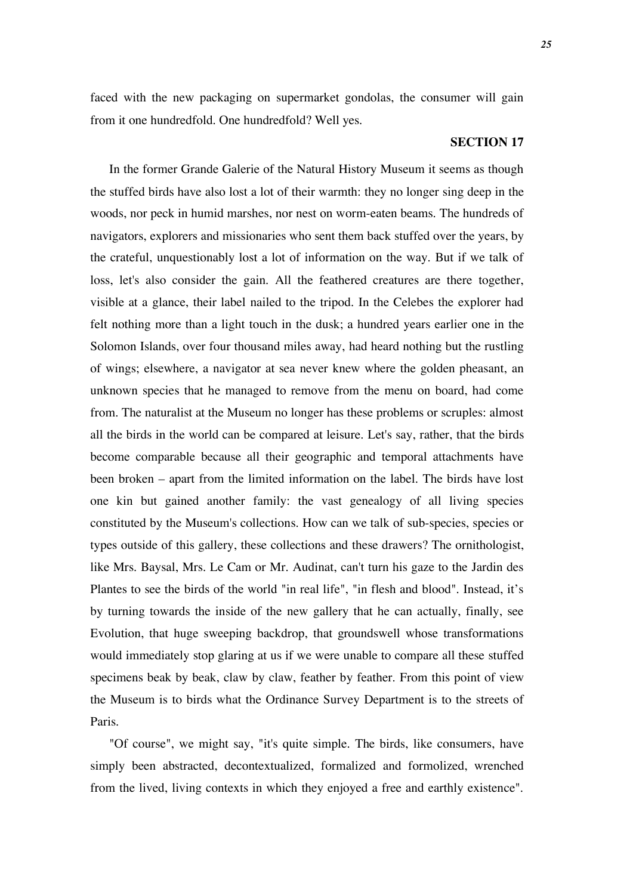faced with the new packaging on supermarket gondolas, the consumer will gain from it one hundredfold. One hundredfold? Well yes.

**SECTION 17**

In the former Grande Galerie of the Natural History Museum it seems as though the stuffed birds have also lost a lot of their warmth: they no longer sing deep in the woods, nor peck in humid marshes, nor nest on worm-eaten beams. The hundreds of navigators, explorers and missionaries who sent them back stuffed over the years, by the crateful, unquestionably lost a lot of information on the way. But if we talk of loss, let's also consider the gain. All the feathered creatures are there together, visible at a glance, their label nailed to the tripod. In the Celebes the explorer had felt nothing more than a light touch in the dusk; a hundred years earlier one in the Solomon Islands, over four thousand miles away, had heard nothing but the rustling of wings; elsewhere, a navigator at sea never knew where the golden pheasant, an unknown species that he managed to remove from the menu on board, had come from. The naturalist at the Museum no longer has these problems or scruples: almost all the birds in the world can be compared at leisure. Let's say, rather, that the birds become comparable because all their geographic and temporal attachments have been broken – apart from the limited information on the label. The birds have lost one kin but gained another family: the vast genealogy of all living species constituted by the Museum's collections. How can we talk of sub-species, species or types outside of this gallery, these collections and these drawers? The ornithologist, like Mrs. Baysal, Mrs. Le Cam or Mr. Audinat, can't turn his gaze to the Jardin des Plantes to see the birds of the world "in real life", "in flesh and blood". Instead, it's by turning towards the inside of the new gallery that he can actually, finally, see Evolution, that huge sweeping backdrop, that groundswell whose transformations would immediately stop glaring at us if we were unable to compare all these stuffed specimens beak by beak, claw by claw, feather by feather. From this point of view the Museum is to birds what the Ordinance Survey Department is to the streets of Paris.

"Of course", we might say, "it's quite simple. The birds, like consumers, have simply been abstracted, decontextualized, formalized and formolized, wrenched from the lived, living contexts in which they enjoyed a free and earthly existence".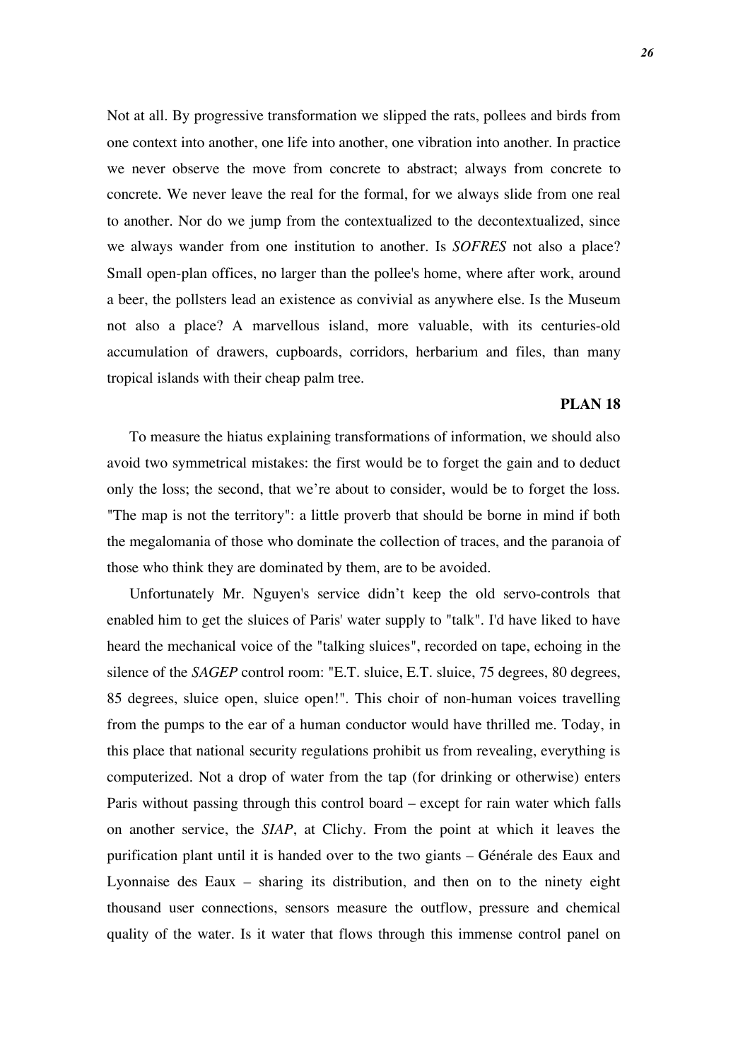Not at all. By progressive transformation we slipped the rats, pollees and birds from one context into another, one life into another, one vibration into another. In practice we never observe the move from concrete to abstract; always from concrete to concrete. We never leave the real for the formal, for we always slide from one real to another. Nor do we jump from the contextualized to the decontextualized, since we always wander from one institution to another. Is *SOFRES* not also a place? Small open-plan offices, no larger than the pollee's home, where after work, around a beer, the pollsters lead an existence as convivial as anywhere else. Is the Museum not also a place? A marvellous island, more valuable, with its centuries-old accumulation of drawers, cupboards, corridors, herbarium and files, than many tropical islands with their cheap palm tree.

**PLAN 18**

To measure the hiatus explaining transformations of information, we should also avoid two symmetrical mistakes: the first would be to forget the gain and to deduct only the loss; the second, that we're about to consider, would be to forget the loss. "The map is not the territory": a little proverb that should be borne in mind if both the megalomania of those who dominate the collection of traces, and the paranoia of those who think they are dominated by them, are to be avoided.

Unfortunately Mr. Nguyen's service didn't keep the old servo-controls that enabled him to get the sluices of Paris' water supply to "talk". I'd have liked to have heard the mechanical voice of the "talking sluices", recorded on tape, echoing in the silence of the *SAGEP* control room: "E.T. sluice, E.T. sluice, 75 degrees, 80 degrees, 85 degrees, sluice open, sluice open!". This choir of non-human voices travelling from the pumps to the ear of a human conductor would have thrilled me. Today, in this place that national security regulations prohibit us from revealing, everything is computerized. Not a drop of water from the tap (for drinking or otherwise) enters Paris without passing through this control board – except for rain water which falls on another service, the *SIAP*, at Clichy. From the point at which it leaves the purification plant until it is handed over to the two giants – Générale des Eaux and Lyonnaise des Eaux – sharing its distribution, and then on to the ninety eight thousand user connections, sensors measure the outflow, pressure and chemical quality of the water. Is it water that flows through this immense control panel on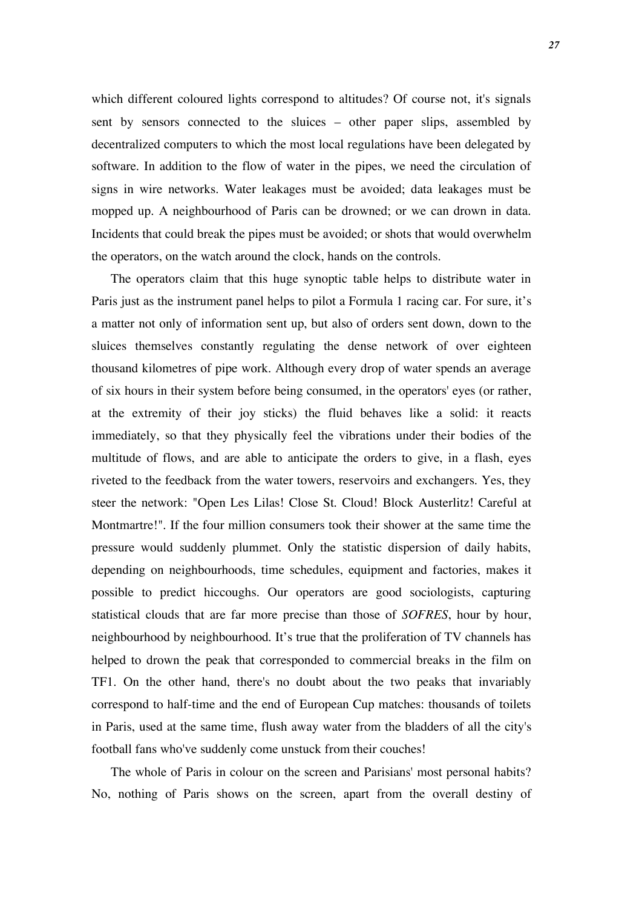which different coloured lights correspond to altitudes? Of course not, it's signals sent by sensors connected to the sluices – other paper slips, assembled by decentralized computers to which the most local regulations have been delegated by software. In addition to the flow of water in the pipes, we need the circulation of signs in wire networks. Water leakages must be avoided; data leakages must be mopped up. A neighbourhood of Paris can be drowned; or we can drown in data. Incidents that could break the pipes must be avoided; or shots that would overwhelm the operators, on the watch around the clock, hands on the controls.

The operators claim that this huge synoptic table helps to distribute water in Paris just as the instrument panel helps to pilot a Formula 1 racing car. For sure, it's a matter not only of information sent up, but also of orders sent down, down to the sluices themselves constantly regulating the dense network of over eighteen thousand kilometres of pipe work. Although every drop of water spends an average of six hours in their system before being consumed, in the operators' eyes (or rather, at the extremity of their joy sticks) the fluid behaves like a solid: it reacts immediately, so that they physically feel the vibrations under their bodies of the multitude of flows, and are able to anticipate the orders to give, in a flash, eyes riveted to the feedback from the water towers, reservoirs and exchangers. Yes, they steer the network: "Open Les Lilas! Close St. Cloud! Block Austerlitz! Careful at Montmartre!". If the four million consumers took their shower at the same time the pressure would suddenly plummet. Only the statistic dispersion of daily habits, depending on neighbourhoods, time schedules, equipment and factories, makes it possible to predict hiccoughs. Our operators are good sociologists, capturing statistical clouds that are far more precise than those of *SOFRES*, hour by hour, neighbourhood by neighbourhood. It's true that the proliferation of TV channels has helped to drown the peak that corresponded to commercial breaks in the film on TF1. On the other hand, there's no doubt about the two peaks that invariably correspond to half-time and the end of European Cup matches: thousands of toilets in Paris, used at the same time, flush away water from the bladders of all the city's football fans who've suddenly come unstuck from their couches!

The whole of Paris in colour on the screen and Parisians' most personal habits? No, nothing of Paris shows on the screen, apart from the overall destiny of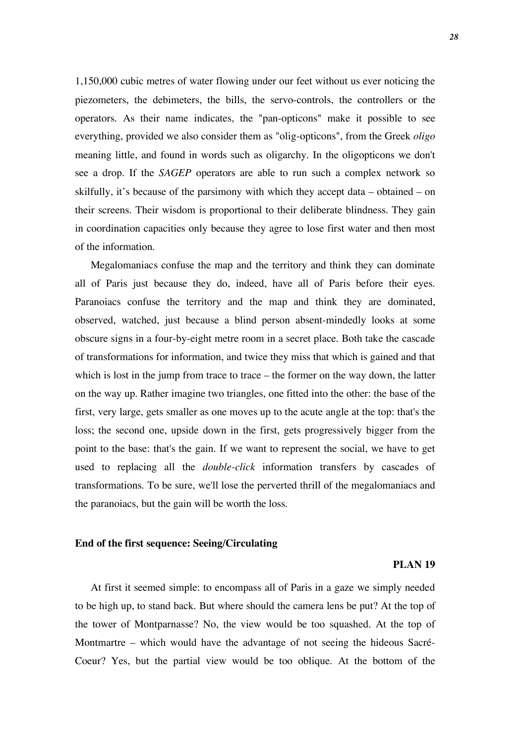1,150,000 cubic metres of water flowing under our feet without us ever noticing the piezometers, the debimeters, the bills, the servo-controls, the controllers or the operators. As their name indicates, the "pan-opticons" make it possible to see everything, provided we also consider them as "olig-opticons", from the Greek *oligo* meaning little, and found in words such as oligarchy. In the oligopticons we don't see a drop. If the *SAGEP* operators are able to run such a complex network so skilfully, it's because of the parsimony with which they accept data – obtained – on their screens. Their wisdom is proportional to their deliberate blindness. They gain in coordination capacities only because they agree to lose first water and then most of the information.

Megalomaniacs confuse the map and the territory and think they can dominate all of Paris just because they do, indeed, have all of Paris before their eyes. Paranoiacs confuse the territory and the map and think they are dominated, observed, watched, just because a blind person absent-mindedly looks at some obscure signs in a four-by-eight metre room in a secret place. Both take the cascade of transformations for information, and twice they miss that which is gained and that which is lost in the jump from trace to trace – the former on the way down, the latter on the way up. Rather imagine two triangles, one fitted into the other: the base of the first, very large, gets smaller as one moves up to the acute angle at the top: that's the loss; the second one, upside down in the first, gets progressively bigger from the point to the base: that's the gain. If we want to represent the social, we have to get used to replacing all the *double-click* information transfers by cascades of transformations. To be sure, we'll lose the perverted thrill of the megalomaniacs and the paranoiacs, but the gain will be worth the loss.

**End of the first sequence: Seeing/Circulating**

**PLAN 19**

At first it seemed simple: to encompass all of Paris in a gaze we simply needed to be high up, to stand back. But where should the camera lens be put? At the top of the tower of Montparnasse? No, the view would be too squashed. At the top of Montmartre – which would have the advantage of not seeing the hideous Sacré-Coeur? Yes, but the partial view would be too oblique. At the bottom of the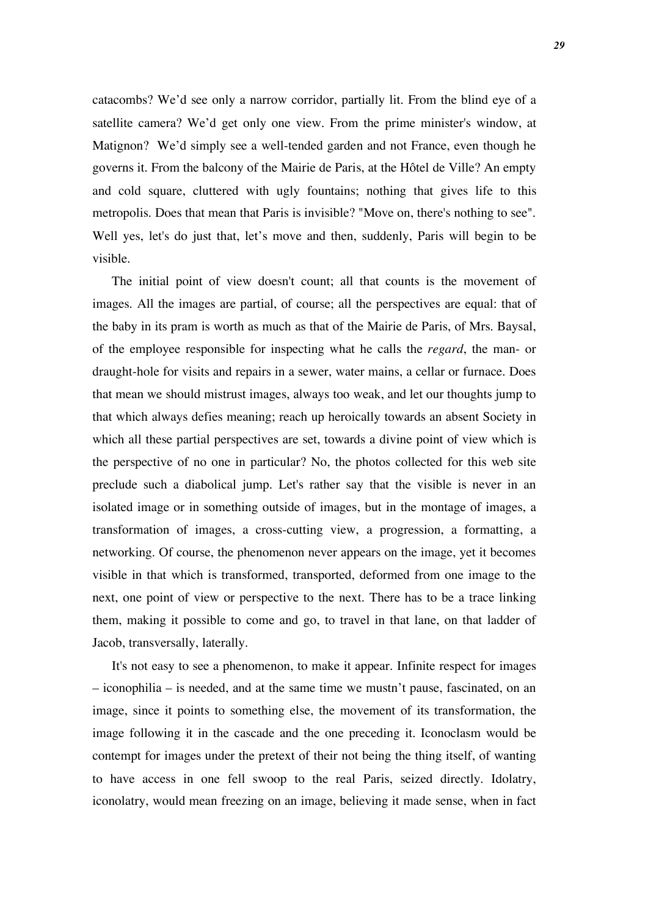catacombs? We'd see only a narrow corridor, partially lit. From the blind eye of a satellite camera? We'd get only one view. From the prime minister's window, at Matignon? We'd simply see a well-tended garden and not France, even though he governs it. From the balcony of the Mairie de Paris, at the Hôtel de Ville? An empty and cold square, cluttered with ugly fountains; nothing that gives life to this metropolis. Does that mean that Paris is invisible? "Move on, there's nothing to see". Well yes, let's do just that, let's move and then, suddenly, Paris will begin to be visible.

The initial point of view doesn't count; all that counts is the movement of images. All the images are partial, of course; all the perspectives are equal: that of the baby in its pram is worth as much as that of the Mairie de Paris, of Mrs. Baysal, of the employee responsible for inspecting what he calls the *regard*, the man- or draught-hole for visits and repairs in a sewer, water mains, a cellar or furnace. Does that mean we should mistrust images, always too weak, and let our thoughts jump to that which always defies meaning; reach up heroically towards an absent Society in which all these partial perspectives are set, towards a divine point of view which is the perspective of no one in particular? No, the photos collected for this web site preclude such a diabolical jump. Let's rather say that the visible is never in an isolated image or in something outside of images, but in the montage of images, a transformation of images, a cross-cutting view, a progression, a formatting, a networking. Of course, the phenomenon never appears on the image, yet it becomes visible in that which is transformed, transported, deformed from one image to the next, one point of view or perspective to the next. There has to be a trace linking them, making it possible to come and go, to travel in that lane, on that ladder of Jacob, transversally, laterally.

It's not easy to see a phenomenon, to make it appear. Infinite respect for images – iconophilia – is needed, and at the same time we mustn't pause, fascinated, on an image, since it points to something else, the movement of its transformation, the image following it in the cascade and the one preceding it. Iconoclasm would be contempt for images under the pretext of their not being the thing itself, of wanting to have access in one fell swoop to the real Paris, seized directly. Idolatry, iconolatry, would mean freezing on an image, believing it made sense, when in fact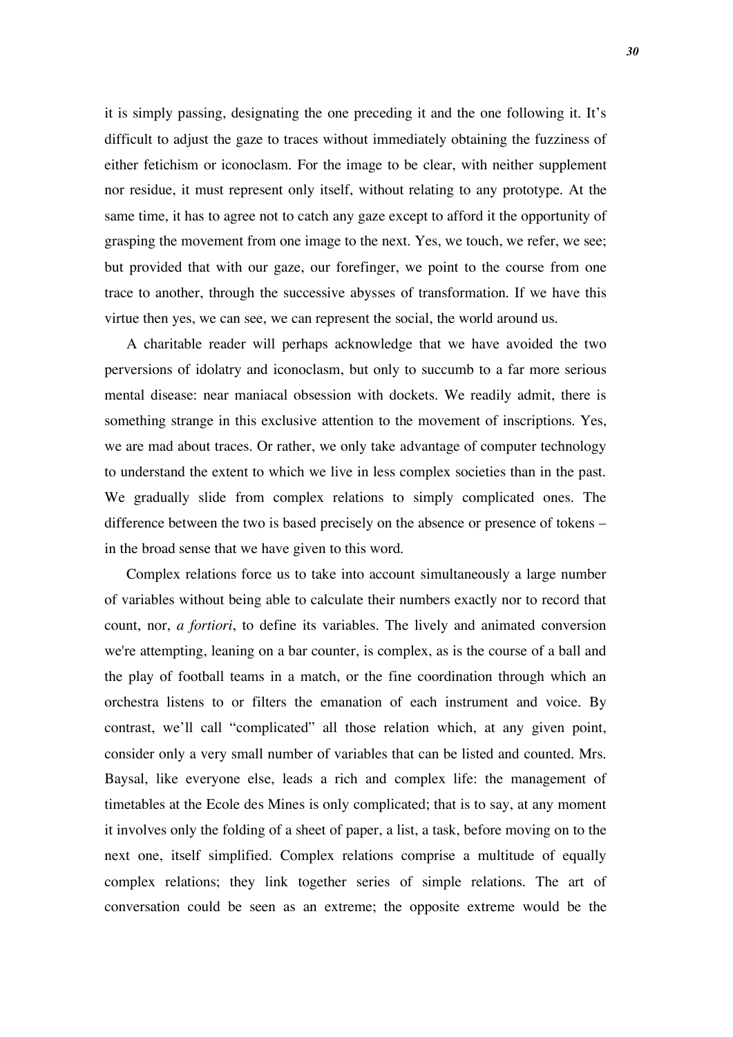it is simply passing, designating the one preceding it and the one following it. It's difficult to adjust the gaze to traces without immediately obtaining the fuzziness of either fetichism or iconoclasm. For the image to be clear, with neither supplement nor residue, it must represent only itself, without relating to any prototype. At the same time, it has to agree not to catch any gaze except to afford it the opportunity of grasping the movement from one image to the next. Yes, we touch, we refer, we see; but provided that with our gaze, our forefinger, we point to the course from one trace to another, through the successive abysses of transformation. If we have this virtue then yes, we can see, we can represent the social, the world around us.

A charitable reader will perhaps acknowledge that we have avoided the two perversions of idolatry and iconoclasm, but only to succumb to a far more serious mental disease: near maniacal obsession with dockets. We readily admit, there is something strange in this exclusive attention to the movement of inscriptions. Yes, we are mad about traces. Or rather, we only take advantage of computer technology to understand the extent to which we live in less complex societies than in the past. We gradually slide from complex relations to simply complicated ones. The difference between the two is based precisely on the absence or presence of tokens – in the broad sense that we have given to this word.

Complex relations force us to take into account simultaneously a large number of variables without being able to calculate their numbers exactly nor to record that count, nor, *a fortiori*, to define its variables. The lively and animated conversion we're attempting, leaning on a bar counter, is complex, as is the course of a ball and the play of football teams in a match, or the fine coordination through which an orchestra listens to or filters the emanation of each instrument and voice. By contrast, we'll call "complicated" all those relation which, at any given point, consider only a very small number of variables that can be listed and counted. Mrs. Baysal, like everyone else, leads a rich and complex life: the management of timetables at the Ecole des Mines is only complicated; that is to say, at any moment it involves only the folding of a sheet of paper, a list, a task, before moving on to the next one, itself simplified. Complex relations comprise a multitude of equally complex relations; they link together series of simple relations. The art of conversation could be seen as an extreme; the opposite extreme would be the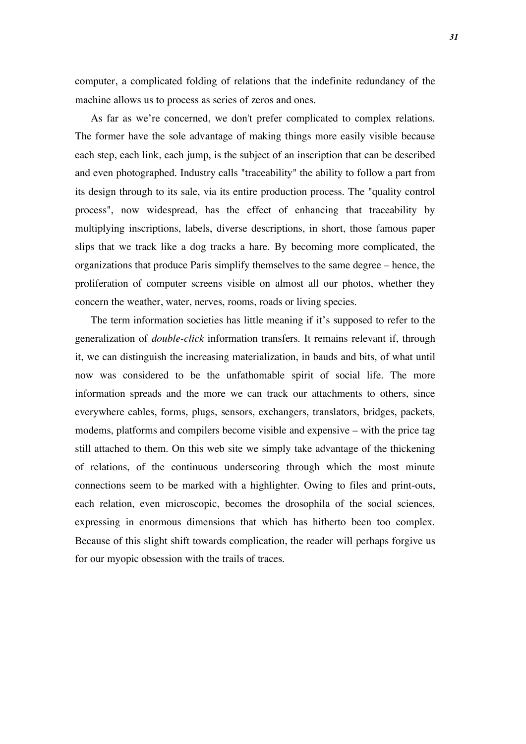computer, a complicated folding of relations that the indefinite redundancy of the machine allows us to process as series of zeros and ones.

As far as we're concerned, we don't prefer complicated to complex relations. The former have the sole advantage of making things more easily visible because each step, each link, each jump, is the subject of an inscription that can be described and even photographed. Industry calls "traceability" the ability to follow a part from its design through to its sale, via its entire production process. The "quality control process", now widespread, has the effect of enhancing that traceability by multiplying inscriptions, labels, diverse descriptions, in short, those famous paper slips that we track like a dog tracks a hare. By becoming more complicated, the organizations that produce Paris simplify themselves to the same degree – hence, the proliferation of computer screens visible on almost all our photos, whether they concern the weather, water, nerves, rooms, roads or living species.

The term information societies has little meaning if it's supposed to refer to the generalization of *double-click* information transfers. It remains relevant if, through it, we can distinguish the increasing materialization, in bauds and bits, of what until now was considered to be the unfathomable spirit of social life. The more information spreads and the more we can track our attachments to others, since everywhere cables, forms, plugs, sensors, exchangers, translators, bridges, packets, modems, platforms and compilers become visible and expensive – with the price tag still attached to them. On this web site we simply take advantage of the thickening of relations, of the continuous underscoring through which the most minute connections seem to be marked with a highlighter. Owing to files and print-outs, each relation, even microscopic, becomes the drosophila of the social sciences, expressing in enormous dimensions that which has hitherto been too complex. Because of this slight shift towards complication, the reader will perhaps forgive us for our myopic obsession with the trails of traces.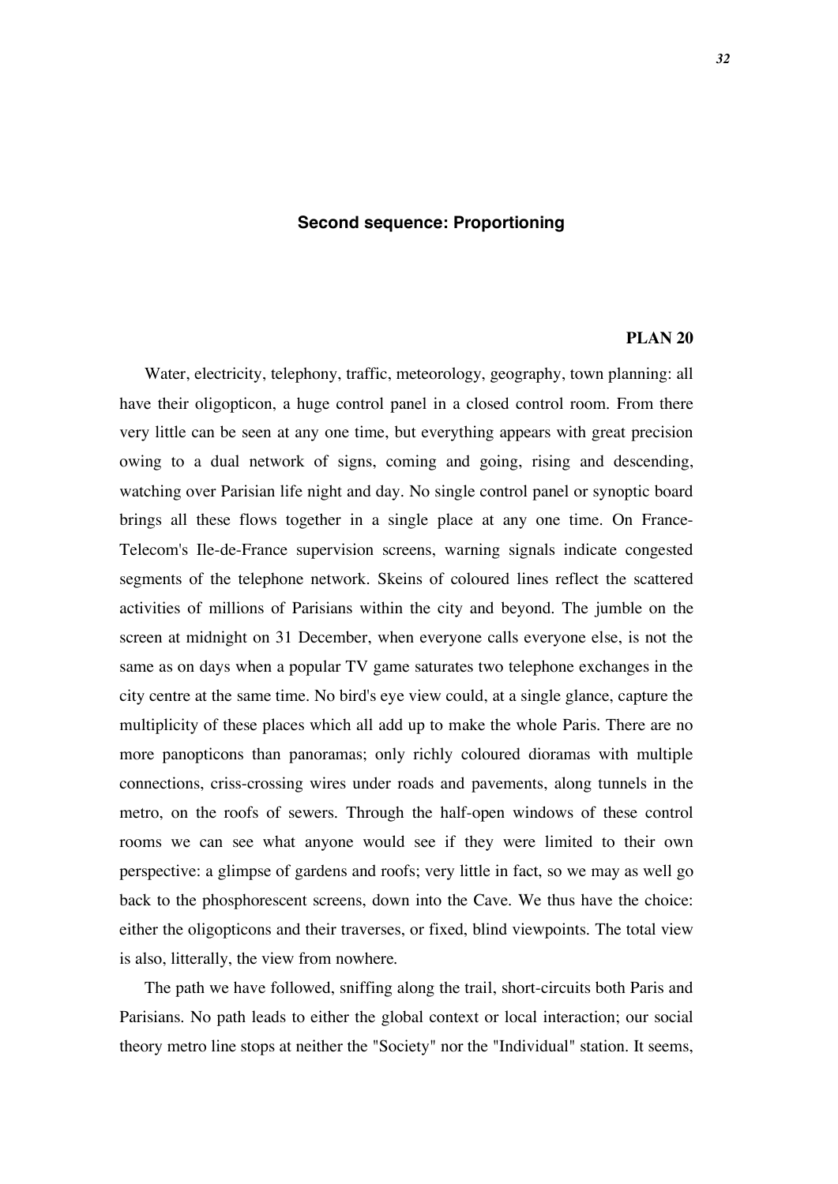## Second sequence: Proportioning

### PLAN 20

Water, electricity, telephony, traffic, meteorology, geography, town planning: all have their oligopticon, a huge control panel in a closed control room. From there very little can be seen at any one time, but everything appears with great precision owing to a dual network of signs, coming and going, rising and descending, watching over Parisian life night and day. No single control panel or synoptic board brings all these flows together in a single place at any one time. On France-Telecom's Ile-de-France supervision screens, warning signals indicate congested segments of the telephone network. Skeins of coloured lines reflect the scattered activities of millions of Parisians within the city and beyond. The jumble on the screen at midnight on 31 December, when everyone calls everyone else, is not the same as on days when a popular TV game saturates two telephone exchanges in the city centre at the same time. No bird's eye view could, at a single glance, capture the multiplicity of these places which all add up to make the whole Paris. There are no more panopticons than panoramas; only richly coloured dioramas with multiple connections, criss-crossing wires under roads and pavements, along tunnels in the metro, on the roofs of sewers. Through the half-open windows of these control rooms we can see what anyone would see if they were limited to their own perspective: a glimpse of gardens and roofs; very little in fact, so we may as well go back to the phosphorescent screens, down into the Cave. We thus have the choice: either the oligopticons and their traverses, or fixed, blind viewpoints. The total view is also, litterally, the view from nowhere.

The path we have followed, sniffing along the trail, short-circuits both Paris and Parisians. No path leads to either the global context or local interaction; our social theory metro line stops at neither the "Society" nor the "Individual" station. It seems,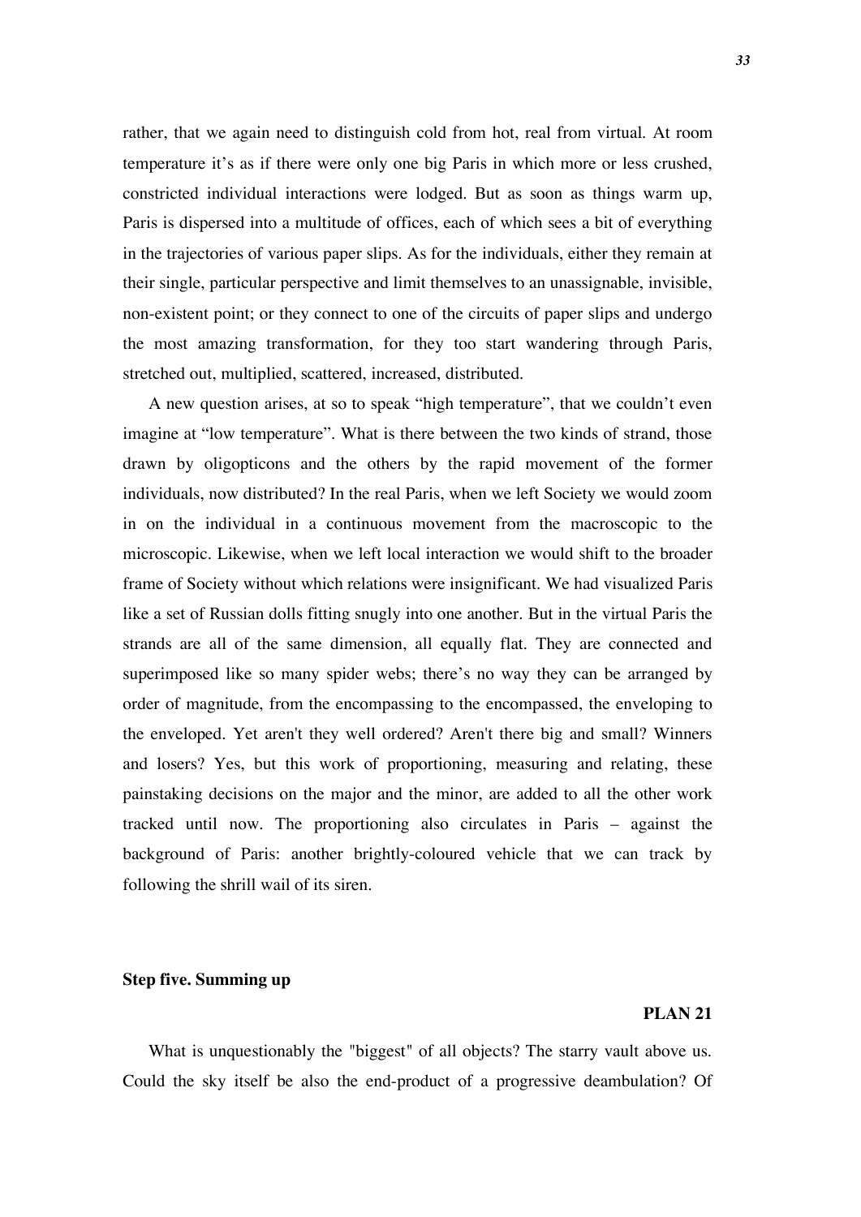rather, that we again need to distinguish cold from hot, real from virtual. At room temperature it's as if there were only one big Paris in which more or less crushed, constricted individual interactions were lodged. But as soon as things warm up, Paris is dispersed into a multitude of offices, each of which sees a bit of everything in the trajectories of various paper slips. As for the individuals, either they remain at their single, particular perspective and limit themselves to an unassignable, invisible, non-existent point; or they connect to one of the circuits of paper slips and undergo the most amazing transformation, for they too start wandering through Paris, stretched out, multiplied, scattered, increased, distributed.

A new question arises, at so to speak "high temperature", that we couldn't even imagine at "low temperature". What is there between the two kinds of strand, those drawn by oligopticons and the others by the rapid movement of the former individuals, now distributed? In the real Paris, when we left Society we would zoom in on the individual in a continuous movement from the macroscopic to the microscopic. Likewise, when we left local interaction we would shift to the broader frame of Society without which relations were insignificant. We had visualized Paris like a set of Russian dolls fitting snugly into one another. But in the virtual Paris the strands are all of the same dimension, all equally flat. They are connected and superimposed like so many spider webs; there's no way they can be arranged by order of magnitude, from the encompassing to the encompassed, the enveloping to the enveloped. Yet aren't they well ordered? Aren't there big and small? Winners and losers? Yes, but this work of proportioning, measuring and relating, these painstaking decisions on the major and the minor, are added to all the other work tracked until now. The proportioning also circulates in Paris – against the background of Paris: another brightly-coloured vehicle that we can track by following the shrill wail of its siren.

## Step five. Summing up

**PLAN 21**

What is unquestionably the "biggest" of all objects? The starry vault above us. Could the sky itself be also the end-product of a progressive deambulation? Of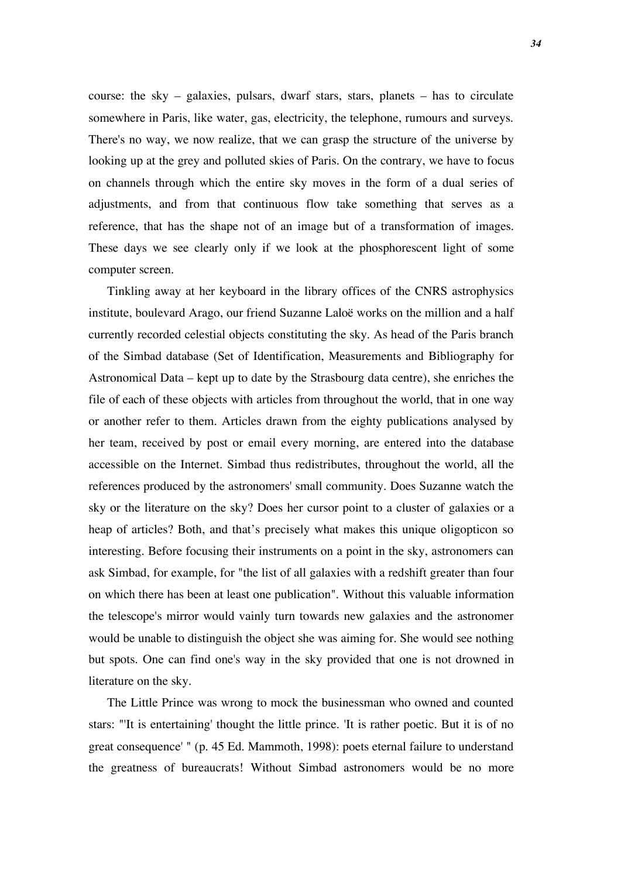course: the sky – galaxies, pulsars, dwarf stars, stars, planets – has to circulate somewhere in Paris, like water, gas, electricity, the telephone, rumours and surveys. There's no way, we now realize, that we can grasp the structure of the universe by looking up at the grey and polluted skies of Paris. On the contrary, we have to focus on channels through which the entire sky moves in the form of a dual series of adjustments, and from that continuous flow take something that serves as a reference, that has the shape not of an image but of a transformation of images. These days we see clearly only if we look at the phosphorescent light of some computer screen.

Tinkling away at her keyboard in the library offices of the CNRS astrophysics institute, boulevard Arago, our friend Suzanne Laloë works on the million and a half currently recorded celestial objects constituting the sky. As head of the Paris branch of the Simbad database (Set of Identification, Measurements and Bibliography for Astronomical Data – kept up to date by the Strasbourg data centre), she enriches the file of each of these objects with articles from throughout the world, that in one way or another refer to them. Articles drawn from the eighty publications analysed by her team, received by post or email every morning, are entered into the database accessible on the Internet. Simbad thus redistributes, throughout the world, all the references produced by the astronomers' small community. Does Suzanne watch the sky or the literature on the sky? Does her cursor point to a cluster of galaxies or a heap of articles? Both, and that's precisely what makes this unique oligopticon so interesting. Before focusing their instruments on a point in the sky, astronomers can ask Simbad, for example, for "the list of all galaxies with a redshift greater than four on which there has been at least one publication". Without this valuable information the telescope's mirror would vainly turn towards new galaxies and the astronomer would be unable to distinguish the object she was aiming for. She would see nothing but spots. One can find one's way in the sky provided that one is not drowned in literature on the sky.

The Little Prince was wrong to mock the businessman who owned and counted stars: "'It is entertaining' thought the little prince. 'It is rather poetic. But it is of no great consequence' " (p. 45 Ed. Mammoth, 1998): poets eternal failure to understand the greatness of bureaucrats! Without Simbad astronomers would be no more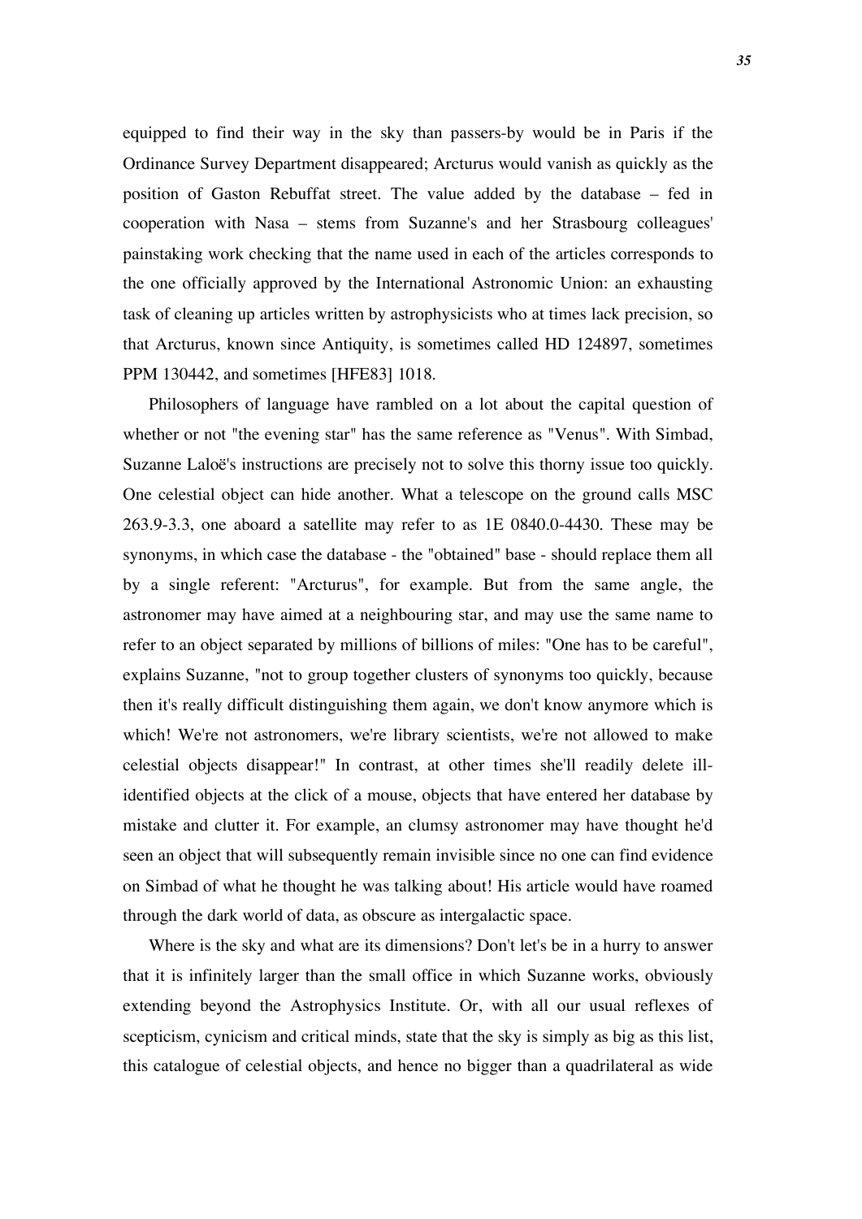equipped to find their way in the sky than passers-by would be in Paris if the Ordinance Survey Department disappeared; Arcturus would vanish as quickly as the position of Gaston Rebuffat street. The value added by the database – fed in cooperation with Nasa – stems from Suzanne's and her Strasbourg colleagues' painstaking work checking that the name used in each of the articles corresponds to the one officially approved by the International Astronomic Union: an exhausting task of cleaning up articles written by astrophysicists who at times lack precision, so that Arcturus, known since Antiquity, is sometimes called HD 124897, sometimes PPM 130442, and sometimes [HFE83] 1018.

Philosophers of language have rambled on a lot about the capital question of whether or not "the evening star" has the same reference as "Venus". With Simbad, Suzanne Laloë's instructions are precisely not to solve this thorny issue too quickly. One celestial object can hide another. What a telescope on the ground calls MSC 263.9-3.3, one aboard a satellite may refer to as 1E 0840.0-4430. These may be synonyms, in which case the database - the "obtained" base - should replace them all by a single referent: "Arcturus", for example. But from the same angle, the astronomer may have aimed at a neighbouring star, and may use the same name to refer to an object separated by millions of billions of miles: "One has to be careful", explains Suzanne, "not to group together clusters of synonyms too quickly, because then it's really difficult distinguishing them again, we don't know anymore which is which! We're not astronomers, we're library scientists, we're not allowed to make celestial objects disappear!" In contrast, at other times she'll readily delete ill-identified objects at the click of a mouse, objects that have entered her database by mistake and clutter it. For example, an clumsy astronomer may have thought he'd seen an object that will subsequently remain invisible since no one can find evidence on Simbad of what he thought he was talking about! His article would have roamed through the dark world of data, as obscure as intergalactic space.

Where is the sky and what are its dimensions? Don't let's be in a hurry to answer that it is infinitely larger than the small office in which Suzanne works, obviously extending beyond the Astrophysics Institute. Or, with all our usual reflexes of scepticism, cynicism and critical minds, state that the sky is simply as big as this list, this catalogue of celestial objects, and hence no bigger than a quadrilateral as wide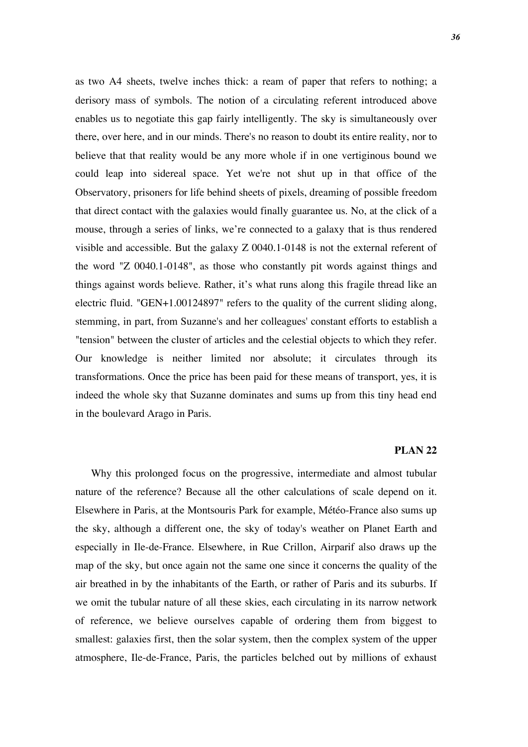as two A4 sheets, twelve inches thick: a ream of paper that refers to nothing; a derisory mass of symbols. The notion of a circulating referent introduced above enables us to negotiate this gap fairly intelligently. The sky is simultaneously over there, over here, and in our minds. There's no reason to doubt its entire reality, nor to believe that that reality would be any more whole if in one vertiginous bound we could leap into sidereal space. Yet we're not shut up in that office of the Observatory, prisoners for life behind sheets of pixels, dreaming of possible freedom that direct contact with the galaxies would finally guarantee us. No, at the click of a mouse, through a series of links, we're connected to a galaxy that is thus rendered visible and accessible. But the galaxy Z 0040.1-0148 is not the external referent of the word "Z 0040.1-0148", as those who constantly pit words against things and things against words believe. Rather, it's what runs along this fragile thread like an electric fluid. "GEN+1.00124897" refers to the quality of the current sliding along, stemming, in part, from Suzanne's and her colleagues' constant efforts to establish a "tension" between the cluster of articles and the celestial objects to which they refer. Our knowledge is neither limited nor absolute; it circulates through its transformations. Once the price has been paid for these means of transport, yes, it is indeed the whole sky that Suzanne dominates and sums up from this tiny head end in the boulevard Arago in Paris.

**PLAN 22**

Why this prolonged focus on the progressive, intermediate and almost tubular nature of the reference? Because all the other calculations of scale depend on it. Elsewhere in Paris, at the Montsouris Park for example, Météo-France also sums up the sky, although a different one, the sky of today's weather on Planet Earth and especially in Ile-de-France. Elsewhere, in Rue Crillon, Airparif also draws up the map of the sky, but once again not the same one since it concerns the quality of the air breathed in by the inhabitants of the Earth, or rather of Paris and its suburbs. If we omit the tubular nature of all these skies, each circulating in its narrow network of reference, we believe ourselves capable of ordering them from biggest to smallest: galaxies first, then the solar system, then the complex system of the upper atmosphere, Ile-de-France, Paris, the particles belched out by millions of exhaust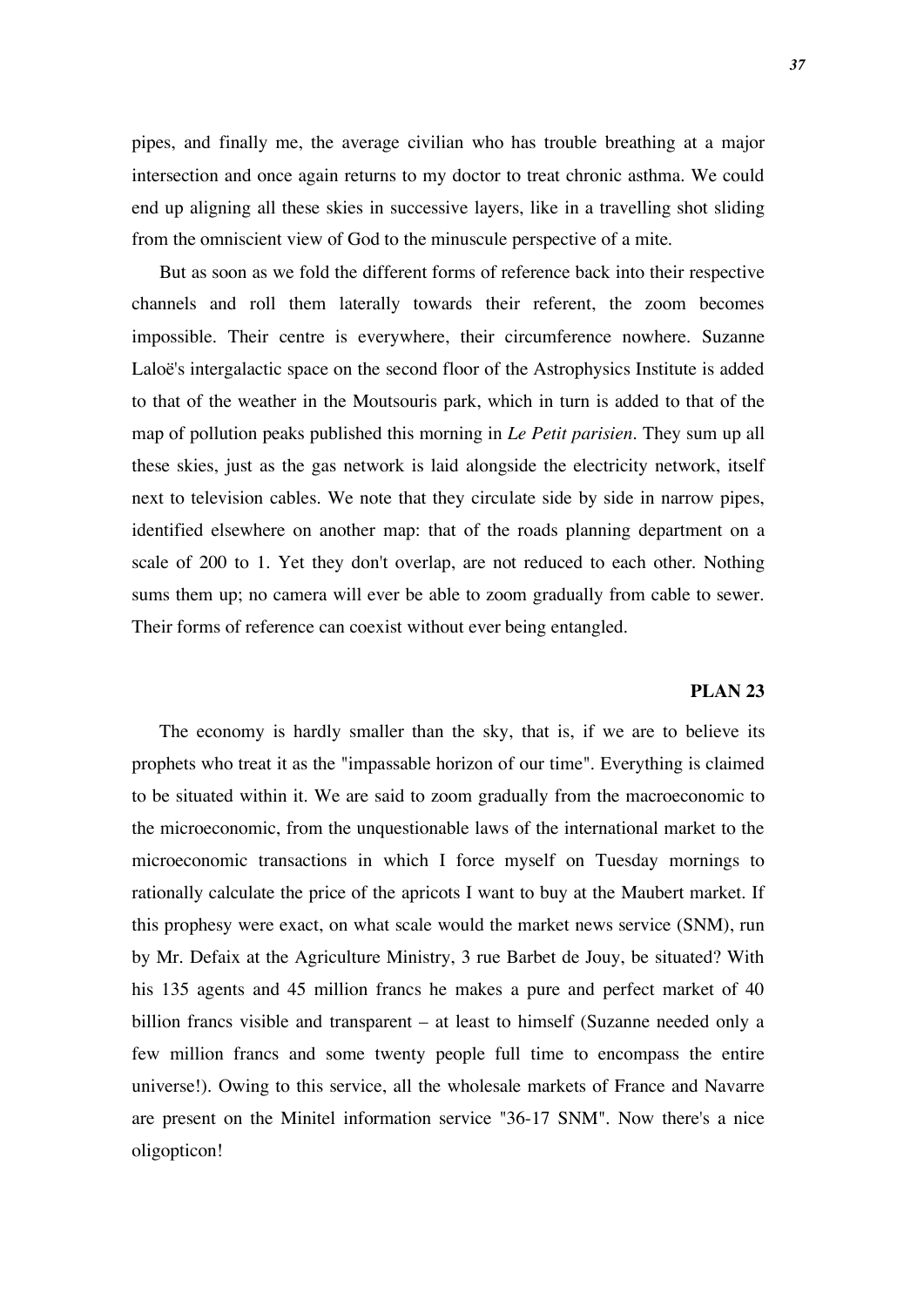pipes, and finally me, the average civilian who has trouble breathing at a major intersection and once again returns to my doctor to treat chronic asthma. We could end up aligning all these skies in successive layers, like in a travelling shot sliding from the omniscient view of God to the minuscule perspective of a mite.

But as soon as we fold the different forms of reference back into their respective channels and roll them laterally towards their referent, the zoom becomes impossible. Their centre is everywhere, their circumference nowhere. Suzanne Laloë's intergalactic space on the second floor of the Astrophysics Institute is added to that of the weather in the Moutsouris park, which in turn is added to that of the map of pollution peaks published this morning in *Le Petit parisien*. They sum up all these skies, just as the gas network is laid alongside the electricity network, itself next to television cables. We note that they circulate side by side in narrow pipes, identified elsewhere on another map: that of the roads planning department on a scale of 200 to 1. Yet they don't overlap, are not reduced to each other. Nothing sums them up; no camera will ever be able to zoom gradually from cable to sewer. Their forms of reference can coexist without ever being entangled.

## PLAN 23

The economy is hardly smaller than the sky, that is, if we are to believe its prophets who treat it as the "impassable horizon of our time". Everything is claimed to be situated within it. We are said to zoom gradually from the macroeconomic to the microeconomic, from the unquestionable laws of the international market to the microeconomic transactions in which I force myself on Tuesday mornings to rationally calculate the price of the apricots I want to buy at the Maubert market. If this prophesy were exact, on what scale would the market news service (SNM), run by Mr. Defaix at the Agriculture Ministry, 3 rue Barbet de Jouy, be situated? With his 135 agents and 45 million francs he makes a pure and perfect market of 40 billion francs visible and transparent – at least to himself (Suzanne needed only a few million francs and some twenty people full time to encompass the entire universe!). Owing to this service, all the wholesale markets of France and Navarre are present on the Minitel information service "36-17 SNM". Now there's a nice oligopticon!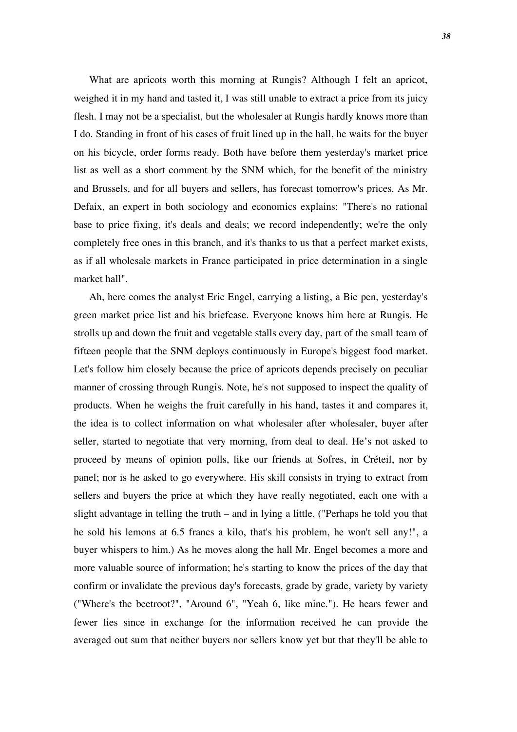What are apricots worth this morning at Rungis? Although I felt an apricot, weighed it in my hand and tasted it, I was still unable to extract a price from its juicy flesh. I may not be a specialist, but the wholesaler at Rungis hardly knows more than I do. Standing in front of his cases of fruit lined up in the hall, he waits for the buyer on his bicycle, order forms ready. Both have before them yesterday's market price list as well as a short comment by the SNM which, for the benefit of the ministry and Brussels, and for all buyers and sellers, has forecast tomorrow's prices. As Mr. Defaix, an expert in both sociology and economics explains: "There's no rational base to price fixing, it's deals and deals; we record independently; we're the only completely free ones in this branch, and it's thanks to us that a perfect market exists, as if all wholesale markets in France participated in price determination in a single market hall".

Ah, here comes the analyst Eric Engel, carrying a listing, a Bic pen, yesterday's green market price list and his briefcase. Everyone knows him here at Rungis. He strolls up and down the fruit and vegetable stalls every day, part of the small team of fifteen people that the SNM deploys continuously in Europe's biggest food market. Let's follow him closely because the price of apricots depends precisely on peculiar manner of crossing through Rungis. Note, he's not supposed to inspect the quality of products. When he weighs the fruit carefully in his hand, tastes it and compares it, the idea is to collect information on what wholesaler after wholesaler, buyer after seller, started to negotiate that very morning, from deal to deal. He's not asked to proceed by means of opinion polls, like our friends at Sofres, in Créteil, nor by panel; nor is he asked to go everywhere. His skill consists in trying to extract from sellers and buyers the price at which they have really negotiated, each one with a slight advantage in telling the truth – and in lying a little. ("Perhaps he told you that he sold his lemons at 6.5 francs a kilo, that's his problem, he won't sell any!", a buyer whispers to him.) As he moves along the hall Mr. Engel becomes a more and more valuable source of information; he's starting to know the prices of the day that confirm or invalidate the previous day's forecasts, grade by grade, variety by variety ("Where's the beetroot?", "Around 6", "Yeah 6, like mine."). He hears fewer and fewer lies since in exchange for the information received he can provide the averaged out sum that neither buyers nor sellers know yet but that they'll be able to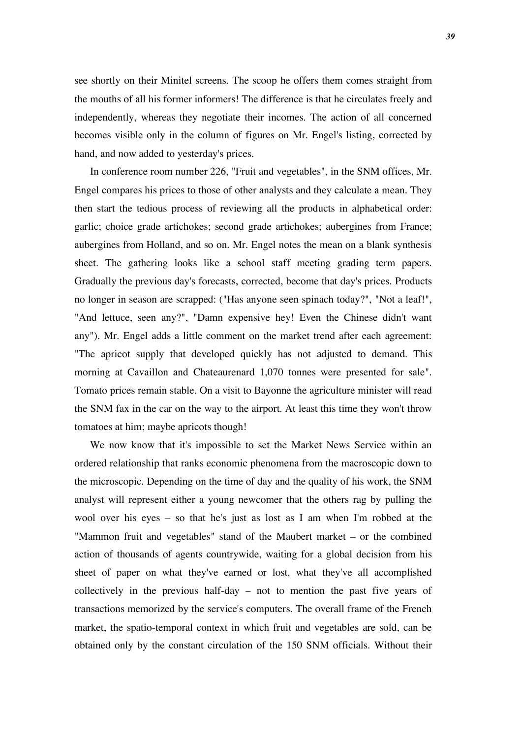see shortly on their Minitel screens. The scoop he offers them comes straight from the mouths of all his former informers! The difference is that he circulates freely and independently, whereas they negotiate their incomes. The action of all concerned becomes visible only in the column of figures on Mr. Engel's listing, corrected by hand, and now added to yesterday's prices.

In conference room number 226, "Fruit and vegetables", in the SNM offices, Mr. Engel compares his prices to those of other analysts and they calculate a mean. They then start the tedious process of reviewing all the products in alphabetical order: garlic; choice grade artichokes; second grade artichokes; aubergines from France; aubergines from Holland, and so on. Mr. Engel notes the mean on a blank synthesis sheet. The gathering looks like a school staff meeting grading term papers. Gradually the previous day's forecasts, corrected, become that day's prices. Products no longer in season are scrapped: ("Has anyone seen spinach today?", "Not a leaf!", "And lettuce, seen any?", "Damn expensive hey! Even the Chinese didn't want any"). Mr. Engel adds a little comment on the market trend after each agreement: "The apricot supply that developed quickly has not adjusted to demand. This morning at Cavaillon and Chateaurenard 1,070 tonnes were presented for sale". Tomato prices remain stable. On a visit to Bayonne the agriculture minister will read the SNM fax in the car on the way to the airport. At least this time they won't throw tomatoes at him; maybe apricots though!

We now know that it's impossible to set the Market News Service within an ordered relationship that ranks economic phenomena from the macroscopic down to the microscopic. Depending on the time of day and the quality of his work, the SNM analyst will represent either a young newcomer that the others rag by pulling the wool over his eyes – so that he's just as lost as I am when I'm robbed at the "Mammon fruit and vegetables" stand of the Maubert market – or the combined action of thousands of agents countrywide, waiting for a global decision from his sheet of paper on what they've earned or lost, what they've all accomplished collectively in the previous half-day – not to mention the past five years of transactions memorized by the service's computers. The overall frame of the French market, the spatio-temporal context in which fruit and vegetables are sold, can be obtained only by the constant circulation of the 150 SNM officials. Without their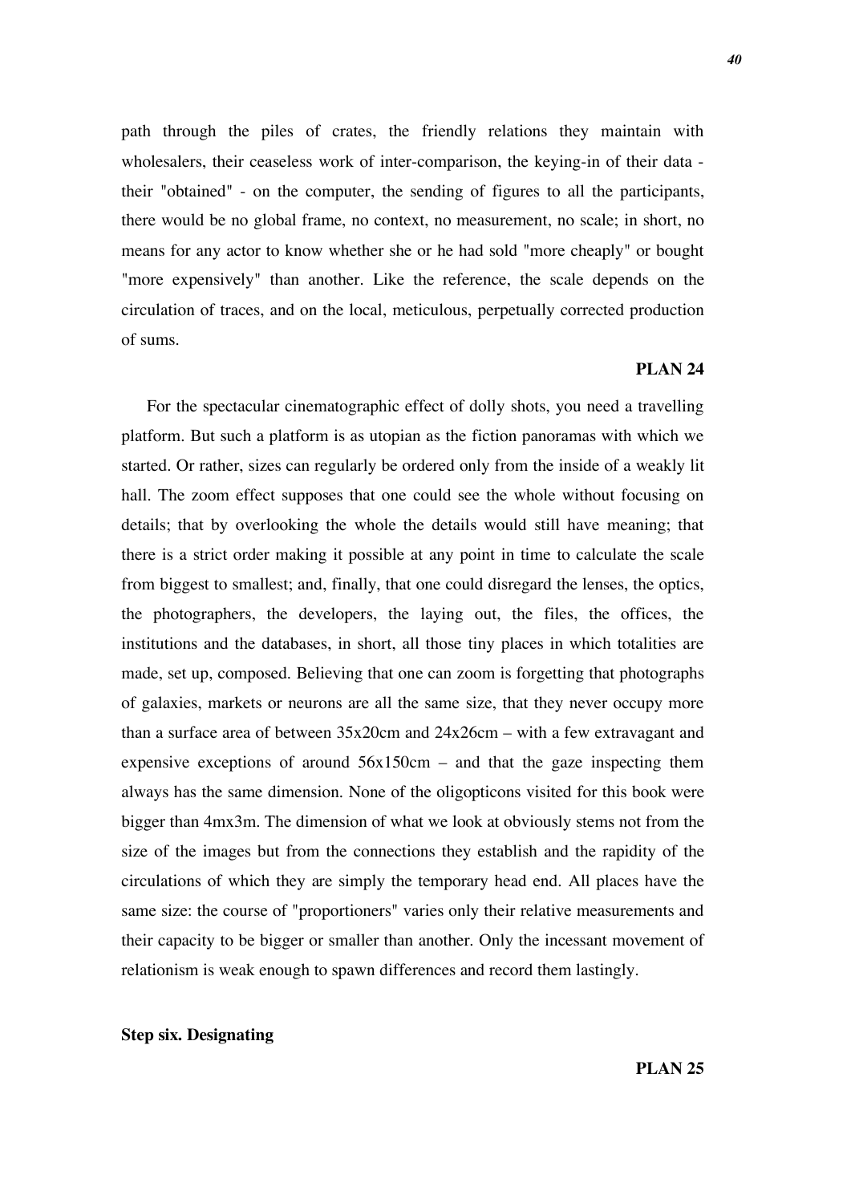path through the piles of crates, the friendly relations they maintain with wholesalers, their ceaseless work of inter-comparison, the keying-in of their data - their "obtained" - on the computer, the sending of figures to all the participants, there would be no global frame, no context, no measurement, no scale; in short, no means for any actor to know whether she or he had sold "more cheaply" or bought "more expensively" than another. Like the reference, the scale depends on the circulation of traces, and on the local, meticulous, perpetually corrected production of sums.

**PLAN 24**

For the spectacular cinematographic effect of dolly shots, you need a travelling platform. But such a platform is as utopian as the fiction panoramas with which we started. Or rather, sizes can regularly be ordered only from the inside of a weakly lit hall. The zoom effect supposes that one could see the whole without focusing on details; that by overlooking the whole the details would still have meaning; that there is a strict order making it possible at any point in time to calculate the scale from biggest to smallest; and, finally, that one could disregard the lenses, the optics, the photographers, the developers, the laying out, the files, the offices, the institutions and the databases, in short, all those tiny places in which totalities are made, set up, composed. Believing that one can zoom is forgetting that photographs of galaxies, markets or neurons are all the same size, that they never occupy more than a surface area of between 35x20cm and 24x26cm – with a few extravagant and expensive exceptions of around 56x150cm – and that the gaze inspecting them always has the same dimension. None of the oligopticons visited for this book were bigger than 4mx3m. The dimension of what we look at obviously stems not from the size of the images but from the connections they establish and the rapidity of the circulations of which they are simply the temporary head end. All places have the same size: the course of "proportioners" varies only their relative measurements and their capacity to be bigger or smaller than another. Only the incessant movement of relationism is weak enough to spawn differences and record them lastingly.

**Step six. Designating**

**PLAN 25**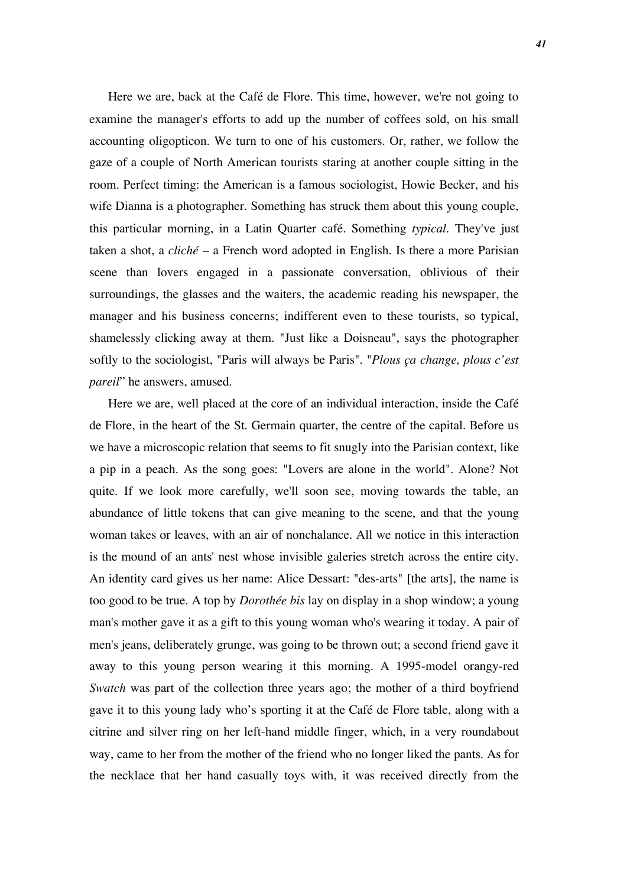Here we are, back at the Café de Flore. This time, however, we're not going to examine the manager's efforts to add up the number of coffees sold, on his small accounting oligopticon. We turn to one of his customers. Or, rather, we follow the gaze of a couple of North American tourists staring at another couple sitting in the room. Perfect timing: the American is a famous sociologist, Howie Becker, and his wife Dianna is a photographer. Something has struck them about this young couple, this particular morning, in a Latin Quarter café. Something *typical*. They've just taken a shot, a *cliché* – a French word adopted in English. Is there a more Parisian scene than lovers engaged in a passionate conversation, oblivious of their surroundings, the glasses and the waiters, the academic reading his newspaper, the manager and his business concerns; indifferent even to these tourists, so typical, shamelessly clicking away at them. "Just like a Doisneau", says the photographer softly to the sociologist, "Paris will always be Paris". "*Plous ça change, plous c'est pareil*" he answers, amused.

Here we are, well placed at the core of an individual interaction, inside the Café de Flore, in the heart of the St. Germain quarter, the centre of the capital. Before us we have a microscopic relation that seems to fit snugly into the Parisian context, like a pip in a peach. As the song goes: "Lovers are alone in the world". Alone? Not quite. If we look more carefully, we'll soon see, moving towards the table, an abundance of little tokens that can give meaning to the scene, and that the young woman takes or leaves, with an air of nonchalance. All we notice in this interaction is the mound of an ants' nest whose invisible galeries stretch across the entire city. An identity card gives us her name: Alice Dessart: "des-arts" [the arts], the name is too good to be true. A top by *Dorothée bis* lay on display in a shop window; a young man's mother gave it as a gift to this young woman who's wearing it today. A pair of men's jeans, deliberately grunge, was going to be thrown out; a second friend gave it away to this young person wearing it this morning. A 1995-model orangy-red *Swatch* was part of the collection three years ago; the mother of a third boyfriend gave it to this young lady who's sporting it at the Café de Flore table, along with a citrine and silver ring on her left-hand middle finger, which, in a very roundabout way, came to her from the mother of the friend who no longer liked the pants. As for the necklace that her hand casually toys with, it was received directly from the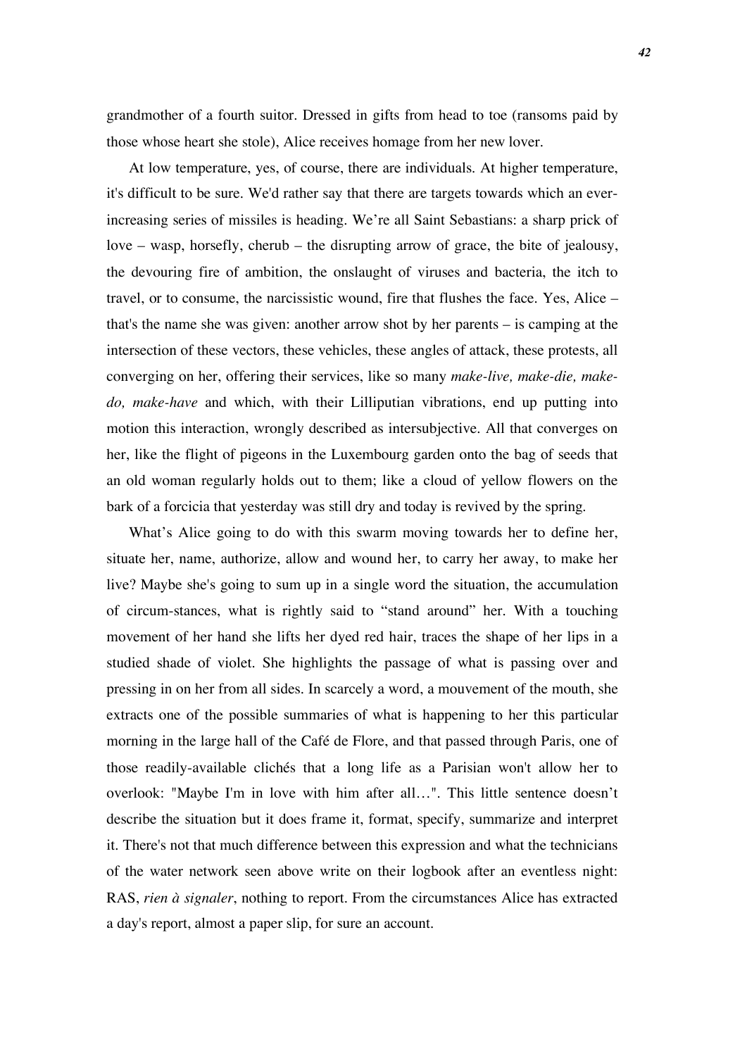grandmother of a fourth suitor. Dressed in gifts from head to toe (ransoms paid by those whose heart she stole), Alice receives homage from her new lover.

At low temperature, yes, of course, there are individuals. At higher temperature, it's difficult to be sure. We'd rather say that there are targets towards which an ever-increasing series of missiles is heading. We're all Saint Sebastians: a sharp prick of love – wasp, horsefly, cherub – the disrupting arrow of grace, the bite of jealousy, the devouring fire of ambition, the onslaught of viruses and bacteria, the itch to travel, or to consume, the narcissistic wound, fire that flushes the face. Yes, Alice – that's the name she was given: another arrow shot by her parents – is camping at the intersection of these vectors, these vehicles, these angles of attack, these protests, all converging on her, offering their services, like so many *make-live, make-die, make-do, make-have* and which, with their Lilliputian vibrations, end up putting into motion this interaction, wrongly described as intersubjective. All that converges on her, like the flight of pigeons in the Luxembourg garden onto the bag of seeds that an old woman regularly holds out to them; like a cloud of yellow flowers on the bark of a forcicia that yesterday was still dry and today is revived by the spring.

What's Alice going to do with this swarm moving towards her to define her, situate her, name, authorize, allow and wound her, to carry her away, to make her live? Maybe she's going to sum up in a single word the situation, the accumulation of circum-stances, what is rightly said to "stand around" her. With a touching movement of her hand she lifts her dyed red hair, traces the shape of her lips in a studied shade of violet. She highlights the passage of what is passing over and pressing in on her from all sides. In scarcely a word, a mouvement of the mouth, she extracts one of the possible summaries of what is happening to her this particular morning in the large hall of the Café de Flore, and that passed through Paris, one of those readily-available clichés that a long life as a Parisian won't allow her to overlook: "Maybe I'm in love with him after all…". This little sentence doesn't describe the situation but it does frame it, format, specify, summarize and interpret it. There's not that much difference between this expression and what the technicians of the water network seen above write on their logbook after an eventless night: RAS, *rien à signaler*, nothing to report. From the circumstances Alice has extracted a day's report, almost a paper slip, for sure an account.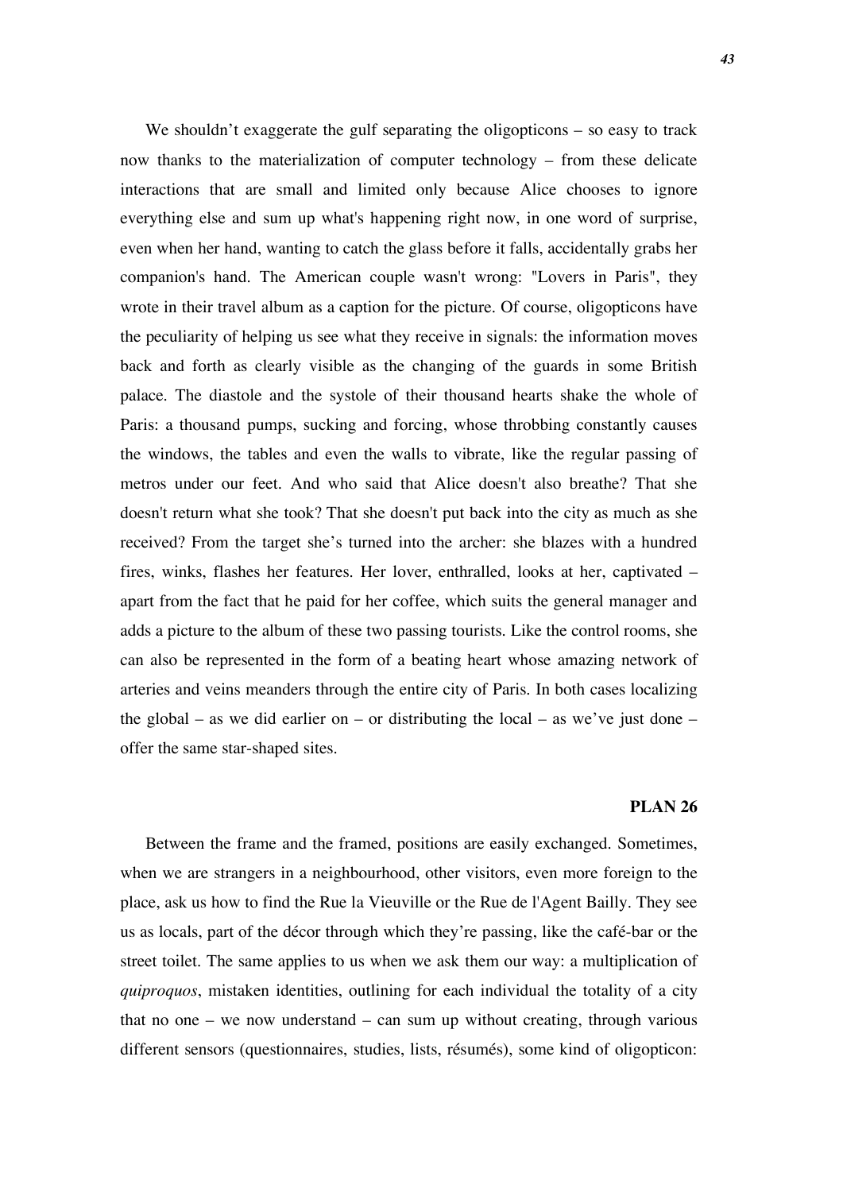We shouldn’t exaggerate the gulf separating the oligopticons – so easy to track now thanks to the materialization of computer technology – from these delicate interactions that are small and limited only because Alice chooses to ignore everything else and sum up what's happening right now, in one word of surprise, even when her hand, wanting to catch the glass before it falls, accidentally grabs her companion's hand. The American couple wasn't wrong: "Lovers in Paris", they wrote in their travel album as a caption for the picture. Of course, oligopticons have the peculiarity of helping us see what they receive in signals: the information moves back and forth as clearly visible as the changing of the guards in some British palace. The diastole and the systole of their thousand hearts shake the whole of Paris: a thousand pumps, sucking and forcing, whose throbbing constantly causes the windows, the tables and even the walls to vibrate, like the regular passing of metros under our feet. And who said that Alice doesn't also breathe? That she doesn't return what she took? That she doesn't put back into the city as much as she received? From the target she’s turned into the archer: she blazes with a hundred fires, winks, flashes her features. Her lover, enthralled, looks at her, captivated – apart from the fact that he paid for her coffee, which suits the general manager and adds a picture to the album of these two passing tourists. Like the control rooms, she can also be represented in the form of a beating heart whose amazing network of arteries and veins meanders through the entire city of Paris. In both cases localizing the global – as we did earlier on – or distributing the local – as we’ve just done – offer the same star-shaped sites.

## PLAN 26

Between the frame and the framed, positions are easily exchanged. Sometimes, when we are strangers in a neighbourhood, other visitors, even more foreign to the place, ask us how to find the Rue la Vieuville or the Rue de l'Agent Bailly. They see us as locals, part of the décor through which they’re passing, like the café-bar or the street toilet. The same applies to us when we ask them our way: a multiplication of *quiproquos*, mistaken identities, outlining for each individual the totality of a city that no one – we now understand – can sum up without creating, through various different sensors (questionnaires, studies, lists, résumés), some kind of oligopticon: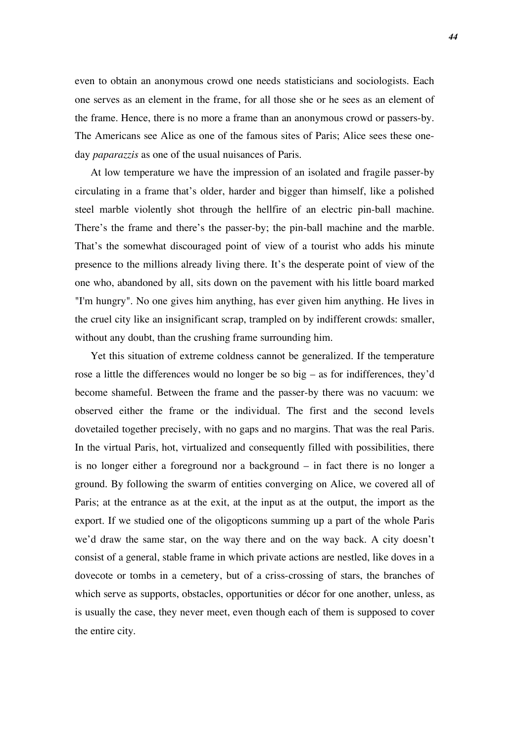even to obtain an anonymous crowd one needs statisticians and sociologists. Each one serves as an element in the frame, for all those she or he sees as an element of the frame. Hence, there is no more a frame than an anonymous crowd or passers-by. The Americans see Alice as one of the famous sites of Paris; Alice sees these one-day *paparazzis* as one of the usual nuisances of Paris.

At low temperature we have the impression of an isolated and fragile passer-by circulating in a frame that's older, harder and bigger than himself, like a polished steel marble violently shot through the hellfire of an electric pin-ball machine. There's the frame and there's the passer-by; the pin-ball machine and the marble. That's the somewhat discouraged point of view of a tourist who adds his minute presence to the millions already living there. It's the desperate point of view of the one who, abandoned by all, sits down on the pavement with his little board marked "I'm hungry". No one gives him anything, has ever given him anything. He lives in the cruel city like an insignificant scrap, trampled on by indifferent crowds: smaller, without any doubt, than the crushing frame surrounding him.

Yet this situation of extreme coldness cannot be generalized. If the temperature rose a little the differences would no longer be so big – as for indifferences, they'd become shameful. Between the frame and the passer-by there was no vacuum: we observed either the frame or the individual. The first and the second levels dovetailed together precisely, with no gaps and no margins. That was the real Paris. In the virtual Paris, hot, virtualized and consequently filled with possibilities, there is no longer either a foreground nor a background – in fact there is no longer a ground. By following the swarm of entities converging on Alice, we covered all of Paris; at the entrance as at the exit, at the input as at the output, the import as the export. If we studied one of the oligopticons summing up a part of the whole Paris we'd draw the same star, on the way there and on the way back. A city doesn't consist of a general, stable frame in which private actions are nestled, like doves in a dovecote or tombs in a cemetery, but of a criss-crossing of stars, the branches of which serve as supports, obstacles, opportunities or décor for one another, unless, as is usually the case, they never meet, even though each of them is supposed to cover the entire city.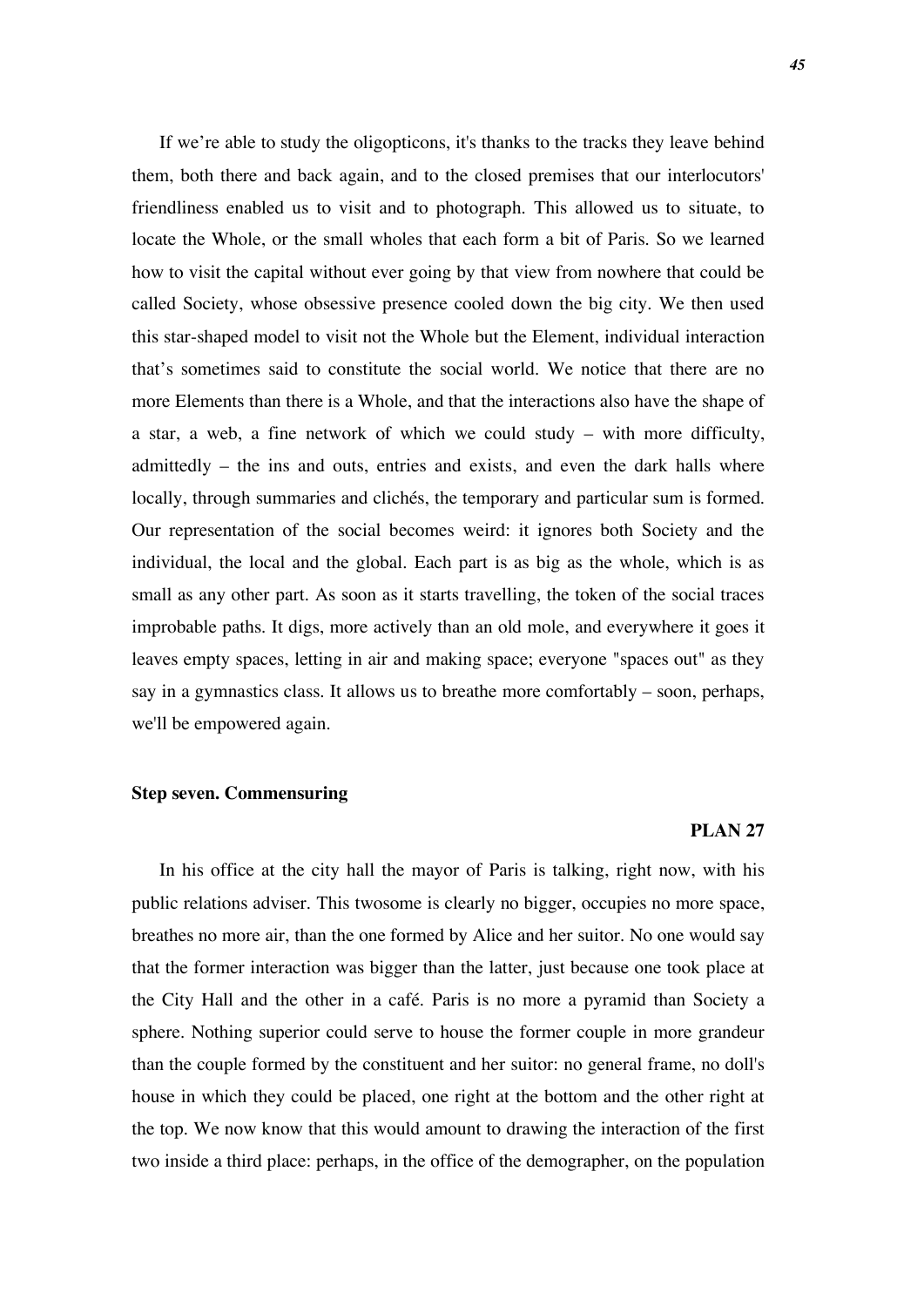If we're able to study the oligopticons, it's thanks to the tracks they leave behind them, both there and back again, and to the closed premises that our interlocutors' friendliness enabled us to visit and to photograph. This allowed us to situate, to locate the Whole, or the small wholes that each form a bit of Paris. So we learned how to visit the capital without ever going by that view from nowhere that could be called Society, whose obsessive presence cooled down the big city. We then used this star-shaped model to visit not the Whole but the Element, individual interaction that's sometimes said to constitute the social world. We notice that there are no more Elements than there is a Whole, and that the interactions also have the shape of a star, a web, a fine network of which we could study – with more difficulty, admittedly – the ins and outs, entries and exists, and even the dark halls where locally, through summaries and clichés, the temporary and particular sum is formed. Our representation of the social becomes weird: it ignores both Society and the individual, the local and the global. Each part is as big as the whole, which is as small as any other part. As soon as it starts travelling, the token of the social traces improbable paths. It digs, more actively than an old mole, and everywhere it goes it leaves empty spaces, letting in air and making space; everyone "spaces out" as they say in a gymnastics class. It allows us to breathe more comfortably – soon, perhaps, we'll be empowered again.

### Step seven. Commensuring

**PLAN 27**

In his office at the city hall the mayor of Paris is talking, right now, with his public relations adviser. This twosome is clearly no bigger, occupies no more space, breathes no more air, than the one formed by Alice and her suitor. No one would say that the former interaction was bigger than the latter, just because one took place at the City Hall and the other in a café. Paris is no more a pyramid than Society a sphere. Nothing superior could serve to house the former couple in more grandeur than the couple formed by the constituent and her suitor: no general frame, no doll's house in which they could be placed, one right at the bottom and the other right at the top. We now know that this would amount to drawing the interaction of the first two inside a third place: perhaps, in the office of the demographer, on the population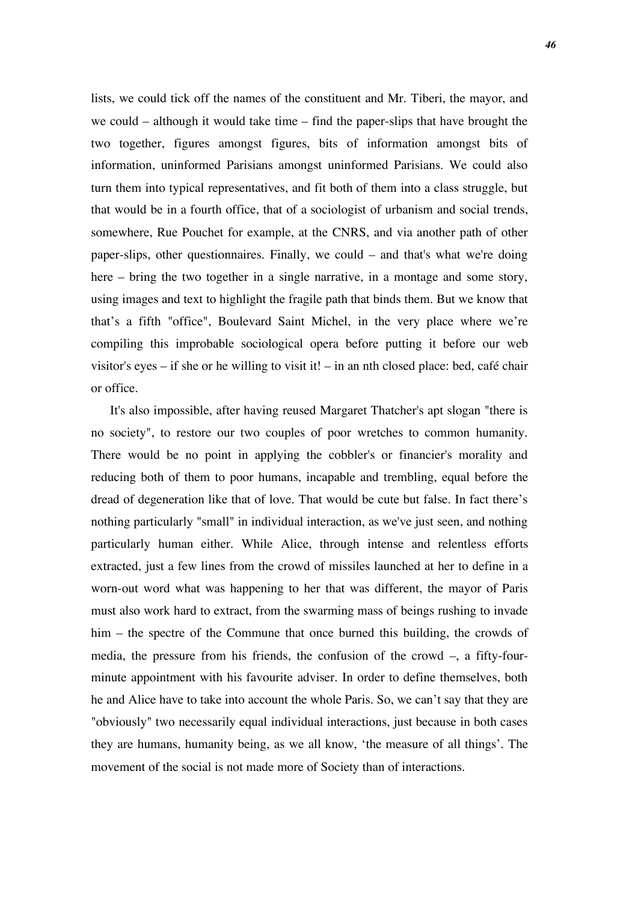lists, we could tick off the names of the constituent and Mr. Tiberi, the mayor, and we could – although it would take time – find the paper-slips that have brought the two together, figures amongst figures, bits of information amongst bits of information, uninformed Parisians amongst uninformed Parisians. We could also turn them into typical representatives, and fit both of them into a class struggle, but that would be in a fourth office, that of a sociologist of urbanism and social trends, somewhere, Rue Pouchet for example, at the CNRS, and via another path of other paper-slips, other questionnaires. Finally, we could – and that's what we're doing here – bring the two together in a single narrative, in a montage and some story, using images and text to highlight the fragile path that binds them. But we know that that's a fifth "office", Boulevard Saint Michel, in the very place where we're compiling this improbable sociological opera before putting it before our web visitor's eyes – if she or he willing to visit it! – in an nth closed place: bed, café chair or office.

It's also impossible, after having reused Margaret Thatcher's apt slogan "there is no society", to restore our two couples of poor wretches to common humanity. There would be no point in applying the cobbler's or financier's morality and reducing both of them to poor humans, incapable and trembling, equal before the dread of degeneration like that of love. That would be cute but false. In fact there's nothing particularly "small" in individual interaction, as we've just seen, and nothing particularly human either. While Alice, through intense and relentless efforts extracted, just a few lines from the crowd of missiles launched at her to define in a worn-out word what was happening to her that was different, the mayor of Paris must also work hard to extract, from the swarming mass of beings rushing to invade him – the spectre of the Commune that once burned this building, the crowds of media, the pressure from his friends, the confusion of the crowd –, a fifty-four-minute appointment with his favourite adviser. In order to define themselves, both he and Alice have to take into account the whole Paris. So, we can't say that they are "obviously" two necessarily equal individual interactions, just because in both cases they are humans, humanity being, as we all know, 'the measure of all things'. The movement of the social is not made more of Society than of interactions.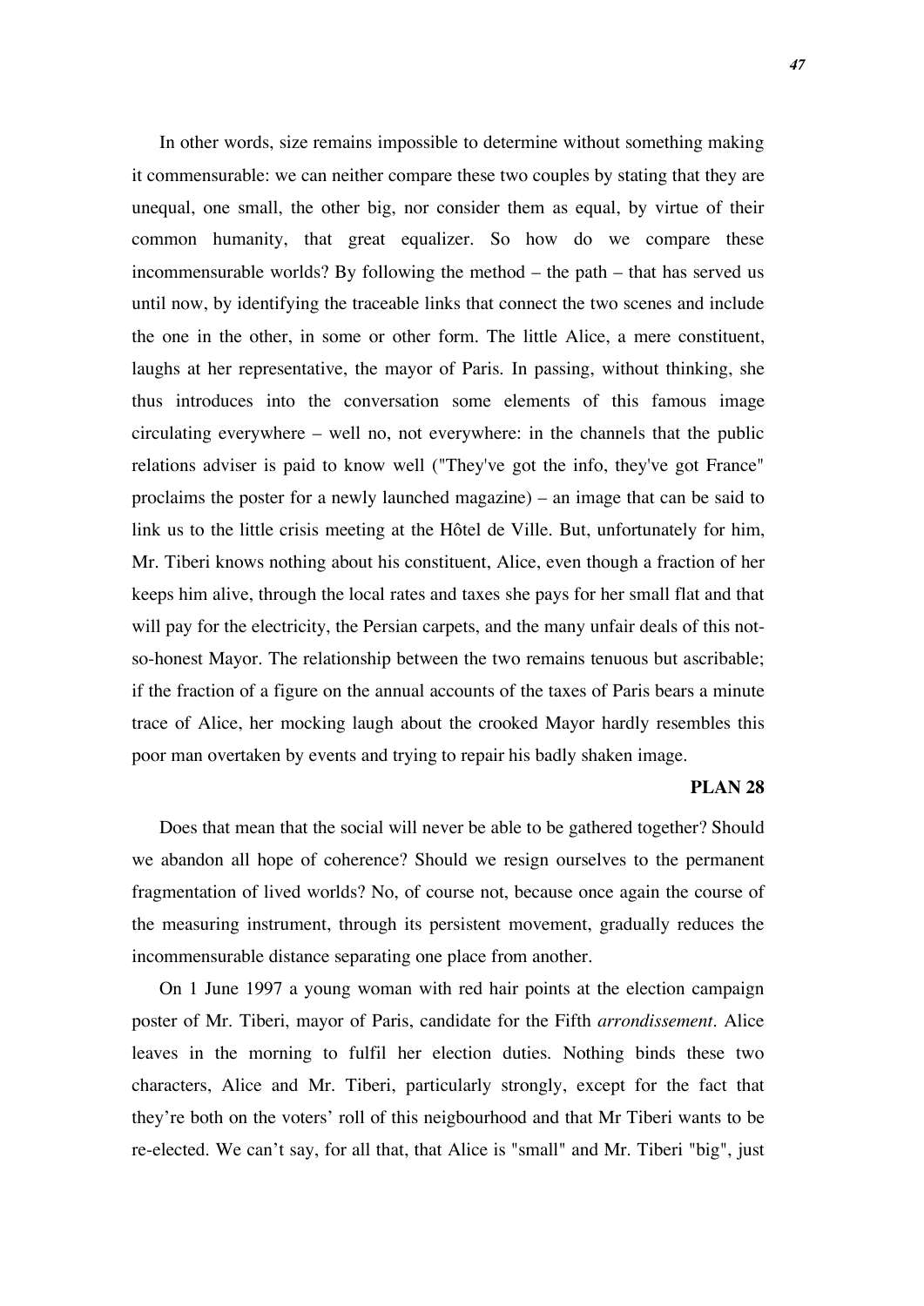In other words, size remains impossible to determine without something making it commensurable: we can neither compare these two couples by stating that they are unequal, one small, the other big, nor consider them as equal, by virtue of their common humanity, that great equalizer. So how do we compare these incommensurable worlds? By following the method – the path – that has served us until now, by identifying the traceable links that connect the two scenes and include the one in the other, in some or other form. The little Alice, a mere constituent, laughs at her representative, the mayor of Paris. In passing, without thinking, she thus introduces into the conversation some elements of this famous image circulating everywhere – well no, not everywhere: in the channels that the public relations adviser is paid to know well ("They've got the info, they've got France" proclaims the poster for a newly launched magazine) – an image that can be said to link us to the little crisis meeting at the Hôtel de Ville. But, unfortunately for him, Mr. Tiberi knows nothing about his constituent, Alice, even though a fraction of her keeps him alive, through the local rates and taxes she pays for her small flat and that will pay for the electricity, the Persian carpets, and the many unfair deals of this not-so-honest Mayor. The relationship between the two remains tenuous but ascribable; if the fraction of a figure on the annual accounts of the taxes of Paris bears a minute trace of Alice, her mocking laugh about the crooked Mayor hardly resembles this poor man overtaken by events and trying to repair his badly shaken image.

**PLAN 28**

Does that mean that the social will never be able to be gathered together? Should we abandon all hope of coherence? Should we resign ourselves to the permanent fragmentation of lived worlds? No, of course not, because once again the course of the measuring instrument, through its persistent movement, gradually reduces the incommensurable distance separating one place from another.

On 1 June 1997 a young woman with red hair points at the election campaign poster of Mr. Tiberi, mayor of Paris, candidate for the Fifth *arrondissement*. Alice leaves in the morning to fulfil her election duties. Nothing binds these two characters, Alice and Mr. Tiberi, particularly strongly, except for the fact that they're both on the voters' roll of this neigbourhood and that Mr Tiberi wants to be re-elected. We can't say, for all that, that Alice is "small" and Mr. Tiberi "big", just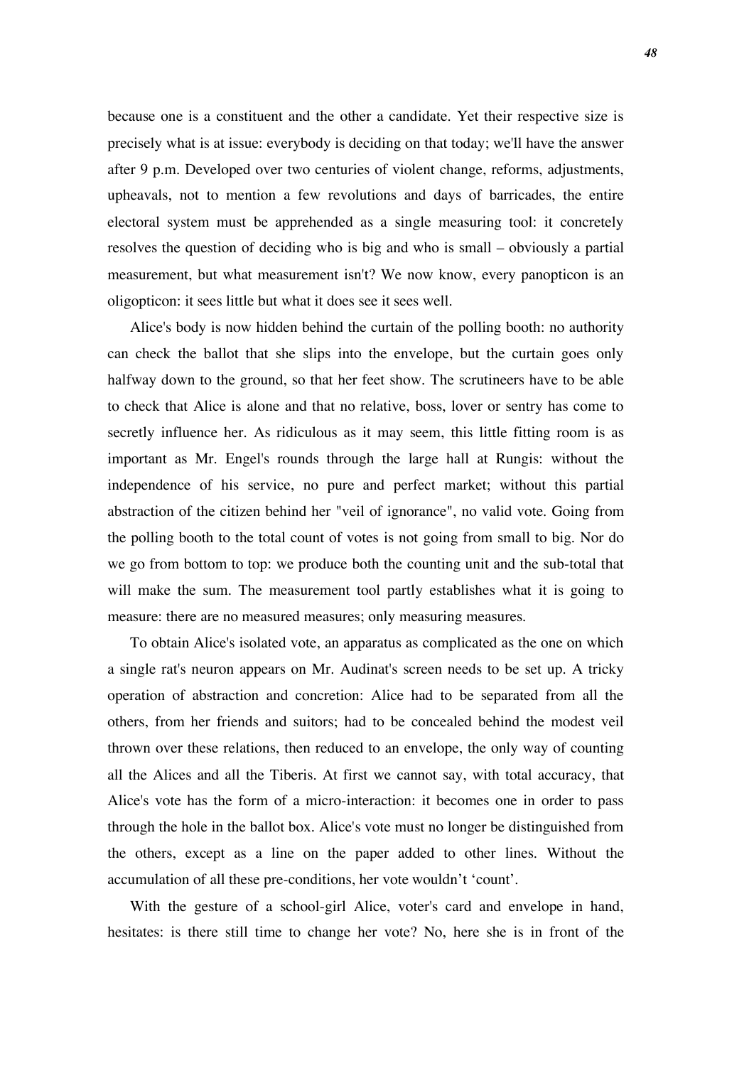because one is a constituent and the other a candidate. Yet their respective size is precisely what is at issue: everybody is deciding on that today; we'll have the answer after 9 p.m. Developed over two centuries of violent change, reforms, adjustments, upheavals, not to mention a few revolutions and days of barricades, the entire electoral system must be apprehended as a single measuring tool: it concretely resolves the question of deciding who is big and who is small – obviously a partial measurement, but what measurement isn't? We now know, every panopticon is an oligopticon: it sees little but what it does see it sees well.

Alice's body is now hidden behind the curtain of the polling booth: no authority can check the ballot that she slips into the envelope, but the curtain goes only halfway down to the ground, so that her feet show. The scrutineers have to be able to check that Alice is alone and that no relative, boss, lover or sentry has come to secretly influence her. As ridiculous as it may seem, this little fitting room is as important as Mr. Engel's rounds through the large hall at Rungis: without the independence of his service, no pure and perfect market; without this partial abstraction of the citizen behind her "veil of ignorance", no valid vote. Going from the polling booth to the total count of votes is not going from small to big. Nor do we go from bottom to top: we produce both the counting unit and the sub-total that will make the sum. The measurement tool partly establishes what it is going to measure: there are no measured measures; only measuring measures.

To obtain Alice's isolated vote, an apparatus as complicated as the one on which a single rat's neuron appears on Mr. Audinat's screen needs to be set up. A tricky operation of abstraction and concretion: Alice had to be separated from all the others, from her friends and suitors; had to be concealed behind the modest veil thrown over these relations, then reduced to an envelope, the only way of counting all the Alices and all the Tiberis. At first we cannot say, with total accuracy, that Alice's vote has the form of a micro-interaction: it becomes one in order to pass through the hole in the ballot box. Alice's vote must no longer be distinguished from the others, except as a line on the paper added to other lines. Without the accumulation of all these pre-conditions, her vote wouldn't 'count'.

With the gesture of a school-girl Alice, voter's card and envelope in hand, hesitates: is there still time to change her vote? No, here she is in front of the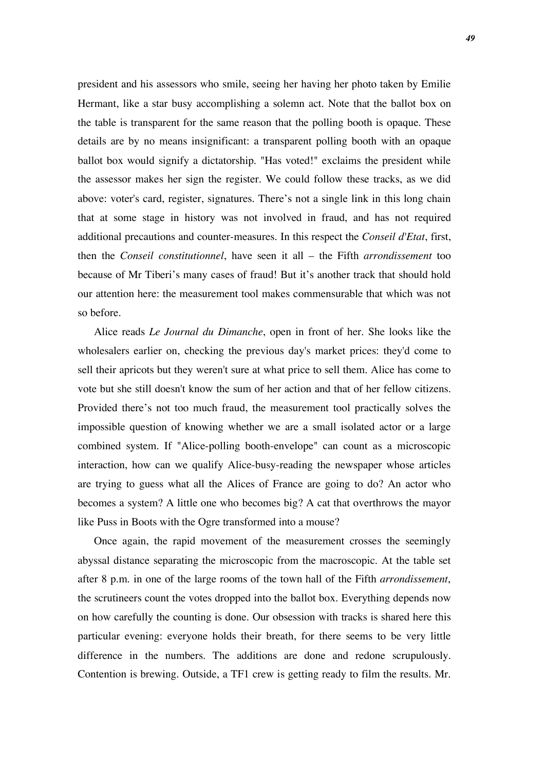president and his assessors who smile, seeing her having her photo taken by Emilie Hermant, like a star busy accomplishing a solemn act. Note that the ballot box on the table is transparent for the same reason that the polling booth is opaque. These details are by no means insignificant: a transparent polling booth with an opaque ballot box would signify a dictatorship. "Has voted!" exclaims the president while the assessor makes her sign the register. We could follow these tracks, as we did above: voter's card, register, signatures. There's not a single link in this long chain that at some stage in history was not involved in fraud, and has not required additional precautions and counter-measures. In this respect the *Conseil d'Etat*, first, then the *Conseil constitutionnel*, have seen it all – the Fifth *arrondissement* too because of Mr Tiberi's many cases of fraud! But it's another track that should hold our attention here: the measurement tool makes commensurable that which was not so before.

Alice reads *Le Journal du Dimanche*, open in front of her. She looks like the wholesalers earlier on, checking the previous day's market prices: they'd come to sell their apricots but they weren't sure at what price to sell them. Alice has come to vote but she still doesn't know the sum of her action and that of her fellow citizens. Provided there's not too much fraud, the measurement tool practically solves the impossible question of knowing whether we are a small isolated actor or a large combined system. If "Alice-polling booth-envelope" can count as a microscopic interaction, how can we qualify Alice-busy-reading the newspaper whose articles are trying to guess what all the Alices of France are going to do? An actor who becomes a system? A little one who becomes big? A cat that overthrows the mayor like Puss in Boots with the Ogre transformed into a mouse?

Once again, the rapid movement of the measurement crosses the seemingly abyssal distance separating the microscopic from the macroscopic. At the table set after 8 p.m. in one of the large rooms of the town hall of the Fifth *arrondissement*, the scrutineers count the votes dropped into the ballot box. Everything depends now on how carefully the counting is done. Our obsession with tracks is shared here this particular evening: everyone holds their breath, for there seems to be very little difference in the numbers. The additions are done and redone scrupulously. Contention is brewing. Outside, a TF1 crew is getting ready to film the results. Mr.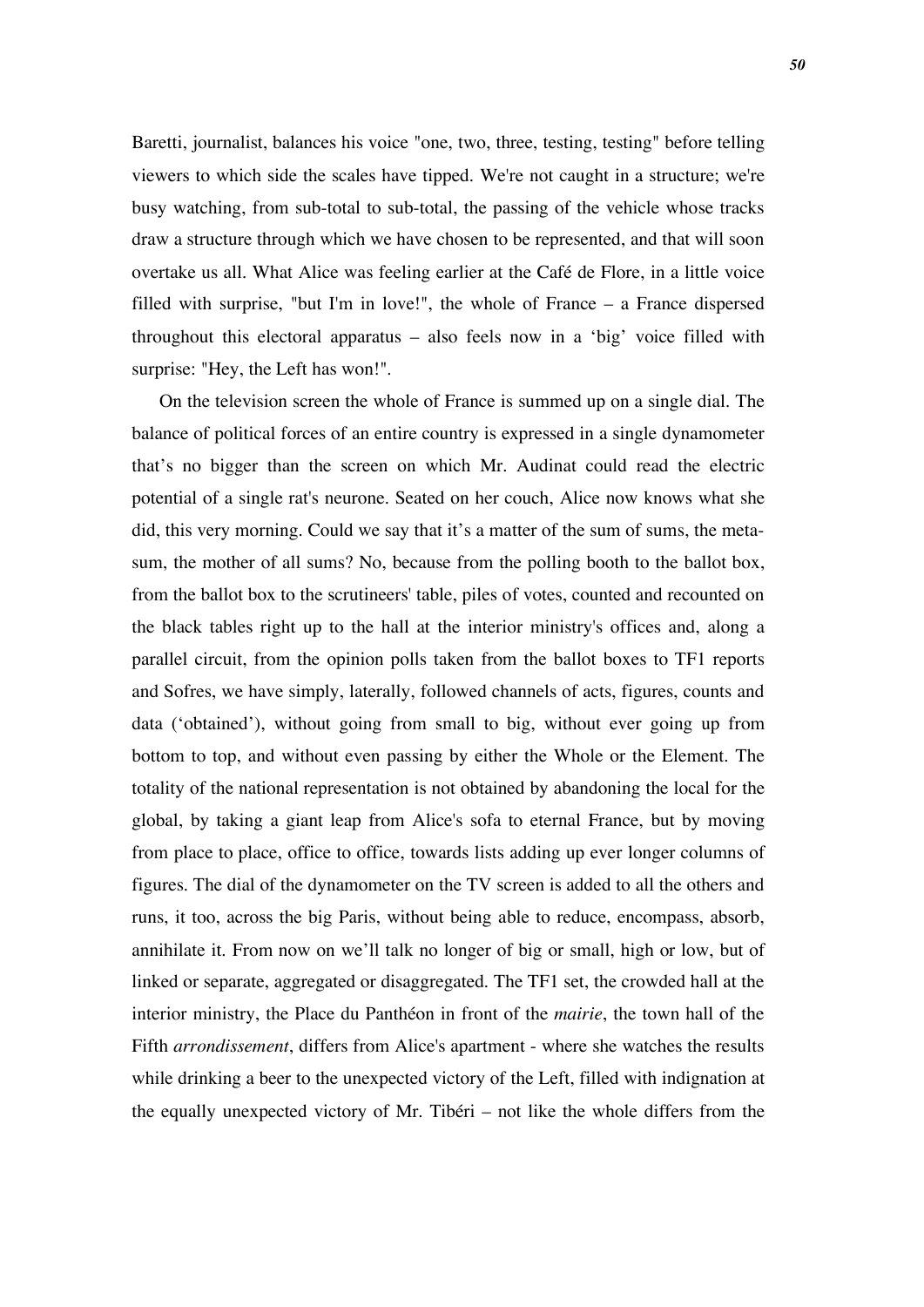Baretti, journalist, balances his voice "one, two, three, testing, testing" before telling viewers to which side the scales have tipped. We're not caught in a structure; we're busy watching, from sub-total to sub-total, the passing of the vehicle whose tracks draw a structure through which we have chosen to be represented, and that will soon overtake us all. What Alice was feeling earlier at the Café de Flore, in a little voice filled with surprise, "but I'm in love!", the whole of France – a France dispersed throughout this electoral apparatus – also feels now in a 'big' voice filled with surprise: "Hey, the Left has won!".

On the television screen the whole of France is summed up on a single dial. The balance of political forces of an entire country is expressed in a single dynamometer that's no bigger than the screen on which Mr. Audinat could read the electric potential of a single rat's neurone. Seated on her couch, Alice now knows what she did, this very morning. Could we say that it's a matter of the sum of sums, the meta-sum, the mother of all sums? No, because from the polling booth to the ballot box, from the ballot box to the scrutineers' table, piles of votes, counted and recounted on the black tables right up to the hall at the interior ministry's offices and, along a parallel circuit, from the opinion polls taken from the ballot boxes to TF1 reports and Sofres, we have simply, laterally, followed channels of acts, figures, counts and data ('obtained'), without going from small to big, without ever going up from bottom to top, and without even passing by either the Whole or the Element. The totality of the national representation is not obtained by abandoning the local for the global, by taking a giant leap from Alice's sofa to eternal France, but by moving from place to place, office to office, towards lists adding up ever longer columns of figures. The dial of the dynamometer on the TV screen is added to all the others and runs, it too, across the big Paris, without being able to reduce, encompass, absorb, annihilate it. From now on we'll talk no longer of big or small, high or low, but of linked or separate, aggregated or disaggregated. The TF1 set, the crowded hall at the interior ministry, the Place du Panthéon in front of the *mairie*, the town hall of the Fifth *arrondissement*, differs from Alice's apartment - where she watches the results while drinking a beer to the unexpected victory of the Left, filled with indignation at the equally unexpected victory of Mr. Tibéri – not like the whole differs from the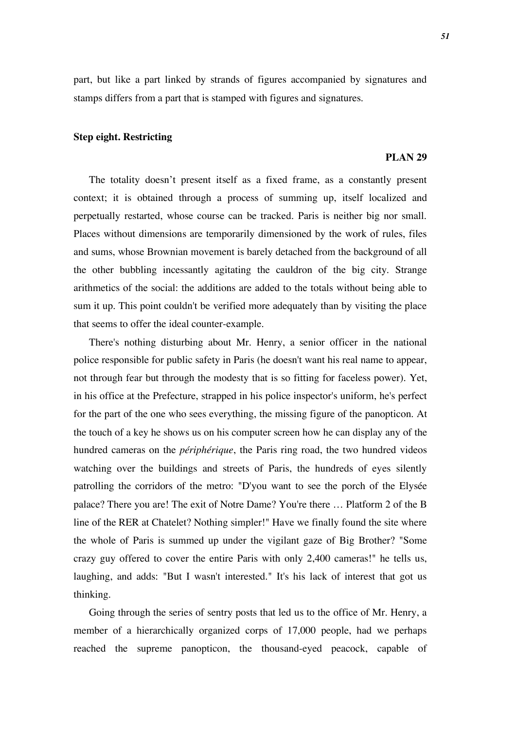part, but like a part linked by strands of figures accompanied by signatures and stamps differs from a part that is stamped with figures and signatures.

## Step eight. Restricting

**PLAN 29**

The totality doesn't present itself as a fixed frame, as a constantly present context; it is obtained through a process of summing up, itself localized and perpetually restarted, whose course can be tracked. Paris is neither big nor small. Places without dimensions are temporarily dimensioned by the work of rules, files and sums, whose Brownian movement is barely detached from the background of all the other bubbling incessantly agitating the cauldron of the big city. Strange arithmetics of the social: the additions are added to the totals without being able to sum it up. This point couldn't be verified more adequately than by visiting the place that seems to offer the ideal counter-example.

There's nothing disturbing about Mr. Henry, a senior officer in the national police responsible for public safety in Paris (he doesn't want his real name to appear, not through fear but through the modesty that is so fitting for faceless power). Yet, in his office at the Prefecture, strapped in his police inspector's uniform, he's perfect for the part of the one who sees everything, the missing figure of the panopticon. At the touch of a key he shows us on his computer screen how he can display any of the hundred cameras on the *périphérique*, the Paris ring road, the two hundred videos watching over the buildings and streets of Paris, the hundreds of eyes silently patrolling the corridors of the metro: "D'you want to see the porch of the Elysée palace? There you are! The exit of Notre Dame? You're there … Platform 2 of the B line of the RER at Chatelet? Nothing simpler!" Have we finally found the site where the whole of Paris is summed up under the vigilant gaze of Big Brother? "Some crazy guy offered to cover the entire Paris with only 2,400 cameras!" he tells us, laughing, and adds: "But I wasn't interested." It's his lack of interest that got us thinking.

Going through the series of sentry posts that led us to the office of Mr. Henry, a member of a hierarchically organized corps of 17,000 people, had we perhaps reached the supreme panopticon, the thousand-eyed peacock, capable of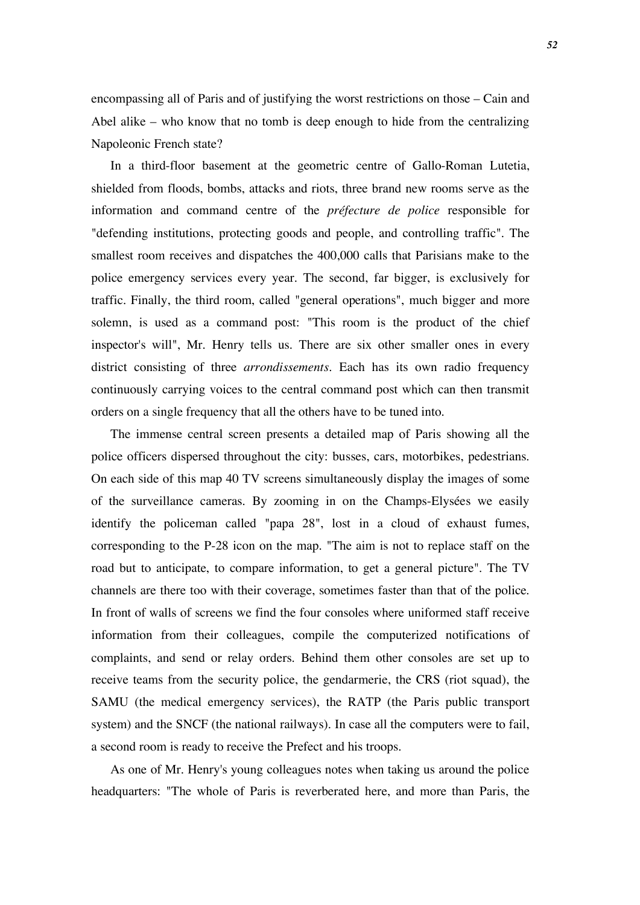encompassing all of Paris and of justifying the worst restrictions on those – Cain and Abel alike – who know that no tomb is deep enough to hide from the centralizing Napoleonic French state?

In a third-floor basement at the geometric centre of Gallo-Roman Lutetia, shielded from floods, bombs, attacks and riots, three brand new rooms serve as the information and command centre of the *préfecture de police* responsible for "defending institutions, protecting goods and people, and controlling traffic". The smallest room receives and dispatches the 400,000 calls that Parisians make to the police emergency services every year. The second, far bigger, is exclusively for traffic. Finally, the third room, called "general operations", much bigger and more solemn, is used as a command post: "This room is the product of the chief inspector's will", Mr. Henry tells us. There are six other smaller ones in every district consisting of three *arrondissements*. Each has its own radio frequency continuously carrying voices to the central command post which can then transmit orders on a single frequency that all the others have to be tuned into.

The immense central screen presents a detailed map of Paris showing all the police officers dispersed throughout the city: busses, cars, motorbikes, pedestrians. On each side of this map 40 TV screens simultaneously display the images of some of the surveillance cameras. By zooming in on the Champs-Elysées we easily identify the policeman called "papa 28", lost in a cloud of exhaust fumes, corresponding to the P-28 icon on the map. "The aim is not to replace staff on the road but to anticipate, to compare information, to get a general picture". The TV channels are there too with their coverage, sometimes faster than that of the police. In front of walls of screens we find the four consoles where uniformed staff receive information from their colleagues, compile the computerized notifications of complaints, and send or relay orders. Behind them other consoles are set up to receive teams from the security police, the gendarmerie, the CRS (riot squad), the SAMU (the medical emergency services), the RATP (the Paris public transport system) and the SNCF (the national railways). In case all the computers were to fail, a second room is ready to receive the Prefect and his troops.

As one of Mr. Henry's young colleagues notes when taking us around the police headquarters: "The whole of Paris is reverberated here, and more than Paris, the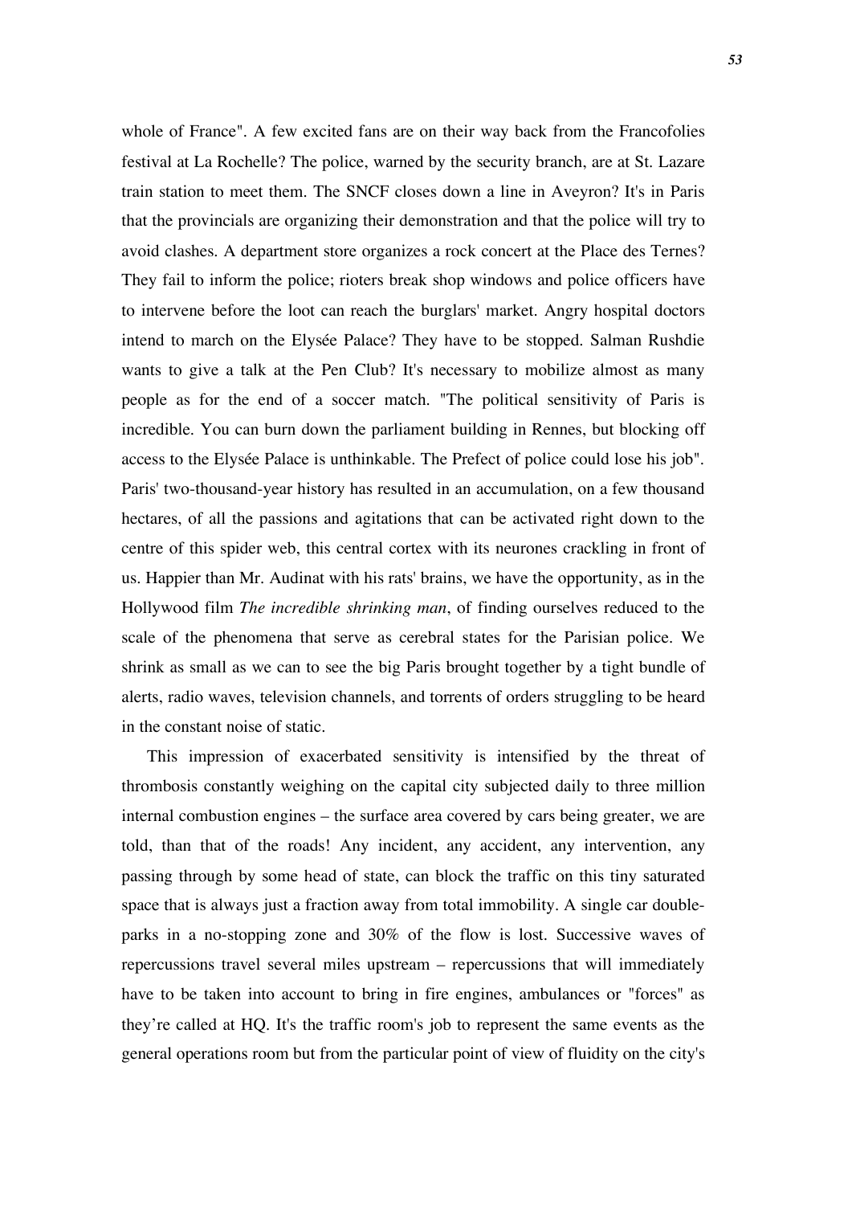whole of France". A few excited fans are on their way back from the Francofolies festival at La Rochelle? The police, warned by the security branch, are at St. Lazare train station to meet them. The SNCF closes down a line in Aveyron? It's in Paris that the provincials are organizing their demonstration and that the police will try to avoid clashes. A department store organizes a rock concert at the Place des Ternes? They fail to inform the police; rioters break shop windows and police officers have to intervene before the loot can reach the burglars' market. Angry hospital doctors intend to march on the Elysée Palace? They have to be stopped. Salman Rushdie wants to give a talk at the Pen Club? It's necessary to mobilize almost as many people as for the end of a soccer match. "The political sensitivity of Paris is incredible. You can burn down the parliament building in Rennes, but blocking off access to the Elysée Palace is unthinkable. The Prefect of police could lose his job". Paris' two-thousand-year history has resulted in an accumulation, on a few thousand hectares, of all the passions and agitations that can be activated right down to the centre of this spider web, this central cortex with its neurones crackling in front of us. Happier than Mr. Audinat with his rats' brains, we have the opportunity, as in the Hollywood film *The incredible shrinking man*, of finding ourselves reduced to the scale of the phenomena that serve as cerebral states for the Parisian police. We shrink as small as we can to see the big Paris brought together by a tight bundle of alerts, radio waves, television channels, and torrents of orders struggling to be heard in the constant noise of static.

This impression of exacerbated sensitivity is intensified by the threat of thrombosis constantly weighing on the capital city subjected daily to three million internal combustion engines – the surface area covered by cars being greater, we are told, than that of the roads! Any incident, any accident, any intervention, any passing through by some head of state, can block the traffic on this tiny saturated space that is always just a fraction away from total immobility. A single car double-parks in a no-stopping zone and 30% of the flow is lost. Successive waves of repercussions travel several miles upstream – repercussions that will immediately have to be taken into account to bring in fire engines, ambulances or "forces" as they're called at HQ. It's the traffic room's job to represent the same events as the general operations room but from the particular point of view of fluidity on the city's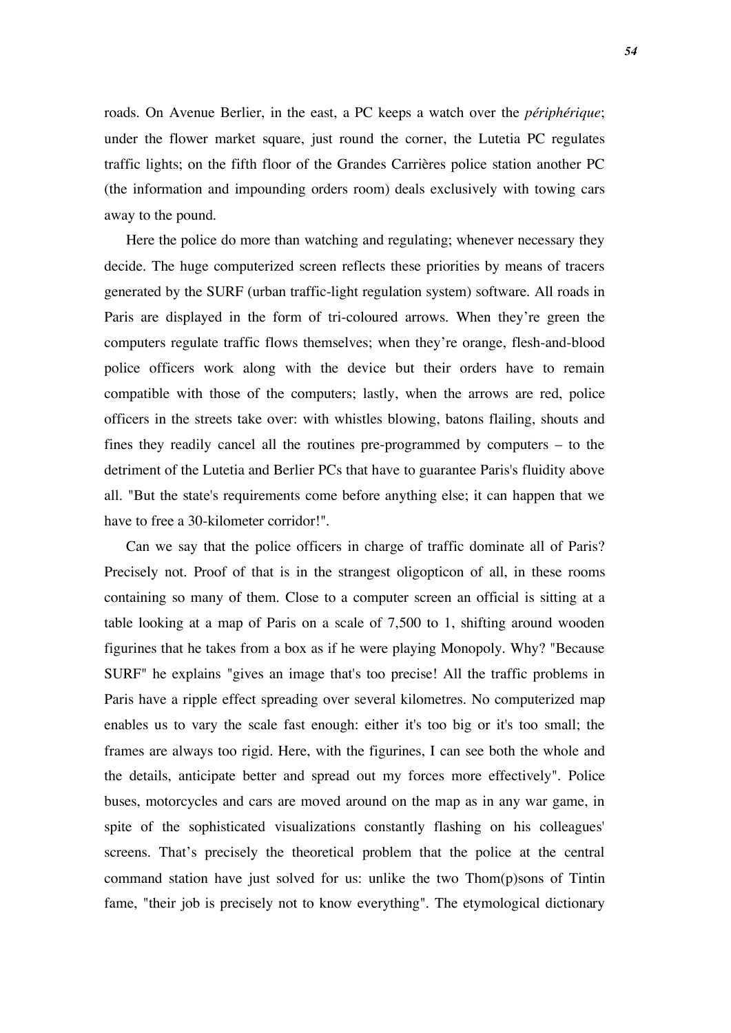roads. On Avenue Berlier, in the east, a PC keeps a watch over the *périphérique*; under the flower market square, just round the corner, the Lutetia PC regulates traffic lights; on the fifth floor of the Grandes Carrières police station another PC (the information and impounding orders room) deals exclusively with towing cars away to the pound.

Here the police do more than watching and regulating; whenever necessary they decide. The huge computerized screen reflects these priorities by means of tracers generated by the SURF (urban traffic-light regulation system) software. All roads in Paris are displayed in the form of tri-coloured arrows. When they're green the computers regulate traffic flows themselves; when they're orange, flesh-and-blood police officers work along with the device but their orders have to remain compatible with those of the computers; lastly, when the arrows are red, police officers in the streets take over: with whistles blowing, batons flailing, shouts and fines they readily cancel all the routines pre-programmed by computers – to the detriment of the Lutetia and Berlier PCs that have to guarantee Paris's fluidity above all. "But the state's requirements come before anything else; it can happen that we have to free a 30-kilometer corridor!".

Can we say that the police officers in charge of traffic dominate all of Paris? Precisely not. Proof of that is in the strangest oligopticon of all, in these rooms containing so many of them. Close to a computer screen an official is sitting at a table looking at a map of Paris on a scale of 7,500 to 1, shifting around wooden figurines that he takes from a box as if he were playing Monopoly. Why? "Because SURF" he explains "gives an image that's too precise! All the traffic problems in Paris have a ripple effect spreading over several kilometres. No computerized map enables us to vary the scale fast enough: either it's too big or it's too small; the frames are always too rigid. Here, with the figurines, I can see both the whole and the details, anticipate better and spread out my forces more effectively". Police buses, motorcycles and cars are moved around on the map as in any war game, in spite of the sophisticated visualizations constantly flashing on his colleagues' screens. That's precisely the theoretical problem that the police at the central command station have just solved for us: unlike the two Thom(p)sons of Tintin fame, "their job is precisely not to know everything". The etymological dictionary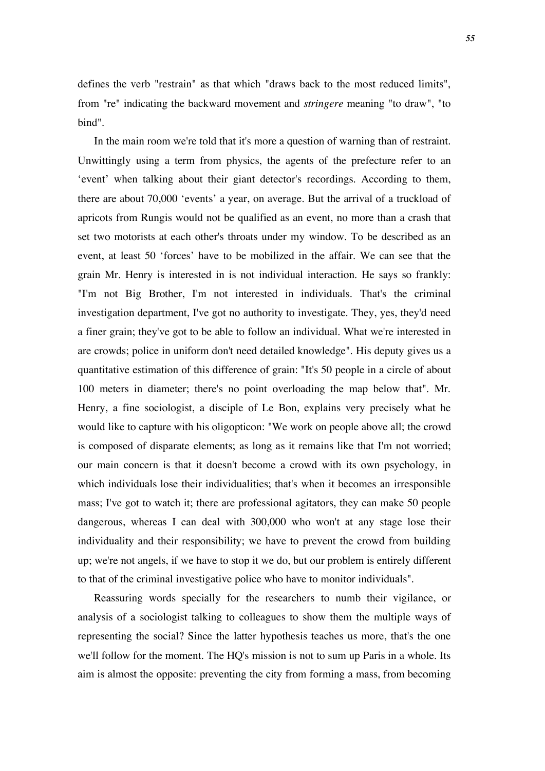defines the verb "restrain" as that which "draws back to the most reduced limits", from "re" indicating the backward movement and *stringere* meaning "to draw", "to bind".

In the main room we're told that it's more a question of warning than of restraint. Unwittingly using a term from physics, the agents of the prefecture refer to an 'event' when talking about their giant detector's recordings. According to them, there are about 70,000 'events' a year, on average. But the arrival of a truckload of apricots from Rungis would not be qualified as an event, no more than a crash that set two motorists at each other's throats under my window. To be described as an event, at least 50 'forces' have to be mobilized in the affair. We can see that the grain Mr. Henry is interested in is not individual interaction. He says so frankly: "I'm not Big Brother, I'm not interested in individuals. That's the criminal investigation department, I've got no authority to investigate. They, yes, they'd need a finer grain; they've got to be able to follow an individual. What we're interested in are crowds; police in uniform don't need detailed knowledge". His deputy gives us a quantitative estimation of this difference of grain: "It's 50 people in a circle of about 100 meters in diameter; there's no point overloading the map below that". Mr. Henry, a fine sociologist, a disciple of Le Bon, explains very precisely what he would like to capture with his oligopticon: "We work on people above all; the crowd is composed of disparate elements; as long as it remains like that I'm not worried; our main concern is that it doesn't become a crowd with its own psychology, in which individuals lose their individualities; that's when it becomes an irresponsible mass; I've got to watch it; there are professional agitators, they can make 50 people dangerous, whereas I can deal with 300,000 who won't at any stage lose their individuality and their responsibility; we have to prevent the crowd from building up; we're not angels, if we have to stop it we do, but our problem is entirely different to that of the criminal investigative police who have to monitor individuals".

Reassuring words specially for the researchers to numb their vigilance, or analysis of a sociologist talking to colleagues to show them the multiple ways of representing the social? Since the latter hypothesis teaches us more, that's the one we'll follow for the moment. The HQ's mission is not to sum up Paris in a whole. Its aim is almost the opposite: preventing the city from forming a mass, from becoming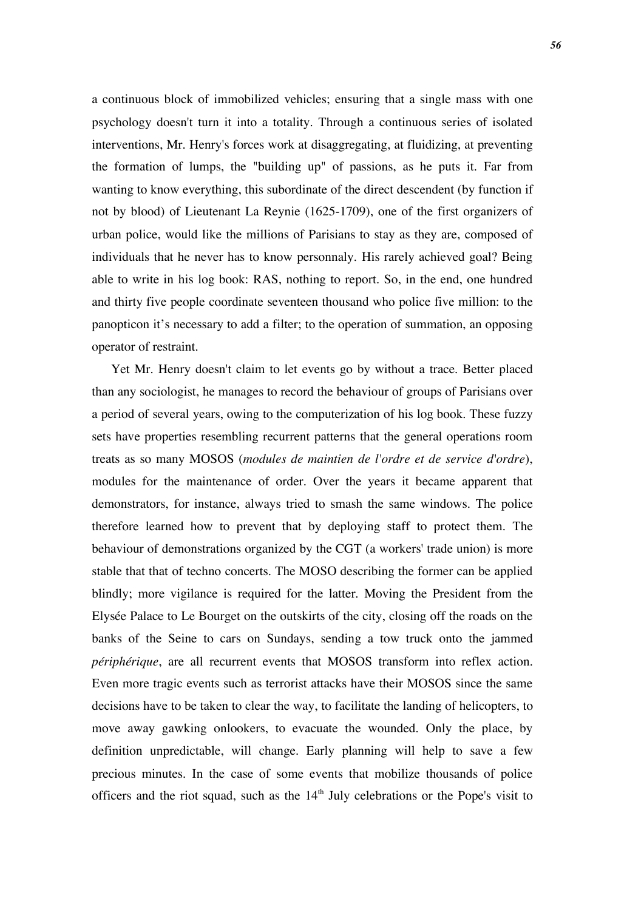a continuous block of immobilized vehicles; ensuring that a single mass with one psychology doesn't turn it into a totality. Through a continuous series of isolated interventions, Mr. Henry's forces work at disaggregating, at fluidizing, at preventing the formation of lumps, the "building up" of passions, as he puts it. Far from wanting to know everything, this subordinate of the direct descendent (by function if not by blood) of Lieutenant La Reynie (1625-1709), one of the first organizers of urban police, would like the millions of Parisians to stay as they are, composed of individuals that he never has to know personnaly. His rarely achieved goal? Being able to write in his log book: RAS, nothing to report. So, in the end, one hundred and thirty five people coordinate seventeen thousand who police five million: to the panopticon it's necessary to add a filter; to the operation of summation, an opposing operator of restraint.

Yet Mr. Henry doesn't claim to let events go by without a trace. Better placed than any sociologist, he manages to record the behaviour of groups of Parisians over a period of several years, owing to the computerization of his log book. These fuzzy sets have properties resembling recurrent patterns that the general operations room treats as so many MOSOS (*modules de maintien de l'ordre et de service d'ordre*), modules for the maintenance of order. Over the years it became apparent that demonstrators, for instance, always tried to smash the same windows. The police therefore learned how to prevent that by deploying staff to protect them. The behaviour of demonstrations organized by the CGT (a workers' trade union) is more stable that that of techno concerts. The MOSO describing the former can be applied blindly; more vigilance is required for the latter. Moving the President from the Elysée Palace to Le Bourget on the outskirts of the city, closing off the roads on the banks of the Seine to cars on Sundays, sending a tow truck onto the jammed *périphérique*, are all recurrent events that MOSOS transform into reflex action. Even more tragic events such as terrorist attacks have their MOSOS since the same decisions have to be taken to clear the way, to facilitate the landing of helicopters, to move away gawking onlookers, to evacuate the wounded. Only the place, by definition unpredictable, will change. Early planning will help to save a few precious minutes. In the case of some events that mobilize thousands of police officers and the riot squad, such as the 14th July celebrations or the Pope's visit to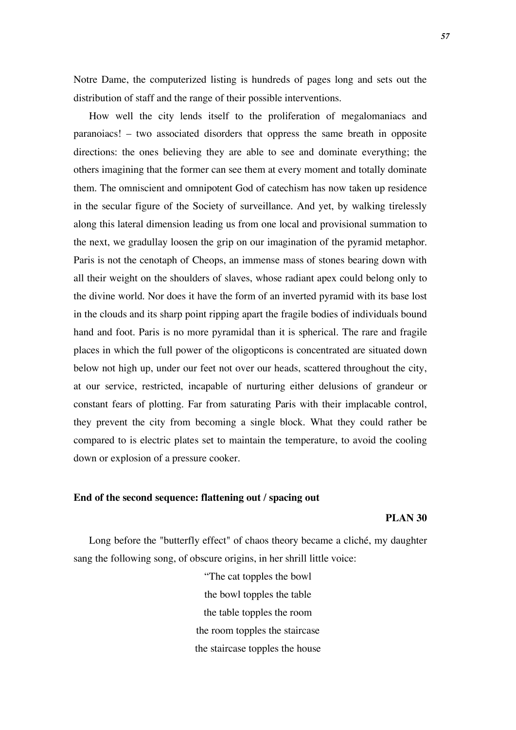Notre Dame, the computerized listing is hundreds of pages long and sets out the distribution of staff and the range of their possible interventions.

How well the city lends itself to the proliferation of megalomaniacs and paranoiacs! – two associated disorders that oppress the same breath in opposite directions: the ones believing they are able to see and dominate everything; the others imagining that the former can see them at every moment and totally dominate them. The omniscient and omnipotent God of catechism has now taken up residence in the secular figure of the Society of surveillance. And yet, by walking tirelessly along this lateral dimension leading us from one local and provisional summation to the next, we gradullay loosen the grip on our imagination of the pyramid metaphor. Paris is not the cenotaph of Cheops, an immense mass of stones bearing down with all their weight on the shoulders of slaves, whose radiant apex could belong only to the divine world. Nor does it have the form of an inverted pyramid with its base lost in the clouds and its sharp point ripping apart the fragile bodies of individuals bound hand and foot. Paris is no more pyramidal than it is spherical. The rare and fragile places in which the full power of the oligopticons is concentrated are situated down below not high up, under our feet not over our heads, scattered throughout the city, at our service, restricted, incapable of nurturing either delusions of grandeur or constant fears of plotting. Far from saturating Paris with their implacable control, they prevent the city from becoming a single block. What they could rather be compared to is electric plates set to maintain the temperature, to avoid the cooling down or explosion of a pressure cooker.

**End of the second sequence: flattening out / spacing out**

**PLAN 30**

Long before the "butterfly effect" of chaos theory became a cliché, my daughter sang the following song, of obscure origins, in her shrill little voice:

"The cat topples the bowl  
the bowl topples the table  
the table topples the room  
the room topples the staircase  
the staircase topples the house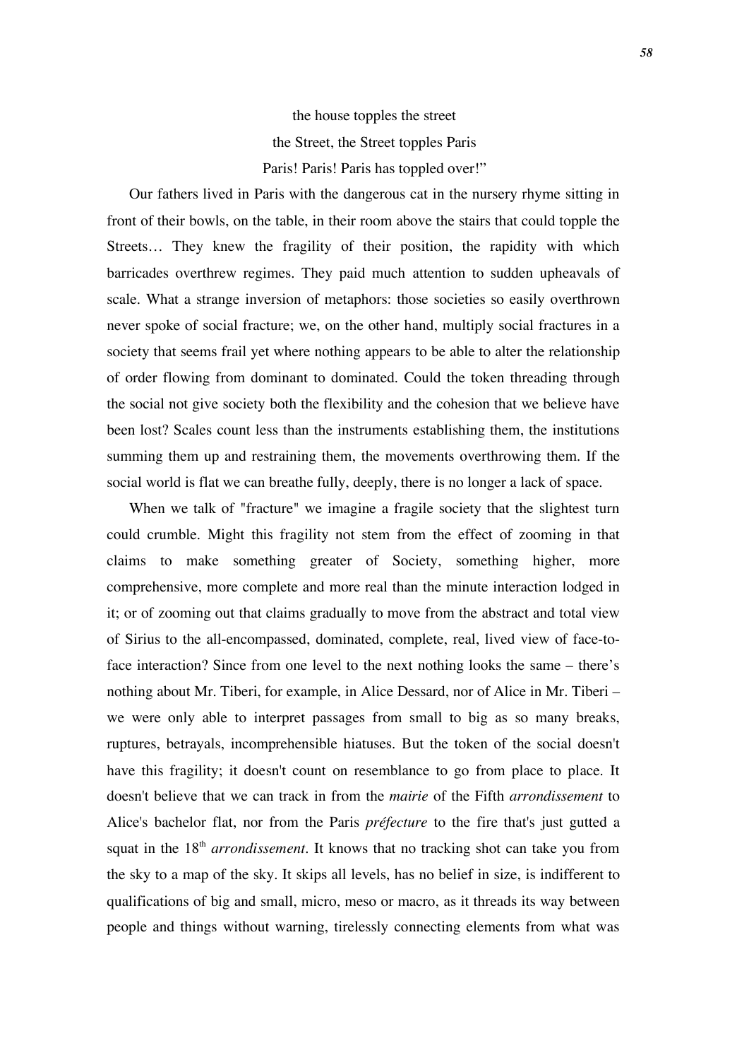the house topples the street

the Street, the Street topples Paris

Paris! Paris! Paris has toppled over!"

Our fathers lived in Paris with the dangerous cat in the nursery rhyme sitting in front of their bowls, on the table, in their room above the stairs that could topple the Streets… They knew the fragility of their position, the rapidity with which barricades overthrew regimes. They paid much attention to sudden upheavals of scale. What a strange inversion of metaphors: those societies so easily overthrown never spoke of social fracture; we, on the other hand, multiply social fractures in a society that seems frail yet where nothing appears to be able to alter the relationship of order flowing from dominant to dominated. Could the token threading through the social not give society both the flexibility and the cohesion that we believe have been lost? Scales count less than the instruments establishing them, the institutions summing them up and restraining them, the movements overthrowing them. If the social world is flat we can breathe fully, deeply, there is no longer a lack of space.

When we talk of "fracture" we imagine a fragile society that the slightest turn could crumble. Might this fragility not stem from the effect of zooming in that claims to make something greater of Society, something higher, more comprehensive, more complete and more real than the minute interaction lodged in it; or of zooming out that claims gradually to move from the abstract and total view of Sirius to the all-encompassed, dominated, complete, real, lived view of face-to-face interaction? Since from one level to the next nothing looks the same – there's nothing about Mr. Tiberi, for example, in Alice Dessard, nor of Alice in Mr. Tiberi – we were only able to interpret passages from small to big as so many breaks, ruptures, betrayals, incomprehensible hiatuses. But the token of the social doesn't have this fragility; it doesn't count on resemblance to go from place to place. It doesn't believe that we can track in from the *mairie* of the Fifth *arrondissement* to Alice's bachelor flat, nor from the Paris *préfecture* to the fire that's just gutted a squat in the 18th *arrondissement*. It knows that no tracking shot can take you from the sky to a map of the sky. It skips all levels, has no belief in size, is indifferent to qualifications of big and small, micro, meso or macro, as it threads its way between people and things without warning, tirelessly connecting elements from what was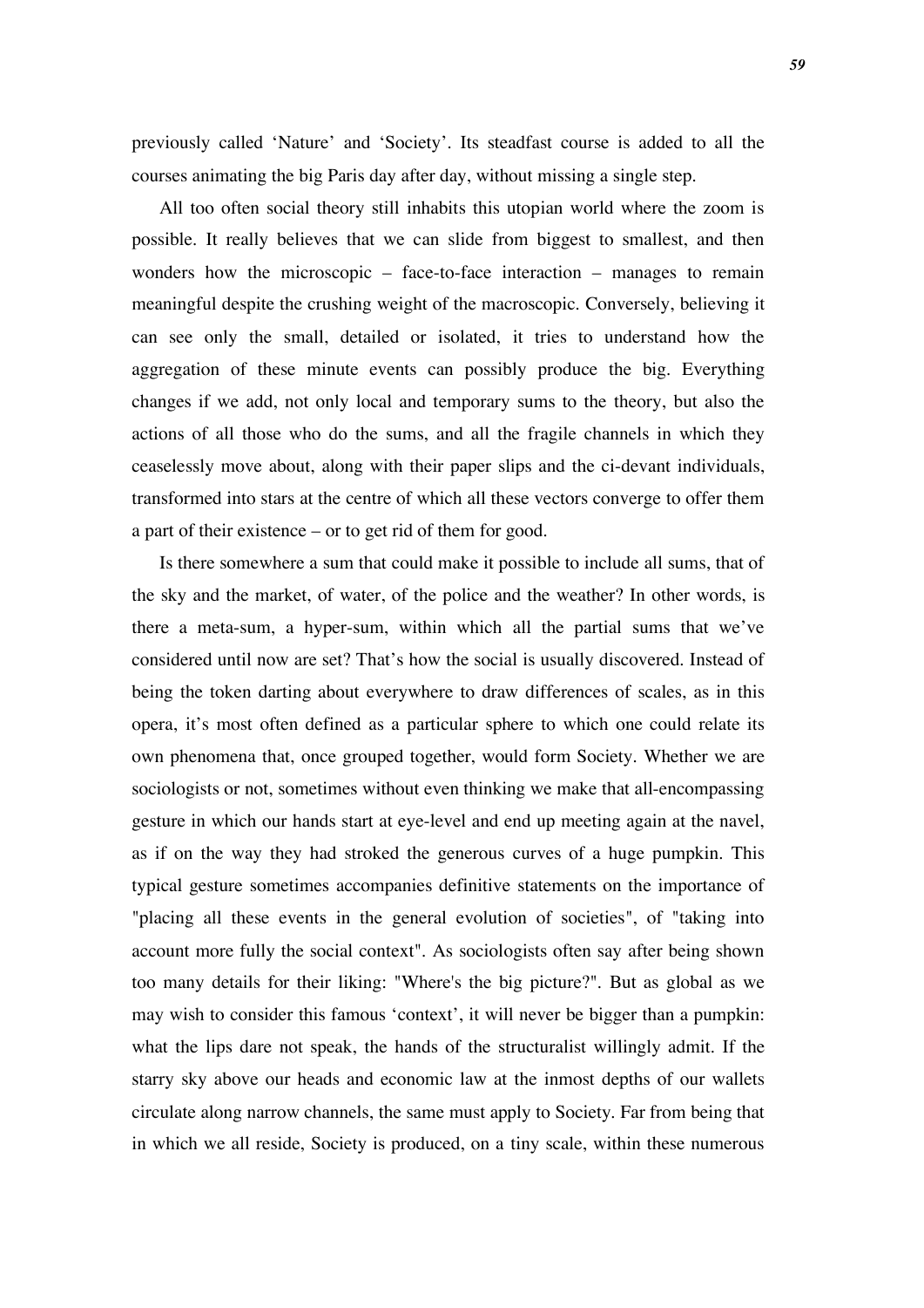previously called 'Nature' and 'Society'. Its steadfast course is added to all the courses animating the big Paris day after day, without missing a single step.

All too often social theory still inhabits this utopian world where the zoom is possible. It really believes that we can slide from biggest to smallest, and then wonders how the microscopic – face-to-face interaction – manages to remain meaningful despite the crushing weight of the macroscopic. Conversely, believing it can see only the small, detailed or isolated, it tries to understand how the aggregation of these minute events can possibly produce the big. Everything changes if we add, not only local and temporary sums to the theory, but also the actions of all those who do the sums, and all the fragile channels in which they ceaselessly move about, along with their paper slips and the ci-devant individuals, transformed into stars at the centre of which all these vectors converge to offer them a part of their existence – or to get rid of them for good.

Is there somewhere a sum that could make it possible to include all sums, that of the sky and the market, of water, of the police and the weather? In other words, is there a meta-sum, a hyper-sum, within which all the partial sums that we've considered until now are set? That's how the social is usually discovered. Instead of being the token darting about everywhere to draw differences of scales, as in this opera, it's most often defined as a particular sphere to which one could relate its own phenomena that, once grouped together, would form Society. Whether we are sociologists or not, sometimes without even thinking we make that all-encompassing gesture in which our hands start at eye-level and end up meeting again at the navel, as if on the way they had stroked the generous curves of a huge pumpkin. This typical gesture sometimes accompanies definitive statements on the importance of "placing all these events in the general evolution of societies", of "taking into account more fully the social context". As sociologists often say after being shown too many details for their liking: "Where's the big picture?". But as global as we may wish to consider this famous 'context', it will never be bigger than a pumpkin: what the lips dare not speak, the hands of the structuralist willingly admit. If the starry sky above our heads and economic law at the inmost depths of our wallets circulate along narrow channels, the same must apply to Society. Far from being that in which we all reside, Society is produced, on a tiny scale, within these numerous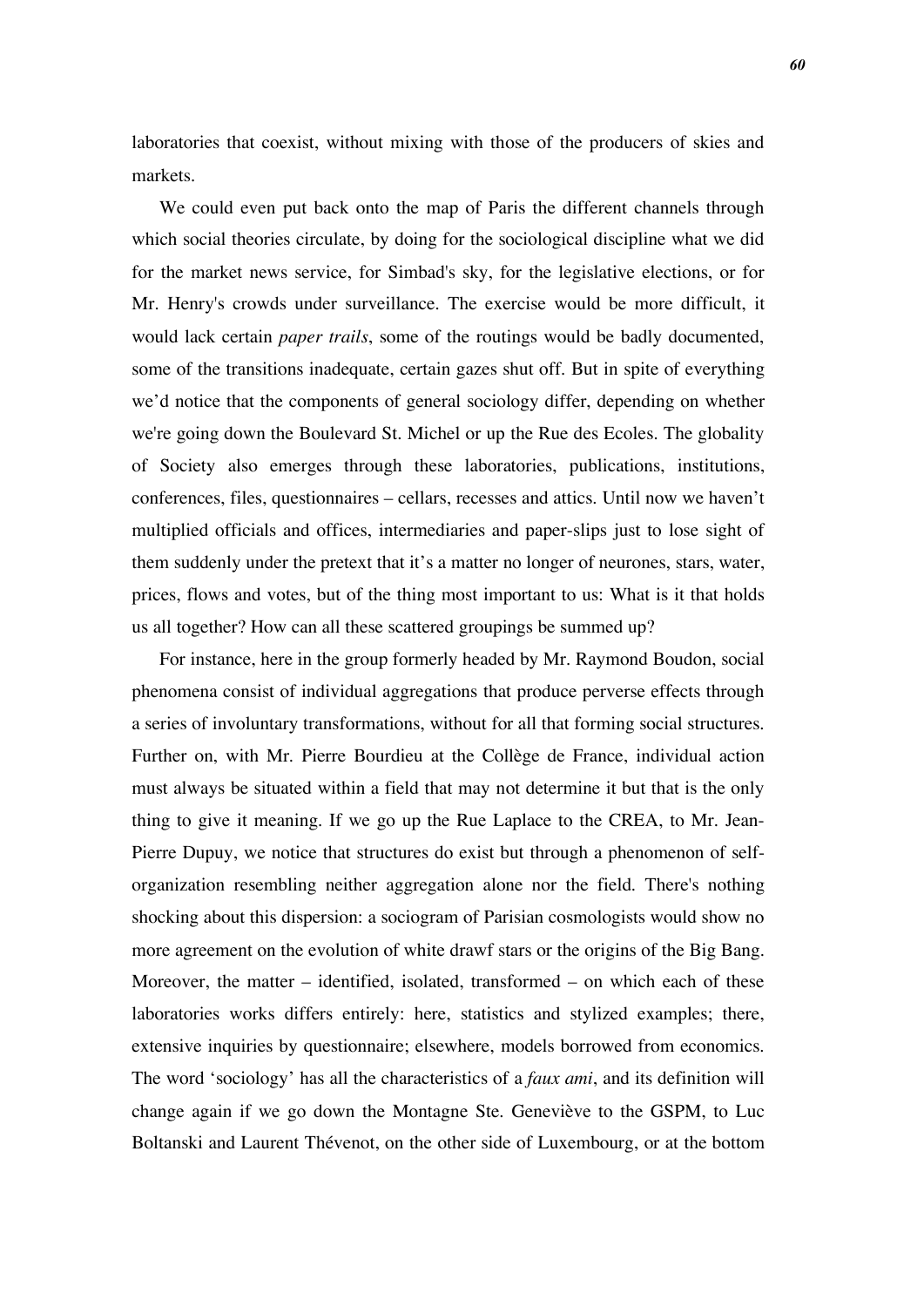laboratories that coexist, without mixing with those of the producers of skies and markets.

We could even put back onto the map of Paris the different channels through which social theories circulate, by doing for the sociological discipline what we did for the market news service, for Simbad's sky, for the legislative elections, or for Mr. Henry's crowds under surveillance. The exercise would be more difficult, it would lack certain *paper trails*, some of the routings would be badly documented, some of the transitions inadequate, certain gazes shut off. But in spite of everything we'd notice that the components of general sociology differ, depending on whether we're going down the Boulevard St. Michel or up the Rue des Ecoles. The globality of Society also emerges through these laboratories, publications, institutions, conferences, files, questionnaires – cellars, recesses and attics. Until now we haven't multiplied officials and offices, intermediaries and paper-slips just to lose sight of them suddenly under the pretext that it's a matter no longer of neurones, stars, water, prices, flows and votes, but of the thing most important to us: What is it that holds us all together? How can all these scattered groupings be summed up?

For instance, here in the group formerly headed by Mr. Raymond Boudon, social phenomena consist of individual aggregations that produce perverse effects through a series of involuntary transformations, without for all that forming social structures. Further on, with Mr. Pierre Bourdieu at the Collège de France, individual action must always be situated within a field that may not determine it but that is the only thing to give it meaning. If we go up the Rue Laplace to the CREA, to Mr. Jean-Pierre Dupuy, we notice that structures do exist but through a phenomenon of self-organization resembling neither aggregation alone nor the field. There's nothing shocking about this dispersion: a sociogram of Parisian cosmologists would show no more agreement on the evolution of white drawf stars or the origins of the Big Bang. Moreover, the matter – identified, isolated, transformed – on which each of these laboratories works differs entirely: here, statistics and stylized examples; there, extensive inquiries by questionnaire; elsewhere, models borrowed from economics. The word 'sociology' has all the characteristics of a *faux ami*, and its definition will change again if we go down the Montagne Ste. Geneviève to the GSPM, to Luc Boltanski and Laurent Thévenot, on the other side of Luxembourg, or at the bottom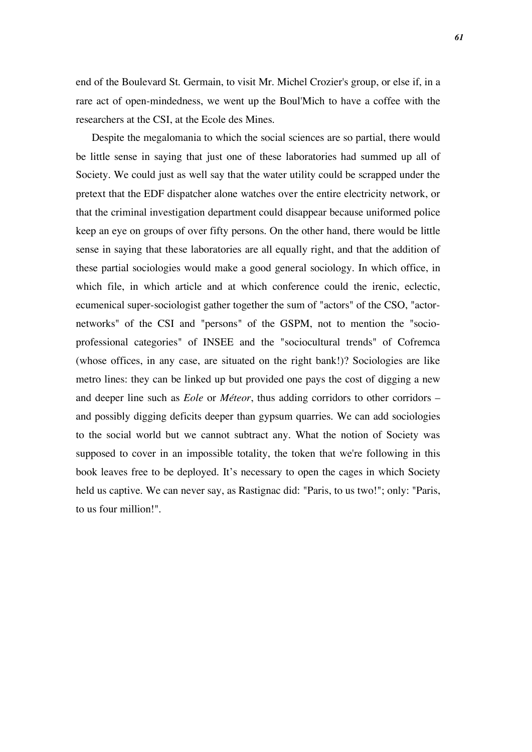end of the Boulevard St. Germain, to visit Mr. Michel Crozier's group, or else if, in a rare act of open-mindedness, we went up the Boul'Mich to have a coffee with the researchers at the CSI, at the Ecole des Mines.

Despite the megalomania to which the social sciences are so partial, there would be little sense in saying that just one of these laboratories had summed up all of Society. We could just as well say that the water utility could be scrapped under the pretext that the EDF dispatcher alone watches over the entire electricity network, or that the criminal investigation department could disappear because uniformed police keep an eye on groups of over fifty persons. On the other hand, there would be little sense in saying that these laboratories are all equally right, and that the addition of these partial sociologies would make a good general sociology. In which office, in which file, in which article and at which conference could the irenic, eclectic, ecumenical super-sociologist gather together the sum of "actors" of the CSO, "actor-networks" of the CSI and "persons" of the GSPM, not to mention the "socio-professional categories" of INSEE and the "sociocultural trends" of Cofremca (whose offices, in any case, are situated on the right bank!)? Sociologies are like metro lines: they can be linked up but provided one pays the cost of digging a new and deeper line such as *Eole* or *Méteor*, thus adding corridors to other corridors – and possibly digging deficits deeper than gypsum quarries. We can add sociologies to the social world but we cannot subtract any. What the notion of Society was supposed to cover in an impossible totality, the token that we're following in this book leaves free to be deployed. It's necessary to open the cages in which Society held us captive. We can never say, as Rastignac did: "Paris, to us two!"; only: "Paris, to us four million!".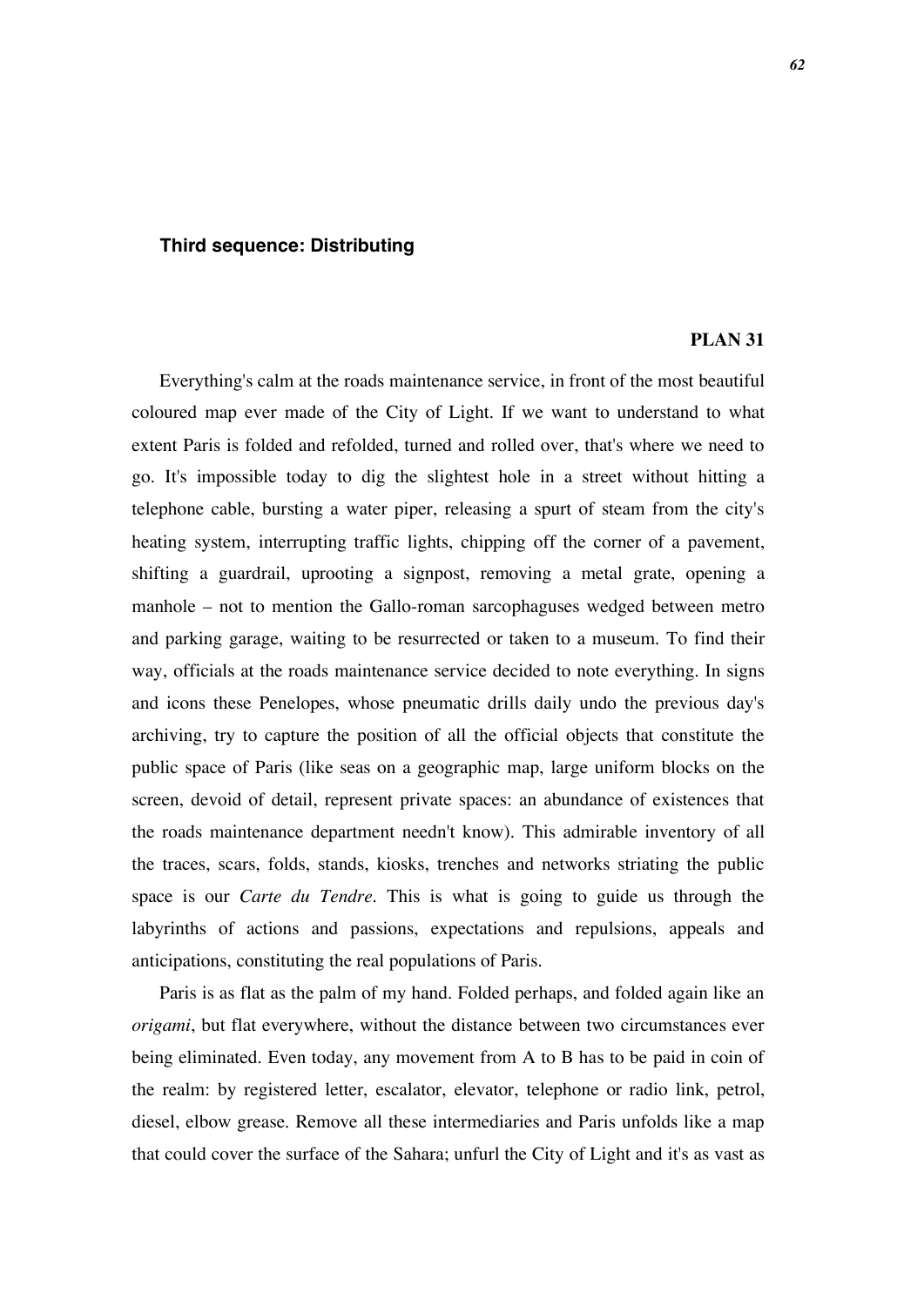### **Third sequence: Distributing**

**PLAN 31**

Everything's calm at the roads maintenance service, in front of the most beautiful coloured map ever made of the City of Light. If we want to understand to what extent Paris is folded and refolded, turned and rolled over, that's where we need to go. It's impossible today to dig the slightest hole in a street without hitting a telephone cable, bursting a water piper, releasing a spurt of steam from the city's heating system, interrupting traffic lights, chipping off the corner of a pavement, shifting a guardrail, uprooting a signpost, removing a metal grate, opening a manhole – not to mention the Gallo-roman sarcophaguses wedged between metro and parking garage, waiting to be resurrected or taken to a museum. To find their way, officials at the roads maintenance service decided to note everything. In signs and icons these Penelopes, whose pneumatic drills daily undo the previous day's archiving, try to capture the position of all the official objects that constitute the public space of Paris (like seas on a geographic map, large uniform blocks on the screen, devoid of detail, represent private spaces: an abundance of existences that the roads maintenance department needn't know). This admirable inventory of all the traces, scars, folds, stands, kiosks, trenches and networks striating the public space is our *Carte du Tendre*. This is what is going to guide us through the labyrinths of actions and passions, expectations and repulsions, appeals and anticipations, constituting the real populations of Paris.

Paris is as flat as the palm of my hand. Folded perhaps, and folded again like an *origami*, but flat everywhere, without the distance between two circumstances ever being eliminated. Even today, any movement from A to B has to be paid in coin of the realm: by registered letter, escalator, elevator, telephone or radio link, petrol, diesel, elbow grease. Remove all these intermediaries and Paris unfolds like a map that could cover the surface of the Sahara; unfurl the City of Light and it's as vast as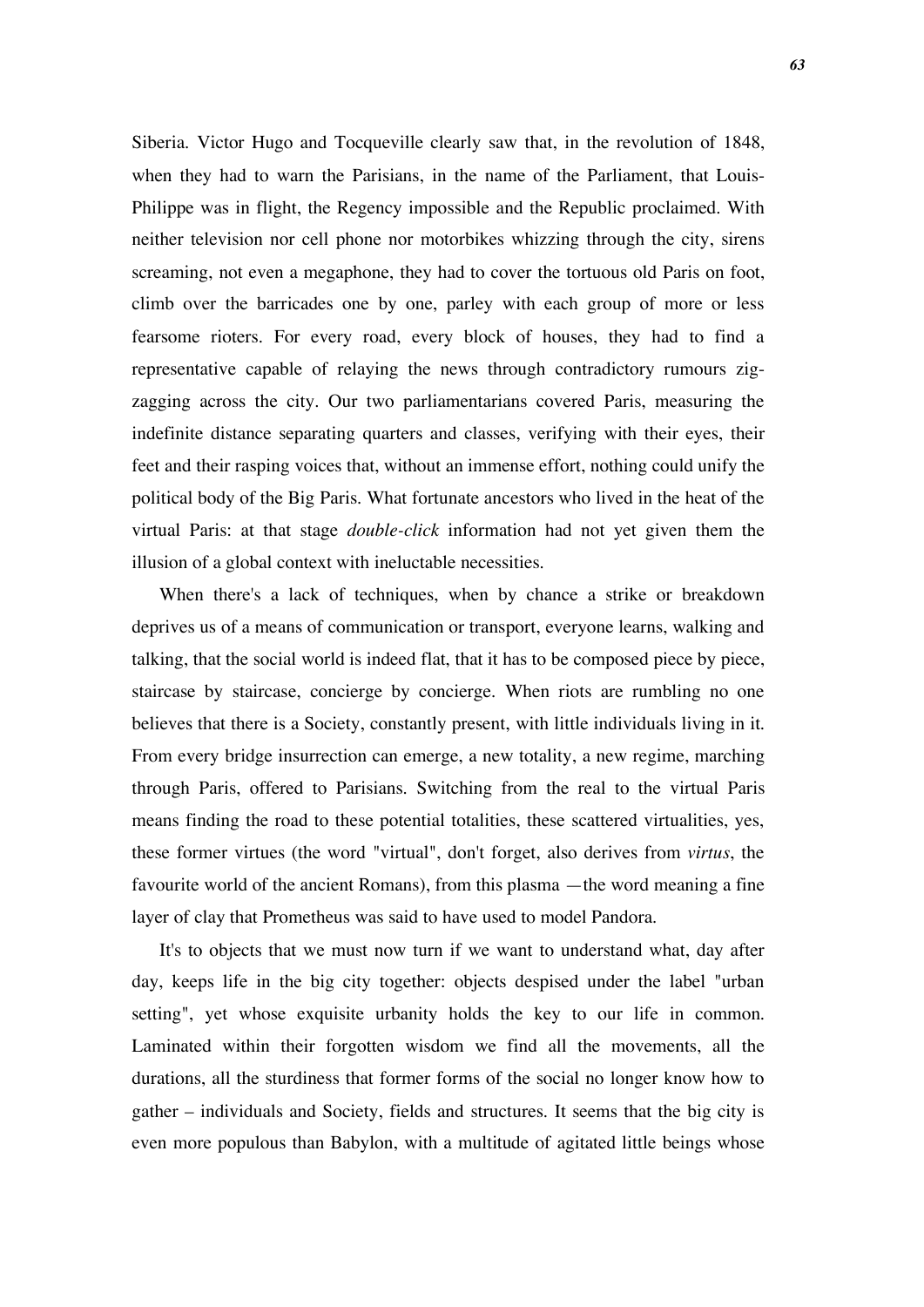Siberia. Victor Hugo and Tocqueville clearly saw that, in the revolution of 1848, when they had to warn the Parisians, in the name of the Parliament, that Louis-Philippe was in flight, the Regency impossible and the Republic proclaimed. With neither television nor cell phone nor motorbikes whizzing through the city, sirens screaming, not even a megaphone, they had to cover the tortuous old Paris on foot, climb over the barricades one by one, parley with each group of more or less fearsome rioters. For every road, every block of houses, they had to find a representative capable of relaying the news through contradictory rumours zig-zagging across the city. Our two parliamentarians covered Paris, measuring the indefinite distance separating quarters and classes, verifying with their eyes, their feet and their rasping voices that, without an immense effort, nothing could unify the political body of the Big Paris. What fortunate ancestors who lived in the heat of the virtual Paris: at that stage *double-click* information had not yet given them the illusion of a global context with ineluctable necessities.

When there's a lack of techniques, when by chance a strike or breakdown deprives us of a means of communication or transport, everyone learns, walking and talking, that the social world is indeed flat, that it has to be composed piece by piece, staircase by staircase, concierge by concierge. When riots are rumbling no one believes that there is a Society, constantly present, with little individuals living in it. From every bridge insurrection can emerge, a new totality, a new regime, marching through Paris, offered to Parisians. Switching from the real to the virtual Paris means finding the road to these potential totalities, these scattered virtualities, yes, these former virtues (the word "virtual", don't forget, also derives from *virtus*, the favourite world of the ancient Romans), from this plasma —the word meaning a fine layer of clay that Prometheus was said to have used to model Pandora.

It's to objects that we must now turn if we want to understand what, day after day, keeps life in the big city together: objects despised under the label "urban setting", yet whose exquisite urbanity holds the key to our life in common. Laminated within their forgotten wisdom we find all the movements, all the durations, all the sturdiness that former forms of the social no longer know how to gather – individuals and Society, fields and structures. It seems that the big city is even more populous than Babylon, with a multitude of agitated little beings whose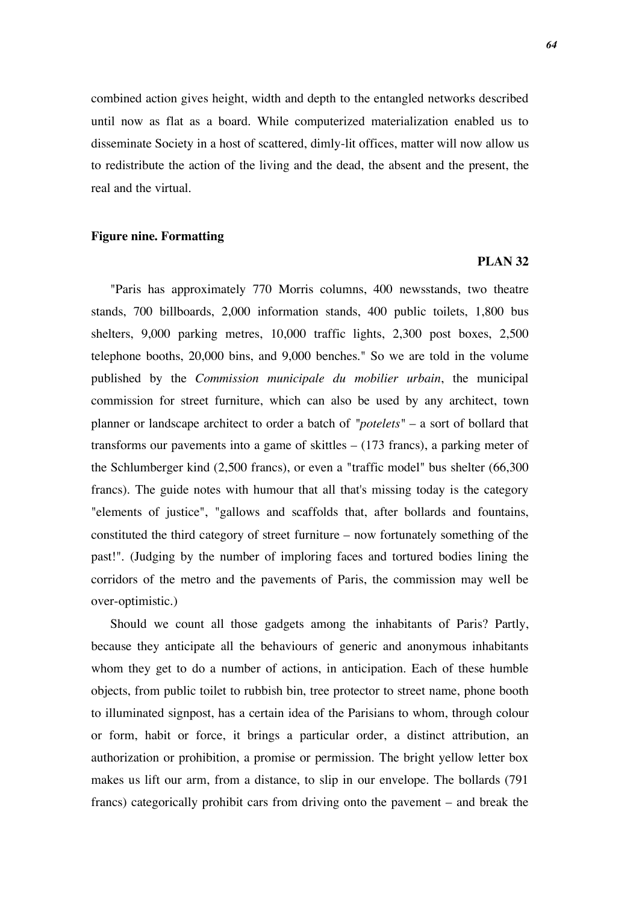combined action gives height, width and depth to the entangled networks described until now as flat as a board. While computerized materialization enabled us to disseminate Society in a host of scattered, dimly-lit offices, matter will now allow us to redistribute the action of the living and the dead, the absent and the present, the real and the virtual.

## Figure nine. Formatting

**PLAN 32**

"Paris has approximately 770 Morris columns, 400 newsstands, two theatre stands, 700 billboards, 2,000 information stands, 400 public toilets, 1,800 bus shelters, 9,000 parking metres, 10,000 traffic lights, 2,300 post boxes, 2,500 telephone booths, 20,000 bins, and 9,000 benches." So we are told in the volume published by the *Commission municipale du mobilier urbain*, the municipal commission for street furniture, which can also be used by any architect, town planner or landscape architect to order a batch of *"potelets"* – a sort of bollard that transforms our pavements into a game of skittles – (173 francs), a parking meter of the Schlumberger kind (2,500 francs), or even a "traffic model" bus shelter (66,300 francs). The guide notes with humour that all that's missing today is the category "elements of justice", "gallows and scaffolds that, after bollards and fountains, constituted the third category of street furniture – now fortunately something of the past!". (Judging by the number of imploring faces and tortured bodies lining the corridors of the metro and the pavements of Paris, the commission may well be over-optimistic.)

Should we count all those gadgets among the inhabitants of Paris? Partly, because they anticipate all the behaviours of generic and anonymous inhabitants whom they get to do a number of actions, in anticipation. Each of these humble objects, from public toilet to rubbish bin, tree protector to street name, phone booth to illuminated signpost, has a certain idea of the Parisians to whom, through colour or form, habit or force, it brings a particular order, a distinct attribution, an authorization or prohibition, a promise or permission. The bright yellow letter box makes us lift our arm, from a distance, to slip in our envelope. The bollards (791 francs) categorically prohibit cars from driving onto the pavement – and break the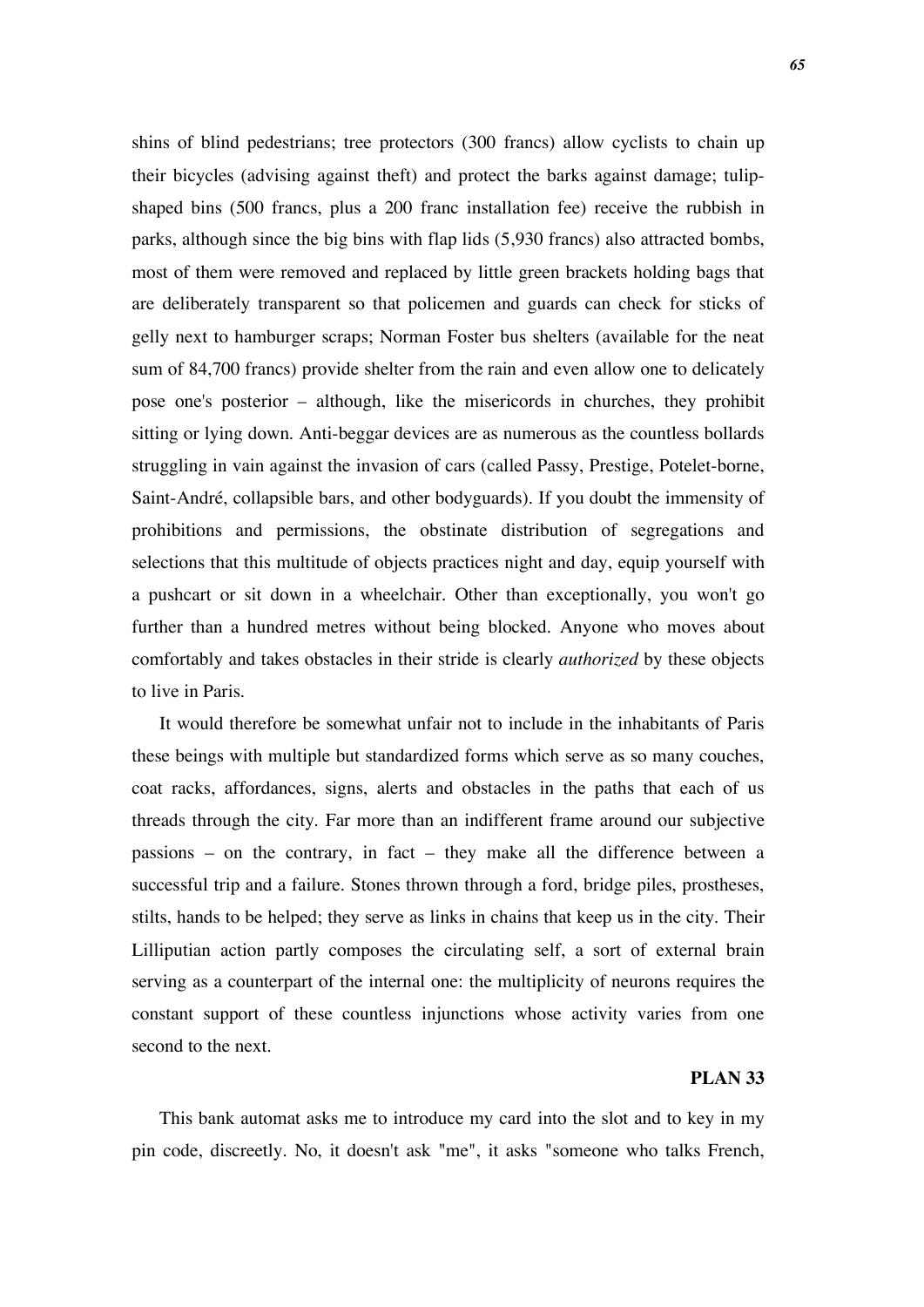shins of blind pedestrians; tree protectors (300 francs) allow cyclists to chain up their bicycles (advising against theft) and protect the barks against damage; tulip-shaped bins (500 francs, plus a 200 franc installation fee) receive the rubbish in parks, although since the big bins with flap lids (5,930 francs) also attracted bombs, most of them were removed and replaced by little green brackets holding bags that are deliberately transparent so that policemen and guards can check for sticks of gelly next to hamburger scraps; Norman Foster bus shelters (available for the neat sum of 84,700 francs) provide shelter from the rain and even allow one to delicately pose one's posterior – although, like the misericords in churches, they prohibit sitting or lying down. Anti-beggar devices are as numerous as the countless bollards struggling in vain against the invasion of cars (called Passy, Prestige, Potelet-borne, Saint-André, collapsible bars, and other bodyguards). If you doubt the immensity of prohibitions and permissions, the obstinate distribution of segregations and selections that this multitude of objects practices night and day, equip yourself with a pushcart or sit down in a wheelchair. Other than exceptionally, you won't go further than a hundred metres without being blocked. Anyone who moves about comfortably and takes obstacles in their stride is clearly *authorized* by these objects to live in Paris.

It would therefore be somewhat unfair not to include in the inhabitants of Paris these beings with multiple but standardized forms which serve as so many couches, coat racks, affordances, signs, alerts and obstacles in the paths that each of us threads through the city. Far more than an indifferent frame around our subjective passions – on the contrary, in fact – they make all the difference between a successful trip and a failure. Stones thrown through a ford, bridge piles, prostheses, stilts, hands to be helped; they serve as links in chains that keep us in the city. Their Lilliputian action partly composes the circulating self, a sort of external brain serving as a counterpart of the internal one: the multiplicity of neurons requires the constant support of these countless injunctions whose activity varies from one second to the next.

**PLAN 33**

This bank automat asks me to introduce my card into the slot and to key in my pin code, discreetly. No, it doesn't ask "me", it asks "someone who talks French,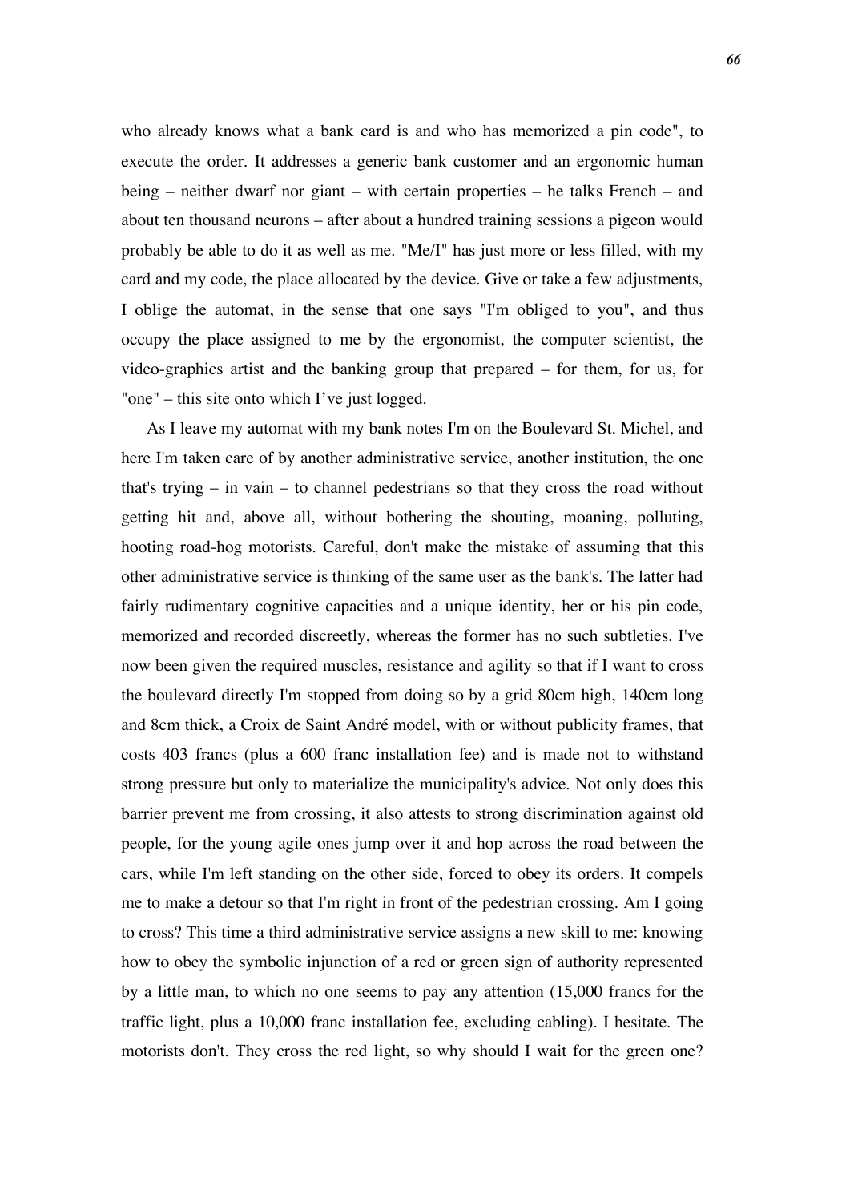who already knows what a bank card is and who has memorized a pin code", to execute the order. It addresses a generic bank customer and an ergonomic human being – neither dwarf nor giant – with certain properties – he talks French – and about ten thousand neurons – after about a hundred training sessions a pigeon would probably be able to do it as well as me. "Me/I" has just more or less filled, with my card and my code, the place allocated by the device. Give or take a few adjustments, I oblige the automat, in the sense that one says "I'm obliged to you", and thus occupy the place assigned to me by the ergonomist, the computer scientist, the video-graphics artist and the banking group that prepared – for them, for us, for "one" – this site onto which I've just logged.

As I leave my automat with my bank notes I'm on the Boulevard St. Michel, and here I'm taken care of by another administrative service, another institution, the one that's trying – in vain – to channel pedestrians so that they cross the road without getting hit and, above all, without bothering the shouting, moaning, polluting, hooting road-hog motorists. Careful, don't make the mistake of assuming that this other administrative service is thinking of the same user as the bank's. The latter had fairly rudimentary cognitive capacities and a unique identity, her or his pin code, memorized and recorded discreetly, whereas the former has no such subtleties. I've now been given the required muscles, resistance and agility so that if I want to cross the boulevard directly I'm stopped from doing so by a grid 80cm high, 140cm long and 8cm thick, a Croix de Saint André model, with or without publicity frames, that costs 403 francs (plus a 600 franc installation fee) and is made not to withstand strong pressure but only to materialize the municipality's advice. Not only does this barrier prevent me from crossing, it also attests to strong discrimination against old people, for the young agile ones jump over it and hop across the road between the cars, while I'm left standing on the other side, forced to obey its orders. It compels me to make a detour so that I'm right in front of the pedestrian crossing. Am I going to cross? This time a third administrative service assigns a new skill to me: knowing how to obey the symbolic injunction of a red or green sign of authority represented by a little man, to which no one seems to pay any attention (15,000 francs for the traffic light, plus a 10,000 franc installation fee, excluding cabling). I hesitate. The motorists don't. They cross the red light, so why should I wait for the green one?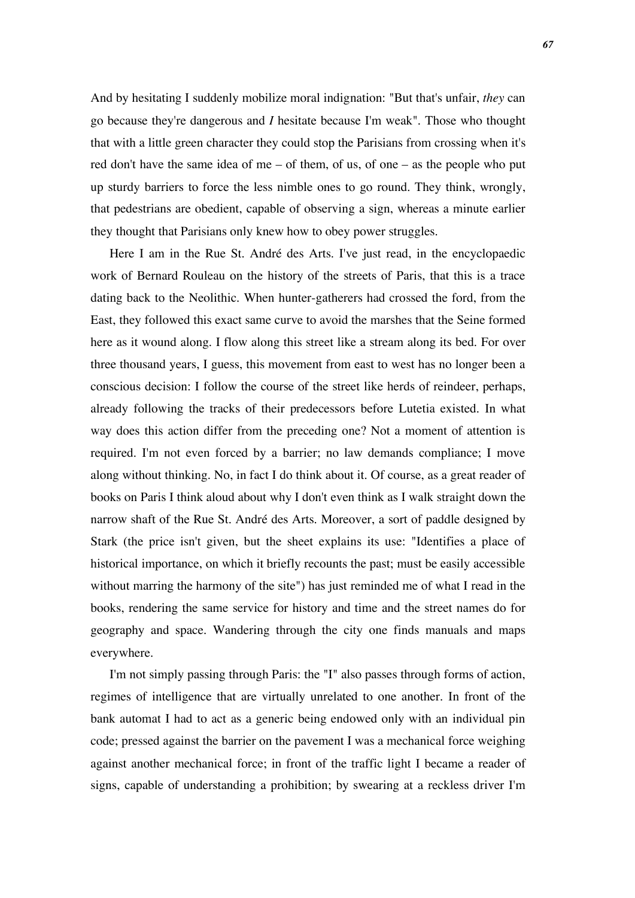And by hesitating I suddenly mobilize moral indignation: "But that's unfair, *they* can go because they're dangerous and *I* hesitate because I'm weak". Those who thought that with a little green character they could stop the Parisians from crossing when it's red don't have the same idea of me – of them, of us, of one – as the people who put up sturdy barriers to force the less nimble ones to go round. They think, wrongly, that pedestrians are obedient, capable of observing a sign, whereas a minute earlier they thought that Parisians only knew how to obey power struggles.

Here I am in the Rue St. André des Arts. I've just read, in the encyclopaedic work of Bernard Rouleau on the history of the streets of Paris, that this is a trace dating back to the Neolithic. When hunter-gatherers had crossed the ford, from the East, they followed this exact same curve to avoid the marshes that the Seine formed here as it wound along. I flow along this street like a stream along its bed. For over three thousand years, I guess, this movement from east to west has no longer been a conscious decision: I follow the course of the street like herds of reindeer, perhaps, already following the tracks of their predecessors before Lutetia existed. In what way does this action differ from the preceding one? Not a moment of attention is required. I'm not even forced by a barrier; no law demands compliance; I move along without thinking. No, in fact I do think about it. Of course, as a great reader of books on Paris I think aloud about why I don't even think as I walk straight down the narrow shaft of the Rue St. André des Arts. Moreover, a sort of paddle designed by Stark (the price isn't given, but the sheet explains its use: "Identifies a place of historical importance, on which it briefly recounts the past; must be easily accessible without marring the harmony of the site") has just reminded me of what I read in the books, rendering the same service for history and time and the street names do for geography and space. Wandering through the city one finds manuals and maps everywhere.

I'm not simply passing through Paris: the "I" also passes through forms of action, regimes of intelligence that are virtually unrelated to one another. In front of the bank automat I had to act as a generic being endowed only with an individual pin code; pressed against the barrier on the pavement I was a mechanical force weighing against another mechanical force; in front of the traffic light I became a reader of signs, capable of understanding a prohibition; by swearing at a reckless driver I'm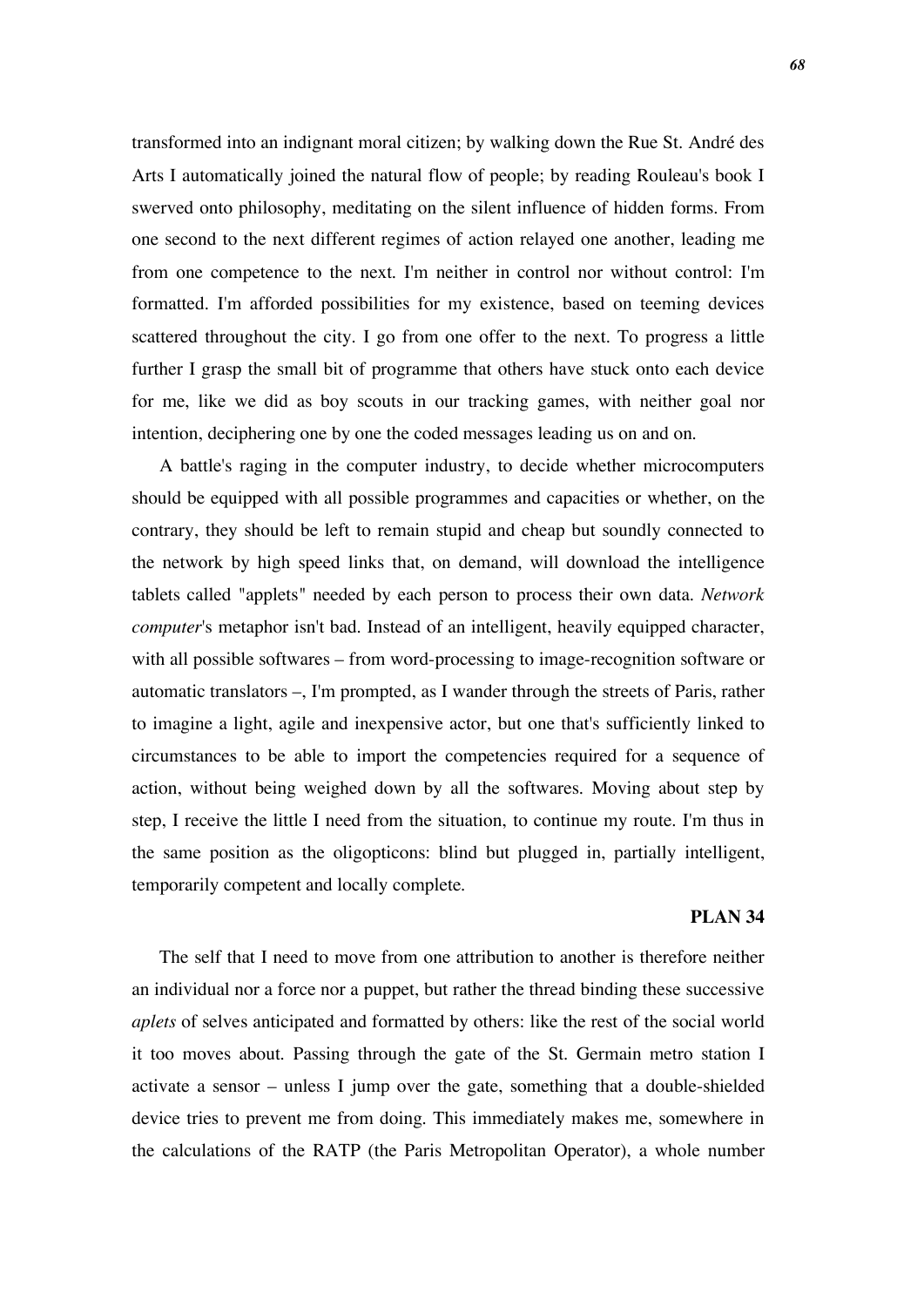transformed into an indignant moral citizen; by walking down the Rue St. André des Arts I automatically joined the natural flow of people; by reading Rouleau's book I swerved onto philosophy, meditating on the silent influence of hidden forms. From one second to the next different regimes of action relayed one another, leading me from one competence to the next. I'm neither in control nor without control: I'm formatted. I'm afforded possibilities for my existence, based on teeming devices scattered throughout the city. I go from one offer to the next. To progress a little further I grasp the small bit of programme that others have stuck onto each device for me, like we did as boy scouts in our tracking games, with neither goal nor intention, deciphering one by one the coded messages leading us on and on.

A battle's raging in the computer industry, to decide whether microcomputers should be equipped with all possible programmes and capacities or whether, on the contrary, they should be left to remain stupid and cheap but soundly connected to the network by high speed links that, on demand, will download the intelligence tablets called "applets" needed by each person to process their own data. *Network computer*'s metaphor isn't bad. Instead of an intelligent, heavily equipped character, with all possible softwares – from word-processing to image-recognition software or automatic translators –, I'm prompted, as I wander through the streets of Paris, rather to imagine a light, agile and inexpensive actor, but one that's sufficiently linked to circumstances to be able to import the competencies required for a sequence of action, without being weighed down by all the softwares. Moving about step by step, I receive the little I need from the situation, to continue my route. I'm thus in the same position as the oligopticons: blind but plugged in, partially intelligent, temporarily competent and locally complete.

**PLAN 34**

The self that I need to move from one attribution to another is therefore neither an individual nor a force nor a puppet, but rather the thread binding these successive *aplets* of selves anticipated and formatted by others: like the rest of the social world it too moves about. Passing through the gate of the St. Germain metro station I activate a sensor – unless I jump over the gate, something that a double-shielded device tries to prevent me from doing. This immediately makes me, somewhere in the calculations of the RATP (the Paris Metropolitan Operator), a whole number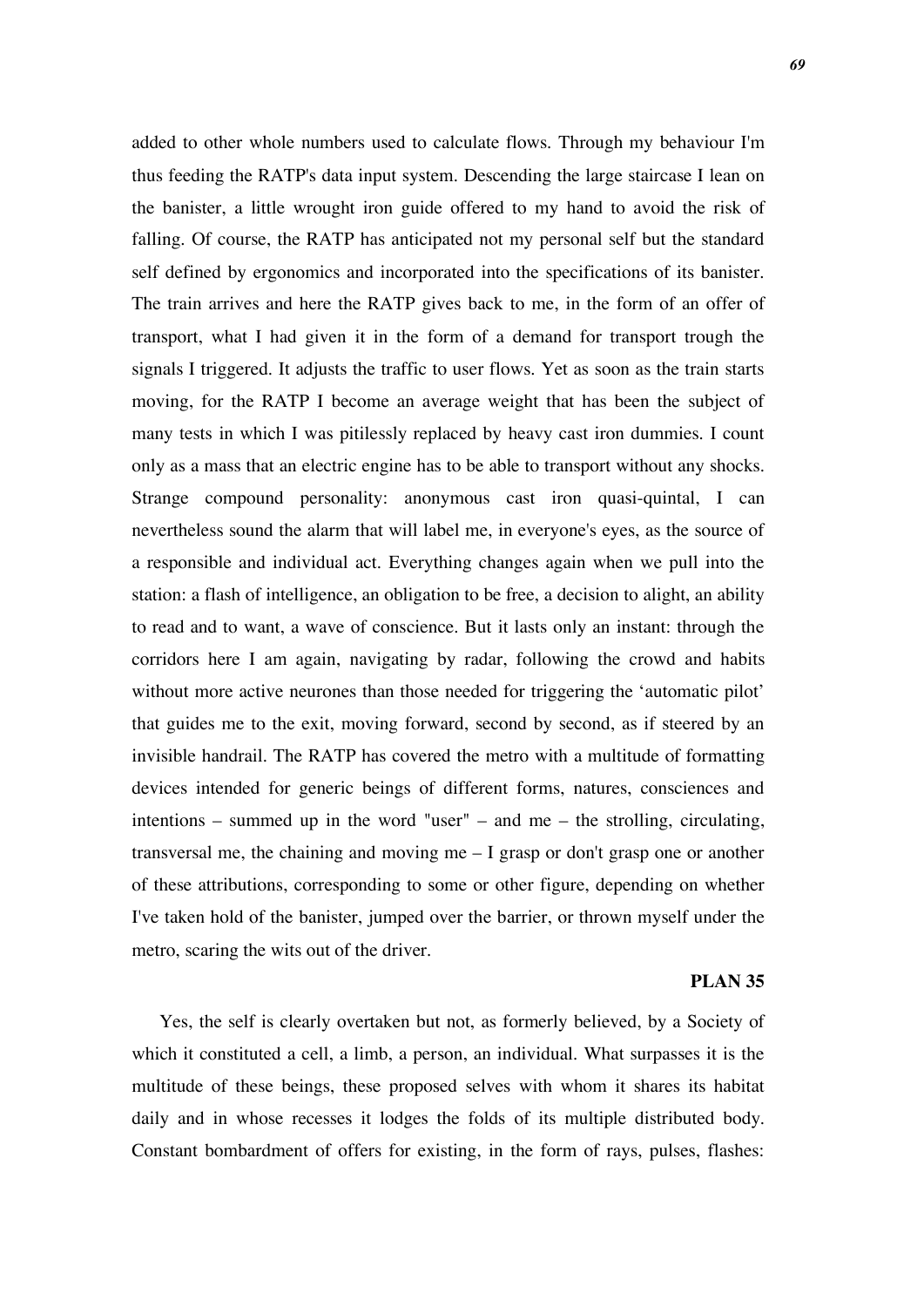added to other whole numbers used to calculate flows. Through my behaviour I'm thus feeding the RATP's data input system. Descending the large staircase I lean on the banister, a little wrought iron guide offered to my hand to avoid the risk of falling. Of course, the RATP has anticipated not my personal self but the standard self defined by ergonomics and incorporated into the specifications of its banister. The train arrives and here the RATP gives back to me, in the form of an offer of transport, what I had given it in the form of a demand for transport trough the signals I triggered. It adjusts the traffic to user flows. Yet as soon as the train starts moving, for the RATP I become an average weight that has been the subject of many tests in which I was pitilessly replaced by heavy cast iron dummies. I count only as a mass that an electric engine has to be able to transport without any shocks. Strange compound personality: anonymous cast iron quasi-quintal, I can nevertheless sound the alarm that will label me, in everyone's eyes, as the source of a responsible and individual act. Everything changes again when we pull into the station: a flash of intelligence, an obligation to be free, a decision to alight, an ability to read and to want, a wave of conscience. But it lasts only an instant: through the corridors here I am again, navigating by radar, following the crowd and habits without more active neurones than those needed for triggering the 'automatic pilot' that guides me to the exit, moving forward, second by second, as if steered by an invisible handrail. The RATP has covered the metro with a multitude of formatting devices intended for generic beings of different forms, natures, consciences and intentions – summed up in the word "user" – and me – the strolling, circulating, transversal me, the chaining and moving me – I grasp or don't grasp one or another of these attributions, corresponding to some or other figure, depending on whether I've taken hold of the banister, jumped over the barrier, or thrown myself under the metro, scaring the wits out of the driver.

**PLAN 35**

Yes, the self is clearly overtaken but not, as formerly believed, by a Society of which it constituted a cell, a limb, a person, an individual. What surpasses it is the multitude of these beings, these proposed selves with whom it shares its habitat daily and in whose recesses it lodges the folds of its multiple distributed body. Constant bombardment of offers for existing, in the form of rays, pulses, flashes: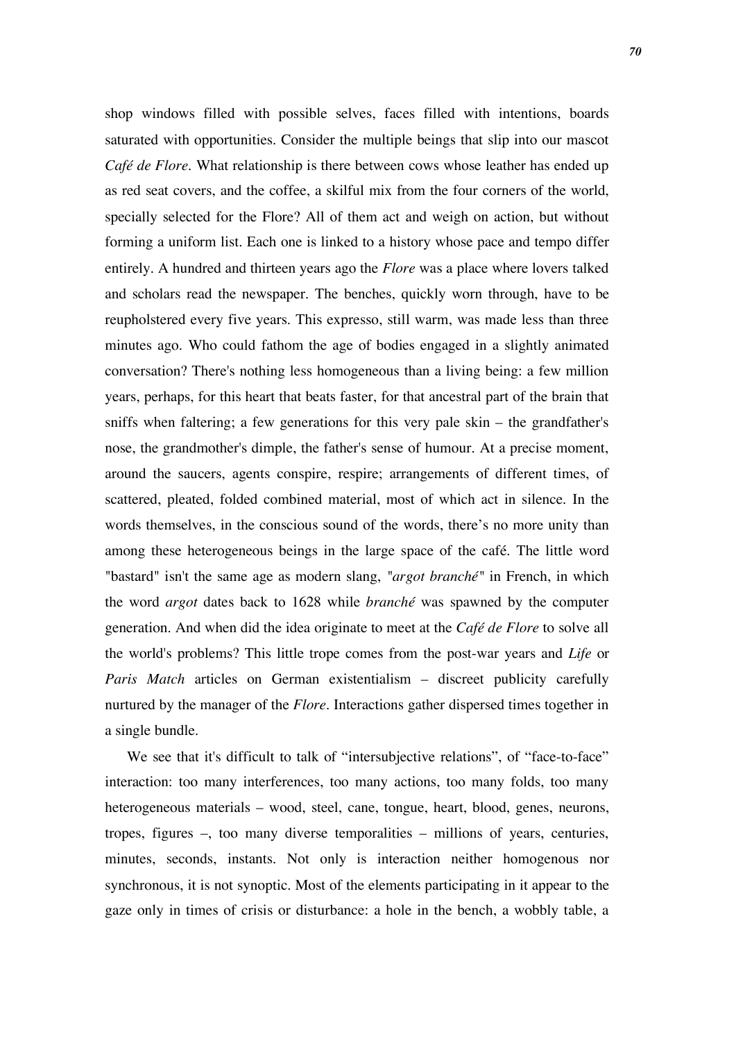shop windows filled with possible selves, faces filled with intentions, boards saturated with opportunities. Consider the multiple beings that slip into our mascot *Café de Flore*. What relationship is there between cows whose leather has ended up as red seat covers, and the coffee, a skilful mix from the four corners of the world, specially selected for the Flore? All of them act and weigh on action, but without forming a uniform list. Each one is linked to a history whose pace and tempo differ entirely. A hundred and thirteen years ago the *Flore* was a place where lovers talked and scholars read the newspaper. The benches, quickly worn through, have to be reupholstered every five years. This expresso, still warm, was made less than three minutes ago. Who could fathom the age of bodies engaged in a slightly animated conversation? There's nothing less homogeneous than a living being: a few million years, perhaps, for this heart that beats faster, for that ancestral part of the brain that sniffs when faltering; a few generations for this very pale skin – the grandfather's nose, the grandmother's dimple, the father's sense of humour. At a precise moment, around the saucers, agents conspire, respire; arrangements of different times, of scattered, pleated, folded combined material, most of which act in silence. In the words themselves, in the conscious sound of the words, there's no more unity than among these heterogeneous beings in the large space of the café. The little word "bastard" isn't the same age as modern slang, "*argot branché*" in French, in which the word *argot* dates back to 1628 while *branché* was spawned by the computer generation. And when did the idea originate to meet at the *Café de Flore* to solve all the world's problems? This little trope comes from the post-war years and *Life* or *Paris Match* articles on German existentialism – discreet publicity carefully nurtured by the manager of the *Flore*. Interactions gather dispersed times together in a single bundle.

We see that it's difficult to talk of "intersubjective relations", of "face-to-face" interaction: too many interferences, too many actions, too many folds, too many heterogeneous materials – wood, steel, cane, tongue, heart, blood, genes, neurons, tropes, figures –, too many diverse temporalities – millions of years, centuries, minutes, seconds, instants. Not only is interaction neither homogenous nor synchronous, it is not synoptic. Most of the elements participating in it appear to the gaze only in times of crisis or disturbance: a hole in the bench, a wobbly table, a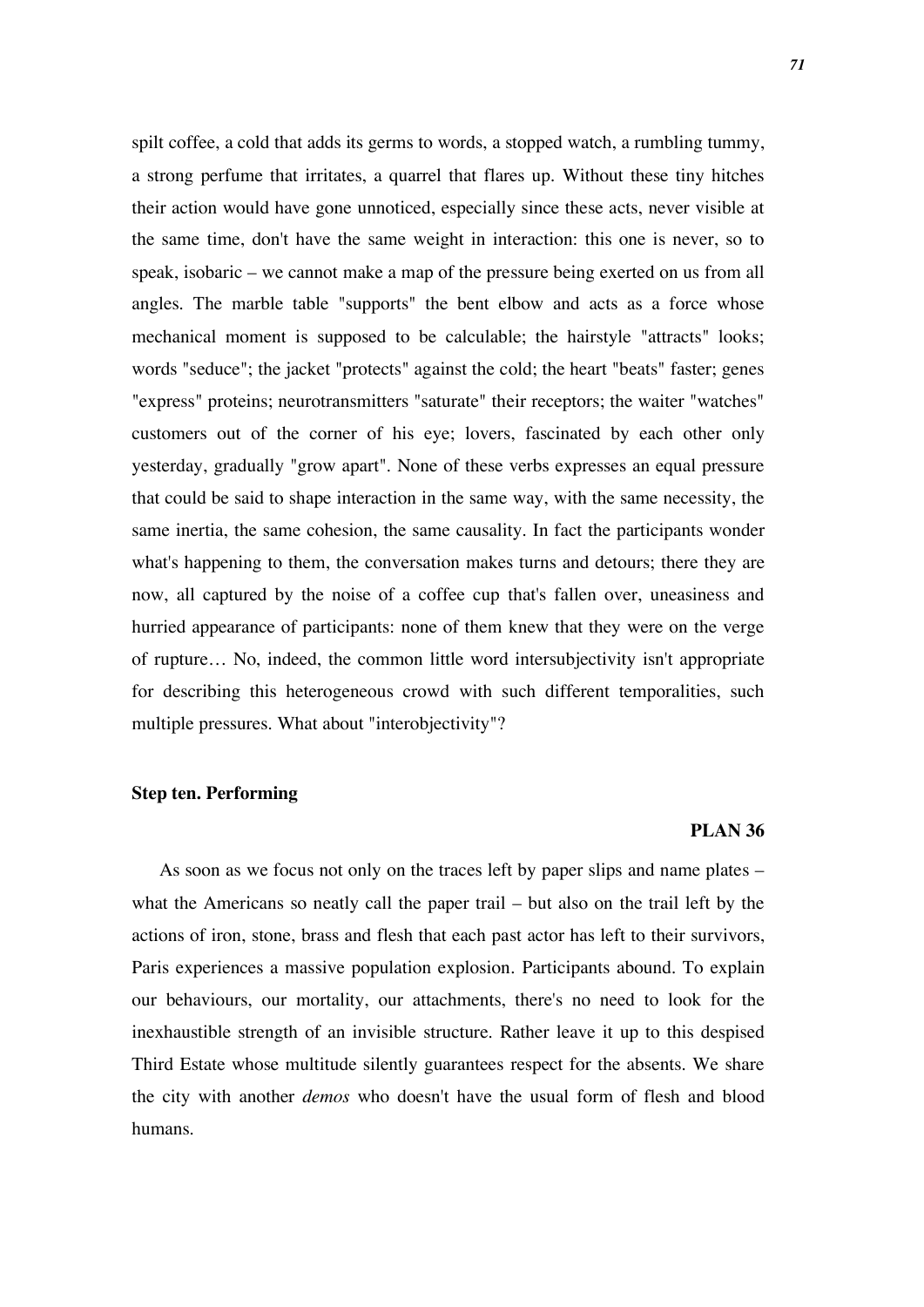spilt coffee, a cold that adds its germs to words, a stopped watch, a rumbling tummy, a strong perfume that irritates, a quarrel that flares up. Without these tiny hitches their action would have gone unnoticed, especially since these acts, never visible at the same time, don't have the same weight in interaction: this one is never, so to speak, isobaric – we cannot make a map of the pressure being exerted on us from all angles. The marble table "supports" the bent elbow and acts as a force whose mechanical moment is supposed to be calculable; the hairstyle "attracts" looks; words "seduce"; the jacket "protects" against the cold; the heart "beats" faster; genes "express" proteins; neurotransmitters "saturate" their receptors; the waiter "watches" customers out of the corner of his eye; lovers, fascinated by each other only yesterday, gradually "grow apart". None of these verbs expresses an equal pressure that could be said to shape interaction in the same way, with the same necessity, the same inertia, the same cohesion, the same causality. In fact the participants wonder what's happening to them, the conversation makes turns and detours; there they are now, all captured by the noise of a coffee cup that's fallen over, uneasiness and hurried appearance of participants: none of them knew that they were on the verge of rupture… No, indeed, the common little word intersubjectivity isn't appropriate for describing this heterogeneous crowd with such different temporalities, such multiple pressures. What about "interobjectivity"?

### Step ten. Performing

**PLAN 36**

As soon as we focus not only on the traces left by paper slips and name plates – what the Americans so neatly call the paper trail – but also on the trail left by the actions of iron, stone, brass and flesh that each past actor has left to their survivors, Paris experiences a massive population explosion. Participants abound. To explain our behaviours, our mortality, our attachments, there's no need to look for the inexhaustible strength of an invisible structure. Rather leave it up to this despised Third Estate whose multitude silently guarantees respect for the absents. We share the city with another *demos* who doesn't have the usual form of flesh and blood humans.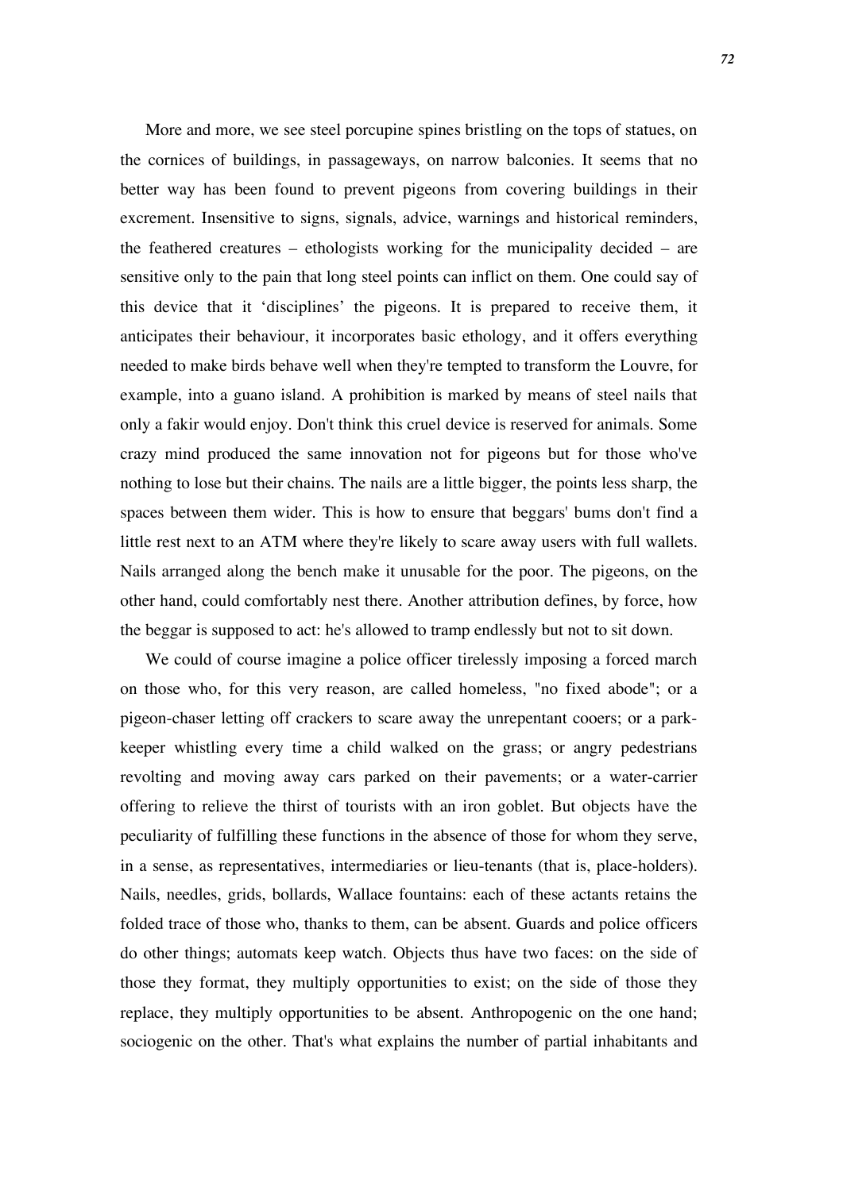More and more, we see steel porcupine spines bristling on the tops of statues, on the cornices of buildings, in passageways, on narrow balconies. It seems that no better way has been found to prevent pigeons from covering buildings in their excrement. Insensitive to signs, signals, advice, warnings and historical reminders, the feathered creatures – ethologists working for the municipality decided – are sensitive only to the pain that long steel points can inflict on them. One could say of this device that it 'disciplines' the pigeons. It is prepared to receive them, it anticipates their behaviour, it incorporates basic ethology, and it offers everything needed to make birds behave well when they're tempted to transform the Louvre, for example, into a guano island. A prohibition is marked by means of steel nails that only a fakir would enjoy. Don't think this cruel device is reserved for animals. Some crazy mind produced the same innovation not for pigeons but for those who've nothing to lose but their chains. The nails are a little bigger, the points less sharp, the spaces between them wider. This is how to ensure that beggars' bums don't find a little rest next to an ATM where they're likely to scare away users with full wallets. Nails arranged along the bench make it unusable for the poor. The pigeons, on the other hand, could comfortably nest there. Another attribution defines, by force, how the beggar is supposed to act: he's allowed to tramp endlessly but not to sit down.

We could of course imagine a police officer tirelessly imposing a forced march on those who, for this very reason, are called homeless, "no fixed abode"; or a pigeon-chaser letting off crackers to scare away the unrepentant cooers; or a park-keeper whistling every time a child walked on the grass; or angry pedestrians revolting and moving away cars parked on their pavements; or a water-carrier offering to relieve the thirst of tourists with an iron goblet. But objects have the peculiarity of fulfilling these functions in the absence of those for whom they serve, in a sense, as representatives, intermediaries or lieu-tenants (that is, place-holders). Nails, needles, grids, bollards, Wallace fountains: each of these actants retains the folded trace of those who, thanks to them, can be absent. Guards and police officers do other things; automats keep watch. Objects thus have two faces: on the side of those they format, they multiply opportunities to exist; on the side of those they replace, they multiply opportunities to be absent. Anthropogenic on the one hand; sociogenic on the other. That's what explains the number of partial inhabitants and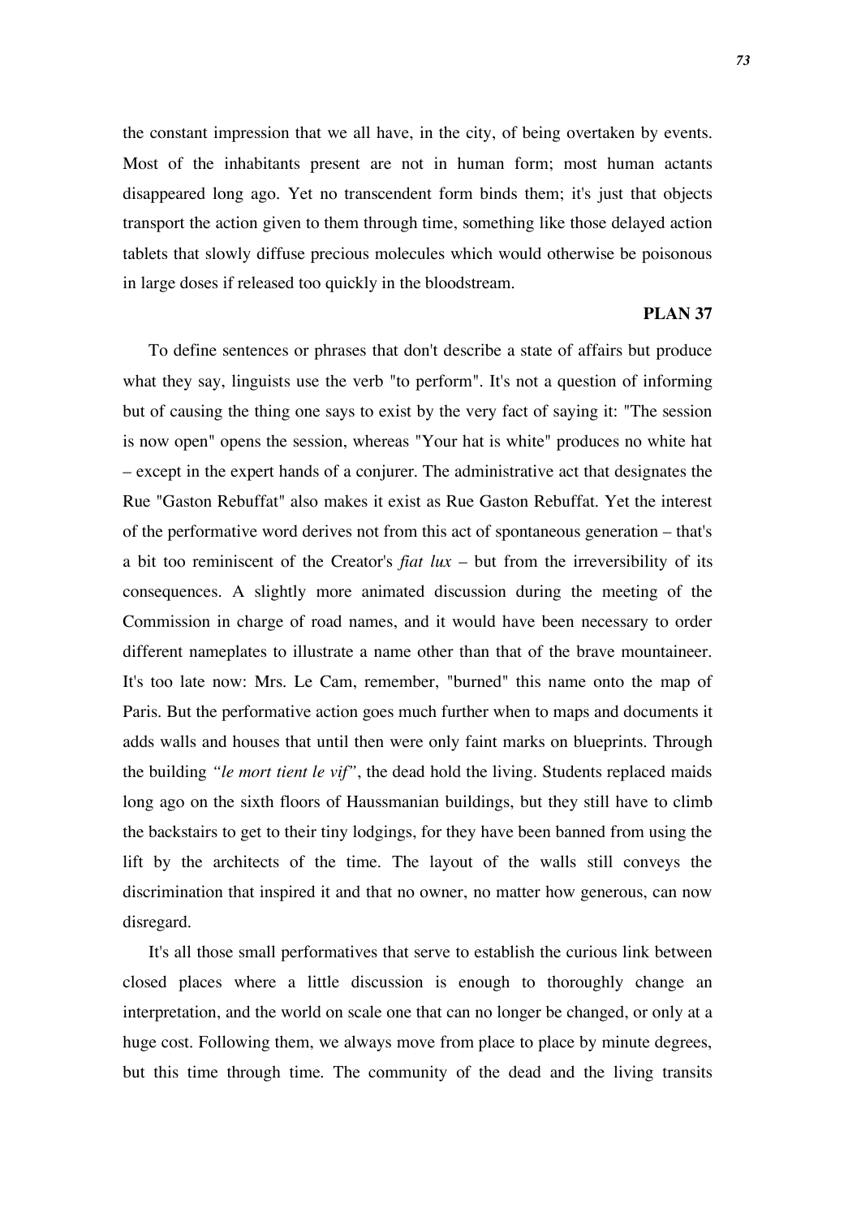the constant impression that we all have, in the city, of being overtaken by events. Most of the inhabitants present are not in human form; most human actants disappeared long ago. Yet no transcendent form binds them; it's just that objects transport the action given to them through time, something like those delayed action tablets that slowly diffuse precious molecules which would otherwise be poisonous in large doses if released too quickly in the bloodstream.

**PLAN 37**

To define sentences or phrases that don't describe a state of affairs but produce what they say, linguists use the verb "to perform". It's not a question of informing but of causing the thing one says to exist by the very fact of saying it: "The session is now open" opens the session, whereas "Your hat is white" produces no white hat – except in the expert hands of a conjurer. The administrative act that designates the Rue "Gaston Rebuffat" also makes it exist as Rue Gaston Rebuffat. Yet the interest of the performative word derives not from this act of spontaneous generation – that's a bit too reminiscent of the Creator's *fiat lux* – but from the irreversibility of its consequences. A slightly more animated discussion during the meeting of the Commission in charge of road names, and it would have been necessary to order different nameplates to illustrate a name other than that of the brave mountaineer. It's too late now: Mrs. Le Cam, remember, "burned" this name onto the map of Paris. But the performative action goes much further when to maps and documents it adds walls and houses that until then were only faint marks on blueprints. Through the building *"le mort tient le vif"*, the dead hold the living. Students replaced maids long ago on the sixth floors of Haussmanian buildings, but they still have to climb the backstairs to get to their tiny lodgings, for they have been banned from using the lift by the architects of the time. The layout of the walls still conveys the discrimination that inspired it and that no owner, no matter how generous, can now disregard.

It's all those small performatives that serve to establish the curious link between closed places where a little discussion is enough to thoroughly change an interpretation, and the world on scale one that can no longer be changed, or only at a huge cost. Following them, we always move from place to place by minute degrees, but this time through time. The community of the dead and the living transits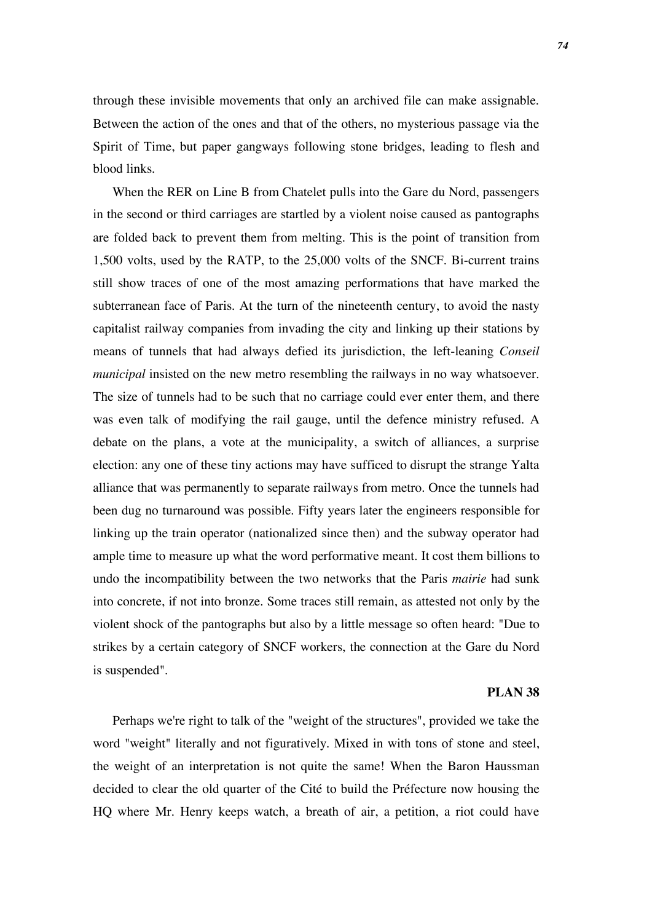through these invisible movements that only an archived file can make assignable. Between the action of the ones and that of the others, no mysterious passage via the Spirit of Time, but paper gangways following stone bridges, leading to flesh and blood links.

When the RER on Line B from Chatelet pulls into the Gare du Nord, passengers in the second or third carriages are startled by a violent noise caused as pantographs are folded back to prevent them from melting. This is the point of transition from 1,500 volts, used by the RATP, to the 25,000 volts of the SNCF. Bi-current trains still show traces of one of the most amazing performations that have marked the subterranean face of Paris. At the turn of the nineteenth century, to avoid the nasty capitalist railway companies from invading the city and linking up their stations by means of tunnels that had always defied its jurisdiction, the left-leaning *Conseil municipal* insisted on the new metro resembling the railways in no way whatsoever. The size of tunnels had to be such that no carriage could ever enter them, and there was even talk of modifying the rail gauge, until the defence ministry refused. A debate on the plans, a vote at the municipality, a switch of alliances, a surprise election: any one of these tiny actions may have sufficed to disrupt the strange Yalta alliance that was permanently to separate railways from metro. Once the tunnels had been dug no turnaround was possible. Fifty years later the engineers responsible for linking up the train operator (nationalized since then) and the subway operator had ample time to measure up what the word performative meant. It cost them billions to undo the incompatibility between the two networks that the Paris *mairie* had sunk into concrete, if not into bronze. Some traces still remain, as attested not only by the violent shock of the pantographs but also by a little message so often heard: "Due to strikes by a certain category of SNCF workers, the connection at the Gare du Nord is suspended".

**PLAN 38**

Perhaps we're right to talk of the "weight of the structures", provided we take the word "weight" literally and not figuratively. Mixed in with tons of stone and steel, the weight of an interpretation is not quite the same! When the Baron Haussman decided to clear the old quarter of the Cité to build the Préfecture now housing the HQ where Mr. Henry keeps watch, a breath of air, a petition, a riot could have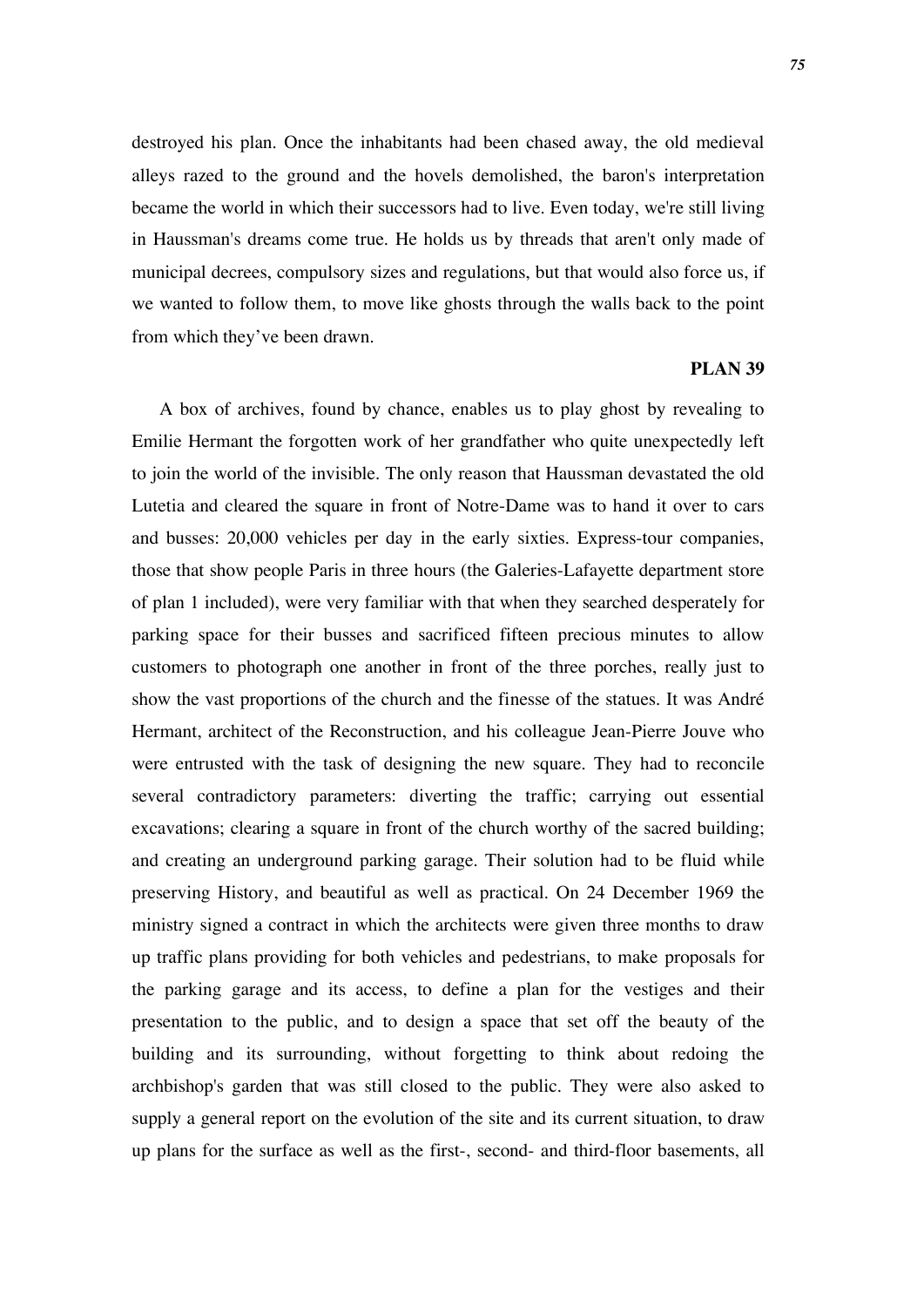destroyed his plan. Once the inhabitants had been chased away, the old medieval alleys razed to the ground and the hovels demolished, the baron's interpretation became the world in which their successors had to live. Even today, we're still living in Haussman's dreams come true. He holds us by threads that aren't only made of municipal decrees, compulsory sizes and regulations, but that would also force us, if we wanted to follow them, to move like ghosts through the walls back to the point from which they've been drawn.

**PLAN 39**

A box of archives, found by chance, enables us to play ghost by revealing to Emilie Hermant the forgotten work of her grandfather who quite unexpectedly left to join the world of the invisible. The only reason that Haussman devastated the old Lutetia and cleared the square in front of Notre-Dame was to hand it over to cars and busses: 20,000 vehicles per day in the early sixties. Express-tour companies, those that show people Paris in three hours (the Galeries-Lafayette department store of plan 1 included), were very familiar with that when they searched desperately for parking space for their busses and sacrificed fifteen precious minutes to allow customers to photograph one another in front of the three porches, really just to show the vast proportions of the church and the finesse of the statues. It was André Hermant, architect of the Reconstruction, and his colleague Jean-Pierre Jouve who were entrusted with the task of designing the new square. They had to reconcile several contradictory parameters: diverting the traffic; carrying out essential excavations; clearing a square in front of the church worthy of the sacred building; and creating an underground parking garage. Their solution had to be fluid while preserving History, and beautiful as well as practical. On 24 December 1969 the ministry signed a contract in which the architects were given three months to draw up traffic plans providing for both vehicles and pedestrians, to make proposals for the parking garage and its access, to define a plan for the vestiges and their presentation to the public, and to design a space that set off the beauty of the building and its surrounding, without forgetting to think about redoing the archbishop's garden that was still closed to the public. They were also asked to supply a general report on the evolution of the site and its current situation, to draw up plans for the surface as well as the first-, second- and third-floor basements, all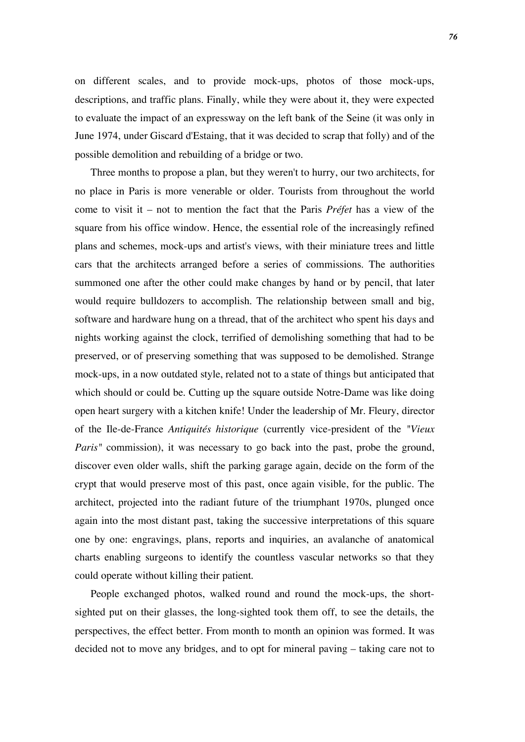on different scales, and to provide mock-ups, photos of those mock-ups, descriptions, and traffic plans. Finally, while they were about it, they were expected to evaluate the impact of an expressway on the left bank of the Seine (it was only in June 1974, under Giscard d'Estaing, that it was decided to scrap that folly) and of the possible demolition and rebuilding of a bridge or two.

Three months to propose a plan, but they weren't to hurry, our two architects, for no place in Paris is more venerable or older. Tourists from throughout the world come to visit it – not to mention the fact that the Paris *Préfet* has a view of the square from his office window. Hence, the essential role of the increasingly refined plans and schemes, mock-ups and artist's views, with their miniature trees and little cars that the architects arranged before a series of commissions. The authorities summoned one after the other could make changes by hand or by pencil, that later would require bulldozers to accomplish. The relationship between small and big, software and hardware hung on a thread, that of the architect who spent his days and nights working against the clock, terrified of demolishing something that had to be preserved, or of preserving something that was supposed to be demolished. Strange mock-ups, in a now outdated style, related not to a state of things but anticipated that which should or could be. Cutting up the square outside Notre-Dame was like doing open heart surgery with a kitchen knife! Under the leadership of Mr. Fleury, director of the Ile-de-France *Antiquités historique* (currently vice-president of the *"Vieux Paris"* commission), it was necessary to go back into the past, probe the ground, discover even older walls, shift the parking garage again, decide on the form of the crypt that would preserve most of this past, once again visible, for the public. The architect, projected into the radiant future of the triumphant 1970s, plunged once again into the most distant past, taking the successive interpretations of this square one by one: engravings, plans, reports and inquiries, an avalanche of anatomical charts enabling surgeons to identify the countless vascular networks so that they could operate without killing their patient.

People exchanged photos, walked round and round the mock-ups, the short-sighted put on their glasses, the long-sighted took them off, to see the details, the perspectives, the effect better. From month to month an opinion was formed. It was decided not to move any bridges, and to opt for mineral paving – taking care not to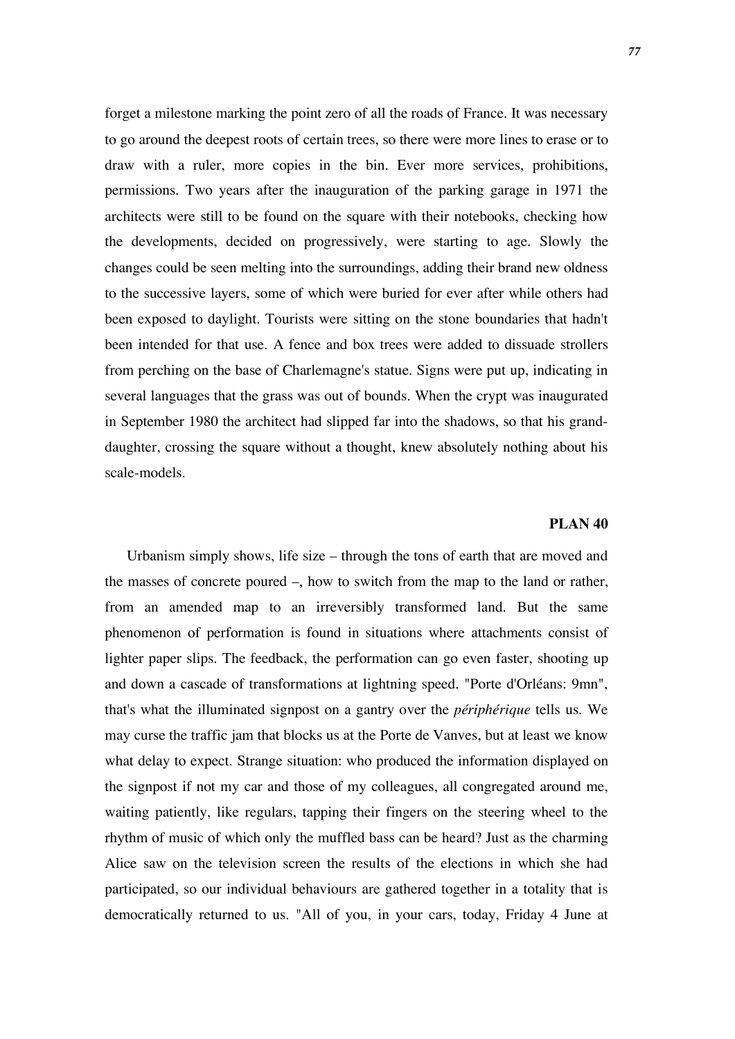forget a milestone marking the point zero of all the roads of France. It was necessary to go around the deepest roots of certain trees, so there were more lines to erase or to draw with a ruler, more copies in the bin. Ever more services, prohibitions, permissions. Two years after the inauguration of the parking garage in 1971 the architects were still to be found on the square with their notebooks, checking how the developments, decided on progressively, were starting to age. Slowly the changes could be seen melting into the surroundings, adding their brand new oldness to the successive layers, some of which were buried for ever after while others had been exposed to daylight. Tourists were sitting on the stone boundaries that hadn't been intended for that use. A fence and box trees were added to dissuade strollers from perching on the base of Charlemagne's statue. Signs were put up, indicating in several languages that the grass was out of bounds. When the crypt was inaugurated in September 1980 the architect had slipped far into the shadows, so that his grand-daughter, crossing the square without a thought, knew absolutely nothing about his scale-models.

### PLAN 40

Urbanism simply shows, life size – through the tons of earth that are moved and the masses of concrete poured –, how to switch from the map to the land or rather, from an amended map to an irreversibly transformed land. But the same phenomenon of performation is found in situations where attachments consist of lighter paper slips. The feedback, the performation can go even faster, shooting up and down a cascade of transformations at lightning speed. "Porte d'Orléans: 9mn", that's what the illuminated signpost on a gantry over the *périphérique* tells us. We may curse the traffic jam that blocks us at the Porte de Vanves, but at least we know what delay to expect. Strange situation: who produced the information displayed on the signpost if not my car and those of my colleagues, all congregated around me, waiting patiently, like regulars, tapping their fingers on the steering wheel to the rhythm of music of which only the muffled bass can be heard? Just as the charming Alice saw on the television screen the results of the elections in which she had participated, so our individual behaviours are gathered together in a totality that is democratically returned to us. "All of you, in your cars, today, Friday 4 June at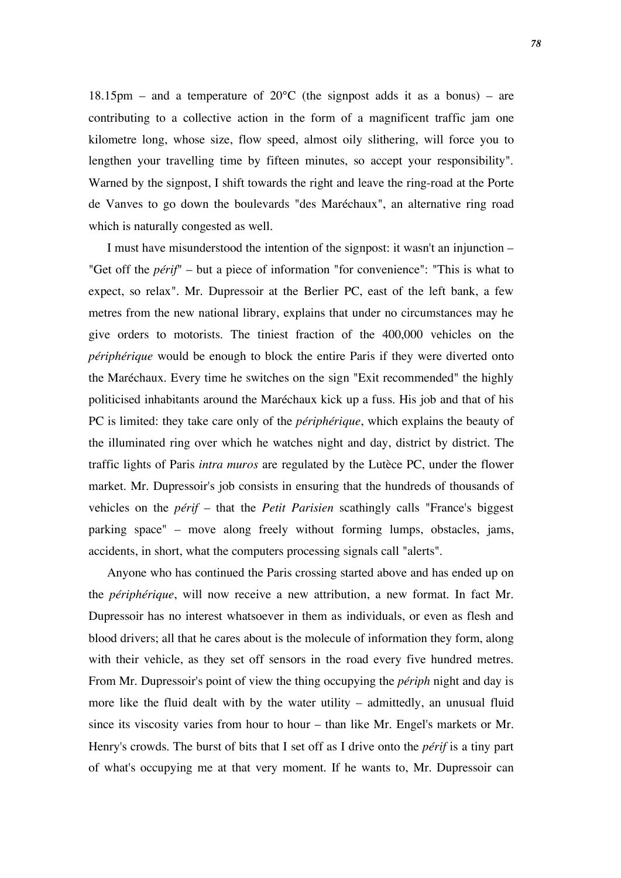18.15pm – and a temperature of 20°C (the signpost adds it as a bonus) – are contributing to a collective action in the form of a magnificent traffic jam one kilometre long, whose size, flow speed, almost oily slithering, will force you to lengthen your travelling time by fifteen minutes, so accept your responsibility". Warned by the signpost, I shift towards the right and leave the ring-road at the Porte de Vanves to go down the boulevards "des Maréchaux", an alternative ring road which is naturally congested as well.

I must have misunderstood the intention of the signpost: it wasn't an injunction – "Get off the *périf*" – but a piece of information "for convenience": "This is what to expect, so relax". Mr. Dupressoir at the Berlier PC, east of the left bank, a few metres from the new national library, explains that under no circumstances may he give orders to motorists. The tiniest fraction of the 400,000 vehicles on the *périphérique* would be enough to block the entire Paris if they were diverted onto the Maréchaux. Every time he switches on the sign "Exit recommended" the highly politicised inhabitants around the Maréchaux kick up a fuss. His job and that of his PC is limited: they take care only of the *périphérique*, which explains the beauty of the illuminated ring over which he watches night and day, district by district. The traffic lights of Paris *intra muros* are regulated by the Lutèce PC, under the flower market. Mr. Dupressoir's job consists in ensuring that the hundreds of thousands of vehicles on the *périf* – that the *Petit Parisien* scathingly calls "France's biggest parking space" – move along freely without forming lumps, obstacles, jams, accidents, in short, what the computers processing signals call "alerts".

Anyone who has continued the Paris crossing started above and has ended up on the *périphérique*, will now receive a new attribution, a new format. In fact Mr. Dupressoir has no interest whatsoever in them as individuals, or even as flesh and blood drivers; all that he cares about is the molecule of information they form, along with their vehicle, as they set off sensors in the road every five hundred metres. From Mr. Dupressoir's point of view the thing occupying the *périph* night and day is more like the fluid dealt with by the water utility – admittedly, an unusual fluid since its viscosity varies from hour to hour – than like Mr. Engel's markets or Mr. Henry's crowds. The burst of bits that I set off as I drive onto the *périf* is a tiny part of what's occupying me at that very moment. If he wants to, Mr. Dupressoir can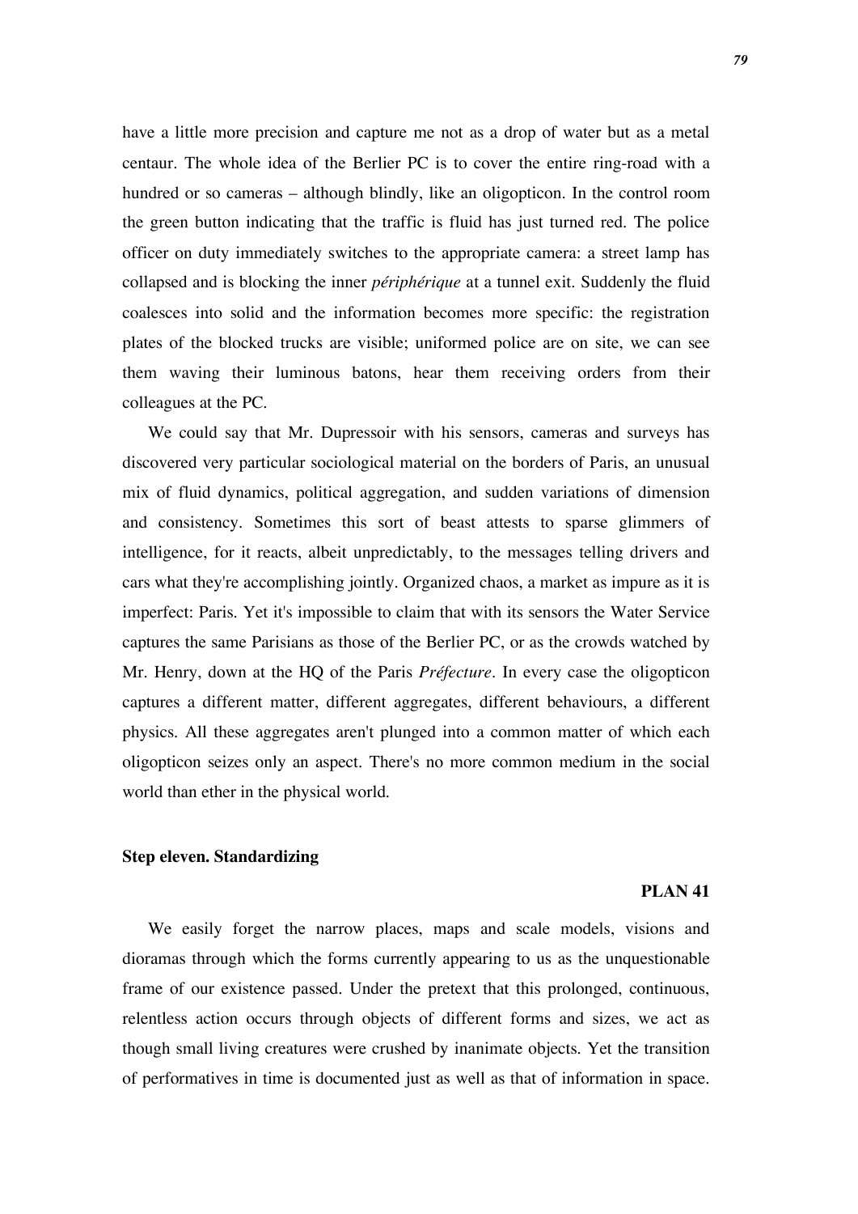have a little more precision and capture me not as a drop of water but as a metal centaur. The whole idea of the Berlier PC is to cover the entire ring-road with a hundred or so cameras – although blindly, like an oligopticon. In the control room the green button indicating that the traffic is fluid has just turned red. The police officer on duty immediately switches to the appropriate camera: a street lamp has collapsed and is blocking the inner *périphérique* at a tunnel exit. Suddenly the fluid coalesces into solid and the information becomes more specific: the registration plates of the blocked trucks are visible; uniformed police are on site, we can see them waving their luminous batons, hear them receiving orders from their colleagues at the PC.

We could say that Mr. Dupressoir with his sensors, cameras and surveys has discovered very particular sociological material on the borders of Paris, an unusual mix of fluid dynamics, political aggregation, and sudden variations of dimension and consistency. Sometimes this sort of beast attests to sparse glimmers of intelligence, for it reacts, albeit unpredictably, to the messages telling drivers and cars what they're accomplishing jointly. Organized chaos, a market as impure as it is imperfect: Paris. Yet it's impossible to claim that with its sensors the Water Service captures the same Parisians as those of the Berlier PC, or as the crowds watched by Mr. Henry, down at the HQ of the Paris *Préfecture*. In every case the oligopticon captures a different matter, different aggregates, different behaviours, a different physics. All these aggregates aren't plunged into a common matter of which each oligopticon seizes only an aspect. There's no more common medium in the social world than ether in the physical world.

### Step eleven. Standardizing

**PLAN 41**

We easily forget the narrow places, maps and scale models, visions and dioramas through which the forms currently appearing to us as the unquestionable frame of our existence passed. Under the pretext that this prolonged, continuous, relentless action occurs through objects of different forms and sizes, we act as though small living creatures were crushed by inanimate objects. Yet the transition of performatives in time is documented just as well as that of information in space.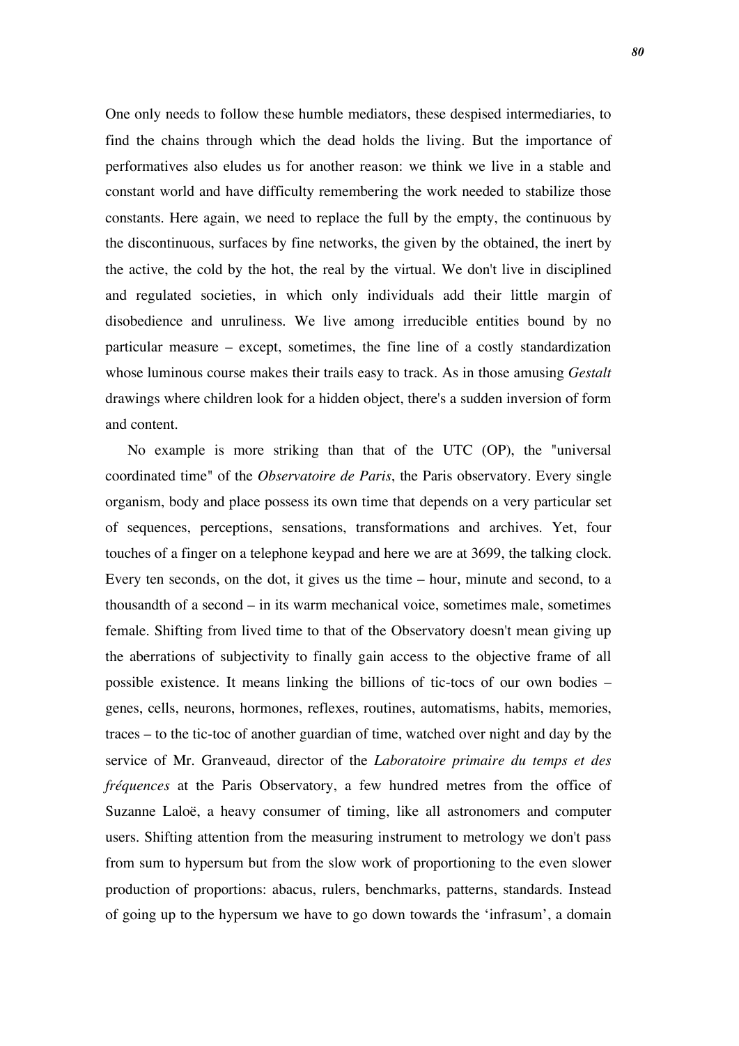One only needs to follow these humble mediators, these despised intermediaries, to find the chains through which the dead holds the living. But the importance of performatives also eludes us for another reason: we think we live in a stable and constant world and have difficulty remembering the work needed to stabilize those constants. Here again, we need to replace the full by the empty, the continuous by the discontinuous, surfaces by fine networks, the given by the obtained, the inert by the active, the cold by the hot, the real by the virtual. We don't live in disciplined and regulated societies, in which only individuals add their little margin of disobedience and unruliness. We live among irreducible entities bound by no particular measure – except, sometimes, the fine line of a costly standardization whose luminous course makes their trails easy to track. As in those amusing *Gestalt* drawings where children look for a hidden object, there's a sudden inversion of form and content.

No example is more striking than that of the UTC (OP), the "universal coordinated time" of the *Observatoire de Paris*, the Paris observatory. Every single organism, body and place possess its own time that depends on a very particular set of sequences, perceptions, sensations, transformations and archives. Yet, four touches of a finger on a telephone keypad and here we are at 3699, the talking clock. Every ten seconds, on the dot, it gives us the time – hour, minute and second, to a thousandth of a second – in its warm mechanical voice, sometimes male, sometimes female. Shifting from lived time to that of the Observatory doesn't mean giving up the aberrations of subjectivity to finally gain access to the objective frame of all possible existence. It means linking the billions of tic-tocs of our own bodies – genes, cells, neurons, hormones, reflexes, routines, automatisms, habits, memories, traces – to the tic-toc of another guardian of time, watched over night and day by the service of Mr. Granveaud, director of the *Laboratoire primaire du temps et des fréquences* at the Paris Observatory, a few hundred metres from the office of Suzanne Laloë, a heavy consumer of timing, like all astronomers and computer users. Shifting attention from the measuring instrument to metrology we don't pass from sum to hypersum but from the slow work of proportioning to the even slower production of proportions: abacus, rulers, benchmarks, patterns, standards. Instead of going up to the hypersum we have to go down towards the 'infrasum', a domain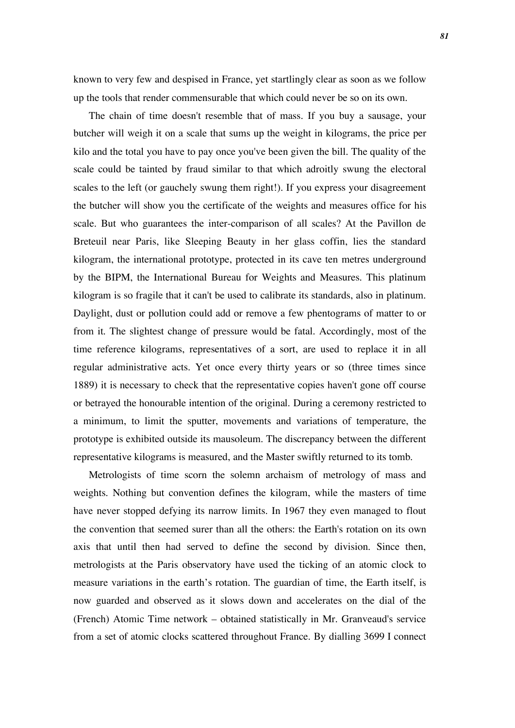known to very few and despised in France, yet startlingly clear as soon as we follow up the tools that render commensurable that which could never be so on its own.

The chain of time doesn't resemble that of mass. If you buy a sausage, your butcher will weigh it on a scale that sums up the weight in kilograms, the price per kilo and the total you have to pay once you've been given the bill. The quality of the scale could be tainted by fraud similar to that which adroitly swung the electoral scales to the left (or gauchely swung them right!). If you express your disagreement the butcher will show you the certificate of the weights and measures office for his scale. But who guarantees the inter-comparison of all scales? At the Pavillon de Breteuil near Paris, like Sleeping Beauty in her glass coffin, lies the standard kilogram, the international prototype, protected in its cave ten metres underground by the BIPM, the International Bureau for Weights and Measures. This platinum kilogram is so fragile that it can't be used to calibrate its standards, also in platinum. Daylight, dust or pollution could add or remove a few phentograms of matter to or from it. The slightest change of pressure would be fatal. Accordingly, most of the time reference kilograms, representatives of a sort, are used to replace it in all regular administrative acts. Yet once every thirty years or so (three times since 1889) it is necessary to check that the representative copies haven't gone off course or betrayed the honourable intention of the original. During a ceremony restricted to a minimum, to limit the sputter, movements and variations of temperature, the prototype is exhibited outside its mausoleum. The discrepancy between the different representative kilograms is measured, and the Master swiftly returned to its tomb.

Metrologists of time scorn the solemn archaism of metrology of mass and weights. Nothing but convention defines the kilogram, while the masters of time have never stopped defying its narrow limits. In 1967 they even managed to flout the convention that seemed surer than all the others: the Earth's rotation on its own axis that until then had served to define the second by division. Since then, metrologists at the Paris observatory have used the ticking of an atomic clock to measure variations in the earth's rotation. The guardian of time, the Earth itself, is now guarded and observed as it slows down and accelerates on the dial of the (French) Atomic Time network – obtained statistically in Mr. Granveaud's service from a set of atomic clocks scattered throughout France. By dialling 3699 I connect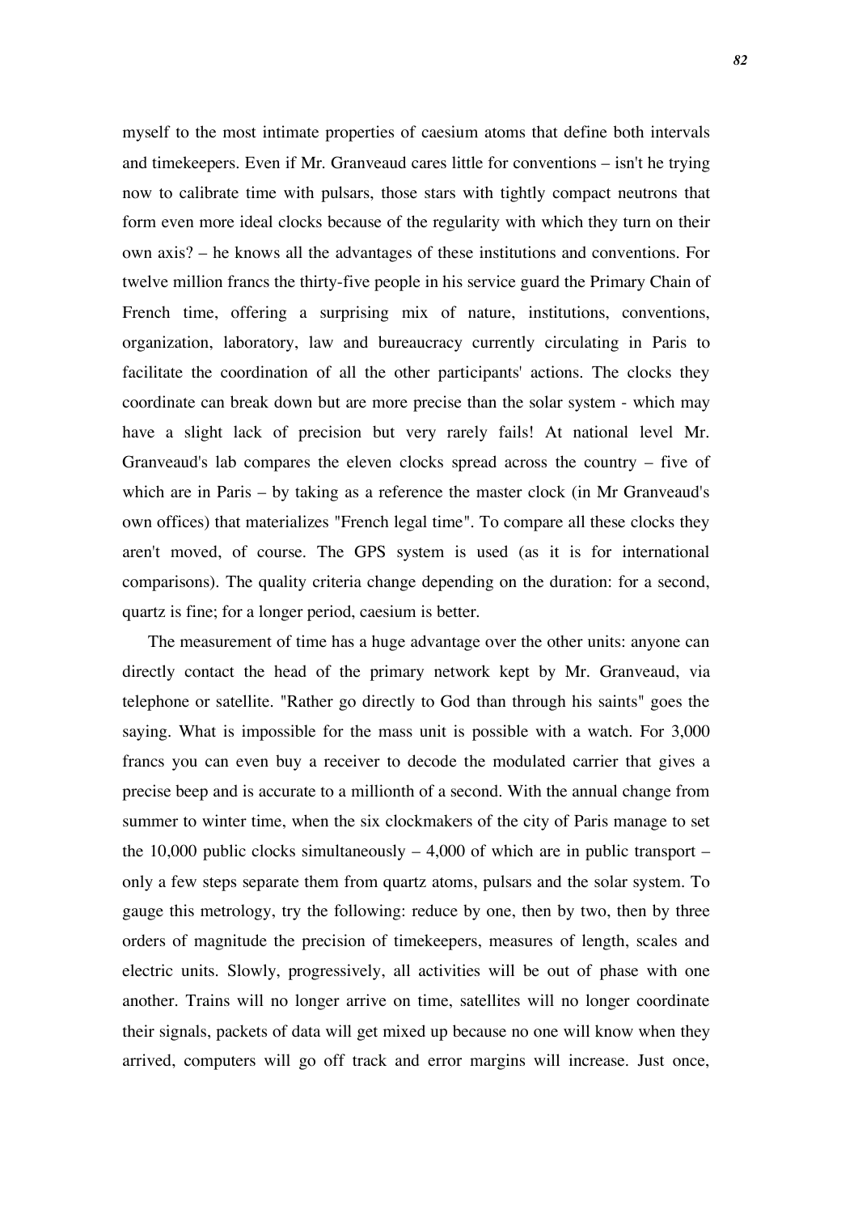myself to the most intimate properties of caesium atoms that define both intervals and timekeepers. Even if Mr. Granveaud cares little for conventions – isn't he trying now to calibrate time with pulsars, those stars with tightly compact neutrons that form even more ideal clocks because of the regularity with which they turn on their own axis? – he knows all the advantages of these institutions and conventions. For twelve million francs the thirty-five people in his service guard the Primary Chain of French time, offering a surprising mix of nature, institutions, conventions, organization, laboratory, law and bureaucracy currently circulating in Paris to facilitate the coordination of all the other participants' actions. The clocks they coordinate can break down but are more precise than the solar system - which may have a slight lack of precision but very rarely fails! At national level Mr. Granveaud's lab compares the eleven clocks spread across the country – five of which are in Paris – by taking as a reference the master clock (in Mr Granveaud's own offices) that materializes "French legal time". To compare all these clocks they aren't moved, of course. The GPS system is used (as it is for international comparisons). The quality criteria change depending on the duration: for a second, quartz is fine; for a longer period, caesium is better.

The measurement of time has a huge advantage over the other units: anyone can directly contact the head of the primary network kept by Mr. Granveaud, via telephone or satellite. "Rather go directly to God than through his saints" goes the saying. What is impossible for the mass unit is possible with a watch. For 3,000 francs you can even buy a receiver to decode the modulated carrier that gives a precise beep and is accurate to a millionth of a second. With the annual change from summer to winter time, when the six clockmakers of the city of Paris manage to set the 10,000 public clocks simultaneously – 4,000 of which are in public transport – only a few steps separate them from quartz atoms, pulsars and the solar system. To gauge this metrology, try the following: reduce by one, then by two, then by three orders of magnitude the precision of timekeepers, measures of length, scales and electric units. Slowly, progressively, all activities will be out of phase with one another. Trains will no longer arrive on time, satellites will no longer coordinate their signals, packets of data will get mixed up because no one will know when they arrived, computers will go off track and error margins will increase. Just once,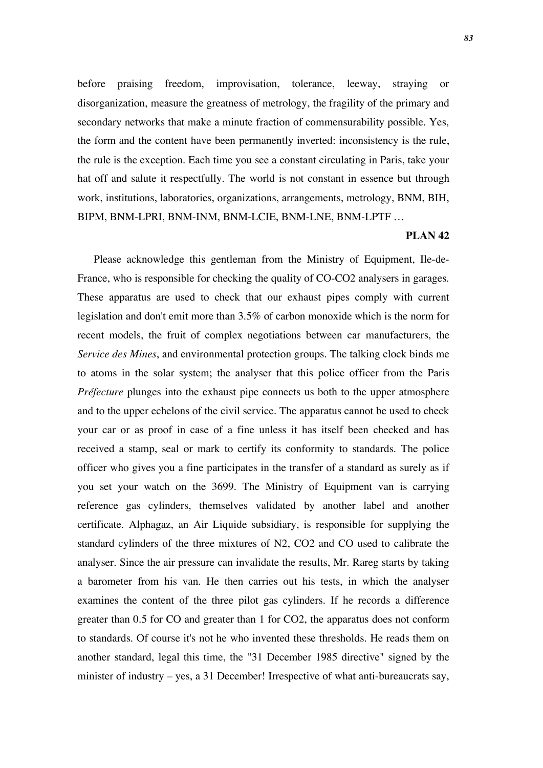before praising freedom, improvisation, tolerance, leeway, straying or disorganization, measure the greatness of metrology, the fragility of the primary and secondary networks that make a minute fraction of commensurability possible. Yes, the form and the content have been permanently inverted: inconsistency is the rule, the rule is the exception. Each time you see a constant circulating in Paris, take your hat off and salute it respectfully. The world is not constant in essence but through work, institutions, laboratories, organizations, arrangements, metrology, BNM, BIH, BIPM, BNM-LPRI, BNM-INM, BNM-LCIE, BNM-LNE, BNM-LPTF …

**PLAN 42**

Please acknowledge this gentleman from the Ministry of Equipment, Ile-de-France, who is responsible for checking the quality of CO-CO2 analysers in garages. These apparatus are used to check that our exhaust pipes comply with current legislation and don't emit more than 3.5% of carbon monoxide which is the norm for recent models, the fruit of complex negotiations between car manufacturers, the *Service des Mines*, and environmental protection groups. The talking clock binds me to atoms in the solar system; the analyser that this police officer from the Paris *Préfecture* plunges into the exhaust pipe connects us both to the upper atmosphere and to the upper echelons of the civil service. The apparatus cannot be used to check your car or as proof in case of a fine unless it has itself been checked and has received a stamp, seal or mark to certify its conformity to standards. The police officer who gives you a fine participates in the transfer of a standard as surely as if you set your watch on the 3699. The Ministry of Equipment van is carrying reference gas cylinders, themselves validated by another label and another certificate. Alphagaz, an Air Liquide subsidiary, is responsible for supplying the standard cylinders of the three mixtures of N2, CO2 and CO used to calibrate the analyser. Since the air pressure can invalidate the results, Mr. Rareg starts by taking a barometer from his van. He then carries out his tests, in which the analyser examines the content of the three pilot gas cylinders. If he records a difference greater than 0.5 for CO and greater than 1 for CO2, the apparatus does not conform to standards. Of course it's not he who invented these thresholds. He reads them on another standard, legal this time, the "31 December 1985 directive" signed by the minister of industry – yes, a 31 December! Irrespective of what anti-bureaucrats say,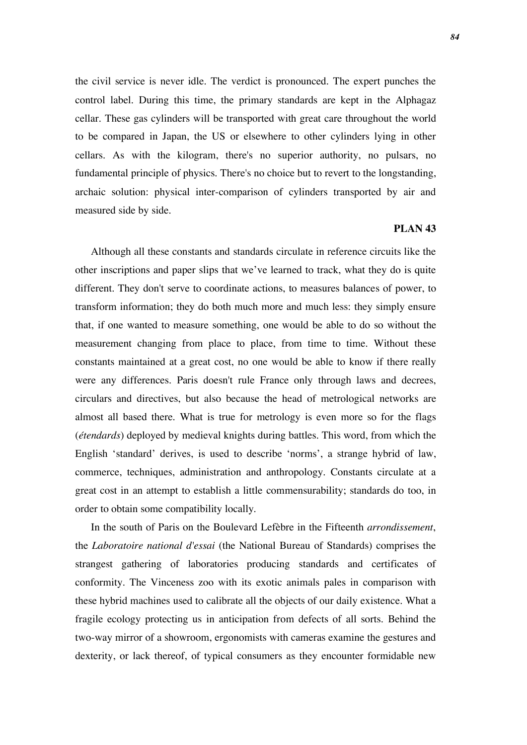the civil service is never idle. The verdict is pronounced. The expert punches the control label. During this time, the primary standards are kept in the Alphagaz cellar. These gas cylinders will be transported with great care throughout the world to be compared in Japan, the US or elsewhere to other cylinders lying in other cellars. As with the kilogram, there's no superior authority, no pulsars, no fundamental principle of physics. There's no choice but to revert to the longstanding, archaic solution: physical inter-comparison of cylinders transported by air and measured side by side.

**PLAN 43**

Although all these constants and standards circulate in reference circuits like the other inscriptions and paper slips that we've learned to track, what they do is quite different. They don't serve to coordinate actions, to measures balances of power, to transform information; they do both much more and much less: they simply ensure that, if one wanted to measure something, one would be able to do so without the measurement changing from place to place, from time to time. Without these constants maintained at a great cost, no one would be able to know if there really were any differences. Paris doesn't rule France only through laws and decrees, circulars and directives, but also because the head of metrological networks are almost all based there. What is true for metrology is even more so for the flags (*étendards*) deployed by medieval knights during battles. This word, from which the English 'standard' derives, is used to describe 'norms', a strange hybrid of law, commerce, techniques, administration and anthropology. Constants circulate at a great cost in an attempt to establish a little commensurability; standards do too, in order to obtain some compatibility locally.

In the south of Paris on the Boulevard Lefèbre in the Fifteenth *arrondissement*, the *Laboratoire national d'essai* (the National Bureau of Standards) comprises the strangest gathering of laboratories producing standards and certificates of conformity. The Vinceness zoo with its exotic animals pales in comparison with these hybrid machines used to calibrate all the objects of our daily existence. What a fragile ecology protecting us in anticipation from defects of all sorts. Behind the two-way mirror of a showroom, ergonomists with cameras examine the gestures and dexterity, or lack thereof, of typical consumers as they encounter formidable new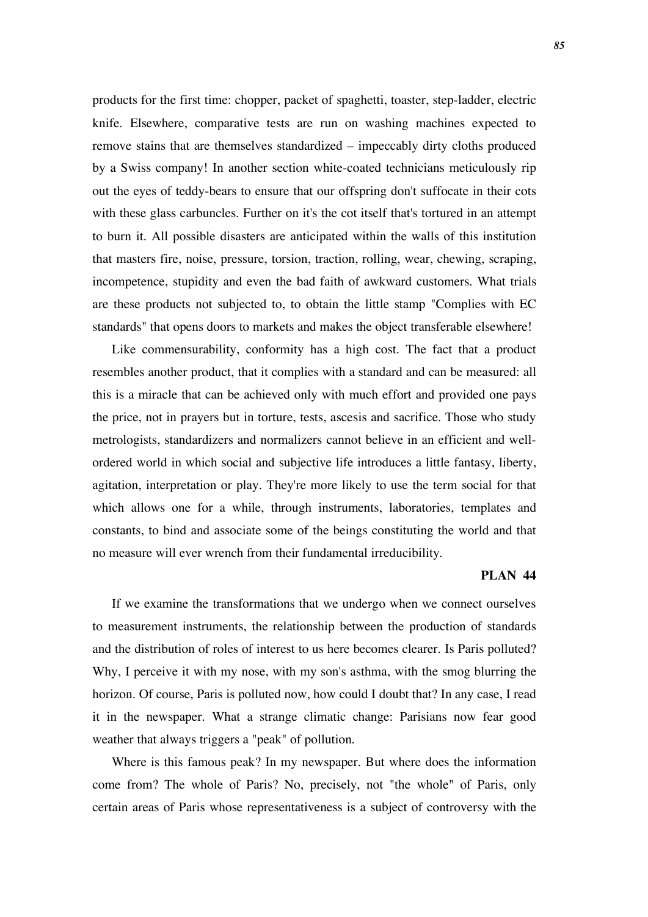products for the first time: chopper, packet of spaghetti, toaster, step-ladder, electric knife. Elsewhere, comparative tests are run on washing machines expected to remove stains that are themselves standardized – impeccably dirty cloths produced by a Swiss company! In another section white-coated technicians meticulously rip out the eyes of teddy-bears to ensure that our offspring don't suffocate in their cots with these glass carbuncles. Further on it's the cot itself that's tortured in an attempt to burn it. All possible disasters are anticipated within the walls of this institution that masters fire, noise, pressure, torsion, traction, rolling, wear, chewing, scraping, incompetence, stupidity and even the bad faith of awkward customers. What trials are these products not subjected to, to obtain the little stamp "Complies with EC standards" that opens doors to markets and makes the object transferable elsewhere!

Like commensurability, conformity has a high cost. The fact that a product resembles another product, that it complies with a standard and can be measured: all this is a miracle that can be achieved only with much effort and provided one pays the price, not in prayers but in torture, tests, ascesis and sacrifice. Those who study metrologists, standardizers and normalizers cannot believe in an efficient and well-ordered world in which social and subjective life introduces a little fantasy, liberty, agitation, interpretation or play. They're more likely to use the term social for that which allows one for a while, through instruments, laboratories, templates and constants, to bind and associate some of the beings constituting the world and that no measure will ever wrench from their fundamental irreducibility.

**PLAN 44**

If we examine the transformations that we undergo when we connect ourselves to measurement instruments, the relationship between the production of standards and the distribution of roles of interest to us here becomes clearer. Is Paris polluted? Why, I perceive it with my nose, with my son's asthma, with the smog blurring the horizon. Of course, Paris is polluted now, how could I doubt that? In any case, I read it in the newspaper. What a strange climatic change: Parisians now fear good weather that always triggers a "peak" of pollution.

Where is this famous peak? In my newspaper. But where does the information come from? The whole of Paris? No, precisely, not "the whole" of Paris, only certain areas of Paris whose representativeness is a subject of controversy with the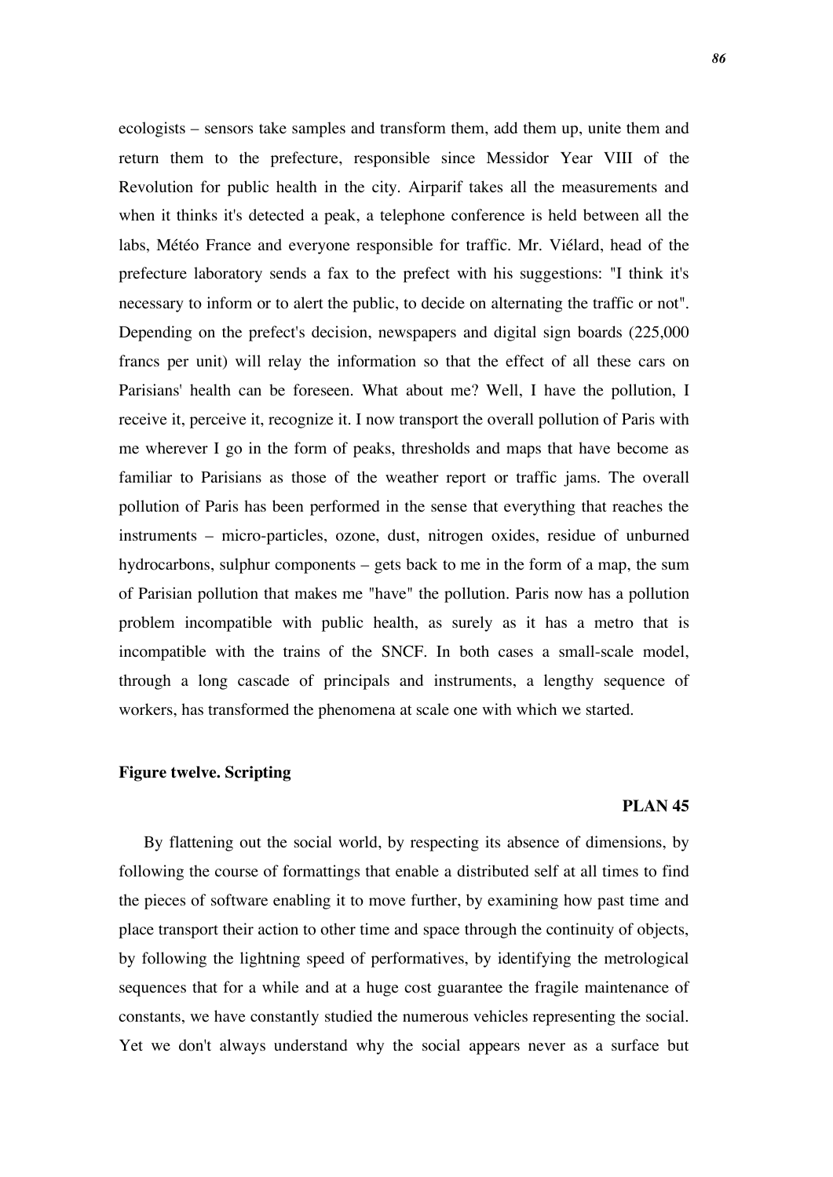ecologists – sensors take samples and transform them, add them up, unite them and return them to the prefecture, responsible since Messidor Year VIII of the Revolution for public health in the city. Airparif takes all the measurements and when it thinks it's detected a peak, a telephone conference is held between all the labs, Météo France and everyone responsible for traffic. Mr. Viélard, head of the prefecture laboratory sends a fax to the prefect with his suggestions: "I think it's necessary to inform or to alert the public, to decide on alternating the traffic or not". Depending on the prefect's decision, newspapers and digital sign boards (225,000 francs per unit) will relay the information so that the effect of all these cars on Parisians' health can be foreseen. What about me? Well, I have the pollution, I receive it, perceive it, recognize it. I now transport the overall pollution of Paris with me wherever I go in the form of peaks, thresholds and maps that have become as familiar to Parisians as those of the weather report or traffic jams. The overall pollution of Paris has been performed in the sense that everything that reaches the instruments – micro-particles, ozone, dust, nitrogen oxides, residue of unburned hydrocarbons, sulphur components – gets back to me in the form of a map, the sum of Parisian pollution that makes me "have" the pollution. Paris now has a pollution problem incompatible with public health, as surely as it has a metro that is incompatible with the trains of the SNCF. In both cases a small-scale model, through a long cascade of principals and instruments, a lengthy sequence of workers, has transformed the phenomena at scale one with which we started.

### Figure twelve. Scripting

**PLAN 45**

By flattening out the social world, by respecting its absence of dimensions, by following the course of formattings that enable a distributed self at all times to find the pieces of software enabling it to move further, by examining how past time and place transport their action to other time and space through the continuity of objects, by following the lightning speed of performatives, by identifying the metrological sequences that for a while and at a huge cost guarantee the fragile maintenance of constants, we have constantly studied the numerous vehicles representing the social. Yet we don't always understand why the social appears never as a surface but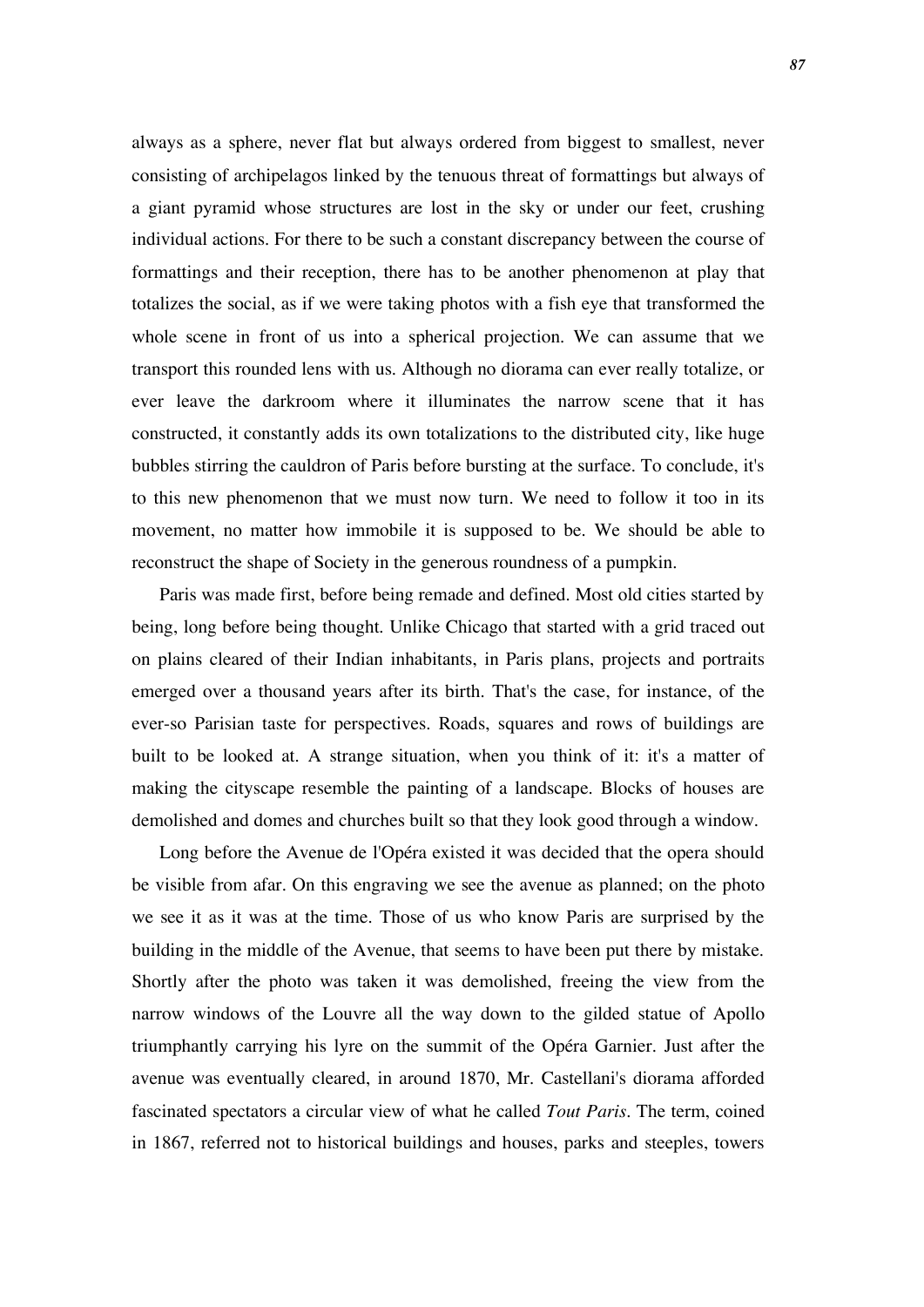always as a sphere, never flat but always ordered from biggest to smallest, never consisting of archipelagos linked by the tenuous threat of formattings but always of a giant pyramid whose structures are lost in the sky or under our feet, crushing individual actions. For there to be such a constant discrepancy between the course of formattings and their reception, there has to be another phenomenon at play that totalizes the social, as if we were taking photos with a fish eye that transformed the whole scene in front of us into a spherical projection. We can assume that we transport this rounded lens with us. Although no diorama can ever really totalize, or ever leave the darkroom where it illuminates the narrow scene that it has constructed, it constantly adds its own totalizations to the distributed city, like huge bubbles stirring the cauldron of Paris before bursting at the surface. To conclude, it's to this new phenomenon that we must now turn. We need to follow it too in its movement, no matter how immobile it is supposed to be. We should be able to reconstruct the shape of Society in the generous roundness of a pumpkin.

Paris was made first, before being remade and defined. Most old cities started by being, long before being thought. Unlike Chicago that started with a grid traced out on plains cleared of their Indian inhabitants, in Paris plans, projects and portraits emerged over a thousand years after its birth. That's the case, for instance, of the ever-so Parisian taste for perspectives. Roads, squares and rows of buildings are built to be looked at. A strange situation, when you think of it: it's a matter of making the cityscape resemble the painting of a landscape. Blocks of houses are demolished and domes and churches built so that they look good through a window.

Long before the Avenue de l'Opéra existed it was decided that the opera should be visible from afar. On this engraving we see the avenue as planned; on the photo we see it as it was at the time. Those of us who know Paris are surprised by the building in the middle of the Avenue, that seems to have been put there by mistake. Shortly after the photo was taken it was demolished, freeing the view from the narrow windows of the Louvre all the way down to the gilded statue of Apollo triumphantly carrying his lyre on the summit of the Opéra Garnier. Just after the avenue was eventually cleared, in around 1870, Mr. Castellani's diorama afforded fascinated spectators a circular view of what he called *Tout Paris*. The term, coined in 1867, referred not to historical buildings and houses, parks and steeples, towers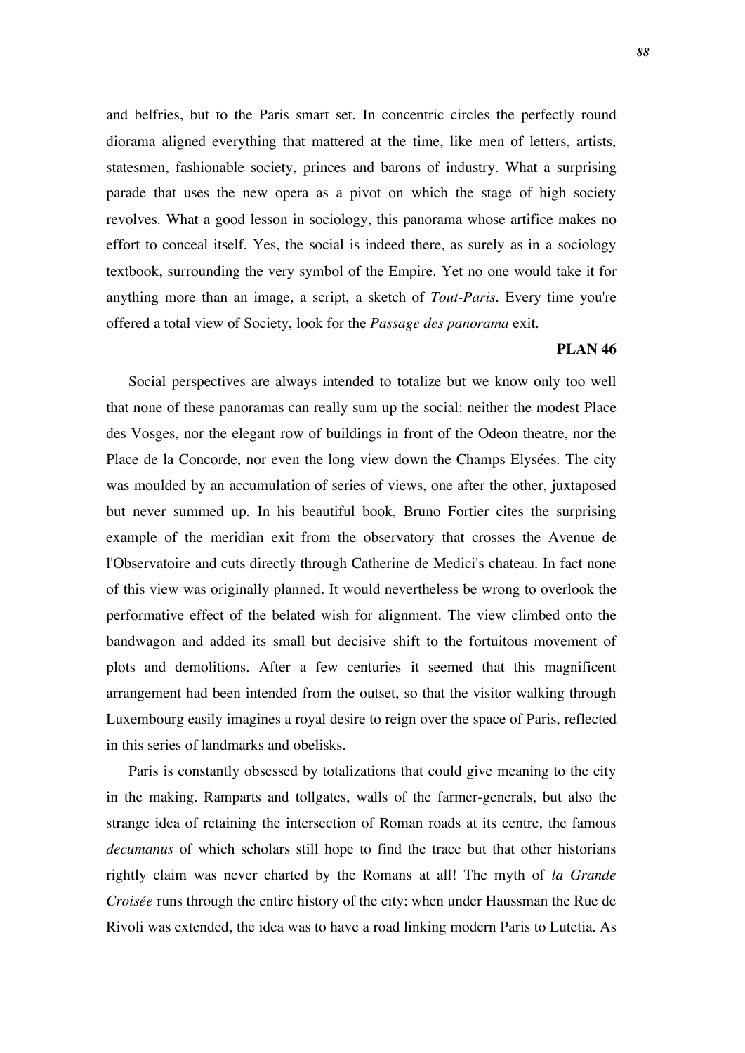and belfries, but to the Paris smart set. In concentric circles the perfectly round diorama aligned everything that mattered at the time, like men of letters, artists, statesmen, fashionable society, princes and barons of industry. What a surprising parade that uses the new opera as a pivot on which the stage of high society revolves. What a good lesson in sociology, this panorama whose artifice makes no effort to conceal itself. Yes, the social is indeed there, as surely as in a sociology textbook, surrounding the very symbol of the Empire. Yet no one would take it for anything more than an image, a script, a sketch of *Tout-Paris*. Every time you're offered a total view of Society, look for the *Passage des panorama* exit.

**PLAN 46**

Social perspectives are always intended to totalize but we know only too well that none of these panoramas can really sum up the social: neither the modest Place des Vosges, nor the elegant row of buildings in front of the Odeon theatre, nor the Place de la Concorde, nor even the long view down the Champs Elysées. The city was moulded by an accumulation of series of views, one after the other, juxtaposed but never summed up. In his beautiful book, Bruno Fortier cites the surprising example of the meridian exit from the observatory that crosses the Avenue de l'Observatoire and cuts directly through Catherine de Medici's chateau. In fact none of this view was originally planned. It would nevertheless be wrong to overlook the performative effect of the belated wish for alignment. The view climbed onto the bandwagon and added its small but decisive shift to the fortuitous movement of plots and demolitions. After a few centuries it seemed that this magnificent arrangement had been intended from the outset, so that the visitor walking through Luxembourg easily imagines a royal desire to reign over the space of Paris, reflected in this series of landmarks and obelisks.

Paris is constantly obsessed by totalizations that could give meaning to the city in the making. Ramparts and tollgates, walls of the farmer-generals, but also the strange idea of retaining the intersection of Roman roads at its centre, the famous *decumanus* of which scholars still hope to find the trace but that other historians rightly claim was never charted by the Romans at all! The myth of *la Grande Croisée* runs through the entire history of the city: when under Haussman the Rue de Rivoli was extended, the idea was to have a road linking modern Paris to Lutetia. As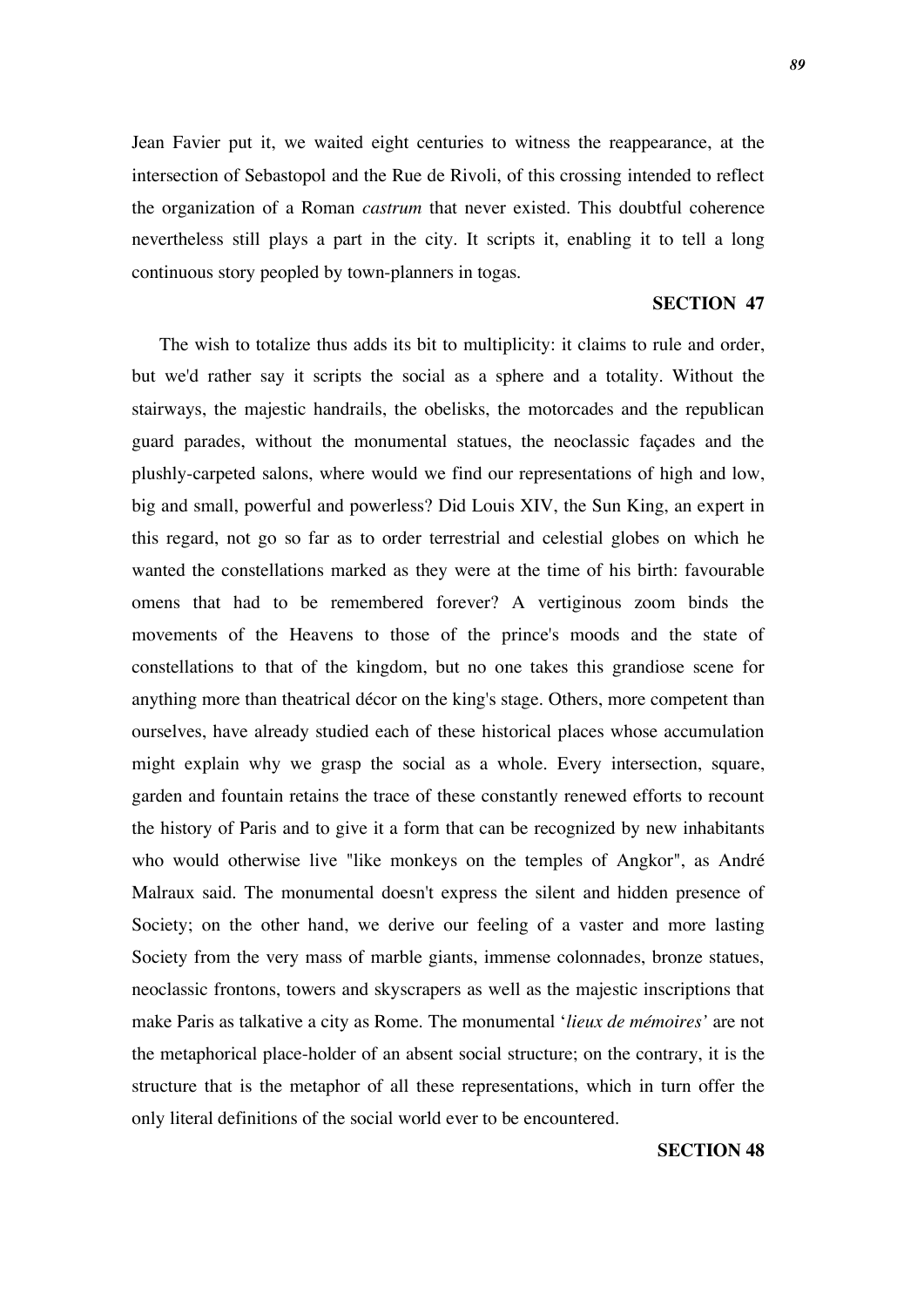Jean Favier put it, we waited eight centuries to witness the reappearance, at the intersection of Sebastopol and the Rue de Rivoli, of this crossing intended to reflect the organization of a Roman *castrum* that never existed. This doubtful coherence nevertheless still plays a part in the city. It scripts it, enabling it to tell a long continuous story peopled by town-planners in togas.

**SECTION 47**

The wish to totalize thus adds its bit to multiplicity: it claims to rule and order, but we'd rather say it scripts the social as a sphere and a totality. Without the stairways, the majestic handrails, the obelisks, the motorcades and the republican guard parades, without the monumental statues, the neoclassic façades and the plushly-carpeted salons, where would we find our representations of high and low, big and small, powerful and powerless? Did Louis XIV, the Sun King, an expert in this regard, not go so far as to order terrestrial and celestial globes on which he wanted the constellations marked as they were at the time of his birth: favourable omens that had to be remembered forever? A vertiginous zoom binds the movements of the Heavens to those of the prince's moods and the state of constellations to that of the kingdom, but no one takes this grandiose scene for anything more than theatrical décor on the king's stage. Others, more competent than ourselves, have already studied each of these historical places whose accumulation might explain why we grasp the social as a whole. Every intersection, square, garden and fountain retains the trace of these constantly renewed efforts to recount the history of Paris and to give it a form that can be recognized by new inhabitants who would otherwise live "like monkeys on the temples of Angkor", as André Malraux said. The monumental doesn't express the silent and hidden presence of Society; on the other hand, we derive our feeling of a vaster and more lasting Society from the very mass of marble giants, immense colonnades, bronze statues, neoclassic frontons, towers and skyscrapers as well as the majestic inscriptions that make Paris as talkative a city as Rome. The monumental '*lieux de mémoires'* are not the metaphorical place-holder of an absent social structure; on the contrary, it is the structure that is the metaphor of all these representations, which in turn offer the only literal definitions of the social world ever to be encountered.

**SECTION 48**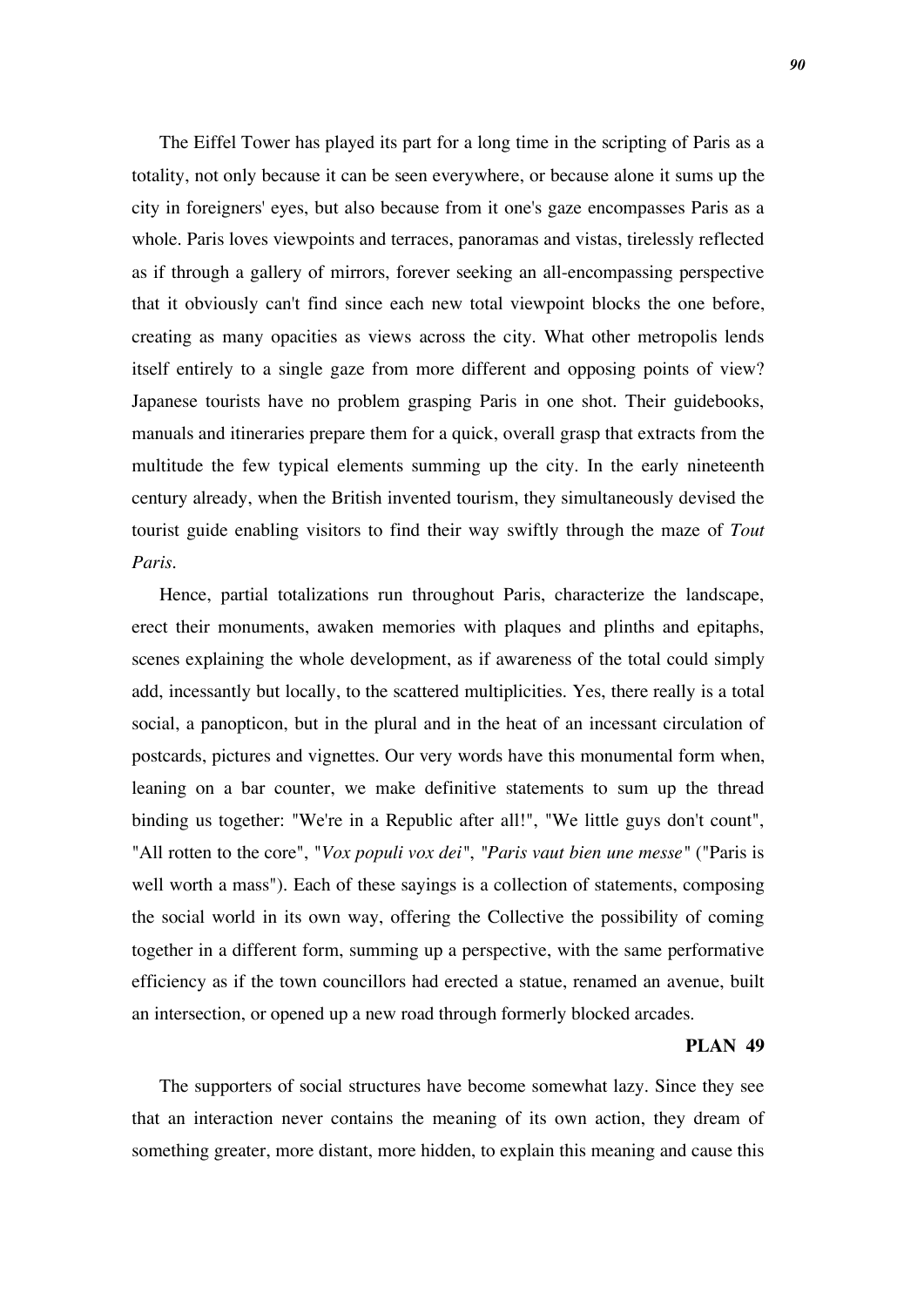The Eiffel Tower has played its part for a long time in the scripting of Paris as a totality, not only because it can be seen everywhere, or because alone it sums up the city in foreigners' eyes, but also because from it one's gaze encompasses Paris as a whole. Paris loves viewpoints and terraces, panoramas and vistas, tirelessly reflected as if through a gallery of mirrors, forever seeking an all-encompassing perspective that it obviously can't find since each new total viewpoint blocks the one before, creating as many opacities as views across the city. What other metropolis lends itself entirely to a single gaze from more different and opposing points of view? Japanese tourists have no problem grasping Paris in one shot. Their guidebooks, manuals and itineraries prepare them for a quick, overall grasp that extracts from the multitude the few typical elements summing up the city. In the early nineteenth century already, when the British invented tourism, they simultaneously devised the tourist guide enabling visitors to find their way swiftly through the maze of *Tout Paris*.

Hence, partial totalizations run throughout Paris, characterize the landscape, erect their monuments, awaken memories with plaques and plinths and epitaphs, scenes explaining the whole development, as if awareness of the total could simply add, incessantly but locally, to the scattered multiplicities. Yes, there really is a total social, a panopticon, but in the plural and in the heat of an incessant circulation of postcards, pictures and vignettes. Our very words have this monumental form when, leaning on a bar counter, we make definitive statements to sum up the thread binding us together: "We're in a Republic after all!", "We little guys don't count", "All rotten to the core", "*Vox populi vox dei*", "*Paris vaut bien une messe*" ("Paris is well worth a mass"). Each of these sayings is a collection of statements, composing the social world in its own way, offering the Collective the possibility of coming together in a different form, summing up a perspective, with the same performative efficiency as if the town councillors had erected a statue, renamed an avenue, built an intersection, or opened up a new road through formerly blocked arcades.

**PLAN 49**

The supporters of social structures have become somewhat lazy. Since they see that an interaction never contains the meaning of its own action, they dream of something greater, more distant, more hidden, to explain this meaning and cause this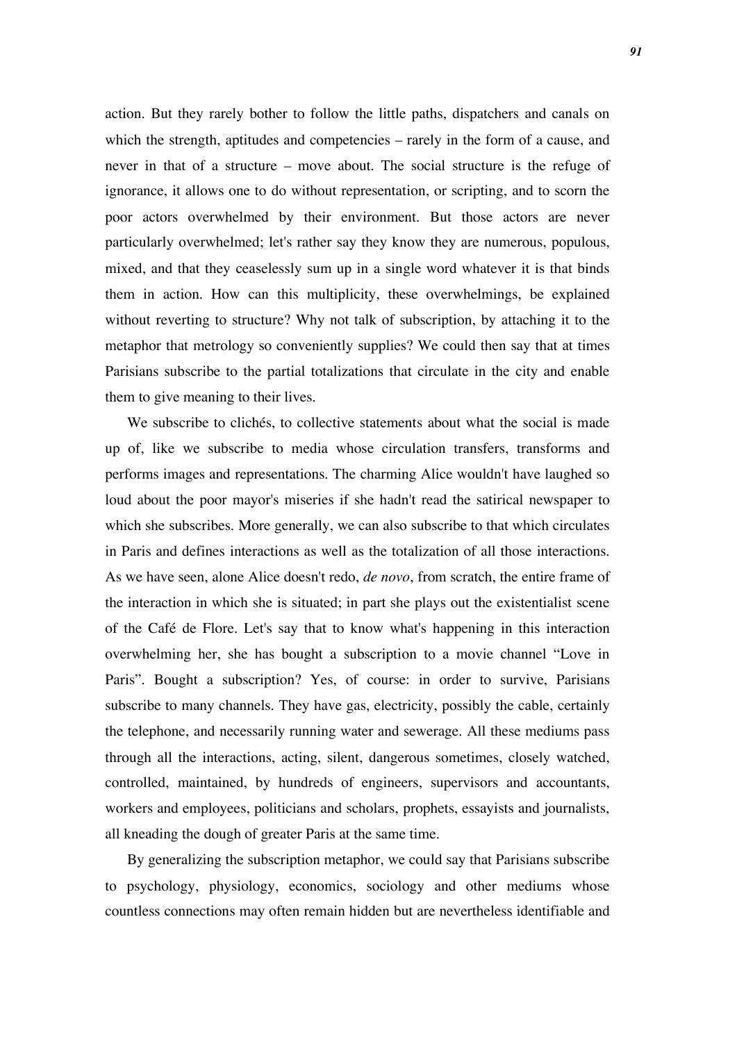action. But they rarely bother to follow the little paths, dispatchers and canals on which the strength, aptitudes and competencies – rarely in the form of a cause, and never in that of a structure – move about. The social structure is the refuge of ignorance, it allows one to do without representation, or scripting, and to scorn the poor actors overwhelmed by their environment. But those actors are never particularly overwhelmed; let's rather say they know they are numerous, populous, mixed, and that they ceaselessly sum up in a single word whatever it is that binds them in action. How can this multiplicity, these overwhelmings, be explained without reverting to structure? Why not talk of subscription, by attaching it to the metaphor that metrology so conveniently supplies? We could then say that at times Parisians subscribe to the partial totalizations that circulate in the city and enable them to give meaning to their lives.

We subscribe to clichés, to collective statements about what the social is made up of, like we subscribe to media whose circulation transfers, transforms and performs images and representations. The charming Alice wouldn't have laughed so loud about the poor mayor's miseries if she hadn't read the satirical newspaper to which she subscribes. More generally, we can also subscribe to that which circulates in Paris and defines interactions as well as the totalization of all those interactions. As we have seen, alone Alice doesn't redo, *de novo*, from scratch, the entire frame of the interaction in which she is situated; in part she plays out the existentialist scene of the Café de Flore. Let's say that to know what's happening in this interaction overwhelming her, she has bought a subscription to a movie channel "Love in Paris". Bought a subscription? Yes, of course: in order to survive, Parisians subscribe to many channels. They have gas, electricity, possibly the cable, certainly the telephone, and necessarily running water and sewerage. All these mediums pass through all the interactions, acting, silent, dangerous sometimes, closely watched, controlled, maintained, by hundreds of engineers, supervisors and accountants, workers and employees, politicians and scholars, prophets, essayists and journalists, all kneading the dough of greater Paris at the same time.

By generalizing the subscription metaphor, we could say that Parisians subscribe to psychology, physiology, economics, sociology and other mediums whose countless connections may often remain hidden but are nevertheless identifiable and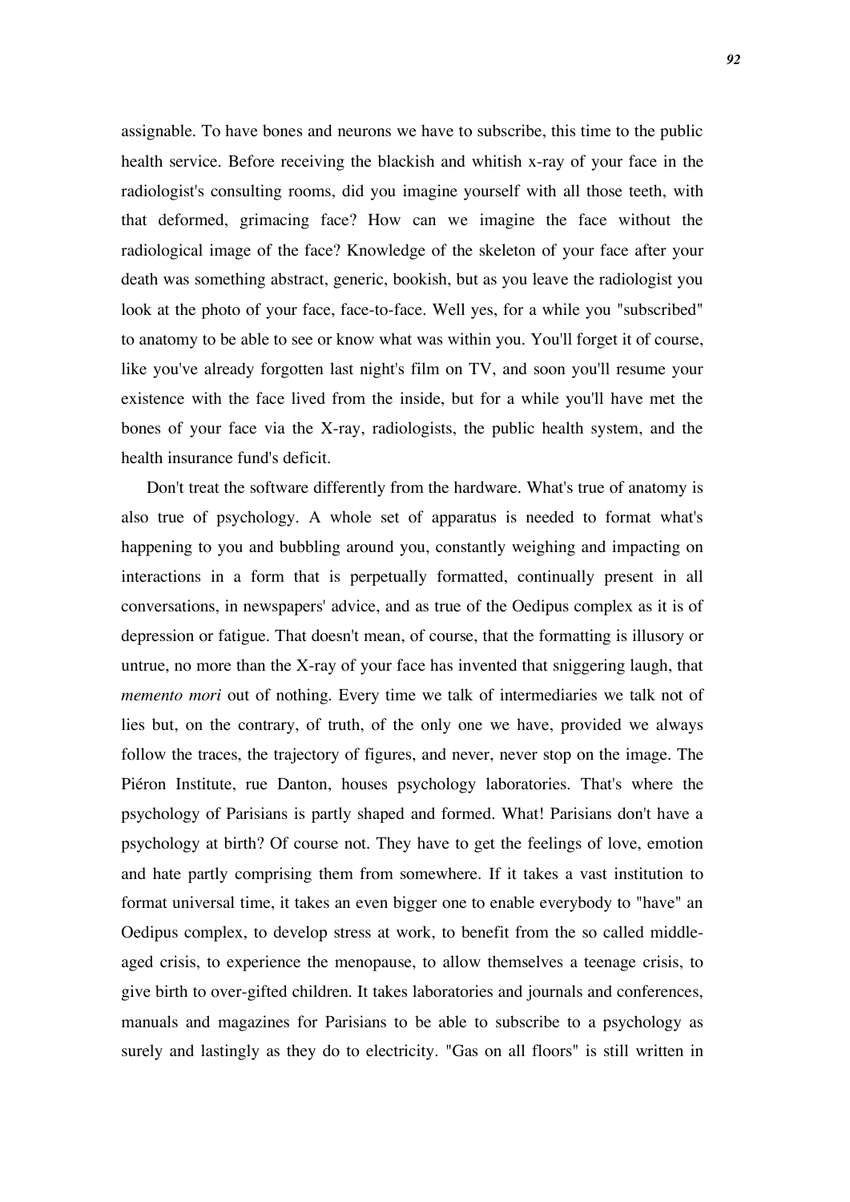assignable. To have bones and neurons we have to subscribe, this time to the public health service. Before receiving the blackish and whitish x-ray of your face in the radiologist's consulting rooms, did you imagine yourself with all those teeth, with that deformed, grimacing face? How can we imagine the face without the radiological image of the face? Knowledge of the skeleton of your face after your death was something abstract, generic, bookish, but as you leave the radiologist you look at the photo of your face, face-to-face. Well yes, for a while you "subscribed" to anatomy to be able to see or know what was within you. You'll forget it of course, like you've already forgotten last night's film on TV, and soon you'll resume your existence with the face lived from the inside, but for a while you'll have met the bones of your face via the X-ray, radiologists, the public health system, and the health insurance fund's deficit.

Don't treat the software differently from the hardware. What's true of anatomy is also true of psychology. A whole set of apparatus is needed to format what's happening to you and bubbling around you, constantly weighing and impacting on interactions in a form that is perpetually formatted, continually present in all conversations, in newspapers' advice, and as true of the Oedipus complex as it is of depression or fatigue. That doesn't mean, of course, that the formatting is illusory or untrue, no more than the X-ray of your face has invented that sniggering laugh, that *memento mori* out of nothing. Every time we talk of intermediaries we talk not of lies but, on the contrary, of truth, of the only one we have, provided we always follow the traces, the trajectory of figures, and never, never stop on the image. The Piéron Institute, rue Danton, houses psychology laboratories. That's where the psychology of Parisians is partly shaped and formed. What! Parisians don't have a psychology at birth? Of course not. They have to get the feelings of love, emotion and hate partly comprising them from somewhere. If it takes a vast institution to format universal time, it takes an even bigger one to enable everybody to "have" an Oedipus complex, to develop stress at work, to benefit from the so called middle-aged crisis, to experience the menopause, to allow themselves a teenage crisis, to give birth to over-gifted children. It takes laboratories and journals and conferences, manuals and magazines for Parisians to be able to subscribe to a psychology as surely and lastingly as they do to electricity. "Gas on all floors" is still written in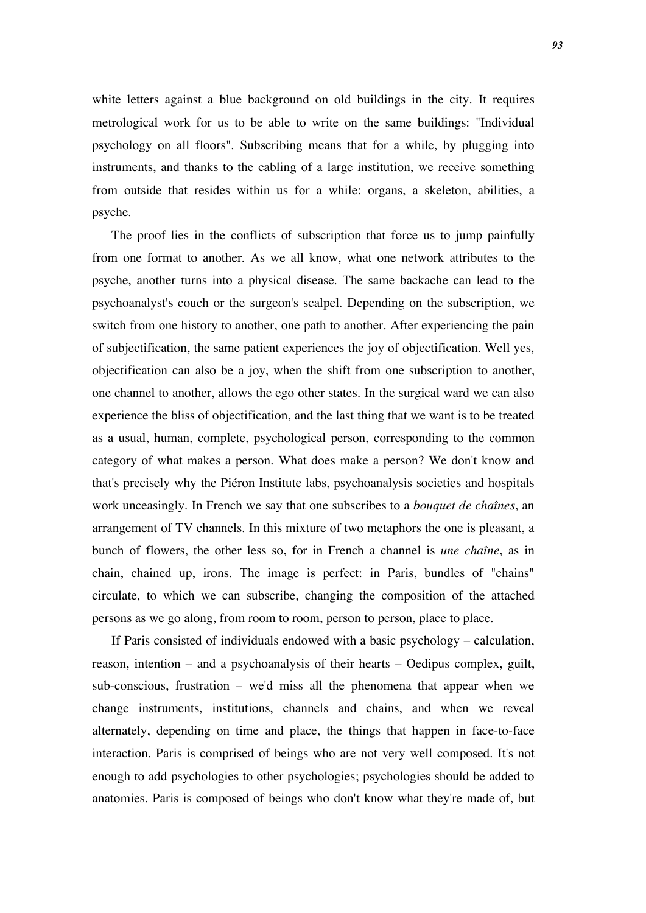white letters against a blue background on old buildings in the city. It requires metrological work for us to be able to write on the same buildings: "Individual psychology on all floors". Subscribing means that for a while, by plugging into instruments, and thanks to the cabling of a large institution, we receive something from outside that resides within us for a while: organs, a skeleton, abilities, a psyche.

The proof lies in the conflicts of subscription that force us to jump painfully from one format to another. As we all know, what one network attributes to the psyche, another turns into a physical disease. The same backache can lead to the psychoanalyst's couch or the surgeon's scalpel. Depending on the subscription, we switch from one history to another, one path to another. After experiencing the pain of subjectification, the same patient experiences the joy of objectification. Well yes, objectification can also be a joy, when the shift from one subscription to another, one channel to another, allows the ego other states. In the surgical ward we can also experience the bliss of objectification, and the last thing that we want is to be treated as a usual, human, complete, psychological person, corresponding to the common category of what makes a person. What does make a person? We don't know and that's precisely why the Piéron Institute labs, psychoanalysis societies and hospitals work unceasingly. In French we say that one subscribes to a *bouquet de chaînes*, an arrangement of TV channels. In this mixture of two metaphors the one is pleasant, a bunch of flowers, the other less so, for in French a channel is *une chaîne*, as in chain, chained up, irons. The image is perfect: in Paris, bundles of "chains" circulate, to which we can subscribe, changing the composition of the attached persons as we go along, from room to room, person to person, place to place.

If Paris consisted of individuals endowed with a basic psychology – calculation, reason, intention – and a psychoanalysis of their hearts – Oedipus complex, guilt, sub-conscious, frustration – we'd miss all the phenomena that appear when we change instruments, institutions, channels and chains, and when we reveal alternately, depending on time and place, the things that happen in face-to-face interaction. Paris is comprised of beings who are not very well composed. It's not enough to add psychologies to other psychologies; psychologies should be added to anatomies. Paris is composed of beings who don't know what they're made of, but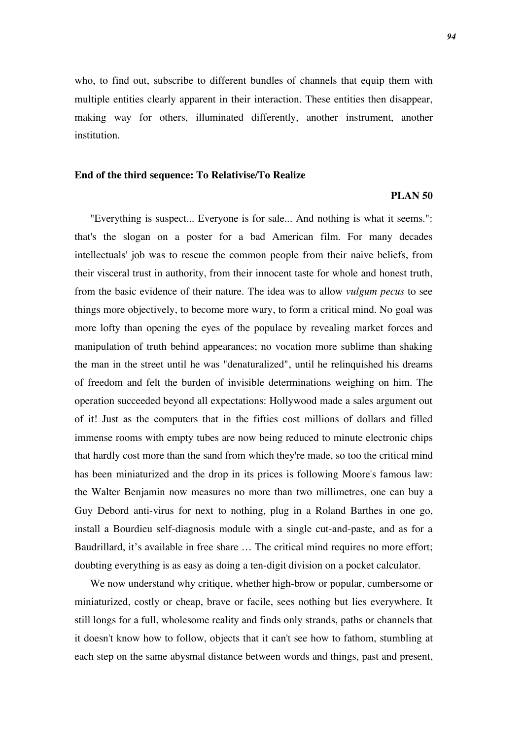who, to find out, subscribe to different bundles of channels that equip them with multiple entities clearly apparent in their interaction. These entities then disappear, making way for others, illuminated differently, another instrument, another institution.

**End of the third sequence: To Relativise/To Realize**

**PLAN 50**

"Everything is suspect... Everyone is for sale... And nothing is what it seems.": that's the slogan on a poster for a bad American film. For many decades intellectuals' job was to rescue the common people from their naive beliefs, from their visceral trust in authority, from their innocent taste for whole and honest truth, from the basic evidence of their nature. The idea was to allow *vulgum pecus* to see things more objectively, to become more wary, to form a critical mind. No goal was more lofty than opening the eyes of the populace by revealing market forces and manipulation of truth behind appearances; no vocation more sublime than shaking the man in the street until he was "denaturalized", until he relinquished his dreams of freedom and felt the burden of invisible determinations weighing on him. The operation succeeded beyond all expectations: Hollywood made a sales argument out of it! Just as the computers that in the fifties cost millions of dollars and filled immense rooms with empty tubes are now being reduced to minute electronic chips that hardly cost more than the sand from which they're made, so too the critical mind has been miniaturized and the drop in its prices is following Moore's famous law: the Walter Benjamin now measures no more than two millimetres, one can buy a Guy Debord anti-virus for next to nothing, plug in a Roland Barthes in one go, install a Bourdieu self-diagnosis module with a single cut-and-paste, and as for a Baudrillard, it's available in free share … The critical mind requires no more effort; doubting everything is as easy as doing a ten-digit division on a pocket calculator.

We now understand why critique, whether high-brow or popular, cumbersome or miniaturized, costly or cheap, brave or facile, sees nothing but lies everywhere. It still longs for a full, wholesome reality and finds only strands, paths or channels that it doesn't know how to follow, objects that it can't see how to fathom, stumbling at each step on the same abysmal distance between words and things, past and present,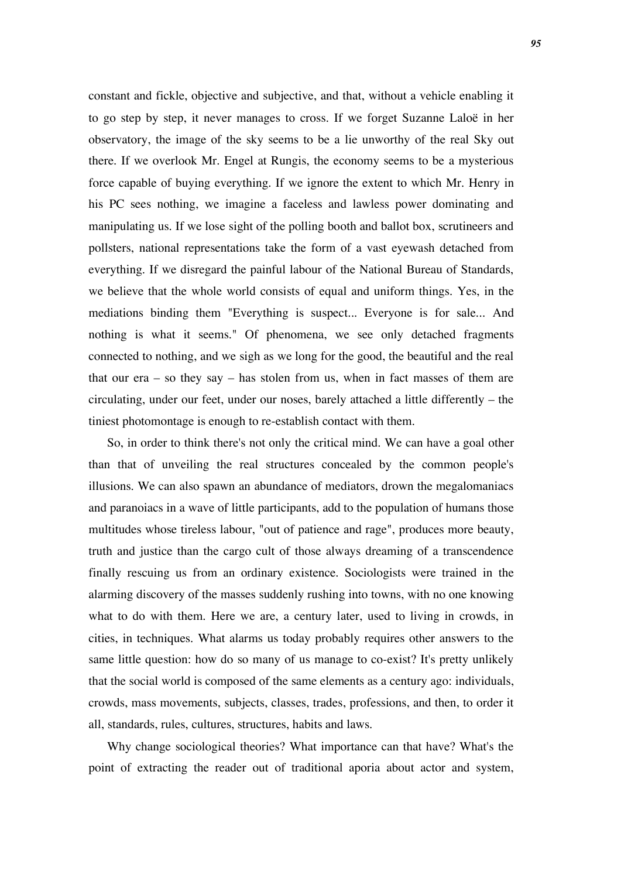constant and fickle, objective and subjective, and that, without a vehicle enabling it to go step by step, it never manages to cross. If we forget Suzanne Laloë in her observatory, the image of the sky seems to be a lie unworthy of the real Sky out there. If we overlook Mr. Engel at Rungis, the economy seems to be a mysterious force capable of buying everything. If we ignore the extent to which Mr. Henry in his PC sees nothing, we imagine a faceless and lawless power dominating and manipulating us. If we lose sight of the polling booth and ballot box, scrutineers and pollsters, national representations take the form of a vast eyewash detached from everything. If we disregard the painful labour of the National Bureau of Standards, we believe that the whole world consists of equal and uniform things. Yes, in the mediations binding them "Everything is suspect... Everyone is for sale... And nothing is what it seems." Of phenomena, we see only detached fragments connected to nothing, and we sigh as we long for the good, the beautiful and the real that our era – so they say – has stolen from us, when in fact masses of them are circulating, under our feet, under our noses, barely attached a little differently – the tiniest photomontage is enough to re-establish contact with them.

So, in order to think there's not only the critical mind. We can have a goal other than that of unveiling the real structures concealed by the common people's illusions. We can also spawn an abundance of mediators, drown the megalomaniacs and paranoiacs in a wave of little participants, add to the population of humans those multitudes whose tireless labour, "out of patience and rage", produces more beauty, truth and justice than the cargo cult of those always dreaming of a transcendence finally rescuing us from an ordinary existence. Sociologists were trained in the alarming discovery of the masses suddenly rushing into towns, with no one knowing what to do with them. Here we are, a century later, used to living in crowds, in cities, in techniques. What alarms us today probably requires other answers to the same little question: how do so many of us manage to co-exist? It's pretty unlikely that the social world is composed of the same elements as a century ago: individuals, crowds, mass movements, subjects, classes, trades, professions, and then, to order it all, standards, rules, cultures, structures, habits and laws.

Why change sociological theories? What importance can that have? What's the point of extracting the reader out of traditional aporia about actor and system,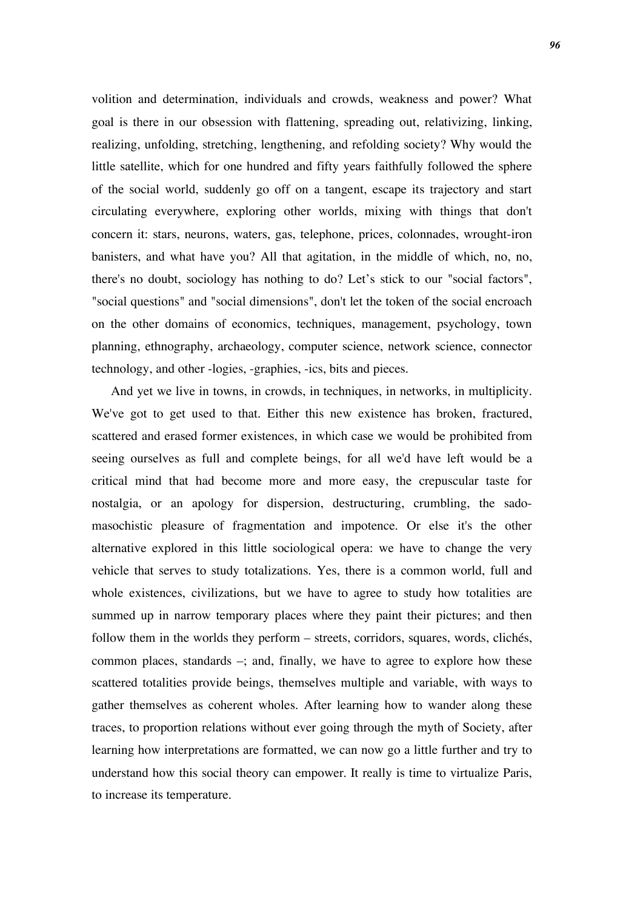volition and determination, individuals and crowds, weakness and power? What goal is there in our obsession with flattening, spreading out, relativizing, linking, realizing, unfolding, stretching, lengthening, and refolding society? Why would the little satellite, which for one hundred and fifty years faithfully followed the sphere of the social world, suddenly go off on a tangent, escape its trajectory and start circulating everywhere, exploring other worlds, mixing with things that don't concern it: stars, neurons, waters, gas, telephone, prices, colonnades, wrought-iron banisters, and what have you? All that agitation, in the middle of which, no, no, there's no doubt, sociology has nothing to do? Let's stick to our "social factors", "social questions" and "social dimensions", don't let the token of the social encroach on the other domains of economics, techniques, management, psychology, town planning, ethnography, archaeology, computer science, network science, connector technology, and other -logies, -graphies, -ics, bits and pieces.

And yet we live in towns, in crowds, in techniques, in networks, in multiplicity. We've got to get used to that. Either this new existence has broken, fractured, scattered and erased former existences, in which case we would be prohibited from seeing ourselves as full and complete beings, for all we'd have left would be a critical mind that had become more and more easy, the crepuscular taste for nostalgia, or an apology for dispersion, destructuring, crumbling, the sado-masochistic pleasure of fragmentation and impotence. Or else it's the other alternative explored in this little sociological opera: we have to change the very vehicle that serves to study totalizations. Yes, there is a common world, full and whole existences, civilizations, but we have to agree to study how totalities are summed up in narrow temporary places where they paint their pictures; and then follow them in the worlds they perform – streets, corridors, squares, words, clichés, common places, standards –; and, finally, we have to agree to explore how these scattered totalities provide beings, themselves multiple and variable, with ways to gather themselves as coherent wholes. After learning how to wander along these traces, to proportion relations without ever going through the myth of Society, after learning how interpretations are formatted, we can now go a little further and try to understand how this social theory can empower. It really is time to virtualize Paris, to increase its temperature.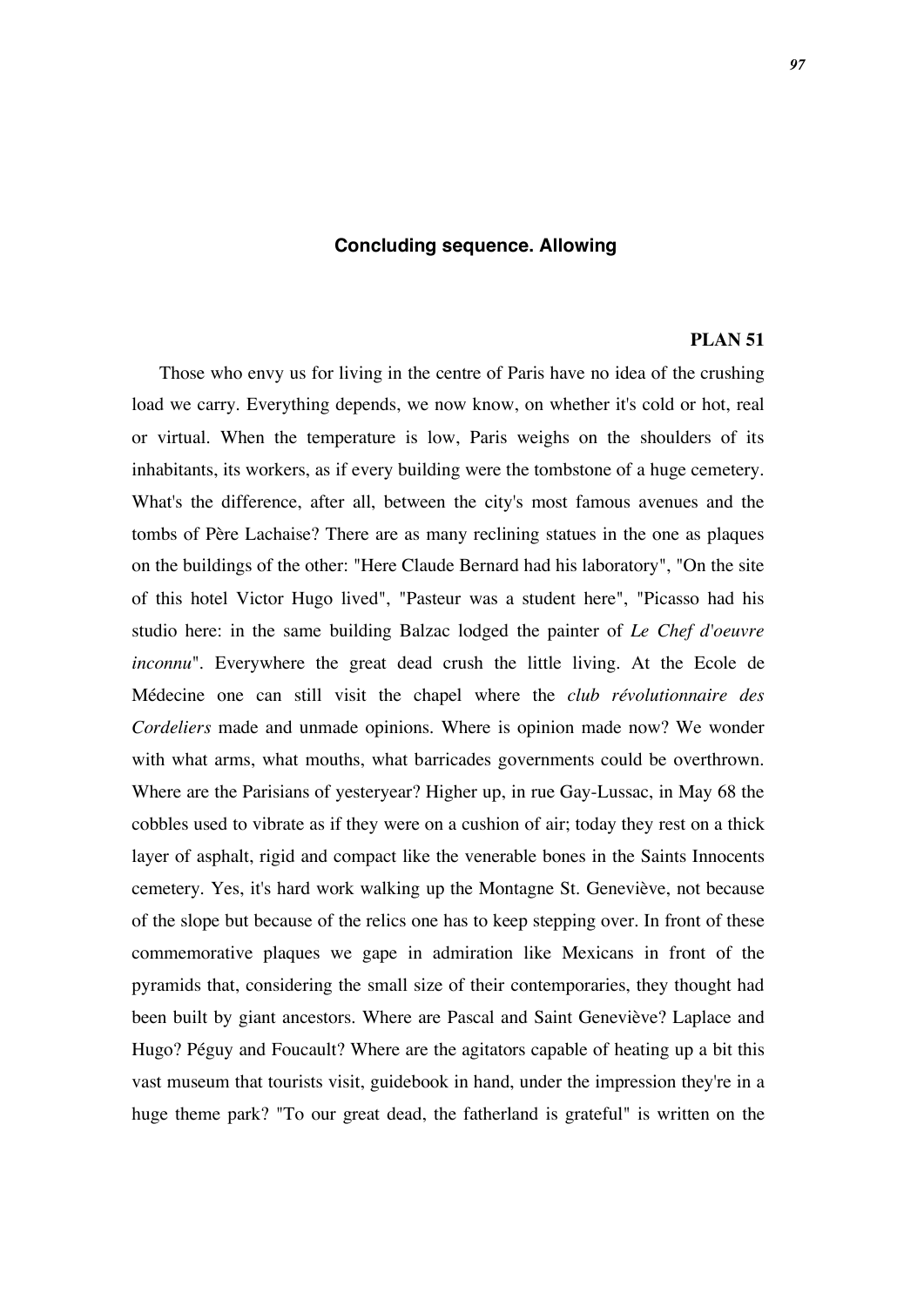## Concluding sequence. Allowing

### PLAN 51

Those who envy us for living in the centre of Paris have no idea of the crushing load we carry. Everything depends, we now know, on whether it's cold or hot, real or virtual. When the temperature is low, Paris weighs on the shoulders of its inhabitants, its workers, as if every building were the tombstone of a huge cemetery. What's the difference, after all, between the city's most famous avenues and the tombs of Père Lachaise? There are as many reclining statues in the one as plaques on the buildings of the other: "Here Claude Bernard had his laboratory", "On the site of this hotel Victor Hugo lived", "Pasteur was a student here", "Picasso had his studio here: in the same building Balzac lodged the painter of *Le Chef d'oeuvre inconnu*". Everywhere the great dead crush the little living. At the Ecole de Médecine one can still visit the chapel where the *club révolutionnaire des Cordeliers* made and unmade opinions. Where is opinion made now? We wonder with what arms, what mouths, what barricades governments could be overthrown. Where are the Parisians of yesteryear? Higher up, in rue Gay-Lussac, in May 68 the cobbles used to vibrate as if they were on a cushion of air; today they rest on a thick layer of asphalt, rigid and compact like the venerable bones in the Saints Innocents cemetery. Yes, it's hard work walking up the Montagne St. Geneviève, not because of the slope but because of the relics one has to keep stepping over. In front of these commemorative plaques we gape in admiration like Mexicans in front of the pyramids that, considering the small size of their contemporaries, they thought had been built by giant ancestors. Where are Pascal and Saint Geneviève? Laplace and Hugo? Péguy and Foucault? Where are the agitators capable of heating up a bit this vast museum that tourists visit, guidebook in hand, under the impression they're in a huge theme park? "To our great dead, the fatherland is grateful" is written on the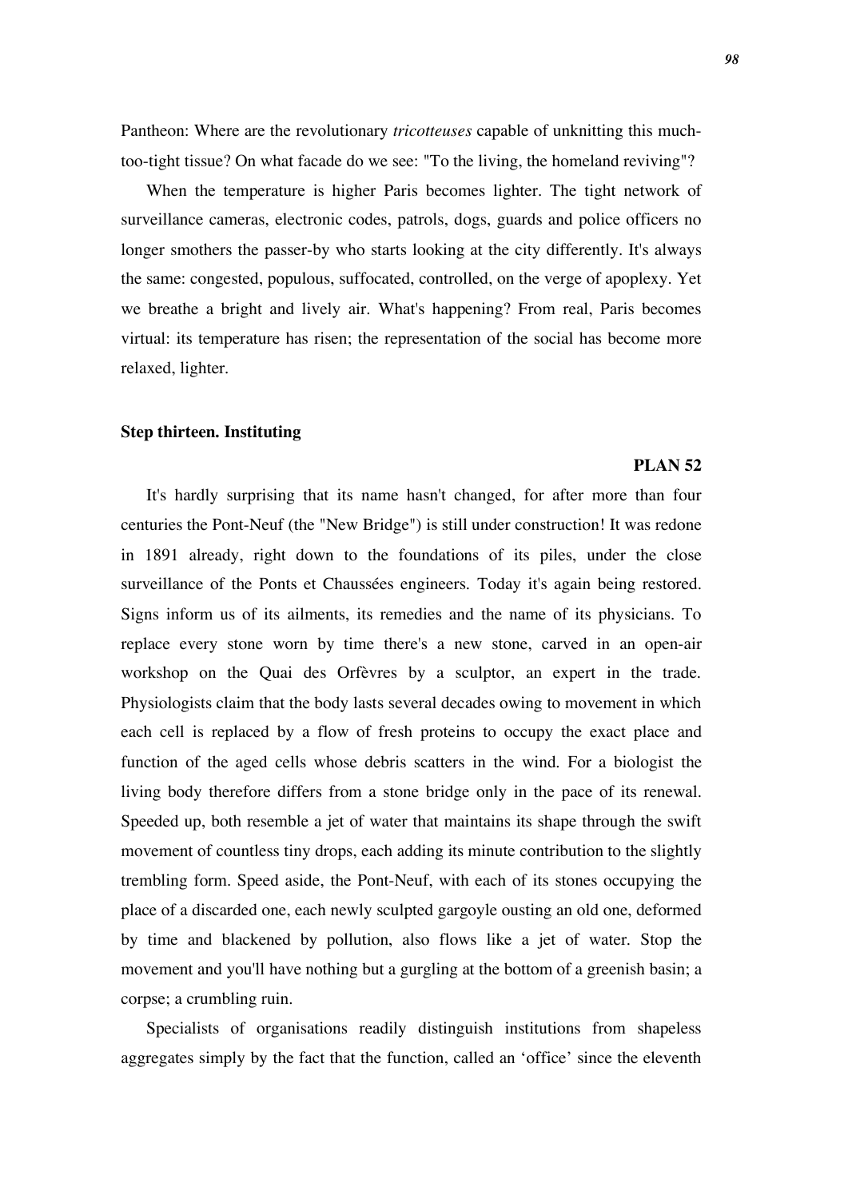Pantheon: Where are the revolutionary *tricotteuses* capable of unknitting this much-too-tight tissue? On what facade do we see: "To the living, the homeland reviving"?

When the temperature is higher Paris becomes lighter. The tight network of surveillance cameras, electronic codes, patrols, dogs, guards and police officers no longer smothers the passer-by who starts looking at the city differently. It's always the same: congested, populous, suffocated, controlled, on the verge of apoplexy. Yet we breathe a bright and lively air. What's happening? From real, Paris becomes virtual: its temperature has risen; the representation of the social has become more relaxed, lighter.

### Step thirteen. Instituting

**PLAN 52**

It's hardly surprising that its name hasn't changed, for after more than four centuries the Pont-Neuf (the "New Bridge") is still under construction! It was redone in 1891 already, right down to the foundations of its piles, under the close surveillance of the Ponts et Chaussées engineers. Today it's again being restored. Signs inform us of its ailments, its remedies and the name of its physicians. To replace every stone worn by time there's a new stone, carved in an open-air workshop on the Quai des Orfèvres by a sculptor, an expert in the trade. Physiologists claim that the body lasts several decades owing to movement in which each cell is replaced by a flow of fresh proteins to occupy the exact place and function of the aged cells whose debris scatters in the wind. For a biologist the living body therefore differs from a stone bridge only in the pace of its renewal. Speeded up, both resemble a jet of water that maintains its shape through the swift movement of countless tiny drops, each adding its minute contribution to the slightly trembling form. Speed aside, the Pont-Neuf, with each of its stones occupying the place of a discarded one, each newly sculpted gargoyle ousting an old one, deformed by time and blackened by pollution, also flows like a jet of water. Stop the movement and you'll have nothing but a gurgling at the bottom of a greenish basin; a corpse; a crumbling ruin.

Specialists of organisations readily distinguish institutions from shapeless aggregates simply by the fact that the function, called an 'office' since the eleventh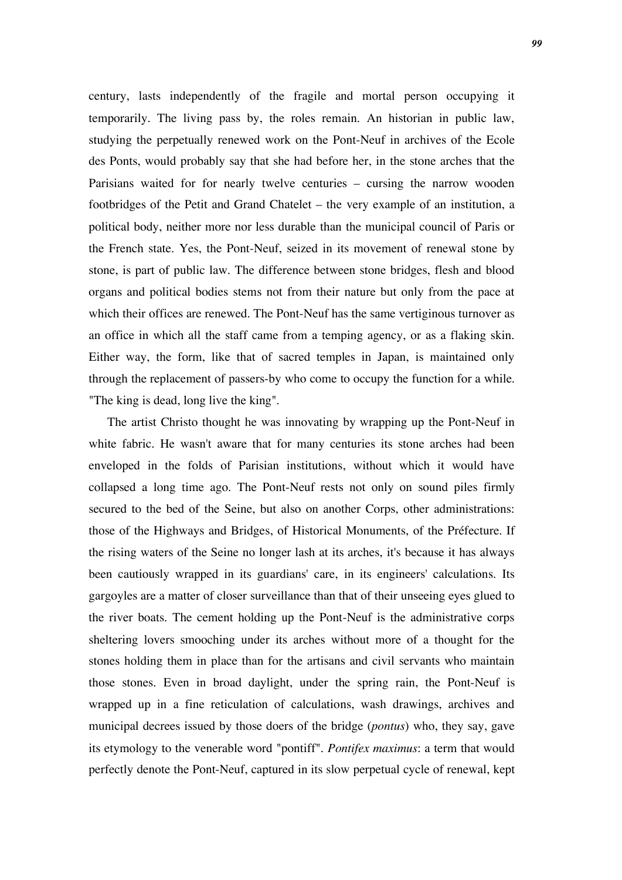century, lasts independently of the fragile and mortal person occupying it temporarily. The living pass by, the roles remain. An historian in public law, studying the perpetually renewed work on the Pont-Neuf in archives of the Ecole des Ponts, would probably say that she had before her, in the stone arches that the Parisians waited for for nearly twelve centuries – cursing the narrow wooden footbridges of the Petit and Grand Chatelet – the very example of an institution, a political body, neither more nor less durable than the municipal council of Paris or the French state. Yes, the Pont-Neuf, seized in its movement of renewal stone by stone, is part of public law. The difference between stone bridges, flesh and blood organs and political bodies stems not from their nature but only from the pace at which their offices are renewed. The Pont-Neuf has the same vertiginous turnover as an office in which all the staff came from a temping agency, or as a flaking skin. Either way, the form, like that of sacred temples in Japan, is maintained only through the replacement of passers-by who come to occupy the function for a while. "The king is dead, long live the king".

The artist Christo thought he was innovating by wrapping up the Pont-Neuf in white fabric. He wasn't aware that for many centuries its stone arches had been enveloped in the folds of Parisian institutions, without which it would have collapsed a long time ago. The Pont-Neuf rests not only on sound piles firmly secured to the bed of the Seine, but also on another Corps, other administrations: those of the Highways and Bridges, of Historical Monuments, of the Préfecture. If the rising waters of the Seine no longer lash at its arches, it's because it has always been cautiously wrapped in its guardians' care, in its engineers' calculations. Its gargoyles are a matter of closer surveillance than that of their unseeing eyes glued to the river boats. The cement holding up the Pont-Neuf is the administrative corps sheltering lovers smooching under its arches without more of a thought for the stones holding them in place than for the artisans and civil servants who maintain those stones. Even in broad daylight, under the spring rain, the Pont-Neuf is wrapped up in a fine reticulation of calculations, wash drawings, archives and municipal decrees issued by those doers of the bridge (*pontus*) who, they say, gave its etymology to the venerable word "pontiff". *Pontifex maximus*: a term that would perfectly denote the Pont-Neuf, captured in its slow perpetual cycle of renewal, kept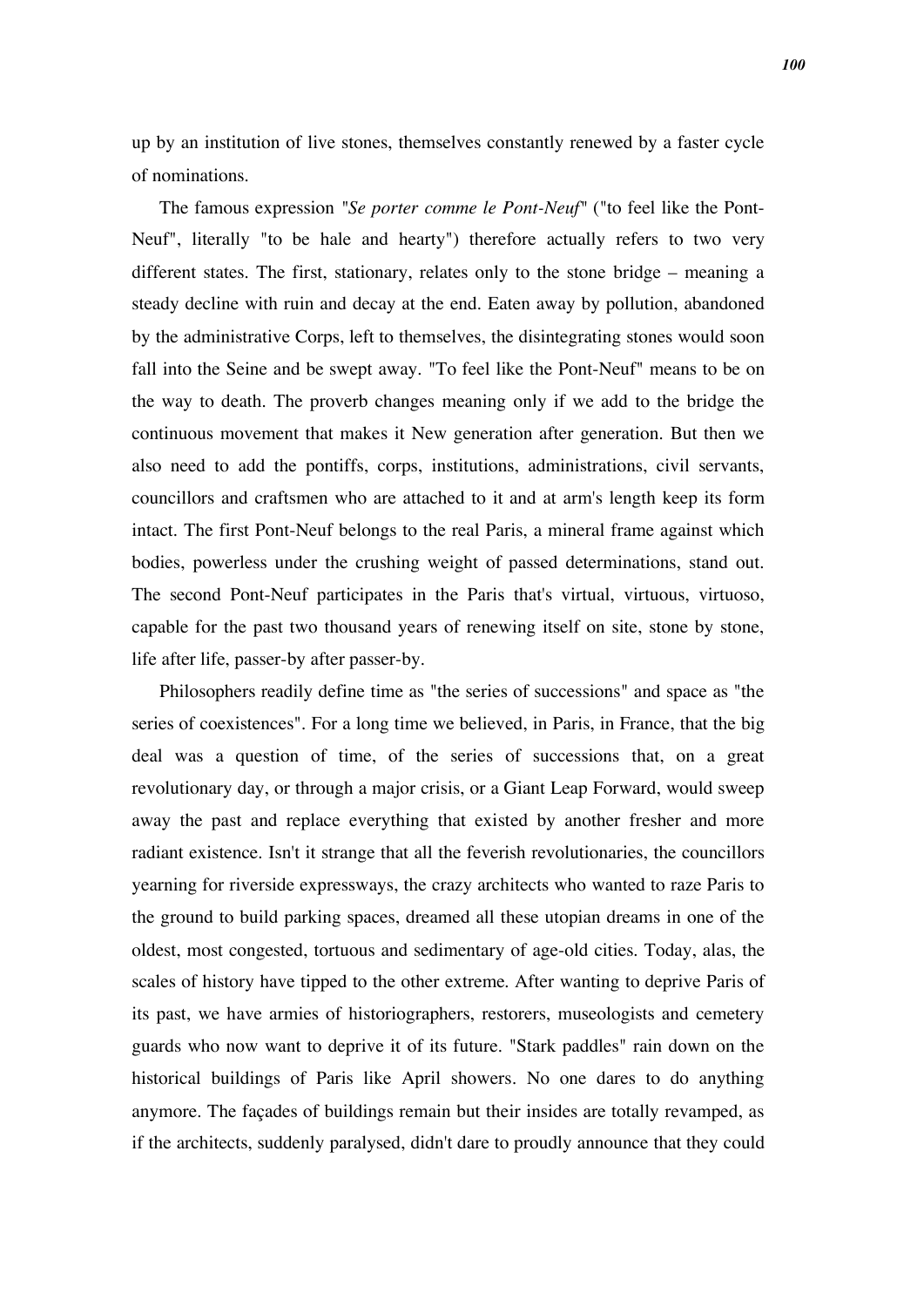up by an institution of live stones, themselves constantly renewed by a faster cycle of nominations.

The famous expression "*Se porter comme le Pont-Neuf*" ("to feel like the Pont-Neuf", literally "to be hale and hearty") therefore actually refers to two very different states. The first, stationary, relates only to the stone bridge – meaning a steady decline with ruin and decay at the end. Eaten away by pollution, abandoned by the administrative Corps, left to themselves, the disintegrating stones would soon fall into the Seine and be swept away. "To feel like the Pont-Neuf" means to be on the way to death. The proverb changes meaning only if we add to the bridge the continuous movement that makes it New generation after generation. But then we also need to add the pontiffs, corps, institutions, administrations, civil servants, councillors and craftsmen who are attached to it and at arm's length keep its form intact. The first Pont-Neuf belongs to the real Paris, a mineral frame against which bodies, powerless under the crushing weight of passed determinations, stand out. The second Pont-Neuf participates in the Paris that's virtual, virtuous, virtuoso, capable for the past two thousand years of renewing itself on site, stone by stone, life after life, passer-by after passer-by.

Philosophers readily define time as "the series of successions" and space as "the series of coexistences". For a long time we believed, in Paris, in France, that the big deal was a question of time, of the series of successions that, on a great revolutionary day, or through a major crisis, or a Giant Leap Forward, would sweep away the past and replace everything that existed by another fresher and more radiant existence. Isn't it strange that all the feverish revolutionaries, the councillors yearning for riverside expressways, the crazy architects who wanted to raze Paris to the ground to build parking spaces, dreamed all these utopian dreams in one of the oldest, most congested, tortuous and sedimentary of age-old cities. Today, alas, the scales of history have tipped to the other extreme. After wanting to deprive Paris of its past, we have armies of historiographers, restorers, museologists and cemetery guards who now want to deprive it of its future. "Stark paddles" rain down on the historical buildings of Paris like April showers. No one dares to do anything anymore. The façades of buildings remain but their insides are totally revamped, as if the architects, suddenly paralysed, didn't dare to proudly announce that they could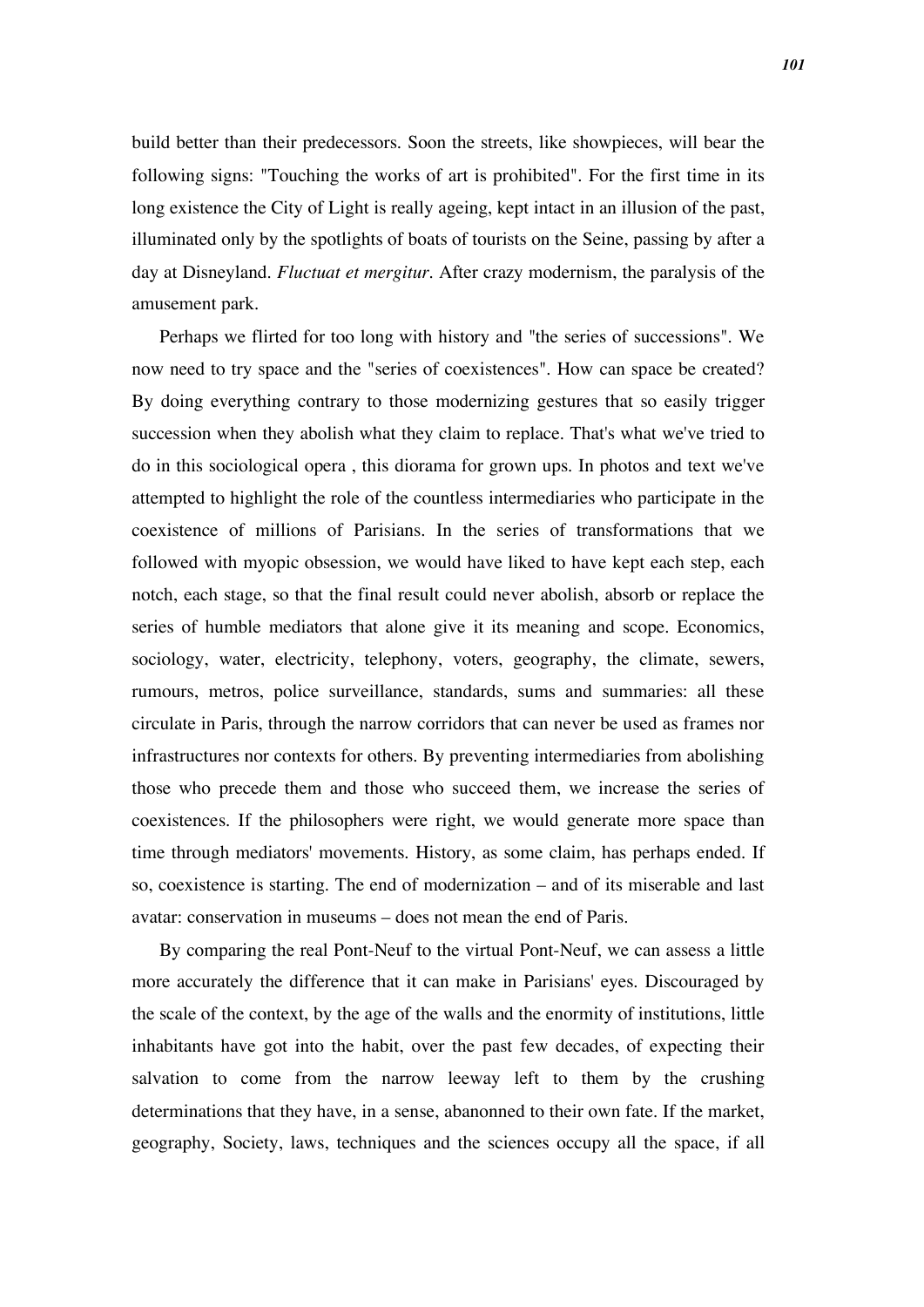build better than their predecessors. Soon the streets, like showpieces, will bear the following signs: "Touching the works of art is prohibited". For the first time in its long existence the City of Light is really ageing, kept intact in an illusion of the past, illuminated only by the spotlights of boats of tourists on the Seine, passing by after a day at Disneyland. *Fluctuat et mergitur*. After crazy modernism, the paralysis of the amusement park.

Perhaps we flirted for too long with history and "the series of successions". We now need to try space and the "series of coexistences". How can space be created? By doing everything contrary to those modernizing gestures that so easily trigger succession when they abolish what they claim to replace. That's what we've tried to do in this sociological opera , this diorama for grown ups. In photos and text we've attempted to highlight the role of the countless intermediaries who participate in the coexistence of millions of Parisians. In the series of transformations that we followed with myopic obsession, we would have liked to have kept each step, each notch, each stage, so that the final result could never abolish, absorb or replace the series of humble mediators that alone give it its meaning and scope. Economics, sociology, water, electricity, telephony, voters, geography, the climate, sewers, rumours, metros, police surveillance, standards, sums and summaries: all these circulate in Paris, through the narrow corridors that can never be used as frames nor infrastructures nor contexts for others. By preventing intermediaries from abolishing those who precede them and those who succeed them, we increase the series of coexistences. If the philosophers were right, we would generate more space than time through mediators' movements. History, as some claim, has perhaps ended. If so, coexistence is starting. The end of modernization – and of its miserable and last avatar: conservation in museums – does not mean the end of Paris.

By comparing the real Pont-Neuf to the virtual Pont-Neuf, we can assess a little more accurately the difference that it can make in Parisians' eyes. Discouraged by the scale of the context, by the age of the walls and the enormity of institutions, little inhabitants have got into the habit, over the past few decades, of expecting their salvation to come from the narrow leeway left to them by the crushing determinations that they have, in a sense, abanonned to their own fate. If the market, geography, Society, laws, techniques and the sciences occupy all the space, if all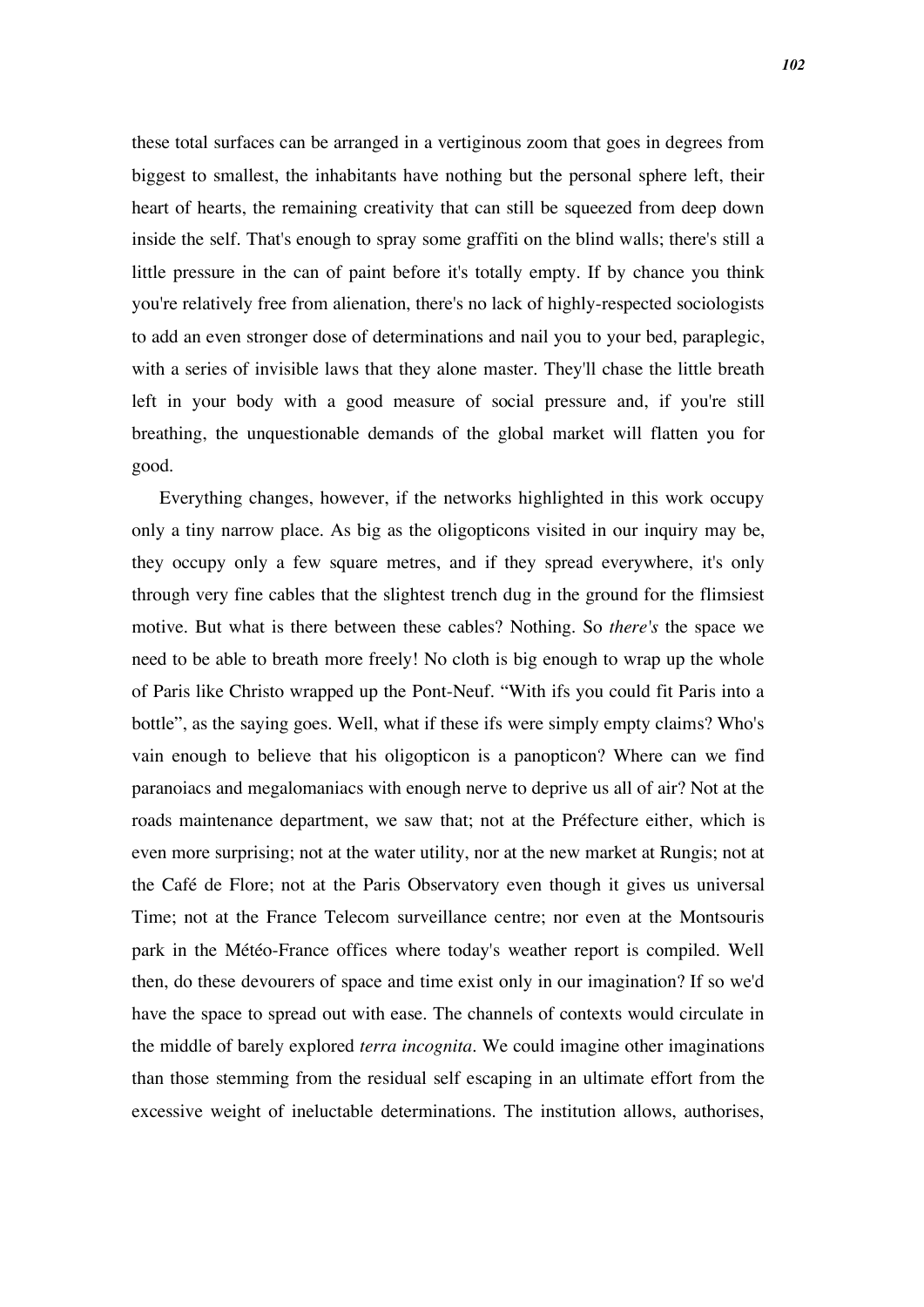these total surfaces can be arranged in a vertiginous zoom that goes in degrees from biggest to smallest, the inhabitants have nothing but the personal sphere left, their heart of hearts, the remaining creativity that can still be squeezed from deep down inside the self. That's enough to spray some graffiti on the blind walls; there's still a little pressure in the can of paint before it's totally empty. If by chance you think you're relatively free from alienation, there's no lack of highly-respected sociologists to add an even stronger dose of determinations and nail you to your bed, paraplegic, with a series of invisible laws that they alone master. They'll chase the little breath left in your body with a good measure of social pressure and, if you're still breathing, the unquestionable demands of the global market will flatten you for good.

Everything changes, however, if the networks highlighted in this work occupy only a tiny narrow place. As big as the oligopticons visited in our inquiry may be, they occupy only a few square metres, and if they spread everywhere, it's only through very fine cables that the slightest trench dug in the ground for the flimsiest motive. But what is there between these cables? Nothing. So *there's* the space we need to be able to breath more freely! No cloth is big enough to wrap up the whole of Paris like Christo wrapped up the Pont-Neuf. “With ifs you could fit Paris into a bottle”, as the saying goes. Well, what if these ifs were simply empty claims? Who's vain enough to believe that his oligopticon is a panopticon? Where can we find paranoiacs and megalomaniacs with enough nerve to deprive us all of air? Not at the roads maintenance department, we saw that; not at the Préfecture either, which is even more surprising; not at the water utility, nor at the new market at Rungis; not at the Café de Flore; not at the Paris Observatory even though it gives us universal Time; not at the France Telecom surveillance centre; nor even at the Montsouris park in the Météo-France offices where today's weather report is compiled. Well then, do these devourers of space and time exist only in our imagination? If so we'd have the space to spread out with ease. The channels of contexts would circulate in the middle of barely explored *terra incognita*. We could imagine other imaginations than those stemming from the residual self escaping in an ultimate effort from the excessive weight of ineluctable determinations. The institution allows, authorises,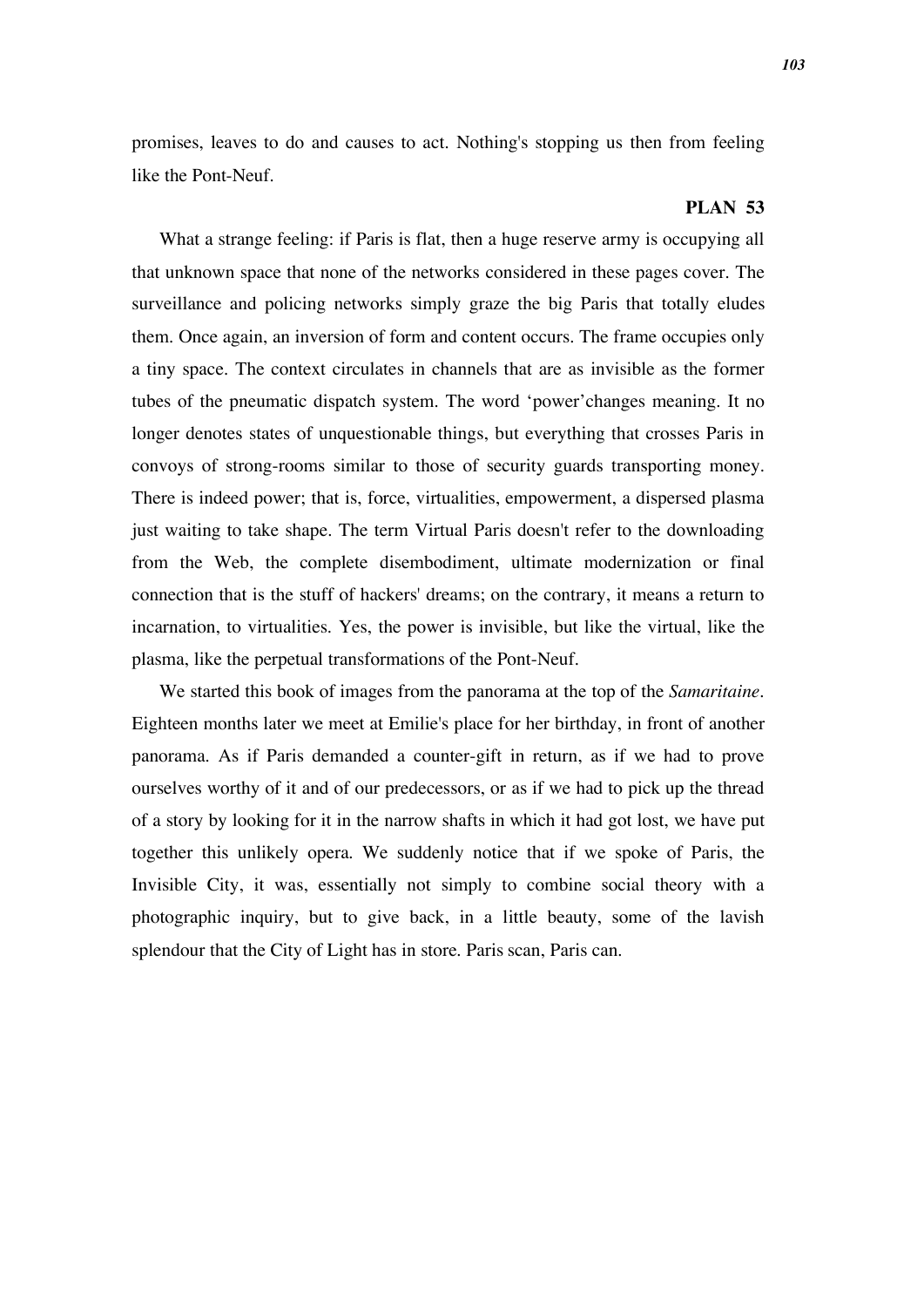promises, leaves to do and causes to act. Nothing's stopping us then from feeling like the Pont-Neuf.

### PLAN 53

What a strange feeling: if Paris is flat, then a huge reserve army is occupying all that unknown space that none of the networks considered in these pages cover. The surveillance and policing networks simply graze the big Paris that totally eludes them. Once again, an inversion of form and content occurs. The frame occupies only a tiny space. The context circulates in channels that are as invisible as the former tubes of the pneumatic dispatch system. The word 'power'changes meaning. It no longer denotes states of unquestionable things, but everything that crosses Paris in convoys of strong-rooms similar to those of security guards transporting money. There is indeed power; that is, force, virtualities, empowerment, a dispersed plasma just waiting to take shape. The term Virtual Paris doesn't refer to the downloading from the Web, the complete disembodiment, ultimate modernization or final connection that is the stuff of hackers' dreams; on the contrary, it means a return to incarnation, to virtualities. Yes, the power is invisible, but like the virtual, like the plasma, like the perpetual transformations of the Pont-Neuf.

We started this book of images from the panorama at the top of the *Samaritaine*. Eighteen months later we meet at Emilie's place for her birthday, in front of another panorama. As if Paris demanded a counter-gift in return, as if we had to prove ourselves worthy of it and of our predecessors, or as if we had to pick up the thread of a story by looking for it in the narrow shafts in which it had got lost, we have put together this unlikely opera. We suddenly notice that if we spoke of Paris, the Invisible City, it was, essentially not simply to combine social theory with a photographic inquiry, but to give back, in a little beauty, some of the lavish splendour that the City of Light has in store. Paris scan, Paris can.